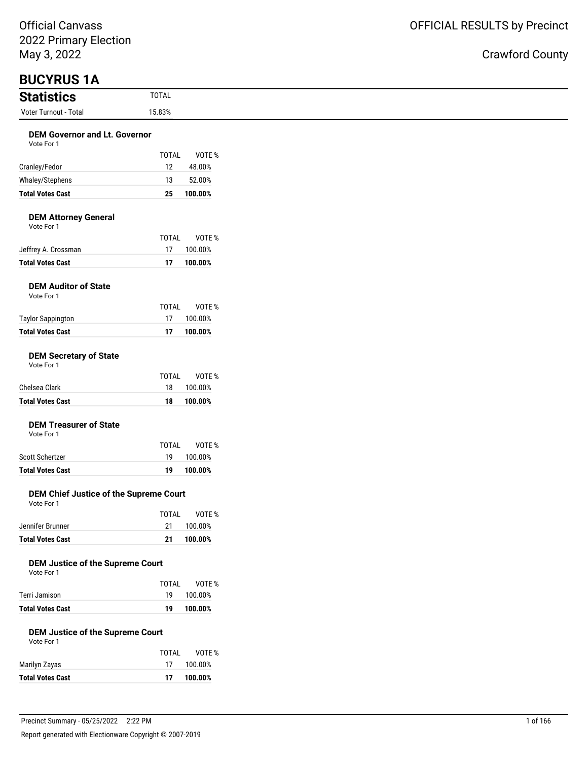Official Canvass
2022 Primary Election
May 3, 2022

OFFICIAL RESULTS by Precinct

Crawford County

# BUCYRUS 1A

## Statistics

| Statistics | TOTAL |
|---|---|
| Voter Turnout - Total | 15.83% |

### DEM Governor and Lt. Governor

Vote For 1

| | TOTAL | VOTE % |
|---|---|---|
| Cranley/Fedor | 12 | 48.00% |
| Whaley/Stephens | 13 | 52.00% |
| **Total Votes Cast** | **25** | **100.00%** |

### DEM Attorney General

Vote For 1

| | TOTAL | VOTE % |
|---|---|---|
| Jeffrey A. Crossman | 17 | 100.00% |
| **Total Votes Cast** | **17** | **100.00%** |

### DEM Auditor of State

Vote For 1

| | TOTAL | VOTE % |
|---|---|---|
| Taylor Sappington | 17 | 100.00% |
| **Total Votes Cast** | **17** | **100.00%** |

### DEM Secretary of State

Vote For 1

| | TOTAL | VOTE % |
|---|---|---|
| Chelsea Clark | 18 | 100.00% |
| **Total Votes Cast** | **18** | **100.00%** |

### DEM Treasurer of State

Vote For 1

| | TOTAL | VOTE % |
|---|---|---|
| Scott Schertzer | 19 | 100.00% |
| **Total Votes Cast** | **19** | **100.00%** |

### DEM Chief Justice of the Supreme Court

Vote For 1

| | TOTAL | VOTE % |
|---|---|---|
| Jennifer Brunner | 21 | 100.00% |
| **Total Votes Cast** | **21** | **100.00%** |

### DEM Justice of the Supreme Court

Vote For 1

| | TOTAL | VOTE % |
|---|---|---|
| Terri Jamison | 19 | 100.00% |
| **Total Votes Cast** | **19** | **100.00%** |

### DEM Justice of the Supreme Court

Vote For 1

| | TOTAL | VOTE % |
|---|---|---|
| Marilyn Zayas | 17 | 100.00% |
| **Total Votes Cast** | **17** | **100.00%** |

Precinct Summary - 05/25/2022 2:22 PM

Report generated with Electionware Copyright © 2007-2019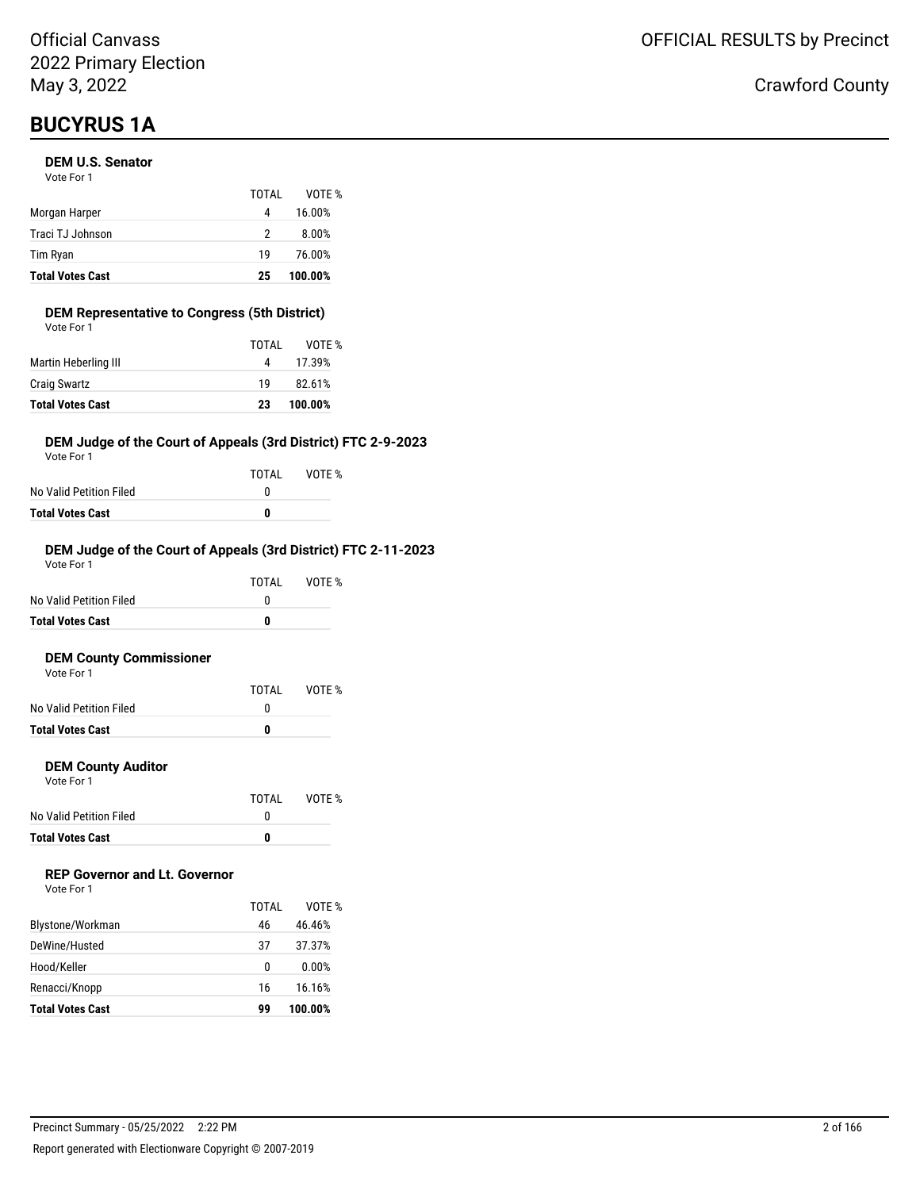Official Canvass
2022 Primary Election
May 3, 2022

OFFICIAL RESULTS by Precinct

Crawford County

# BUCYRUS 1A

### DEM U.S. Senator

Vote For 1

| | TOTAL | VOTE % |
|---|---|---|
| Morgan Harper | 4 | 16.00% |
| Traci TJ Johnson | 2 | 8.00% |
| Tim Ryan | 19 | 76.00% |
| **Total Votes Cast** | **25** | **100.00%** |

### DEM Representative to Congress (5th District)

Vote For 1

| | TOTAL | VOTE % |
|---|---|---|
| Martin Heberling III | 4 | 17.39% |
| Craig Swartz | 19 | 82.61% |
| **Total Votes Cast** | **23** | **100.00%** |

### DEM Judge of the Court of Appeals (3rd District) FTC 2-9-2023

Vote For 1

| | TOTAL | VOTE % |
|---|---|---|
| No Valid Petition Filed | 0 | |
| **Total Votes Cast** | **0** | |

### DEM Judge of the Court of Appeals (3rd District) FTC 2-11-2023

Vote For 1

| | TOTAL | VOTE % |
|---|---|---|
| No Valid Petition Filed | 0 | |
| **Total Votes Cast** | **0** | |

### DEM County Commissioner

Vote For 1

| | TOTAL | VOTE % |
|---|---|---|
| No Valid Petition Filed | 0 | |
| **Total Votes Cast** | **0** | |

### DEM County Auditor

Vote For 1

| | TOTAL | VOTE % |
|---|---|---|
| No Valid Petition Filed | 0 | |
| **Total Votes Cast** | **0** | |

### REP Governor and Lt. Governor

Vote For 1

| | TOTAL | VOTE % |
|---|---|---|
| Blystone/Workman | 46 | 46.46% |
| DeWine/Husted | 37 | 37.37% |
| Hood/Keller | 0 | 0.00% |
| Renacci/Knopp | 16 | 16.16% |
| **Total Votes Cast** | **99** | **100.00%** |

Precinct Summary - 05/25/2022 2:22 PM

Report generated with Electionware Copyright © 2007-2019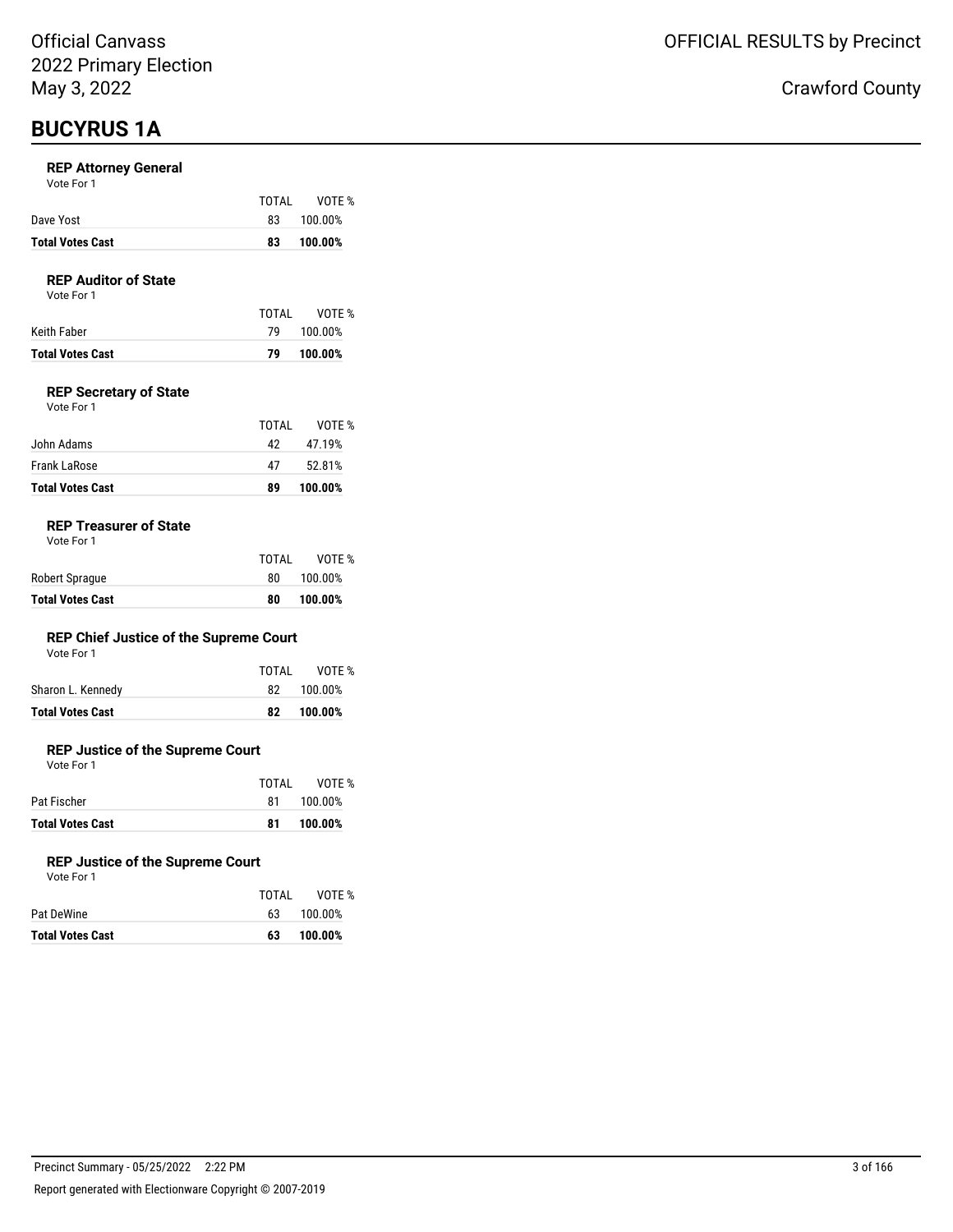# BUCYRUS 1A

### REP Attorney General

Vote For 1

| | TOTAL | VOTE % |
|---|---|---|
| Dave Yost | 83 | 100.00% |
| **Total Votes Cast** | **83** | **100.00%** |

### REP Auditor of State

Vote For 1

| | TOTAL | VOTE % |
|---|---|---|
| Keith Faber | 79 | 100.00% |
| **Total Votes Cast** | **79** | **100.00%** |

### REP Secretary of State

Vote For 1

| | TOTAL | VOTE % |
|---|---|---|
| John Adams | 42 | 47.19% |
| Frank LaRose | 47 | 52.81% |
| **Total Votes Cast** | **89** | **100.00%** |

### REP Treasurer of State

Vote For 1

| | TOTAL | VOTE % |
|---|---|---|
| Robert Sprague | 80 | 100.00% |
| **Total Votes Cast** | **80** | **100.00%** |

### REP Chief Justice of the Supreme Court

Vote For 1

| | TOTAL | VOTE % |
|---|---|---|
| Sharon L. Kennedy | 82 | 100.00% |
| **Total Votes Cast** | **82** | **100.00%** |

### REP Justice of the Supreme Court

Vote For 1

| | TOTAL | VOTE % |
|---|---|---|
| Pat Fischer | 81 | 100.00% |
| **Total Votes Cast** | **81** | **100.00%** |

### REP Justice of the Supreme Court

Vote For 1

| | TOTAL | VOTE % |
|---|---|---|
| Pat DeWine | 63 | 100.00% |
| **Total Votes Cast** | **63** | **100.00%** |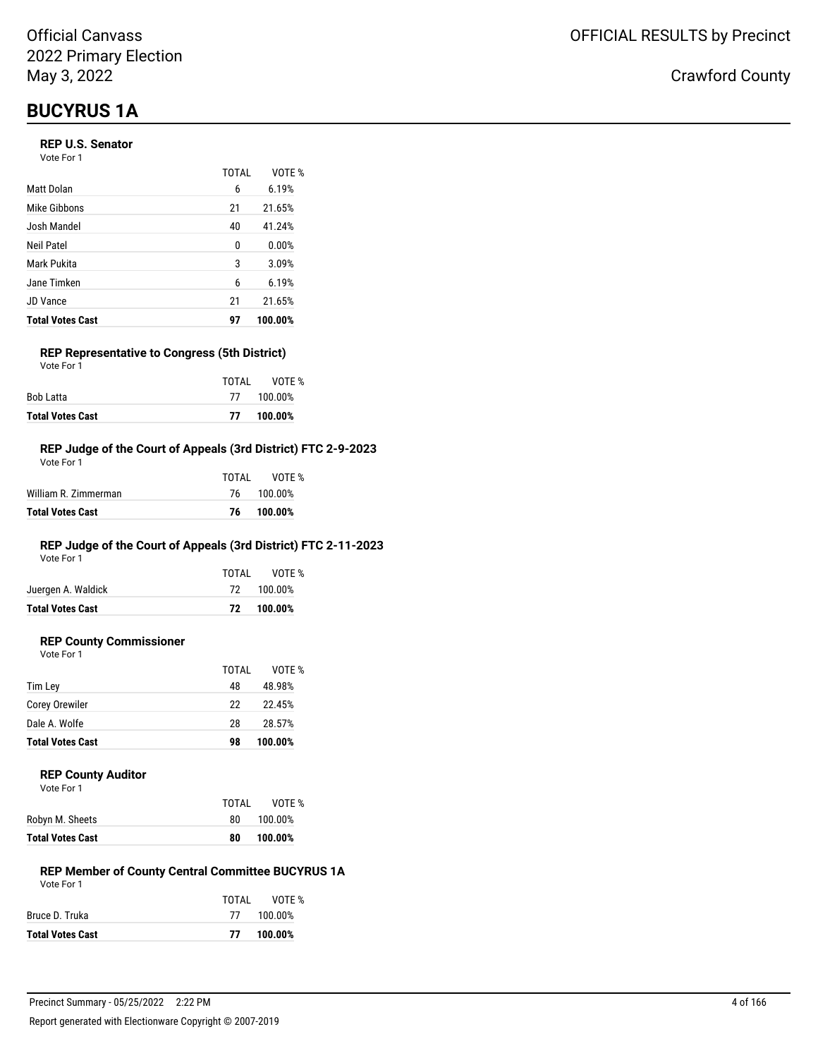Official Canvass
2022 Primary Election
May 3, 2022

OFFICIAL RESULTS by Precinct

Crawford County

# BUCYRUS 1A

### REP U.S. Senator

Vote For 1

| | TOTAL | VOTE % |
|---|---|---|
| Matt Dolan | 6 | 6.19% |
| Mike Gibbons | 21 | 21.65% |
| Josh Mandel | 40 | 41.24% |
| Neil Patel | 0 | 0.00% |
| Mark Pukita | 3 | 3.09% |
| Jane Timken | 6 | 6.19% |
| JD Vance | 21 | 21.65% |
| **Total Votes Cast** | **97** | **100.00%** |

### REP Representative to Congress (5th District)

Vote For 1

| | TOTAL | VOTE % |
|---|---|---|
| Bob Latta | 77 | 100.00% |
| **Total Votes Cast** | **77** | **100.00%** |

### REP Judge of the Court of Appeals (3rd District) FTC 2-9-2023

Vote For 1

| | TOTAL | VOTE % |
|---|---|---|
| William R. Zimmerman | 76 | 100.00% |
| **Total Votes Cast** | **76** | **100.00%** |

### REP Judge of the Court of Appeals (3rd District) FTC 2-11-2023

Vote For 1

| | TOTAL | VOTE % |
|---|---|---|
| Juergen A. Waldick | 72 | 100.00% |
| **Total Votes Cast** | **72** | **100.00%** |

### REP County Commissioner

Vote For 1

| | TOTAL | VOTE % |
|---|---|---|
| Tim Ley | 48 | 48.98% |
| Corey Orewiler | 22 | 22.45% |
| Dale A. Wolfe | 28 | 28.57% |
| **Total Votes Cast** | **98** | **100.00%** |

### REP County Auditor

Vote For 1

| | TOTAL | VOTE % |
|---|---|---|
| Robyn M. Sheets | 80 | 100.00% |
| **Total Votes Cast** | **80** | **100.00%** |

### REP Member of County Central Committee BUCYRUS 1A

Vote For 1

| | TOTAL | VOTE % |
|---|---|---|
| Bruce D. Truka | 77 | 100.00% |
| **Total Votes Cast** | **77** | **100.00%** |

Precinct Summary - 05/25/2022 2:22 PM

Report generated with Electionware Copyright © 2007-2019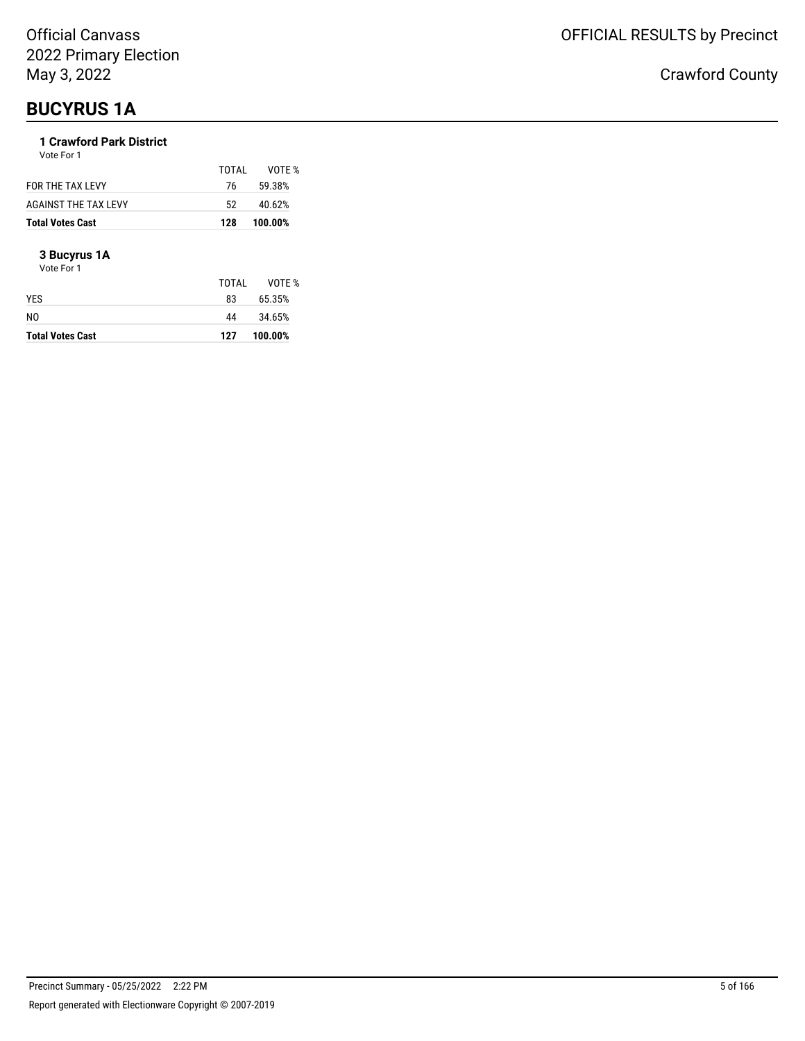# BUCYRUS 1A

### 1 Crawford Park District

Vote For 1

| | TOTAL | VOTE % |
|---|---|---|
| FOR THE TAX LEVY | 76 | 59.38% |
| AGAINST THE TAX LEVY | 52 | 40.62% |
| **Total Votes Cast** | **128** | **100.00%** |

### 3 Bucyrus 1A

Vote For 1

| | TOTAL | VOTE % |
|---|---|---|
| YES | 83 | 65.35% |
| NO | 44 | 34.65% |
| **Total Votes Cast** | **127** | **100.00%** |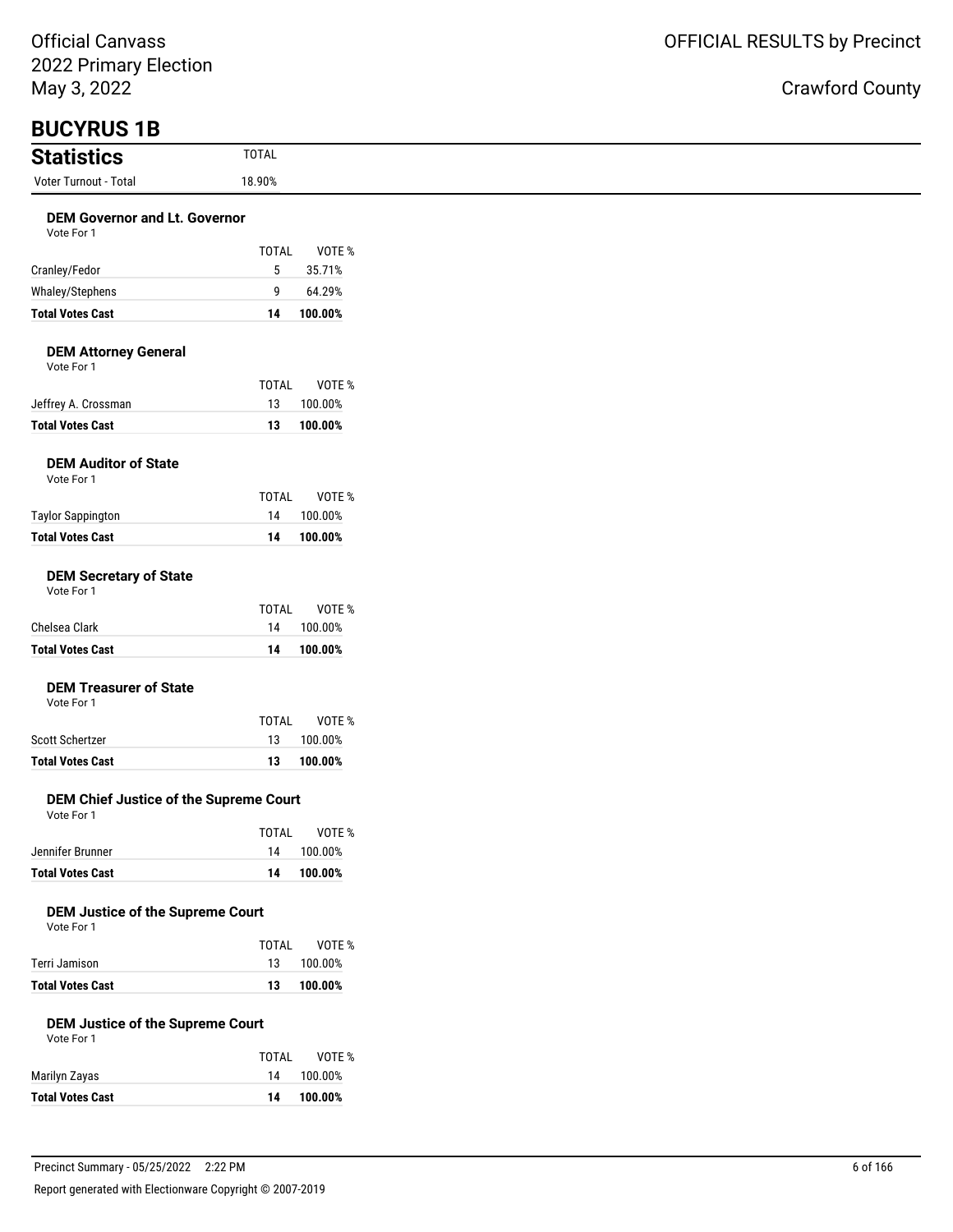Official Canvass
2022 Primary Election
May 3, 2022

OFFICIAL RESULTS by Precinct

Crawford County

# BUCYRUS 1B

## Statistics

| Statistics | TOTAL |
|---|---|
| Voter Turnout - Total | 18.90% |

### DEM Governor and Lt. Governor
Vote For 1

| | TOTAL | VOTE % |
|---|---|---|
| Cranley/Fedor | 5 | 35.71% |
| Whaley/Stephens | 9 | 64.29% |
| **Total Votes Cast** | **14** | **100.00%** |

### DEM Attorney General
Vote For 1

| | TOTAL | VOTE % |
|---|---|---|
| Jeffrey A. Crossman | 13 | 100.00% |
| **Total Votes Cast** | **13** | **100.00%** |

### DEM Auditor of State
Vote For 1

| | TOTAL | VOTE % |
|---|---|---|
| Taylor Sappington | 14 | 100.00% |
| **Total Votes Cast** | **14** | **100.00%** |

### DEM Secretary of State
Vote For 1

| | TOTAL | VOTE % |
|---|---|---|
| Chelsea Clark | 14 | 100.00% |
| **Total Votes Cast** | **14** | **100.00%** |

### DEM Treasurer of State
Vote For 1

| | TOTAL | VOTE % |
|---|---|---|
| Scott Schertzer | 13 | 100.00% |
| **Total Votes Cast** | **13** | **100.00%** |

### DEM Chief Justice of the Supreme Court
Vote For 1

| | TOTAL | VOTE % |
|---|---|---|
| Jennifer Brunner | 14 | 100.00% |
| **Total Votes Cast** | **14** | **100.00%** |

### DEM Justice of the Supreme Court
Vote For 1

| | TOTAL | VOTE % |
|---|---|---|
| Terri Jamison | 13 | 100.00% |
| **Total Votes Cast** | **13** | **100.00%** |

### DEM Justice of the Supreme Court
Vote For 1

| | TOTAL | VOTE % |
|---|---|---|
| Marilyn Zayas | 14 | 100.00% |
| **Total Votes Cast** | **14** | **100.00%** |

Precinct Summary - 05/25/2022 2:22 PM

Report generated with Electionware Copyright © 2007-2019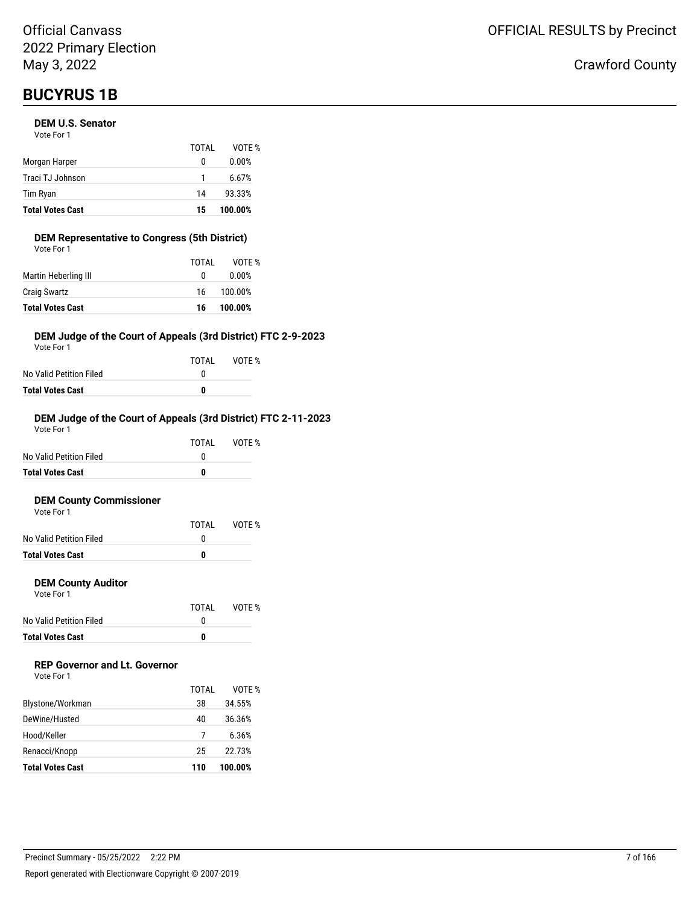Official Canvass
2022 Primary Election
May 3, 2022

OFFICIAL RESULTS by Precinct

Crawford County

# BUCYRUS 1B

### DEM U.S. Senator

Vote For 1

| | TOTAL | VOTE % |
|---|---|---|
| Morgan Harper | 0 | 0.00% |
| Traci TJ Johnson | 1 | 6.67% |
| Tim Ryan | 14 | 93.33% |
| **Total Votes Cast** | **15** | **100.00%** |

### DEM Representative to Congress (5th District)

Vote For 1

| | TOTAL | VOTE % |
|---|---|---|
| Martin Heberling III | 0 | 0.00% |
| Craig Swartz | 16 | 100.00% |
| **Total Votes Cast** | **16** | **100.00%** |

### DEM Judge of the Court of Appeals (3rd District) FTC 2-9-2023

Vote For 1

| | TOTAL | VOTE % |
|---|---|---|
| No Valid Petition Filed | 0 | |
| **Total Votes Cast** | **0** | |

### DEM Judge of the Court of Appeals (3rd District) FTC 2-11-2023

Vote For 1

| | TOTAL | VOTE % |
|---|---|---|
| No Valid Petition Filed | 0 | |
| **Total Votes Cast** | **0** | |

### DEM County Commissioner

Vote For 1

| | TOTAL | VOTE % |
|---|---|---|
| No Valid Petition Filed | 0 | |
| **Total Votes Cast** | **0** | |

### DEM County Auditor

Vote For 1

| | TOTAL | VOTE % |
|---|---|---|
| No Valid Petition Filed | 0 | |
| **Total Votes Cast** | **0** | |

### REP Governor and Lt. Governor

Vote For 1

| | TOTAL | VOTE % |
|---|---|---|
| Blystone/Workman | 38 | 34.55% |
| DeWine/Husted | 40 | 36.36% |
| Hood/Keller | 7 | 6.36% |
| Renacci/Knopp | 25 | 22.73% |
| **Total Votes Cast** | **110** | **100.00%** |

Precinct Summary - 05/25/2022 2:22 PM

Report generated with Electionware Copyright © 2007-2019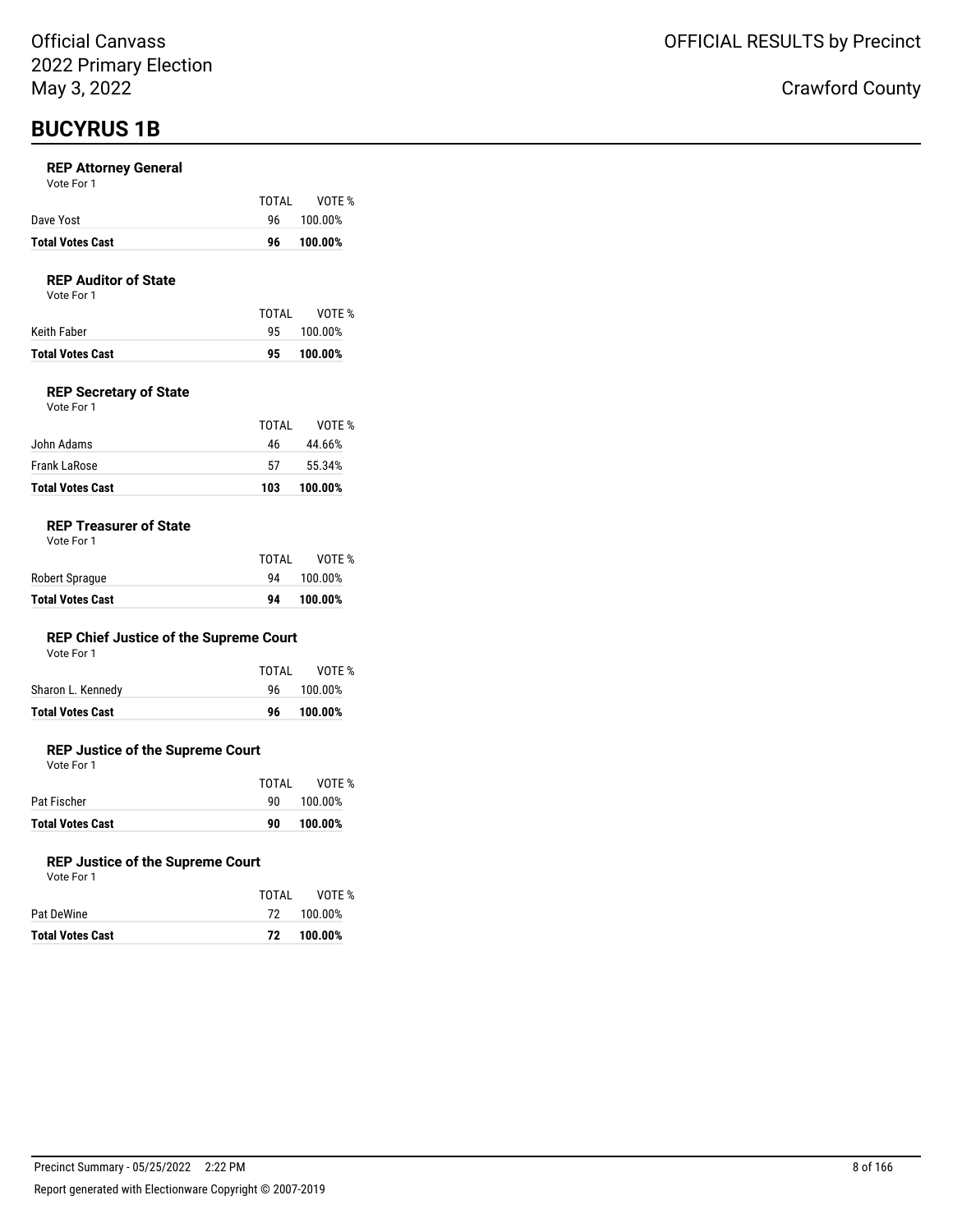Official Canvass
2022 Primary Election
May 3, 2022

OFFICIAL RESULTS by Precinct

Crawford County

# BUCYRUS 1B

### REP Attorney General

Vote For 1

| | TOTAL | VOTE % |
|---|---|---|
| Dave Yost | 96 | 100.00% |
| **Total Votes Cast** | **96** | **100.00%** |

### REP Auditor of State

Vote For 1

| | TOTAL | VOTE % |
|---|---|---|
| Keith Faber | 95 | 100.00% |
| **Total Votes Cast** | **95** | **100.00%** |

### REP Secretary of State

Vote For 1

| | TOTAL | VOTE % |
|---|---|---|
| John Adams | 46 | 44.66% |
| Frank LaRose | 57 | 55.34% |
| **Total Votes Cast** | **103** | **100.00%** |

### REP Treasurer of State

Vote For 1

| | TOTAL | VOTE % |
|---|---|---|
| Robert Sprague | 94 | 100.00% |
| **Total Votes Cast** | **94** | **100.00%** |

### REP Chief Justice of the Supreme Court

Vote For 1

| | TOTAL | VOTE % |
|---|---|---|
| Sharon L. Kennedy | 96 | 100.00% |
| **Total Votes Cast** | **96** | **100.00%** |

### REP Justice of the Supreme Court

Vote For 1

| | TOTAL | VOTE % |
|---|---|---|
| Pat Fischer | 90 | 100.00% |
| **Total Votes Cast** | **90** | **100.00%** |

### REP Justice of the Supreme Court

Vote For 1

| | TOTAL | VOTE % |
|---|---|---|
| Pat DeWine | 72 | 100.00% |
| **Total Votes Cast** | **72** | **100.00%** |

Precinct Summary - 05/25/2022 2:22 PM

Report generated with Electionware Copyright © 2007-2019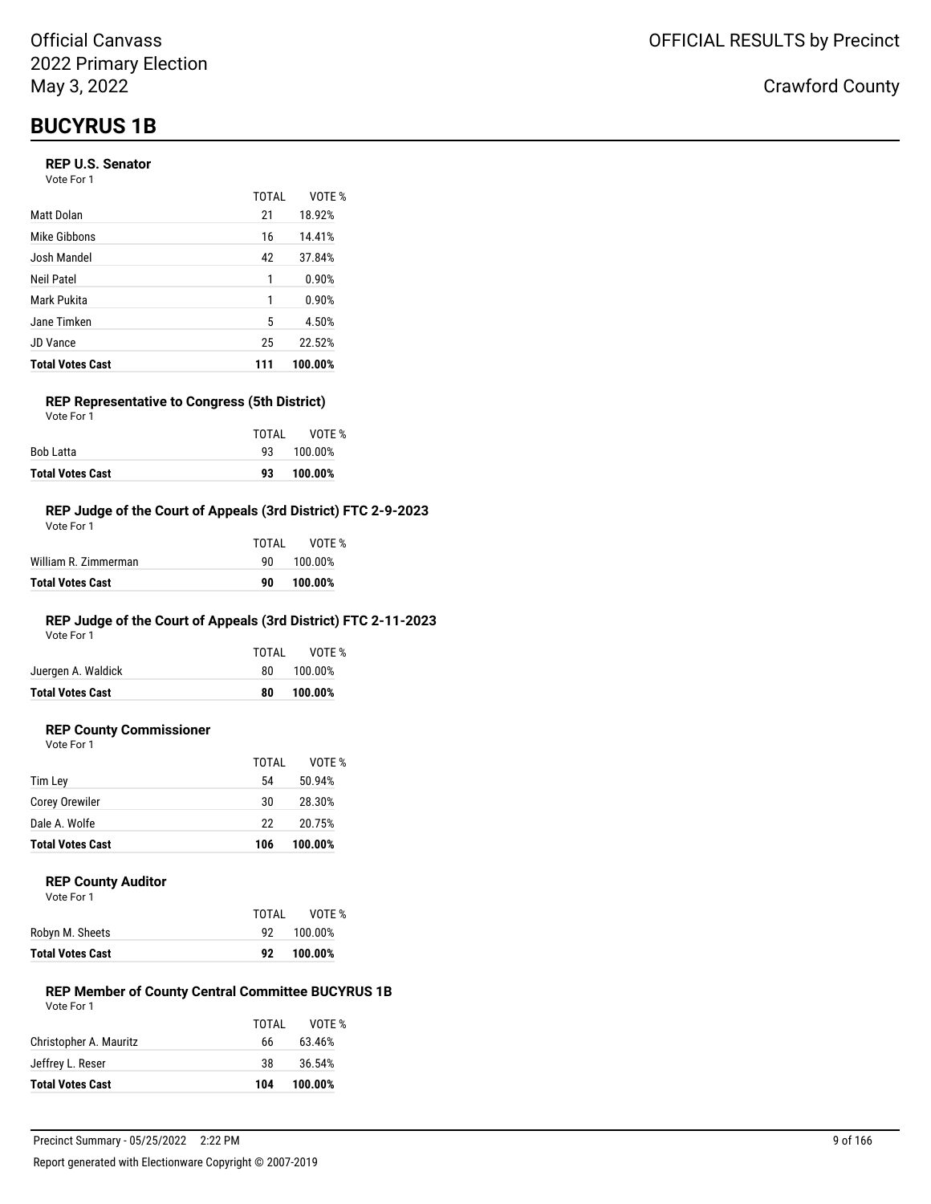Official Canvass
2022 Primary Election
May 3, 2022

OFFICIAL RESULTS by Precinct

Crawford County

# BUCYRUS 1B

### REP U.S. Senator

Vote For 1

| | TOTAL | VOTE % |
|---|---|---|
| Matt Dolan | 21 | 18.92% |
| Mike Gibbons | 16 | 14.41% |
| Josh Mandel | 42 | 37.84% |
| Neil Patel | 1 | 0.90% |
| Mark Pukita | 1 | 0.90% |
| Jane Timken | 5 | 4.50% |
| JD Vance | 25 | 22.52% |
| **Total Votes Cast** | **111** | **100.00%** |

### REP Representative to Congress (5th District)

Vote For 1

| | TOTAL | VOTE % |
|---|---|---|
| Bob Latta | 93 | 100.00% |
| **Total Votes Cast** | **93** | **100.00%** |

### REP Judge of the Court of Appeals (3rd District) FTC 2-9-2023

Vote For 1

| | TOTAL | VOTE % |
|---|---|---|
| William R. Zimmerman | 90 | 100.00% |
| **Total Votes Cast** | **90** | **100.00%** |

### REP Judge of the Court of Appeals (3rd District) FTC 2-11-2023

Vote For 1

| | TOTAL | VOTE % |
|---|---|---|
| Juergen A. Waldick | 80 | 100.00% |
| **Total Votes Cast** | **80** | **100.00%** |

### REP County Commissioner

Vote For 1

| | TOTAL | VOTE % |
|---|---|---|
| Tim Ley | 54 | 50.94% |
| Corey Orewiler | 30 | 28.30% |
| Dale A. Wolfe | 22 | 20.75% |
| **Total Votes Cast** | **106** | **100.00%** |

### REP County Auditor

Vote For 1

| | TOTAL | VOTE % |
|---|---|---|
| Robyn M. Sheets | 92 | 100.00% |
| **Total Votes Cast** | **92** | **100.00%** |

### REP Member of County Central Committee BUCYRUS 1B

Vote For 1

| | TOTAL | VOTE % |
|---|---|---|
| Christopher A. Mauritz | 66 | 63.46% |
| Jeffrey L. Reser | 38 | 36.54% |
| **Total Votes Cast** | **104** | **100.00%** |

Precinct Summary - 05/25/2022 2:22 PM

Report generated with Electionware Copyright © 2007-2019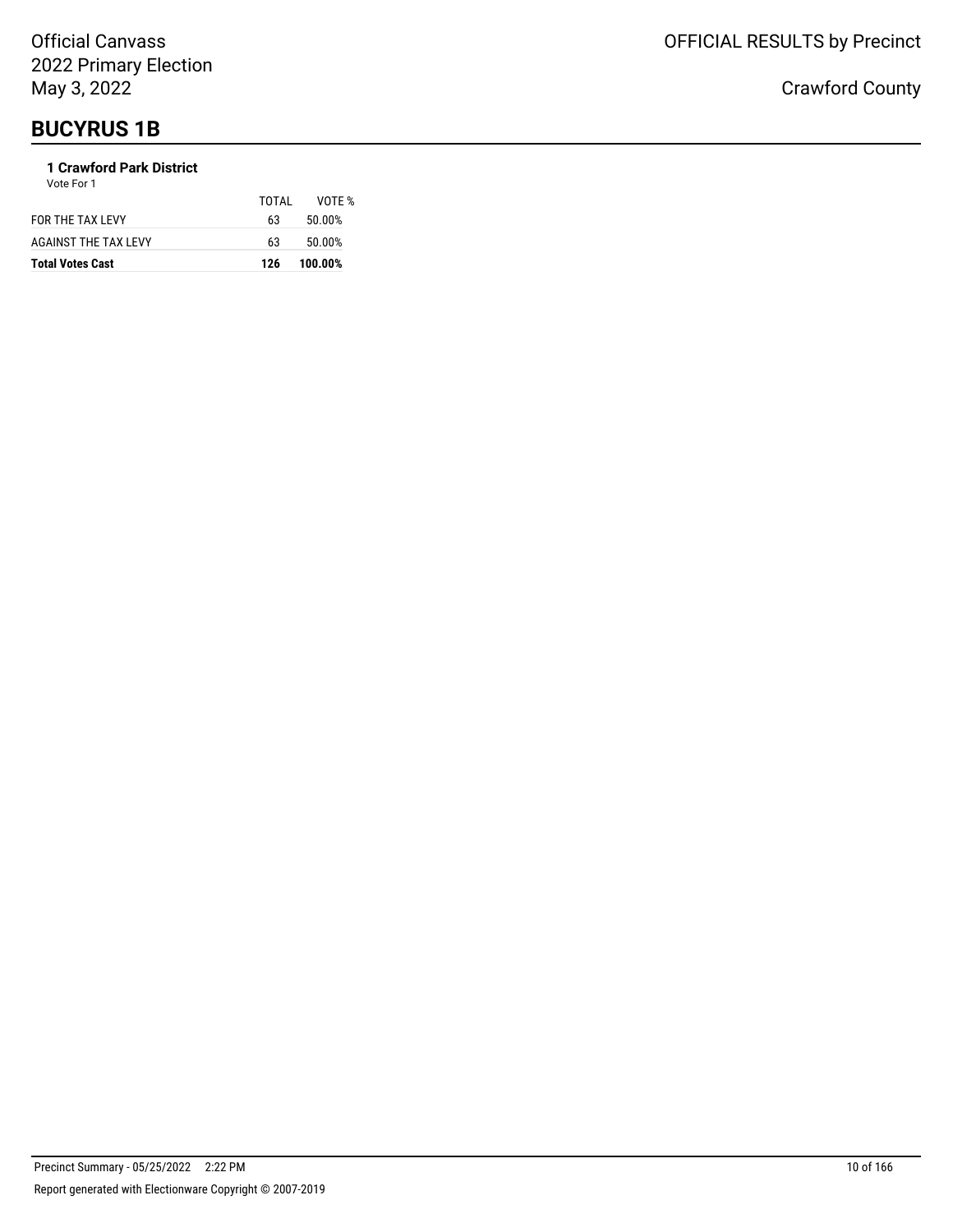# BUCYRUS 1B

### 1 Crawford Park District

Vote For 1

| | TOTAL | VOTE % |
|---|---|---|
| FOR THE TAX LEVY | 63 | 50.00% |
| AGAINST THE TAX LEVY | 63 | 50.00% |
| **Total Votes Cast** | **126** | **100.00%** |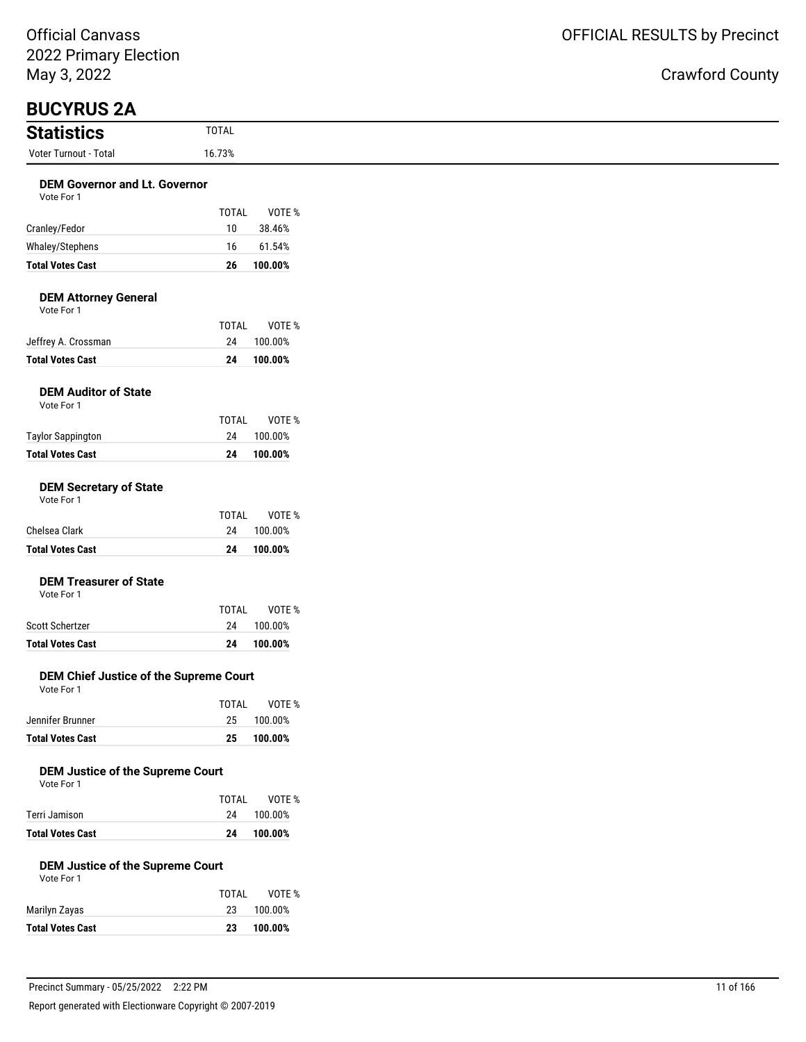Official Canvass
2022 Primary Election
May 3, 2022

OFFICIAL RESULTS by Precinct

Crawford County

# BUCYRUS 2A

## Statistics

| | TOTAL |
|---|---|
| Voter Turnout - Total | 16.73% |

### DEM Governor and Lt. Governor

Vote For 1

| | TOTAL | VOTE % |
|---|---|---|
| Cranley/Fedor | 10 | 38.46% |
| Whaley/Stephens | 16 | 61.54% |
| **Total Votes Cast** | **26** | **100.00%** |

### DEM Attorney General

Vote For 1

| | TOTAL | VOTE % |
|---|---|---|
| Jeffrey A. Crossman | 24 | 100.00% |
| **Total Votes Cast** | **24** | **100.00%** |

### DEM Auditor of State

Vote For 1

| | TOTAL | VOTE % |
|---|---|---|
| Taylor Sappington | 24 | 100.00% |
| **Total Votes Cast** | **24** | **100.00%** |

### DEM Secretary of State

Vote For 1

| | TOTAL | VOTE % |
|---|---|---|
| Chelsea Clark | 24 | 100.00% |
| **Total Votes Cast** | **24** | **100.00%** |

### DEM Treasurer of State

Vote For 1

| | TOTAL | VOTE % |
|---|---|---|
| Scott Schertzer | 24 | 100.00% |
| **Total Votes Cast** | **24** | **100.00%** |

### DEM Chief Justice of the Supreme Court

Vote For 1

| | TOTAL | VOTE % |
|---|---|---|
| Jennifer Brunner | 25 | 100.00% |
| **Total Votes Cast** | **25** | **100.00%** |

### DEM Justice of the Supreme Court

Vote For 1

| | TOTAL | VOTE % |
|---|---|---|
| Terri Jamison | 24 | 100.00% |
| **Total Votes Cast** | **24** | **100.00%** |

### DEM Justice of the Supreme Court

Vote For 1

| | TOTAL | VOTE % |
|---|---|---|
| Marilyn Zayas | 23 | 100.00% |
| **Total Votes Cast** | **23** | **100.00%** |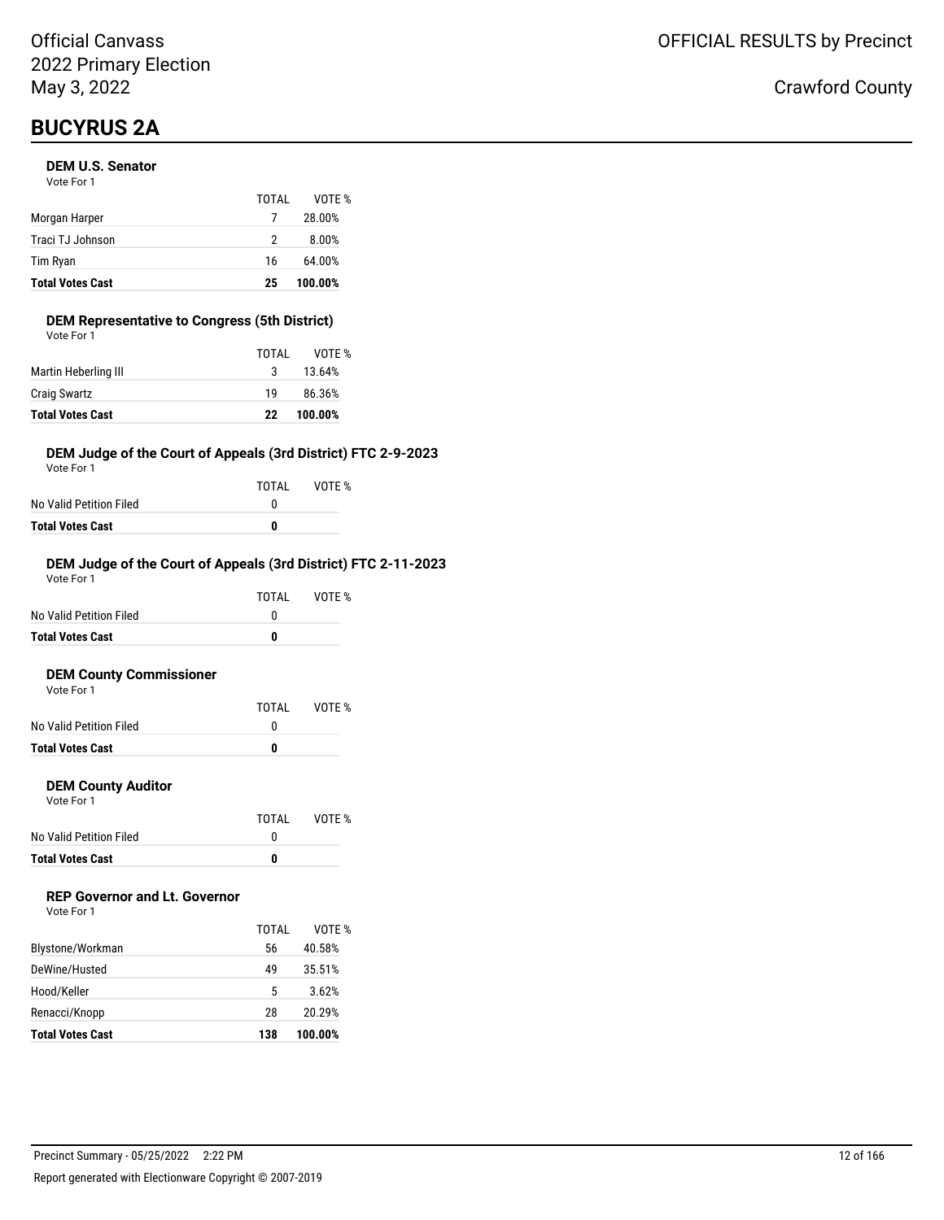Official Canvass
2022 Primary Election
May 3, 2022

OFFICIAL RESULTS by Precinct

Crawford County

# BUCYRUS 2A

### DEM U.S. Senator

Vote For 1

| | TOTAL | VOTE % |
|---|---|---|
| Morgan Harper | 7 | 28.00% |
| Traci TJ Johnson | 2 | 8.00% |
| Tim Ryan | 16 | 64.00% |
| **Total Votes Cast** | **25** | **100.00%** |

### DEM Representative to Congress (5th District)

Vote For 1

| | TOTAL | VOTE % |
|---|---|---|
| Martin Heberling III | 3 | 13.64% |
| Craig Swartz | 19 | 86.36% |
| **Total Votes Cast** | **22** | **100.00%** |

### DEM Judge of the Court of Appeals (3rd District) FTC 2-9-2023

Vote For 1

| | TOTAL | VOTE % |
|---|---|---|
| No Valid Petition Filed | 0 | |
| **Total Votes Cast** | **0** | |

### DEM Judge of the Court of Appeals (3rd District) FTC 2-11-2023

Vote For 1

| | TOTAL | VOTE % |
|---|---|---|
| No Valid Petition Filed | 0 | |
| **Total Votes Cast** | **0** | |

### DEM County Commissioner

Vote For 1

| | TOTAL | VOTE % |
|---|---|---|
| No Valid Petition Filed | 0 | |
| **Total Votes Cast** | **0** | |

### DEM County Auditor

Vote For 1

| | TOTAL | VOTE % |
|---|---|---|
| No Valid Petition Filed | 0 | |
| **Total Votes Cast** | **0** | |

### REP Governor and Lt. Governor

Vote For 1

| | TOTAL | VOTE % |
|---|---|---|
| Blystone/Workman | 56 | 40.58% |
| DeWine/Husted | 49 | 35.51% |
| Hood/Keller | 5 | 3.62% |
| Renacci/Knopp | 28 | 20.29% |
| **Total Votes Cast** | **138** | **100.00%** |

Precinct Summary - 05/25/2022 2:22 PM

Report generated with Electionware Copyright © 2007-2019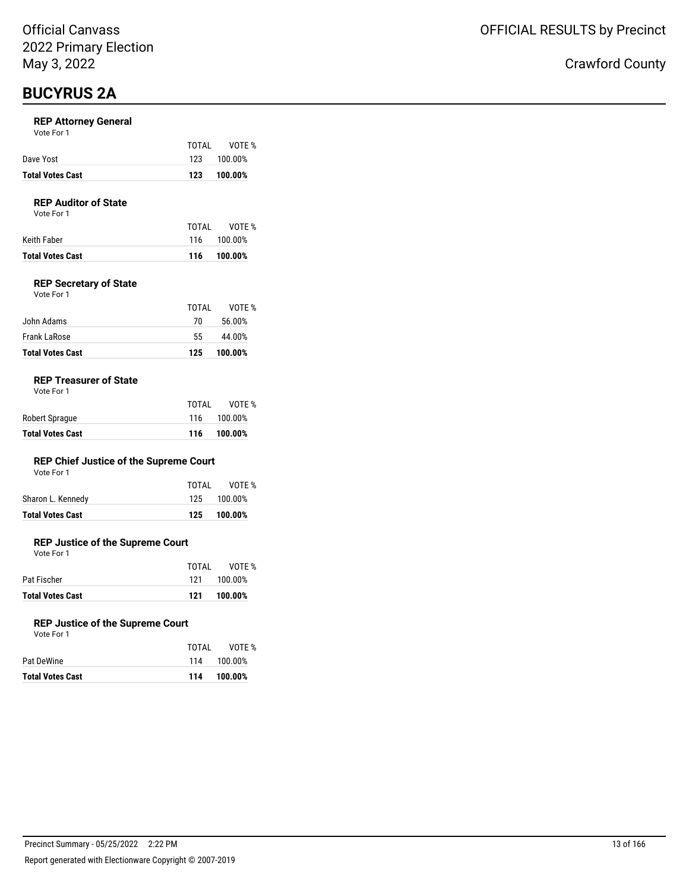Official Canvass
2022 Primary Election
May 3, 2022

OFFICIAL RESULTS by Precinct

Crawford County

# BUCYRUS 2A

### REP Attorney General

Vote For 1

| | TOTAL | VOTE % |
|---|---|---|
| Dave Yost | 123 | 100.00% |
| **Total Votes Cast** | **123** | **100.00%** |

### REP Auditor of State

Vote For 1

| | TOTAL | VOTE % |
|---|---|---|
| Keith Faber | 116 | 100.00% |
| **Total Votes Cast** | **116** | **100.00%** |

### REP Secretary of State

Vote For 1

| | TOTAL | VOTE % |
|---|---|---|
| John Adams | 70 | 56.00% |
| Frank LaRose | 55 | 44.00% |
| **Total Votes Cast** | **125** | **100.00%** |

### REP Treasurer of State

Vote For 1

| | TOTAL | VOTE % |
|---|---|---|
| Robert Sprague | 116 | 100.00% |
| **Total Votes Cast** | **116** | **100.00%** |

### REP Chief Justice of the Supreme Court

Vote For 1

| | TOTAL | VOTE % |
|---|---|---|
| Sharon L. Kennedy | 125 | 100.00% |
| **Total Votes Cast** | **125** | **100.00%** |

### REP Justice of the Supreme Court

Vote For 1

| | TOTAL | VOTE % |
|---|---|---|
| Pat Fischer | 121 | 100.00% |
| **Total Votes Cast** | **121** | **100.00%** |

### REP Justice of the Supreme Court

Vote For 1

| | TOTAL | VOTE % |
|---|---|---|
| Pat DeWine | 114 | 100.00% |
| **Total Votes Cast** | **114** | **100.00%** |

Precinct Summary - 05/25/2022 2:22 PM

Report generated with Electionware Copyright © 2007-2019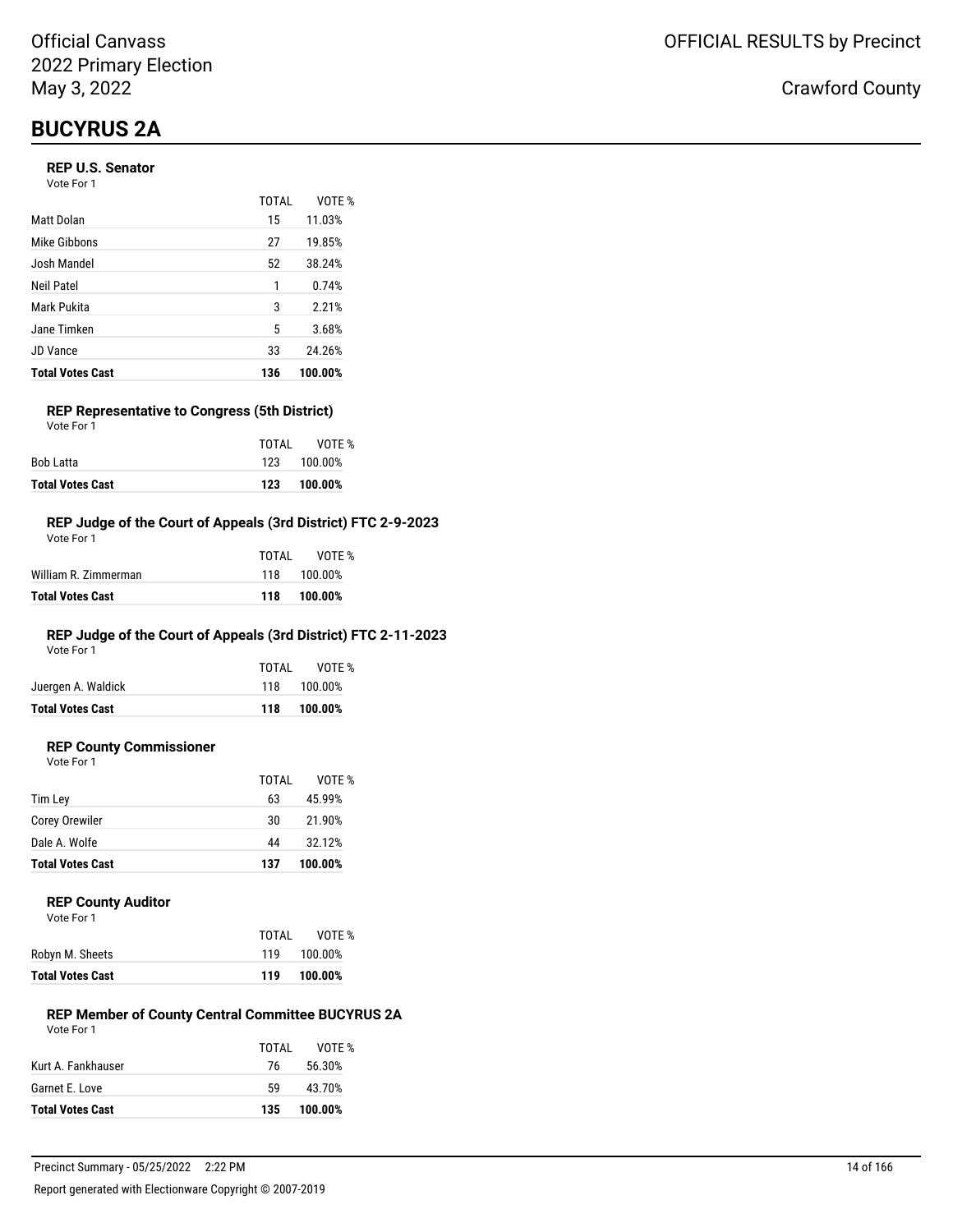Official Canvass
2022 Primary Election
May 3, 2022

OFFICIAL RESULTS by Precinct

Crawford County

# BUCYRUS 2A

### REP U.S. Senator

Vote For 1

| | TOTAL | VOTE % |
|---|---|---|
| Matt Dolan | 15 | 11.03% |
| Mike Gibbons | 27 | 19.85% |
| Josh Mandel | 52 | 38.24% |
| Neil Patel | 1 | 0.74% |
| Mark Pukita | 3 | 2.21% |
| Jane Timken | 5 | 3.68% |
| JD Vance | 33 | 24.26% |
| **Total Votes Cast** | **136** | **100.00%** |

### REP Representative to Congress (5th District)

Vote For 1

| | TOTAL | VOTE % |
|---|---|---|
| Bob Latta | 123 | 100.00% |
| **Total Votes Cast** | **123** | **100.00%** |

### REP Judge of the Court of Appeals (3rd District) FTC 2-9-2023

Vote For 1

| | TOTAL | VOTE % |
|---|---|---|
| William R. Zimmerman | 118 | 100.00% |
| **Total Votes Cast** | **118** | **100.00%** |

### REP Judge of the Court of Appeals (3rd District) FTC 2-11-2023

Vote For 1

| | TOTAL | VOTE % |
|---|---|---|
| Juergen A. Waldick | 118 | 100.00% |
| **Total Votes Cast** | **118** | **100.00%** |

### REP County Commissioner

Vote For 1

| | TOTAL | VOTE % |
|---|---|---|
| Tim Ley | 63 | 45.99% |
| Corey Orewiler | 30 | 21.90% |
| Dale A. Wolfe | 44 | 32.12% |
| **Total Votes Cast** | **137** | **100.00%** |

### REP County Auditor

Vote For 1

| | TOTAL | VOTE % |
|---|---|---|
| Robyn M. Sheets | 119 | 100.00% |
| **Total Votes Cast** | **119** | **100.00%** |

### REP Member of County Central Committee BUCYRUS 2A

Vote For 1

| | TOTAL | VOTE % |
|---|---|---|
| Kurt A. Fankhauser | 76 | 56.30% |
| Garnet E. Love | 59 | 43.70% |
| **Total Votes Cast** | **135** | **100.00%** |

Precinct Summary - 05/25/2022 2:22 PM

Report generated with Electionware Copyright © 2007-2019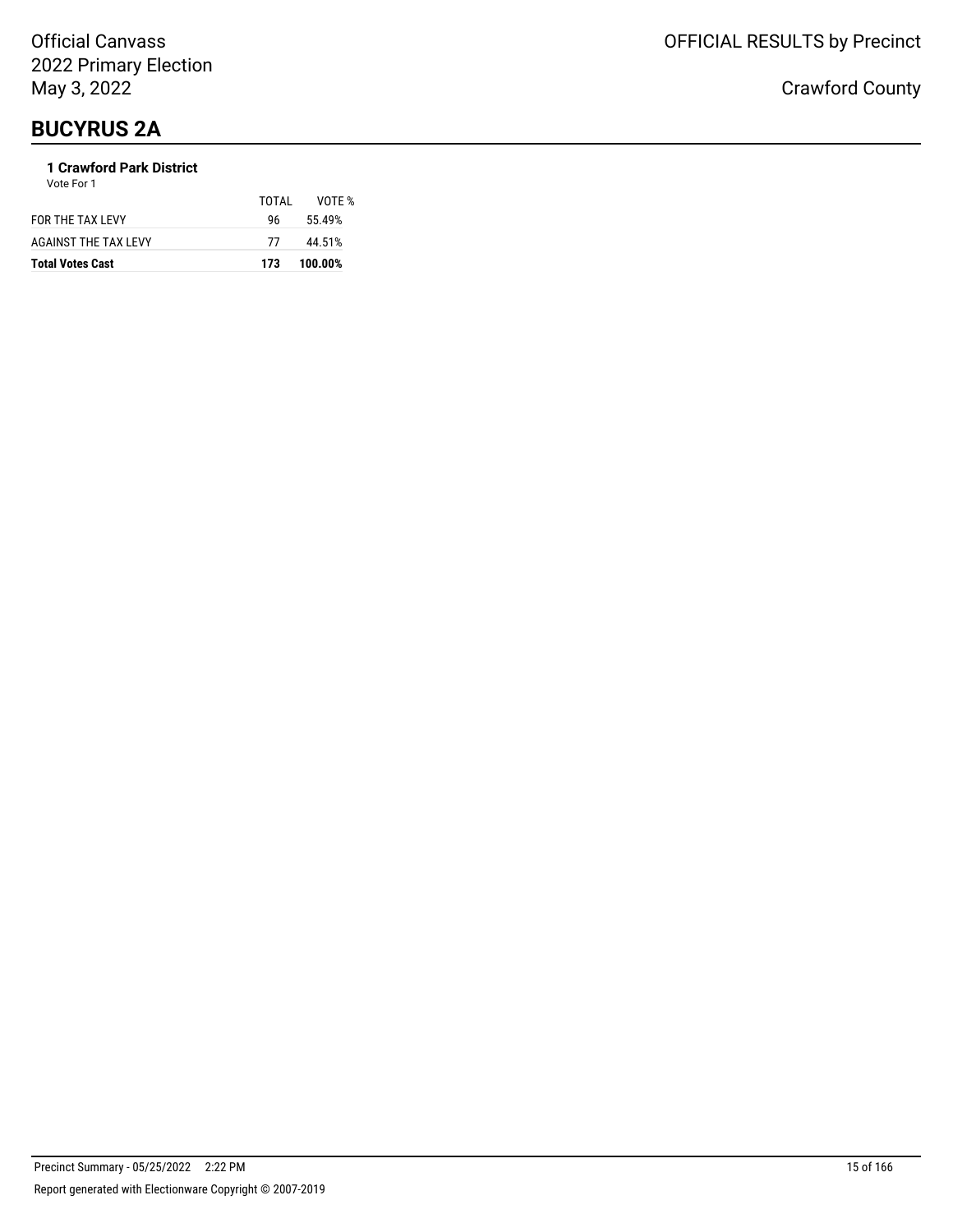# BUCYRUS 2A

**1 Crawford Park District**

Vote For 1

| | TOTAL | VOTE % |
|---|---|---|
| FOR THE TAX LEVY | 96 | 55.49% |
| AGAINST THE TAX LEVY | 77 | 44.51% |
| **Total Votes Cast** | **173** | **100.00%** |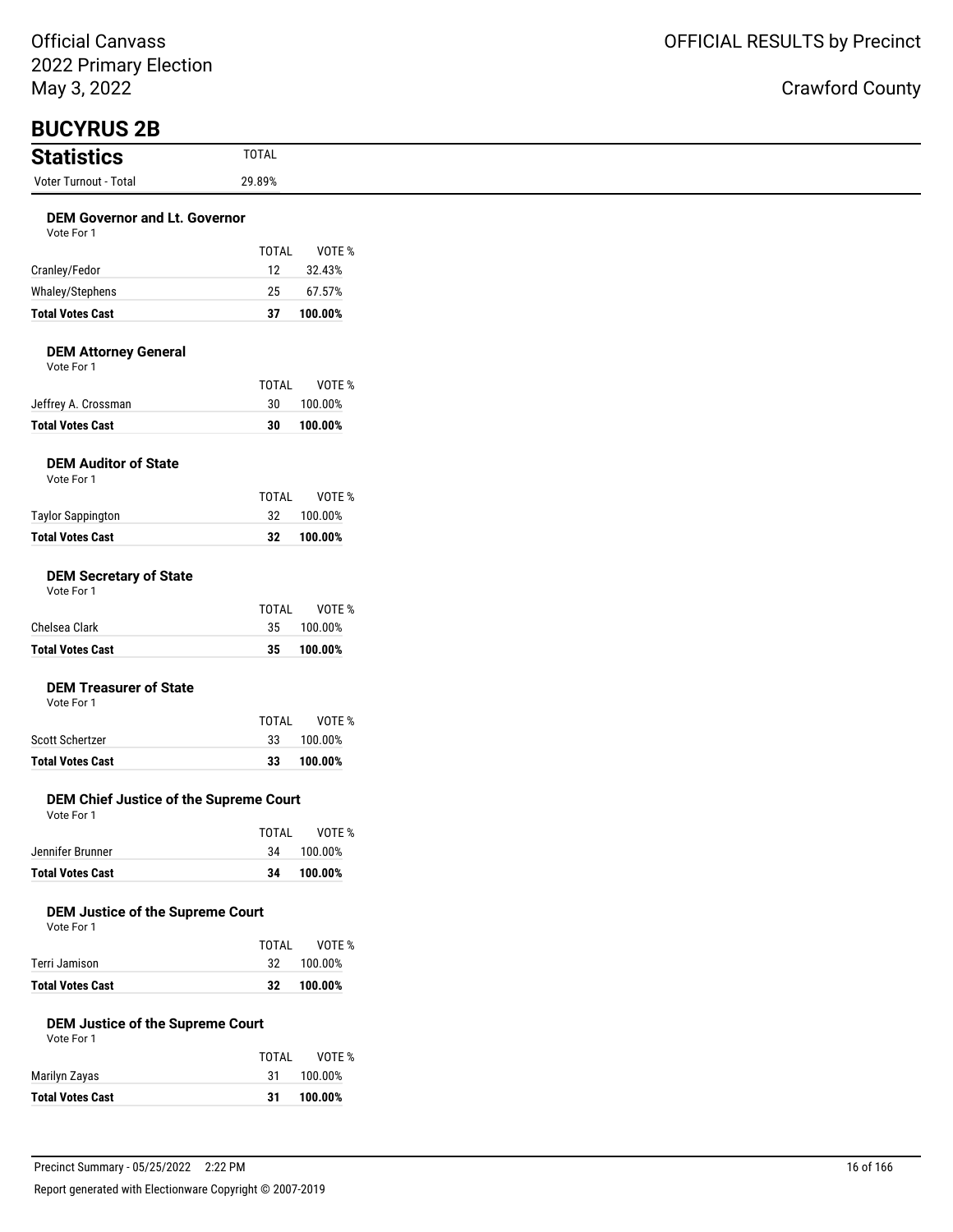Official Canvass
2022 Primary Election
May 3, 2022

OFFICIAL RESULTS by Precinct

Crawford County

# BUCYRUS 2B

## Statistics

| | TOTAL |
|---|---|
| Voter Turnout - Total | 29.89% |

### DEM Governor and Lt. Governor

Vote For 1

| | TOTAL | VOTE % |
|---|---|---|
| Cranley/Fedor | 12 | 32.43% |
| Whaley/Stephens | 25 | 67.57% |
| **Total Votes Cast** | **37** | **100.00%** |

### DEM Attorney General

Vote For 1

| | TOTAL | VOTE % |
|---|---|---|
| Jeffrey A. Crossman | 30 | 100.00% |
| **Total Votes Cast** | **30** | **100.00%** |

### DEM Auditor of State

Vote For 1

| | TOTAL | VOTE % |
|---|---|---|
| Taylor Sappington | 32 | 100.00% |
| **Total Votes Cast** | **32** | **100.00%** |

### DEM Secretary of State

Vote For 1

| | TOTAL | VOTE % |
|---|---|---|
| Chelsea Clark | 35 | 100.00% |
| **Total Votes Cast** | **35** | **100.00%** |

### DEM Treasurer of State

Vote For 1

| | TOTAL | VOTE % |
|---|---|---|
| Scott Schertzer | 33 | 100.00% |
| **Total Votes Cast** | **33** | **100.00%** |

### DEM Chief Justice of the Supreme Court

Vote For 1

| | TOTAL | VOTE % |
|---|---|---|
| Jennifer Brunner | 34 | 100.00% |
| **Total Votes Cast** | **34** | **100.00%** |

### DEM Justice of the Supreme Court

Vote For 1

| | TOTAL | VOTE % |
|---|---|---|
| Terri Jamison | 32 | 100.00% |
| **Total Votes Cast** | **32** | **100.00%** |

### DEM Justice of the Supreme Court

Vote For 1

| | TOTAL | VOTE % |
|---|---|---|
| Marilyn Zayas | 31 | 100.00% |
| **Total Votes Cast** | **31** | **100.00%** |

Precinct Summary - 05/25/2022 2:22 PM

Report generated with Electionware Copyright © 2007-2019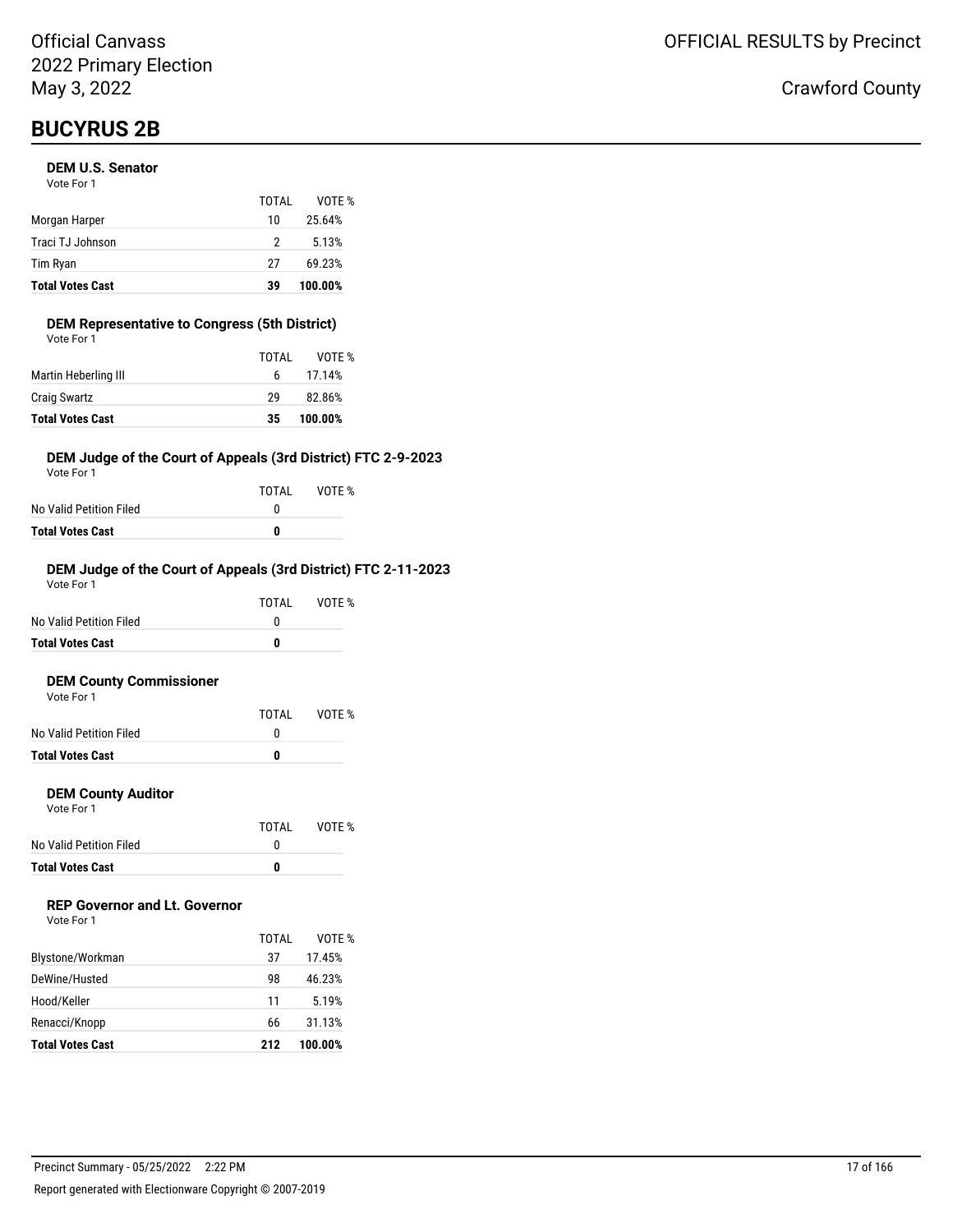Official Canvass
2022 Primary Election
May 3, 2022

OFFICIAL RESULTS by Precinct

Crawford County

# BUCYRUS 2B

### DEM U.S. Senator

Vote For 1

| | TOTAL | VOTE % |
|---|---|---|
| Morgan Harper | 10 | 25.64% |
| Traci TJ Johnson | 2 | 5.13% |
| Tim Ryan | 27 | 69.23% |
| **Total Votes Cast** | **39** | **100.00%** |

### DEM Representative to Congress (5th District)

Vote For 1

| | TOTAL | VOTE % |
|---|---|---|
| Martin Heberling III | 6 | 17.14% |
| Craig Swartz | 29 | 82.86% |
| **Total Votes Cast** | **35** | **100.00%** |

### DEM Judge of the Court of Appeals (3rd District) FTC 2-9-2023

Vote For 1

| | TOTAL | VOTE % |
|---|---|---|
| No Valid Petition Filed | 0 | |
| **Total Votes Cast** | **0** | |

### DEM Judge of the Court of Appeals (3rd District) FTC 2-11-2023

Vote For 1

| | TOTAL | VOTE % |
|---|---|---|
| No Valid Petition Filed | 0 | |
| **Total Votes Cast** | **0** | |

### DEM County Commissioner

Vote For 1

| | TOTAL | VOTE % |
|---|---|---|
| No Valid Petition Filed | 0 | |
| **Total Votes Cast** | **0** | |

### DEM County Auditor

Vote For 1

| | TOTAL | VOTE % |
|---|---|---|
| No Valid Petition Filed | 0 | |
| **Total Votes Cast** | **0** | |

### REP Governor and Lt. Governor

Vote For 1

| | TOTAL | VOTE % |
|---|---|---|
| Blystone/Workman | 37 | 17.45% |
| DeWine/Husted | 98 | 46.23% |
| Hood/Keller | 11 | 5.19% |
| Renacci/Knopp | 66 | 31.13% |
| **Total Votes Cast** | **212** | **100.00%** |

Precinct Summary - 05/25/2022 2:22 PM

Report generated with Electionware Copyright © 2007-2019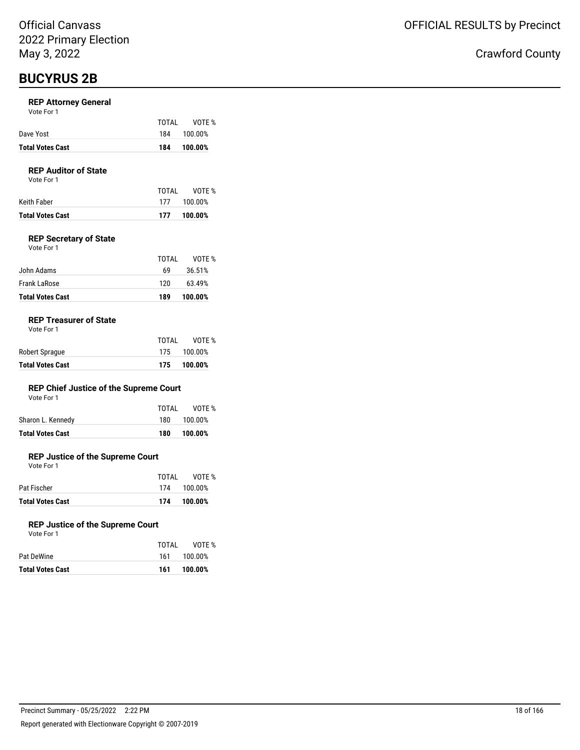Official Canvass
2022 Primary Election
May 3, 2022

OFFICIAL RESULTS by Precinct

Crawford County

# BUCYRUS 2B

### REP Attorney General
Vote For 1

| | TOTAL | VOTE % |
|---|---|---|
| Dave Yost | 184 | 100.00% |
| **Total Votes Cast** | **184** | **100.00%** |

### REP Auditor of State
Vote For 1

| | TOTAL | VOTE % |
|---|---|---|
| Keith Faber | 177 | 100.00% |
| **Total Votes Cast** | **177** | **100.00%** |

### REP Secretary of State
Vote For 1

| | TOTAL | VOTE % |
|---|---|---|
| John Adams | 69 | 36.51% |
| Frank LaRose | 120 | 63.49% |
| **Total Votes Cast** | **189** | **100.00%** |

### REP Treasurer of State
Vote For 1

| | TOTAL | VOTE % |
|---|---|---|
| Robert Sprague | 175 | 100.00% |
| **Total Votes Cast** | **175** | **100.00%** |

### REP Chief Justice of the Supreme Court
Vote For 1

| | TOTAL | VOTE % |
|---|---|---|
| Sharon L. Kennedy | 180 | 100.00% |
| **Total Votes Cast** | **180** | **100.00%** |

### REP Justice of the Supreme Court
Vote For 1

| | TOTAL | VOTE % |
|---|---|---|
| Pat Fischer | 174 | 100.00% |
| **Total Votes Cast** | **174** | **100.00%** |

### REP Justice of the Supreme Court
Vote For 1

| | TOTAL | VOTE % |
|---|---|---|
| Pat DeWine | 161 | 100.00% |
| **Total Votes Cast** | **161** | **100.00%** |

Precinct Summary - 05/25/2022 2:22 PM

Report generated with Electionware Copyright © 2007-2019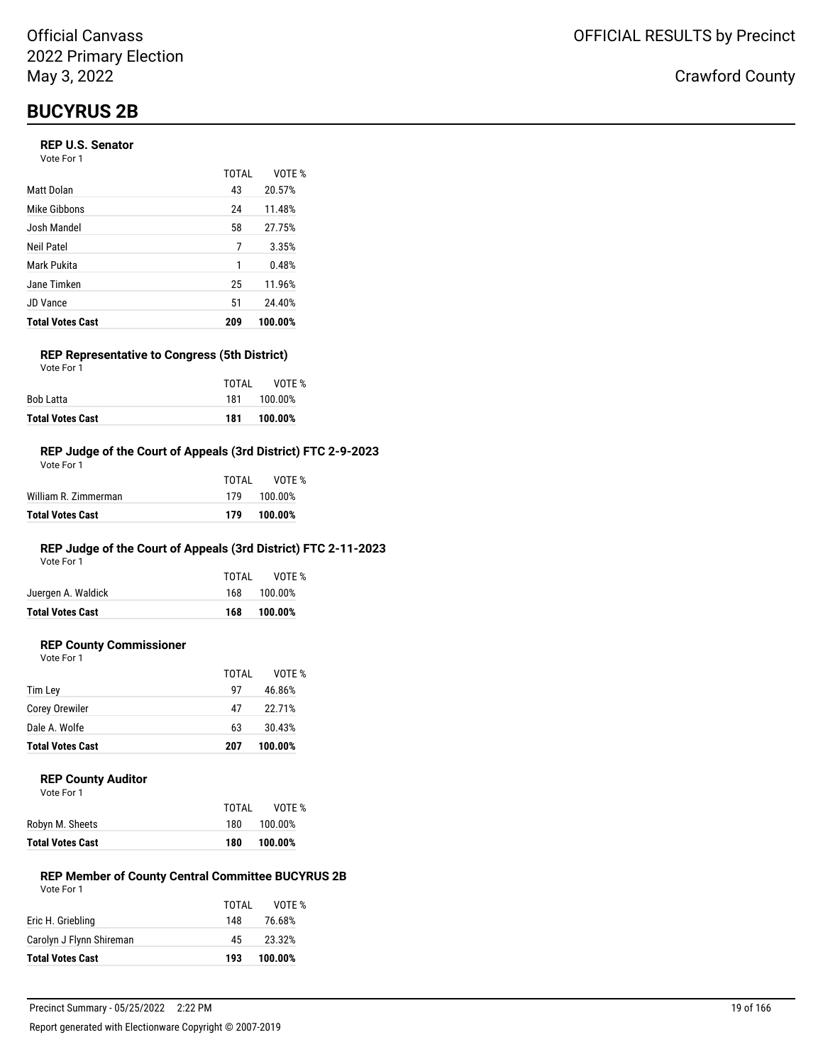Official Canvass
2022 Primary Election
May 3, 2022

OFFICIAL RESULTS by Precinct

Crawford County

# BUCYRUS 2B

### REP U.S. Senator

Vote For 1

| | TOTAL | VOTE % |
|---|---|---|
| Matt Dolan | 43 | 20.57% |
| Mike Gibbons | 24 | 11.48% |
| Josh Mandel | 58 | 27.75% |
| Neil Patel | 7 | 3.35% |
| Mark Pukita | 1 | 0.48% |
| Jane Timken | 25 | 11.96% |
| JD Vance | 51 | 24.40% |
| **Total Votes Cast** | **209** | **100.00%** |

### REP Representative to Congress (5th District)

Vote For 1

| | TOTAL | VOTE % |
|---|---|---|
| Bob Latta | 181 | 100.00% |
| **Total Votes Cast** | **181** | **100.00%** |

### REP Judge of the Court of Appeals (3rd District) FTC 2-9-2023

Vote For 1

| | TOTAL | VOTE % |
|---|---|---|
| William R. Zimmerman | 179 | 100.00% |
| **Total Votes Cast** | **179** | **100.00%** |

### REP Judge of the Court of Appeals (3rd District) FTC 2-11-2023

Vote For 1

| | TOTAL | VOTE % |
|---|---|---|
| Juergen A. Waldick | 168 | 100.00% |
| **Total Votes Cast** | **168** | **100.00%** |

### REP County Commissioner

Vote For 1

| | TOTAL | VOTE % |
|---|---|---|
| Tim Ley | 97 | 46.86% |
| Corey Orewiler | 47 | 22.71% |
| Dale A. Wolfe | 63 | 30.43% |
| **Total Votes Cast** | **207** | **100.00%** |

### REP County Auditor

Vote For 1

| | TOTAL | VOTE % |
|---|---|---|
| Robyn M. Sheets | 180 | 100.00% |
| **Total Votes Cast** | **180** | **100.00%** |

### REP Member of County Central Committee BUCYRUS 2B

Vote For 1

| | TOTAL | VOTE % |
|---|---|---|
| Eric H. Griebling | 148 | 76.68% |
| Carolyn J Flynn Shireman | 45 | 23.32% |
| **Total Votes Cast** | **193** | **100.00%** |

Precinct Summary - 05/25/2022 2:22 PM

Report generated with Electionware Copyright © 2007-2019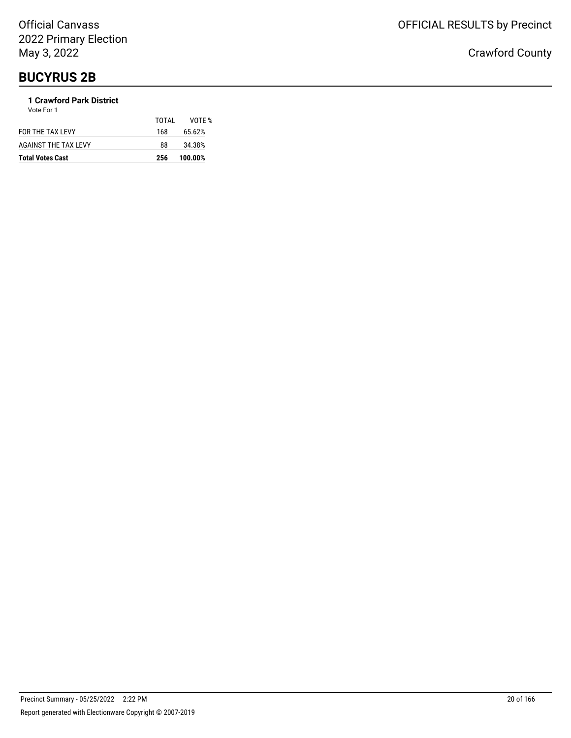# BUCYRUS 2B

### 1 Crawford Park District

Vote For 1

| | TOTAL | VOTE % |
|---|---|---|
| FOR THE TAX LEVY | 168 | 65.62% |
| AGAINST THE TAX LEVY | 88 | 34.38% |
| **Total Votes Cast** | **256** | **100.00%** |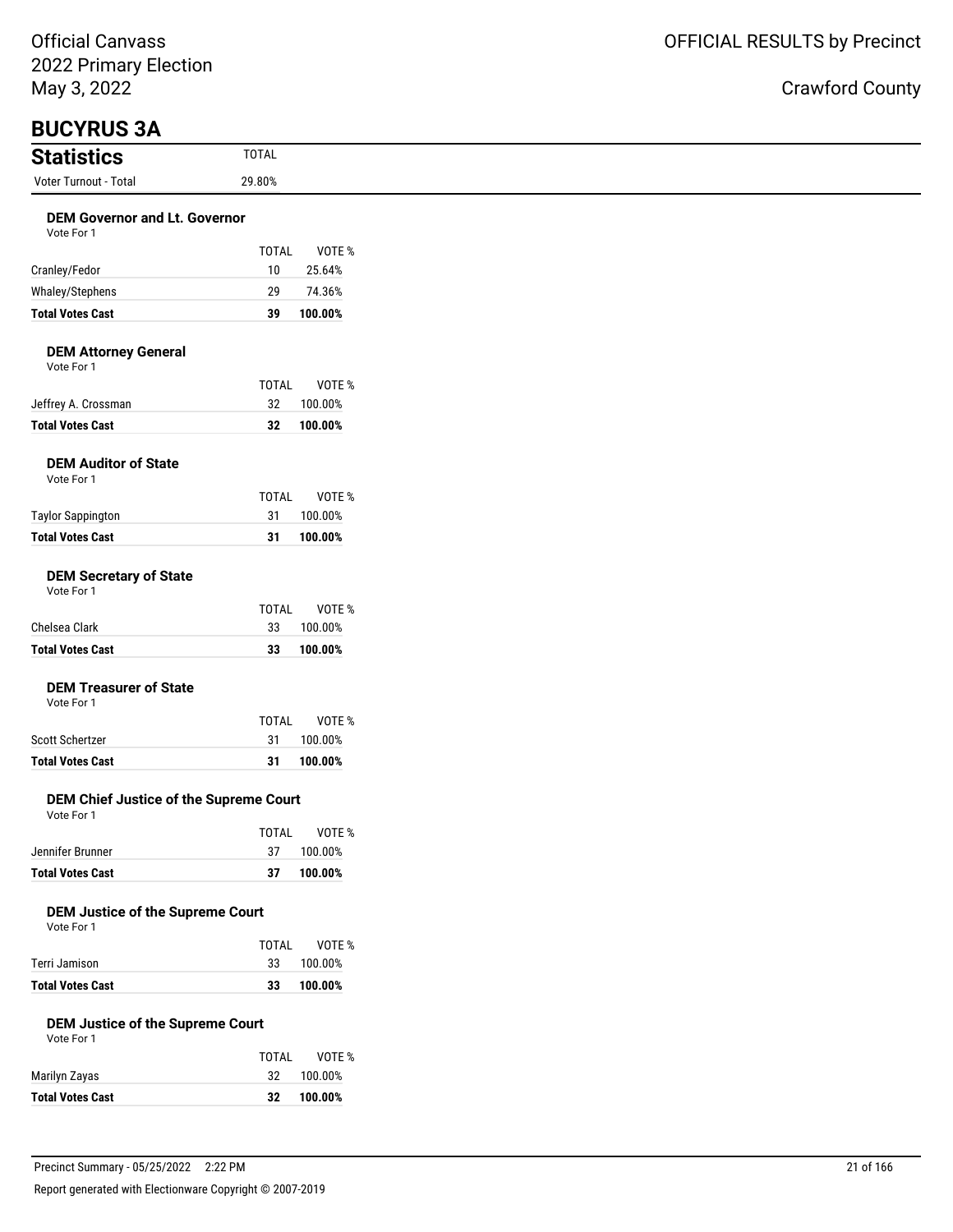Official Canvass
2022 Primary Election
May 3, 2022

OFFICIAL RESULTS by Precinct

Crawford County

# BUCYRUS 3A

## Statistics

| | TOTAL |
|---|---|
| Voter Turnout - Total | 29.80% |

### DEM Governor and Lt. Governor

Vote For 1

| | TOTAL | VOTE % |
|---|---|---|
| Cranley/Fedor | 10 | 25.64% |
| Whaley/Stephens | 29 | 74.36% |
| **Total Votes Cast** | **39** | **100.00%** |

### DEM Attorney General

Vote For 1

| | TOTAL | VOTE % |
|---|---|---|
| Jeffrey A. Crossman | 32 | 100.00% |
| **Total Votes Cast** | **32** | **100.00%** |

### DEM Auditor of State

Vote For 1

| | TOTAL | VOTE % |
|---|---|---|
| Taylor Sappington | 31 | 100.00% |
| **Total Votes Cast** | **31** | **100.00%** |

### DEM Secretary of State

Vote For 1

| | TOTAL | VOTE % |
|---|---|---|
| Chelsea Clark | 33 | 100.00% |
| **Total Votes Cast** | **33** | **100.00%** |

### DEM Treasurer of State

Vote For 1

| | TOTAL | VOTE % |
|---|---|---|
| Scott Schertzer | 31 | 100.00% |
| **Total Votes Cast** | **31** | **100.00%** |

### DEM Chief Justice of the Supreme Court

Vote For 1

| | TOTAL | VOTE % |
|---|---|---|
| Jennifer Brunner | 37 | 100.00% |
| **Total Votes Cast** | **37** | **100.00%** |

### DEM Justice of the Supreme Court

Vote For 1

| | TOTAL | VOTE % |
|---|---|---|
| Terri Jamison | 33 | 100.00% |
| **Total Votes Cast** | **33** | **100.00%** |

### DEM Justice of the Supreme Court

Vote For 1

| | TOTAL | VOTE % |
|---|---|---|
| Marilyn Zayas | 32 | 100.00% |
| **Total Votes Cast** | **32** | **100.00%** |

Precinct Summary - 05/25/2022 2:22 PM

Report generated with Electionware Copyright © 2007-2019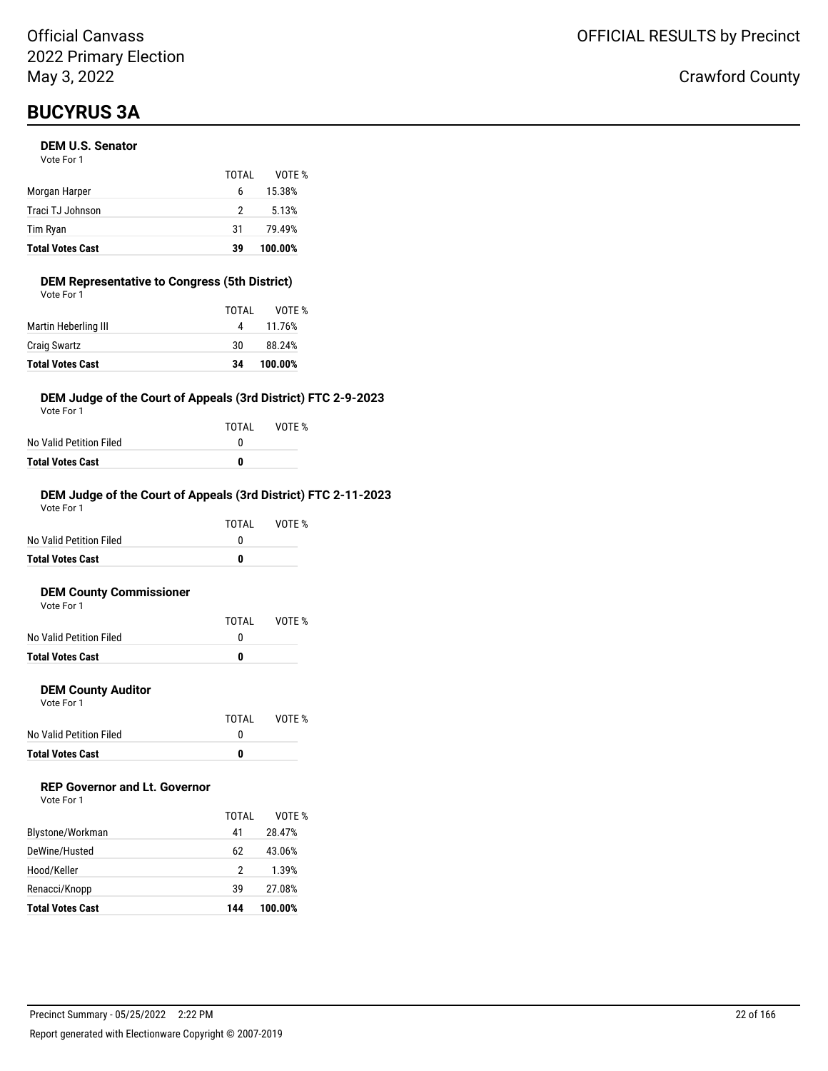Official Canvass
2022 Primary Election
May 3, 2022

OFFICIAL RESULTS by Precinct

Crawford County

# BUCYRUS 3A

### DEM U.S. Senator

Vote For 1

| | TOTAL | VOTE % |
|---|---|---|
| Morgan Harper | 6 | 15.38% |
| Traci TJ Johnson | 2 | 5.13% |
| Tim Ryan | 31 | 79.49% |
| **Total Votes Cast** | **39** | **100.00%** |

### DEM Representative to Congress (5th District)

Vote For 1

| | TOTAL | VOTE % |
|---|---|---|
| Martin Heberling III | 4 | 11.76% |
| Craig Swartz | 30 | 88.24% |
| **Total Votes Cast** | **34** | **100.00%** |

### DEM Judge of the Court of Appeals (3rd District) FTC 2-9-2023

Vote For 1

| | TOTAL | VOTE % |
|---|---|---|
| No Valid Petition Filed | 0 | |
| **Total Votes Cast** | **0** | |

### DEM Judge of the Court of Appeals (3rd District) FTC 2-11-2023

Vote For 1

| | TOTAL | VOTE % |
|---|---|---|
| No Valid Petition Filed | 0 | |
| **Total Votes Cast** | **0** | |

### DEM County Commissioner

Vote For 1

| | TOTAL | VOTE % |
|---|---|---|
| No Valid Petition Filed | 0 | |
| **Total Votes Cast** | **0** | |

### DEM County Auditor

Vote For 1

| | TOTAL | VOTE % |
|---|---|---|
| No Valid Petition Filed | 0 | |
| **Total Votes Cast** | **0** | |

### REP Governor and Lt. Governor

Vote For 1

| | TOTAL | VOTE % |
|---|---|---|
| Blystone/Workman | 41 | 28.47% |
| DeWine/Husted | 62 | 43.06% |
| Hood/Keller | 2 | 1.39% |
| Renacci/Knopp | 39 | 27.08% |
| **Total Votes Cast** | **144** | **100.00%** |

Precinct Summary - 05/25/2022 2:22 PM

Report generated with Electionware Copyright © 2007-2019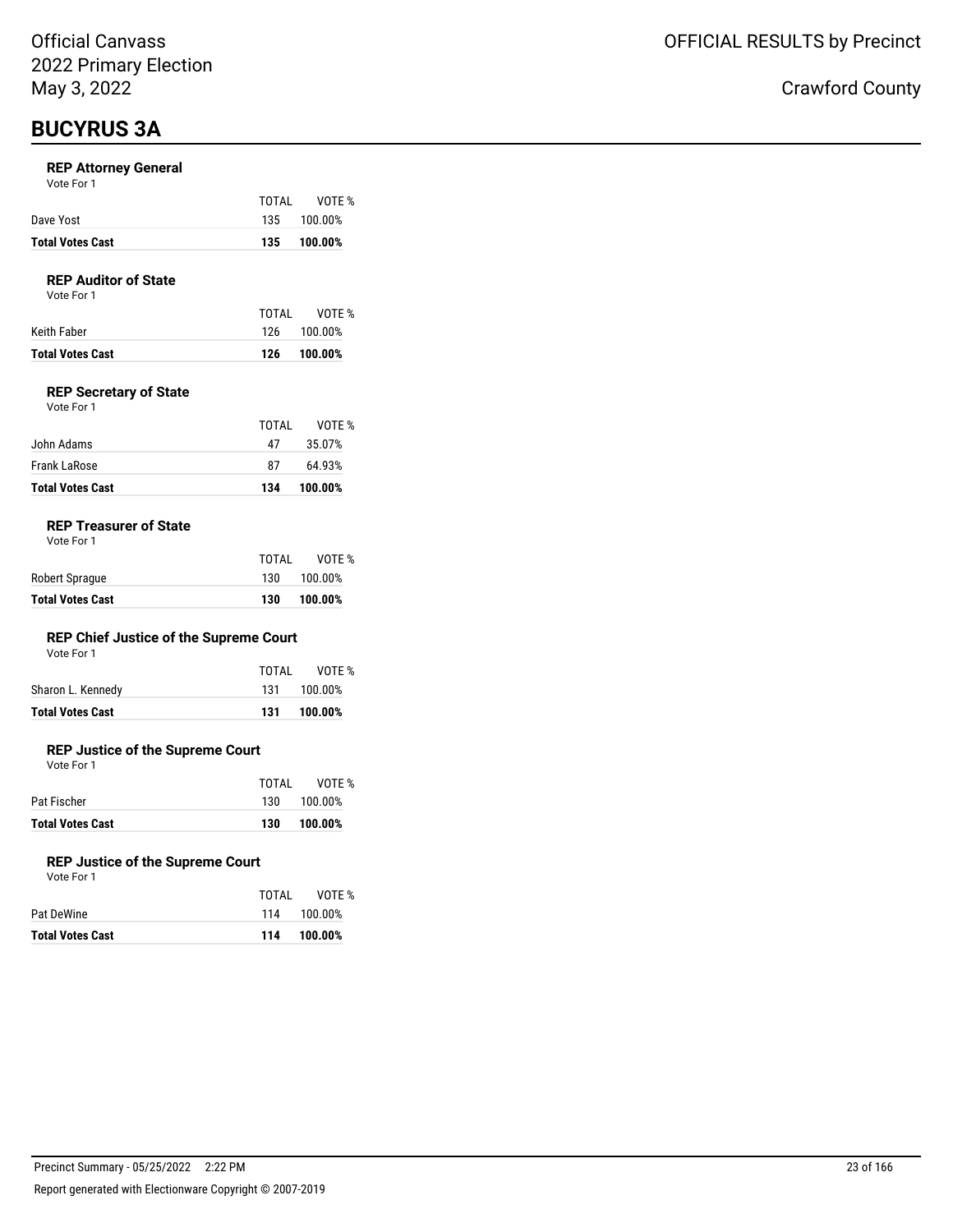# BUCYRUS 3A

### REP Attorney General

Vote For 1

| | TOTAL | VOTE % |
|---|---|---|
| Dave Yost | 135 | 100.00% |
| **Total Votes Cast** | **135** | **100.00%** |

### REP Auditor of State

Vote For 1

| | TOTAL | VOTE % |
|---|---|---|
| Keith Faber | 126 | 100.00% |
| **Total Votes Cast** | **126** | **100.00%** |

### REP Secretary of State

Vote For 1

| | TOTAL | VOTE % |
|---|---|---|
| John Adams | 47 | 35.07% |
| Frank LaRose | 87 | 64.93% |
| **Total Votes Cast** | **134** | **100.00%** |

### REP Treasurer of State

Vote For 1

| | TOTAL | VOTE % |
|---|---|---|
| Robert Sprague | 130 | 100.00% |
| **Total Votes Cast** | **130** | **100.00%** |

### REP Chief Justice of the Supreme Court

Vote For 1

| | TOTAL | VOTE % |
|---|---|---|
| Sharon L. Kennedy | 131 | 100.00% |
| **Total Votes Cast** | **131** | **100.00%** |

### REP Justice of the Supreme Court

Vote For 1

| | TOTAL | VOTE % |
|---|---|---|
| Pat Fischer | 130 | 100.00% |
| **Total Votes Cast** | **130** | **100.00%** |

### REP Justice of the Supreme Court

Vote For 1

| | TOTAL | VOTE % |
|---|---|---|
| Pat DeWine | 114 | 100.00% |
| **Total Votes Cast** | **114** | **100.00%** |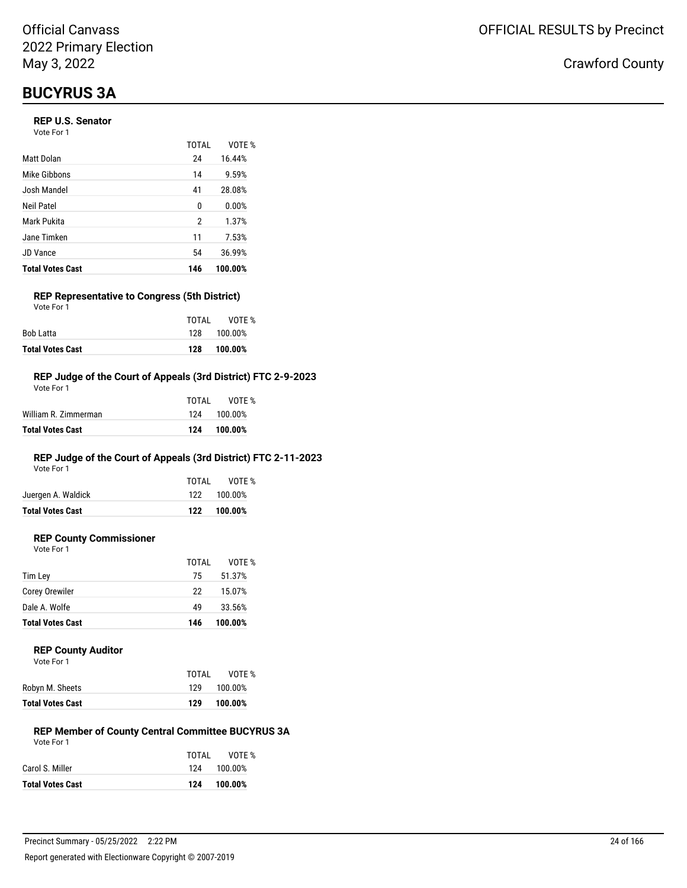Official Canvass
2022 Primary Election
May 3, 2022

OFFICIAL RESULTS by Precinct

Crawford County

# BUCYRUS 3A

### REP U.S. Senator

Vote For 1

| | TOTAL | VOTE % |
|---|---|---|
| Matt Dolan | 24 | 16.44% |
| Mike Gibbons | 14 | 9.59% |
| Josh Mandel | 41 | 28.08% |
| Neil Patel | 0 | 0.00% |
| Mark Pukita | 2 | 1.37% |
| Jane Timken | 11 | 7.53% |
| JD Vance | 54 | 36.99% |
| **Total Votes Cast** | **146** | **100.00%** |

### REP Representative to Congress (5th District)

Vote For 1

| | TOTAL | VOTE % |
|---|---|---|
| Bob Latta | 128 | 100.00% |
| **Total Votes Cast** | **128** | **100.00%** |

### REP Judge of the Court of Appeals (3rd District) FTC 2-9-2023

Vote For 1

| | TOTAL | VOTE % |
|---|---|---|
| William R. Zimmerman | 124 | 100.00% |
| **Total Votes Cast** | **124** | **100.00%** |

### REP Judge of the Court of Appeals (3rd District) FTC 2-11-2023

Vote For 1

| | TOTAL | VOTE % |
|---|---|---|
| Juergen A. Waldick | 122 | 100.00% |
| **Total Votes Cast** | **122** | **100.00%** |

### REP County Commissioner

Vote For 1

| | TOTAL | VOTE % |
|---|---|---|
| Tim Ley | 75 | 51.37% |
| Corey Orewiler | 22 | 15.07% |
| Dale A. Wolfe | 49 | 33.56% |
| **Total Votes Cast** | **146** | **100.00%** |

### REP County Auditor

Vote For 1

| | TOTAL | VOTE % |
|---|---|---|
| Robyn M. Sheets | 129 | 100.00% |
| **Total Votes Cast** | **129** | **100.00%** |

### REP Member of County Central Committee BUCYRUS 3A

Vote For 1

| | TOTAL | VOTE % |
|---|---|---|
| Carol S. Miller | 124 | 100.00% |
| **Total Votes Cast** | **124** | **100.00%** |

Precinct Summary - 05/25/2022 2:22 PM

Report generated with Electionware Copyright © 2007-2019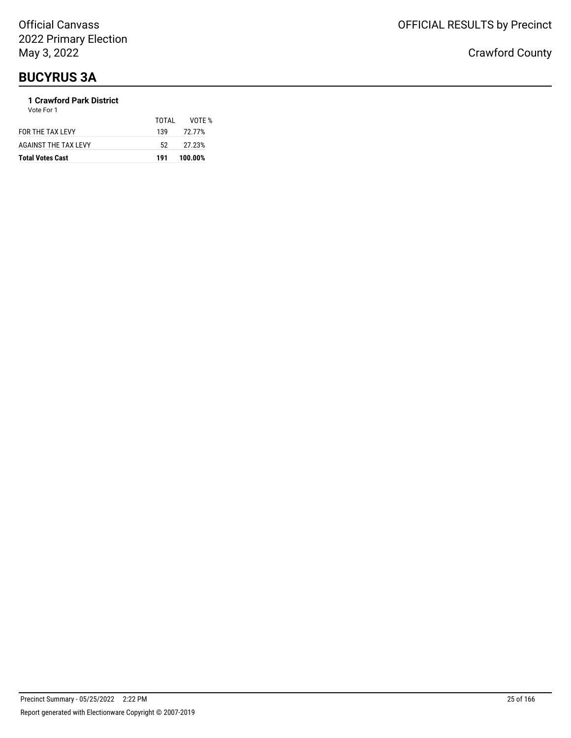# BUCYRUS 3A

**1 Crawford Park District**

Vote For 1

| | TOTAL | VOTE % |
|---|---|---|
| FOR THE TAX LEVY | 139 | 72.77% |
| AGAINST THE TAX LEVY | 52 | 27.23% |
| **Total Votes Cast** | **191** | **100.00%** |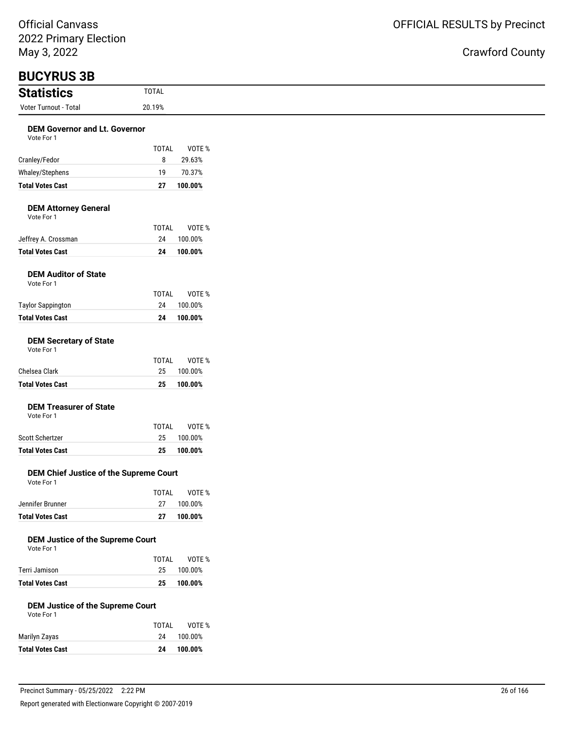Official Canvass
2022 Primary Election
May 3, 2022

OFFICIAL RESULTS by Precinct

Crawford County

# BUCYRUS 3B

## Statistics

| Statistics | TOTAL |
|---|---|
| Voter Turnout - Total | 20.19% |

### DEM Governor and Lt. Governor

Vote For 1

| | TOTAL | VOTE % |
|---|---|---|
| Cranley/Fedor | 8 | 29.63% |
| Whaley/Stephens | 19 | 70.37% |
| **Total Votes Cast** | **27** | **100.00%** |

### DEM Attorney General

Vote For 1

| | TOTAL | VOTE % |
|---|---|---|
| Jeffrey A. Crossman | 24 | 100.00% |
| **Total Votes Cast** | **24** | **100.00%** |

### DEM Auditor of State

Vote For 1

| | TOTAL | VOTE % |
|---|---|---|
| Taylor Sappington | 24 | 100.00% |
| **Total Votes Cast** | **24** | **100.00%** |

### DEM Secretary of State

Vote For 1

| | TOTAL | VOTE % |
|---|---|---|
| Chelsea Clark | 25 | 100.00% |
| **Total Votes Cast** | **25** | **100.00%** |

### DEM Treasurer of State

Vote For 1

| | TOTAL | VOTE % |
|---|---|---|
| Scott Schertzer | 25 | 100.00% |
| **Total Votes Cast** | **25** | **100.00%** |

### DEM Chief Justice of the Supreme Court

Vote For 1

| | TOTAL | VOTE % |
|---|---|---|
| Jennifer Brunner | 27 | 100.00% |
| **Total Votes Cast** | **27** | **100.00%** |

### DEM Justice of the Supreme Court

Vote For 1

| | TOTAL | VOTE % |
|---|---|---|
| Terri Jamison | 25 | 100.00% |
| **Total Votes Cast** | **25** | **100.00%** |

### DEM Justice of the Supreme Court

Vote For 1

| | TOTAL | VOTE % |
|---|---|---|
| Marilyn Zayas | 24 | 100.00% |
| **Total Votes Cast** | **24** | **100.00%** |

Precinct Summary - 05/25/2022 2:22 PM

Report generated with Electionware Copyright © 2007-2019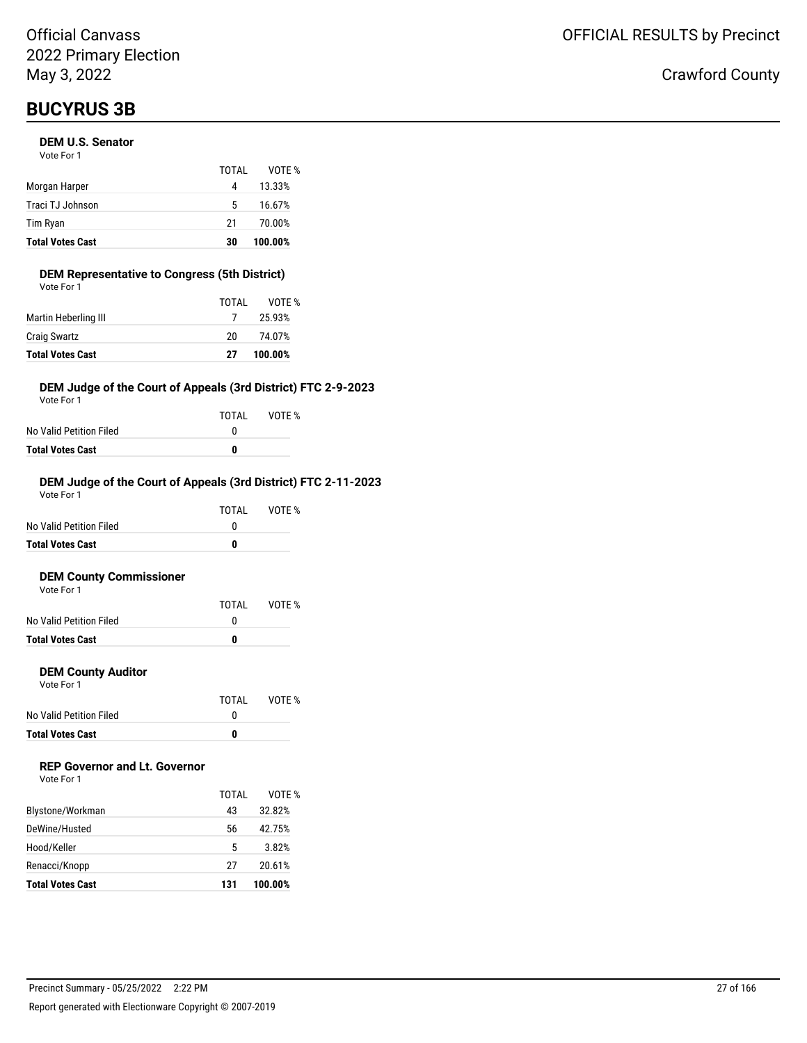Official Canvass
2022 Primary Election
May 3, 2022

OFFICIAL RESULTS by Precinct

Crawford County

# BUCYRUS 3B

### DEM U.S. Senator
Vote For 1

| | TOTAL | VOTE % |
|---|---|---|
| Morgan Harper | 4 | 13.33% |
| Traci TJ Johnson | 5 | 16.67% |
| Tim Ryan | 21 | 70.00% |
| **Total Votes Cast** | **30** | **100.00%** |

### DEM Representative to Congress (5th District)
Vote For 1

| | TOTAL | VOTE % |
|---|---|---|
| Martin Heberling III | 7 | 25.93% |
| Craig Swartz | 20 | 74.07% |
| **Total Votes Cast** | **27** | **100.00%** |

### DEM Judge of the Court of Appeals (3rd District) FTC 2-9-2023
Vote For 1

| | TOTAL | VOTE % |
|---|---|---|
| No Valid Petition Filed | 0 | |
| **Total Votes Cast** | **0** | |

### DEM Judge of the Court of Appeals (3rd District) FTC 2-11-2023
Vote For 1

| | TOTAL | VOTE % |
|---|---|---|
| No Valid Petition Filed | 0 | |
| **Total Votes Cast** | **0** | |

### DEM County Commissioner
Vote For 1

| | TOTAL | VOTE % |
|---|---|---|
| No Valid Petition Filed | 0 | |
| **Total Votes Cast** | **0** | |

### DEM County Auditor
Vote For 1

| | TOTAL | VOTE % |
|---|---|---|
| No Valid Petition Filed | 0 | |
| **Total Votes Cast** | **0** | |

### REP Governor and Lt. Governor
Vote For 1

| | TOTAL | VOTE % |
|---|---|---|
| Blystone/Workman | 43 | 32.82% |
| DeWine/Husted | 56 | 42.75% |
| Hood/Keller | 5 | 3.82% |
| Renacci/Knopp | 27 | 20.61% |
| **Total Votes Cast** | **131** | **100.00%** |

Precinct Summary - 05/25/2022 2:22 PM

Report generated with Electionware Copyright © 2007-2019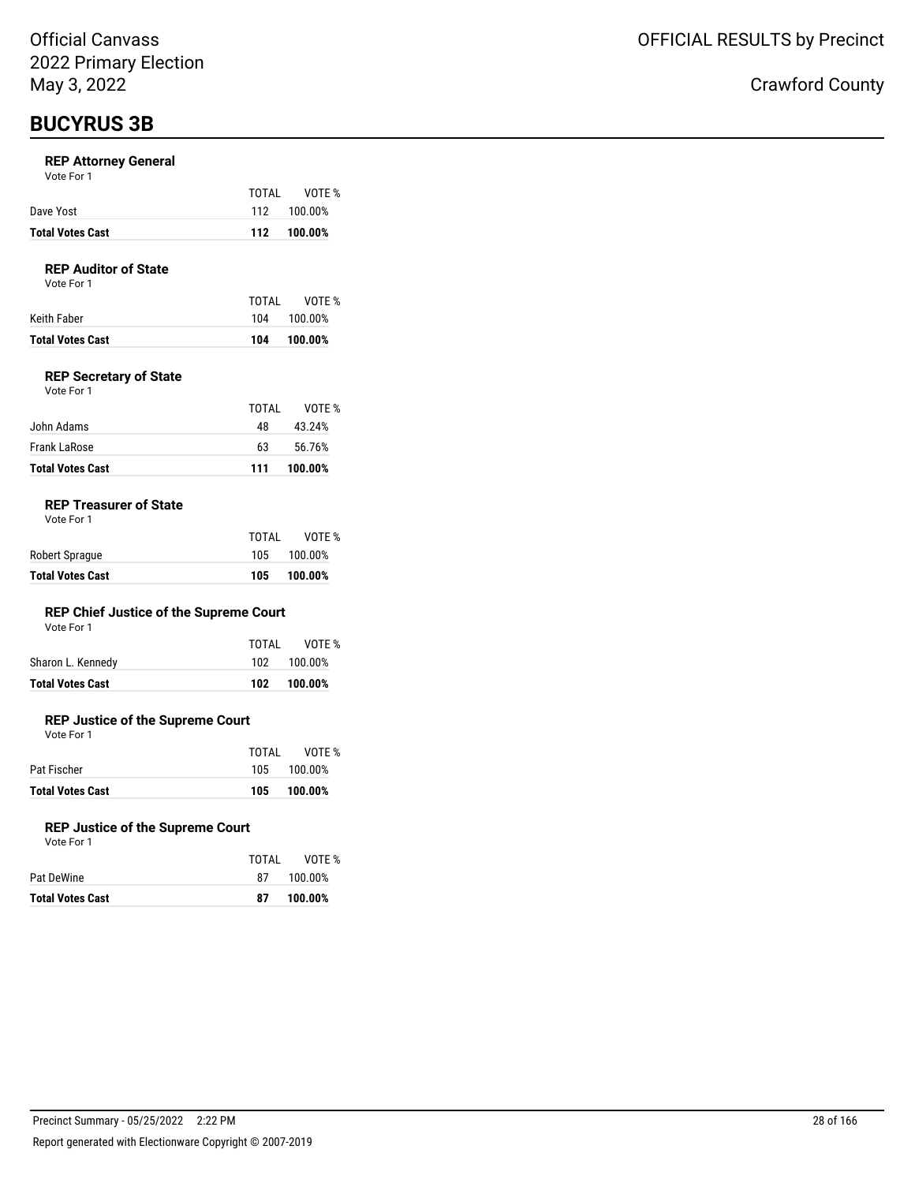Official Canvass
2022 Primary Election
May 3, 2022

OFFICIAL RESULTS by Precinct

Crawford County

# BUCYRUS 3B

### REP Attorney General

Vote For 1

| | TOTAL | VOTE % |
|---|---|---|
| Dave Yost | 112 | 100.00% |
| **Total Votes Cast** | **112** | **100.00%** |

### REP Auditor of State

Vote For 1

| | TOTAL | VOTE % |
|---|---|---|
| Keith Faber | 104 | 100.00% |
| **Total Votes Cast** | **104** | **100.00%** |

### REP Secretary of State

Vote For 1

| | TOTAL | VOTE % |
|---|---|---|
| John Adams | 48 | 43.24% |
| Frank LaRose | 63 | 56.76% |
| **Total Votes Cast** | **111** | **100.00%** |

### REP Treasurer of State

Vote For 1

| | TOTAL | VOTE % |
|---|---|---|
| Robert Sprague | 105 | 100.00% |
| **Total Votes Cast** | **105** | **100.00%** |

### REP Chief Justice of the Supreme Court

Vote For 1

| | TOTAL | VOTE % |
|---|---|---|
| Sharon L. Kennedy | 102 | 100.00% |
| **Total Votes Cast** | **102** | **100.00%** |

### REP Justice of the Supreme Court

Vote For 1

| | TOTAL | VOTE % |
|---|---|---|
| Pat Fischer | 105 | 100.00% |
| **Total Votes Cast** | **105** | **100.00%** |

### REP Justice of the Supreme Court

Vote For 1

| | TOTAL | VOTE % |
|---|---|---|
| Pat DeWine | 87 | 100.00% |
| **Total Votes Cast** | **87** | **100.00%** |

Precinct Summary - 05/25/2022 2:22 PM

Report generated with Electionware Copyright © 2007-2019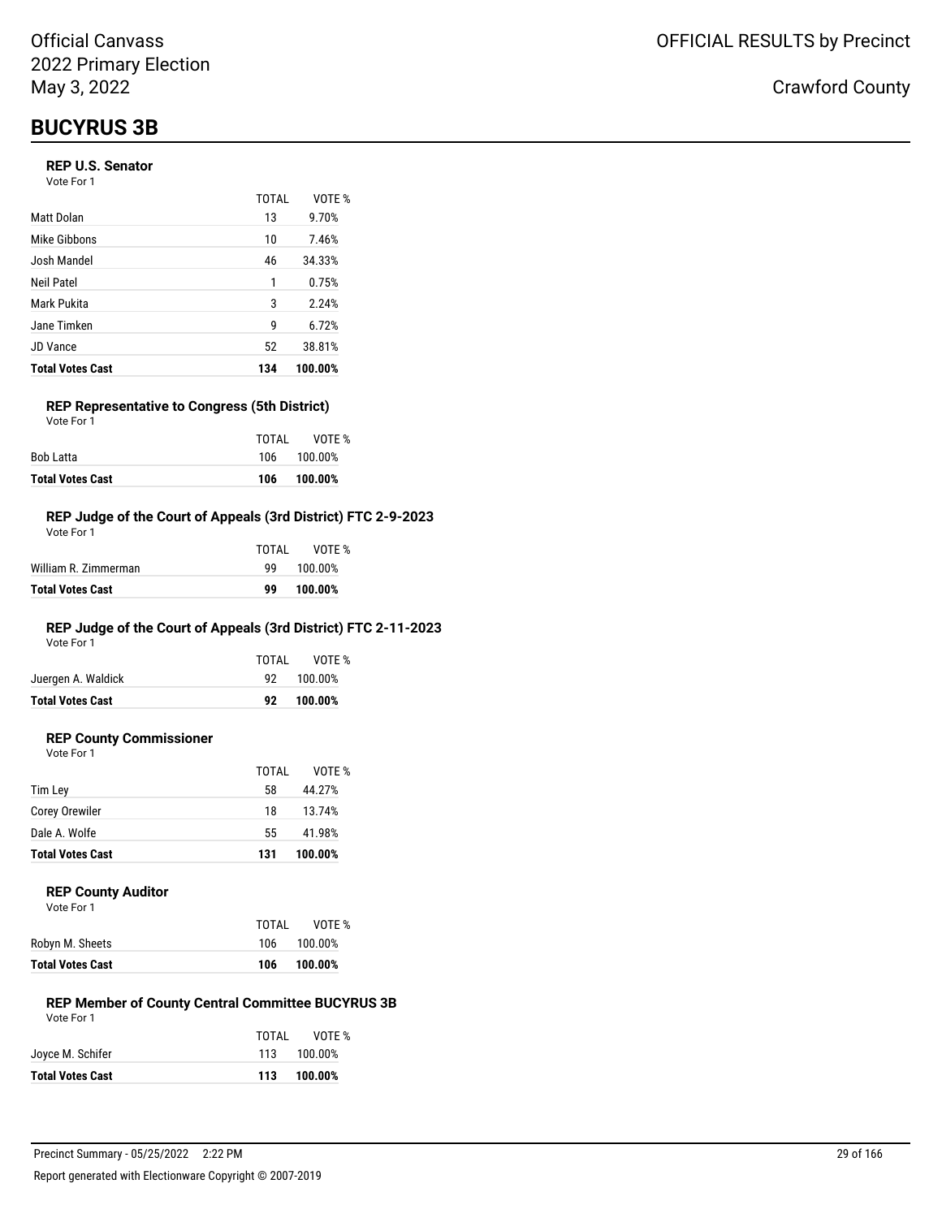Official Canvass
2022 Primary Election
May 3, 2022

OFFICIAL RESULTS by Precinct

Crawford County

# BUCYRUS 3B

### REP U.S. Senator

Vote For 1

| | TOTAL | VOTE % |
|---|---|---|
| Matt Dolan | 13 | 9.70% |
| Mike Gibbons | 10 | 7.46% |
| Josh Mandel | 46 | 34.33% |
| Neil Patel | 1 | 0.75% |
| Mark Pukita | 3 | 2.24% |
| Jane Timken | 9 | 6.72% |
| JD Vance | 52 | 38.81% |
| **Total Votes Cast** | **134** | **100.00%** |

### REP Representative to Congress (5th District)

Vote For 1

| | TOTAL | VOTE % |
|---|---|---|
| Bob Latta | 106 | 100.00% |
| **Total Votes Cast** | **106** | **100.00%** |

### REP Judge of the Court of Appeals (3rd District) FTC 2-9-2023

Vote For 1

| | TOTAL | VOTE % |
|---|---|---|
| William R. Zimmerman | 99 | 100.00% |
| **Total Votes Cast** | **99** | **100.00%** |

### REP Judge of the Court of Appeals (3rd District) FTC 2-11-2023

Vote For 1

| | TOTAL | VOTE % |
|---|---|---|
| Juergen A. Waldick | 92 | 100.00% |
| **Total Votes Cast** | **92** | **100.00%** |

### REP County Commissioner

Vote For 1

| | TOTAL | VOTE % |
|---|---|---|
| Tim Ley | 58 | 44.27% |
| Corey Orewiler | 18 | 13.74% |
| Dale A. Wolfe | 55 | 41.98% |
| **Total Votes Cast** | **131** | **100.00%** |

### REP County Auditor

Vote For 1

| | TOTAL | VOTE % |
|---|---|---|
| Robyn M. Sheets | 106 | 100.00% |
| **Total Votes Cast** | **106** | **100.00%** |

### REP Member of County Central Committee BUCYRUS 3B

Vote For 1

| | TOTAL | VOTE % |
|---|---|---|
| Joyce M. Schifer | 113 | 100.00% |
| **Total Votes Cast** | **113** | **100.00%** |

Precinct Summary - 05/25/2022 2:22 PM

Report generated with Electionware Copyright © 2007-2019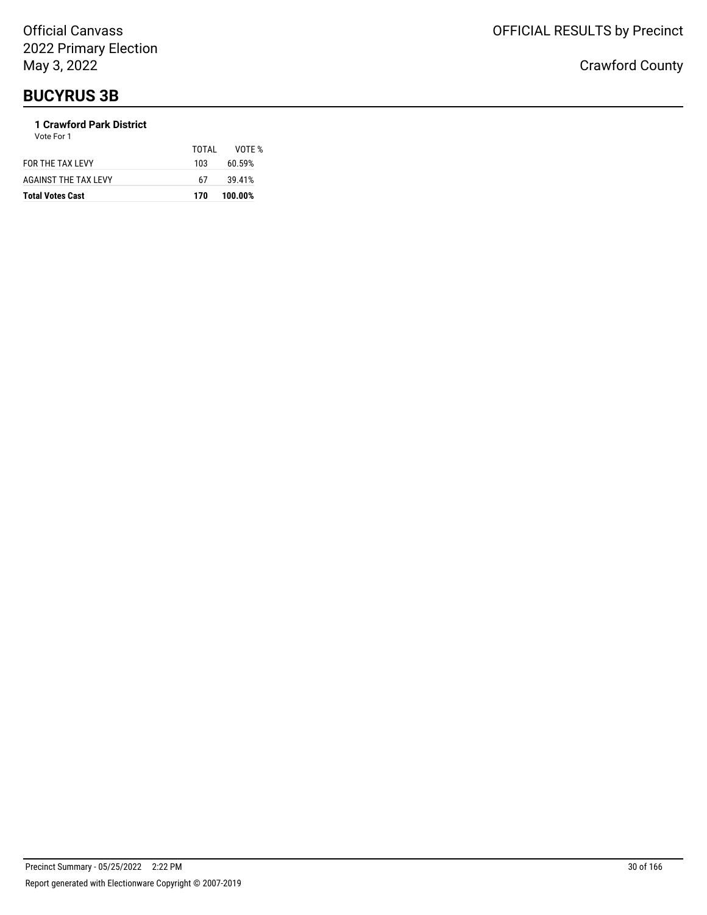# BUCYRUS 3B

### 1 Crawford Park District

Vote For 1

| | TOTAL | VOTE % |
|---|---|---|
| FOR THE TAX LEVY | 103 | 60.59% |
| AGAINST THE TAX LEVY | 67 | 39.41% |
| **Total Votes Cast** | **170** | **100.00%** |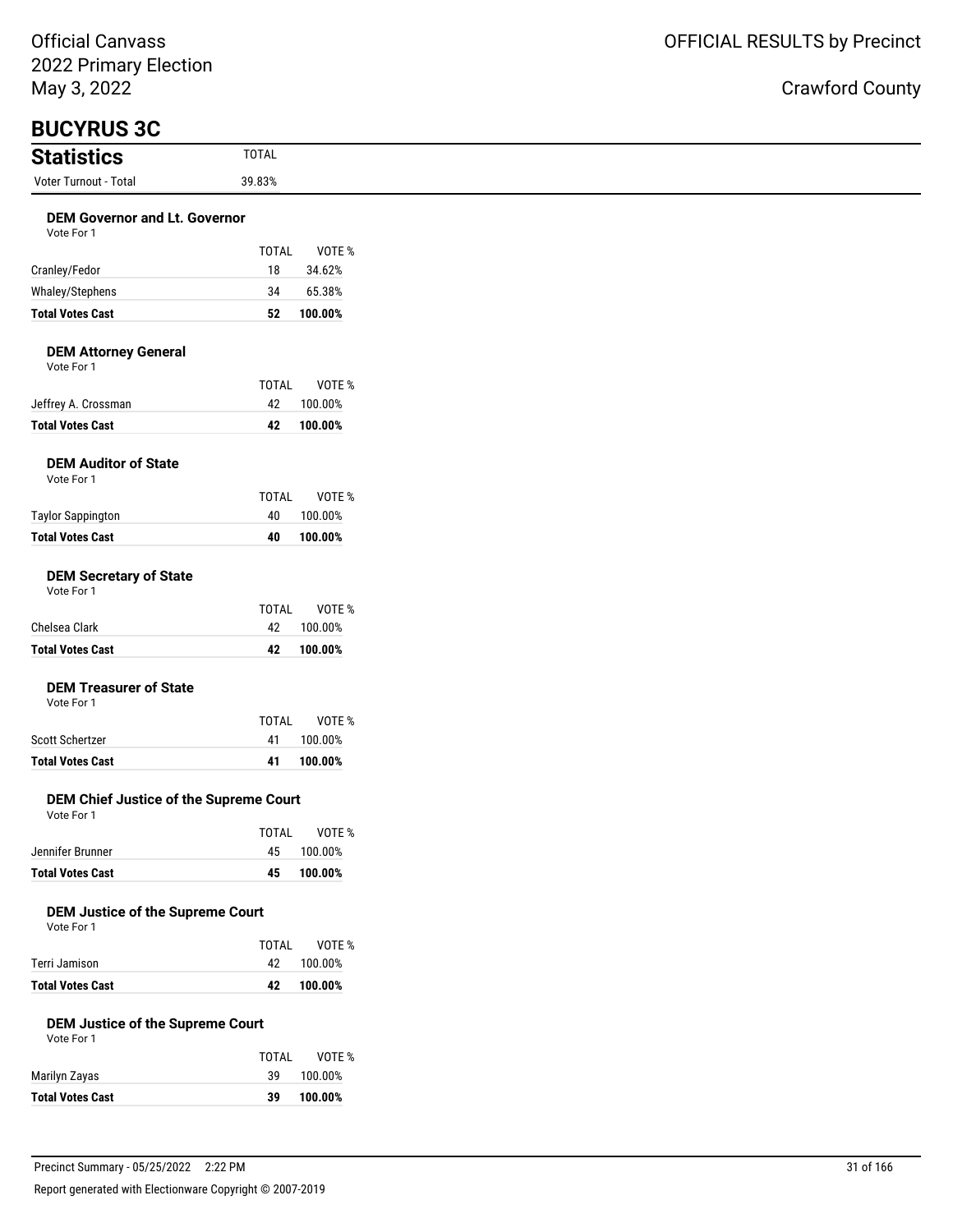Official Canvass
2022 Primary Election
May 3, 2022

OFFICIAL RESULTS by Precinct

Crawford County

# BUCYRUS 3C

## Statistics

| Statistics | TOTAL |
|---|---|
| Voter Turnout - Total | 39.83% |

### DEM Governor and Lt. Governor

Vote For 1

| | TOTAL | VOTE % |
|---|---|---|
| Cranley/Fedor | 18 | 34.62% |
| Whaley/Stephens | 34 | 65.38% |
| **Total Votes Cast** | **52** | **100.00%** |

### DEM Attorney General

Vote For 1

| | TOTAL | VOTE % |
|---|---|---|
| Jeffrey A. Crossman | 42 | 100.00% |
| **Total Votes Cast** | **42** | **100.00%** |

### DEM Auditor of State

Vote For 1

| | TOTAL | VOTE % |
|---|---|---|
| Taylor Sappington | 40 | 100.00% |
| **Total Votes Cast** | **40** | **100.00%** |

### DEM Secretary of State

Vote For 1

| | TOTAL | VOTE % |
|---|---|---|
| Chelsea Clark | 42 | 100.00% |
| **Total Votes Cast** | **42** | **100.00%** |

### DEM Treasurer of State

Vote For 1

| | TOTAL | VOTE % |
|---|---|---|
| Scott Schertzer | 41 | 100.00% |
| **Total Votes Cast** | **41** | **100.00%** |

### DEM Chief Justice of the Supreme Court

Vote For 1

| | TOTAL | VOTE % |
|---|---|---|
| Jennifer Brunner | 45 | 100.00% |
| **Total Votes Cast** | **45** | **100.00%** |

### DEM Justice of the Supreme Court

Vote For 1

| | TOTAL | VOTE % |
|---|---|---|
| Terri Jamison | 42 | 100.00% |
| **Total Votes Cast** | **42** | **100.00%** |

### DEM Justice of the Supreme Court

Vote For 1

| | TOTAL | VOTE % |
|---|---|---|
| Marilyn Zayas | 39 | 100.00% |
| **Total Votes Cast** | **39** | **100.00%** |

Precinct Summary - 05/25/2022 2:22 PM

Report generated with Electionware Copyright © 2007-2019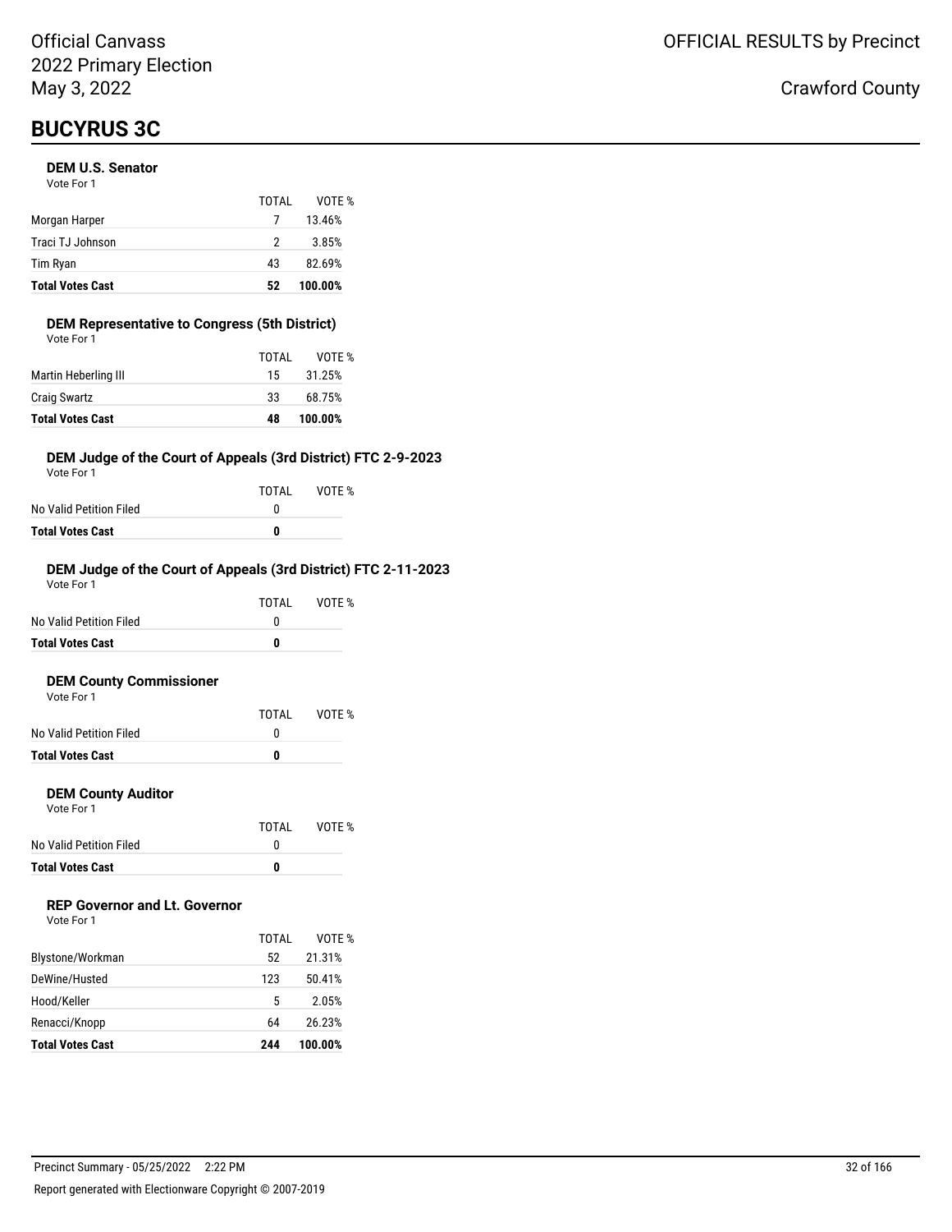Official Canvass
2022 Primary Election
May 3, 2022

OFFICIAL RESULTS by Precinct

Crawford County

# BUCYRUS 3C

### DEM U.S. Senator

Vote For 1

| | TOTAL | VOTE % |
|---|---|---|
| Morgan Harper | 7 | 13.46% |
| Traci TJ Johnson | 2 | 3.85% |
| Tim Ryan | 43 | 82.69% |
| **Total Votes Cast** | **52** | **100.00%** |

### DEM Representative to Congress (5th District)

Vote For 1

| | TOTAL | VOTE % |
|---|---|---|
| Martin Heberling III | 15 | 31.25% |
| Craig Swartz | 33 | 68.75% |
| **Total Votes Cast** | **48** | **100.00%** |

### DEM Judge of the Court of Appeals (3rd District) FTC 2-9-2023

Vote For 1

| | TOTAL | VOTE % |
|---|---|---|
| No Valid Petition Filed | 0 | |
| **Total Votes Cast** | **0** | |

### DEM Judge of the Court of Appeals (3rd District) FTC 2-11-2023

Vote For 1

| | TOTAL | VOTE % |
|---|---|---|
| No Valid Petition Filed | 0 | |
| **Total Votes Cast** | **0** | |

### DEM County Commissioner

Vote For 1

| | TOTAL | VOTE % |
|---|---|---|
| No Valid Petition Filed | 0 | |
| **Total Votes Cast** | **0** | |

### DEM County Auditor

Vote For 1

| | TOTAL | VOTE % |
|---|---|---|
| No Valid Petition Filed | 0 | |
| **Total Votes Cast** | **0** | |

### REP Governor and Lt. Governor

Vote For 1

| | TOTAL | VOTE % |
|---|---|---|
| Blystone/Workman | 52 | 21.31% |
| DeWine/Husted | 123 | 50.41% |
| Hood/Keller | 5 | 2.05% |
| Renacci/Knopp | 64 | 26.23% |
| **Total Votes Cast** | **244** | **100.00%** |

Precinct Summary - 05/25/2022 2:22 PM

Report generated with Electionware Copyright © 2007-2019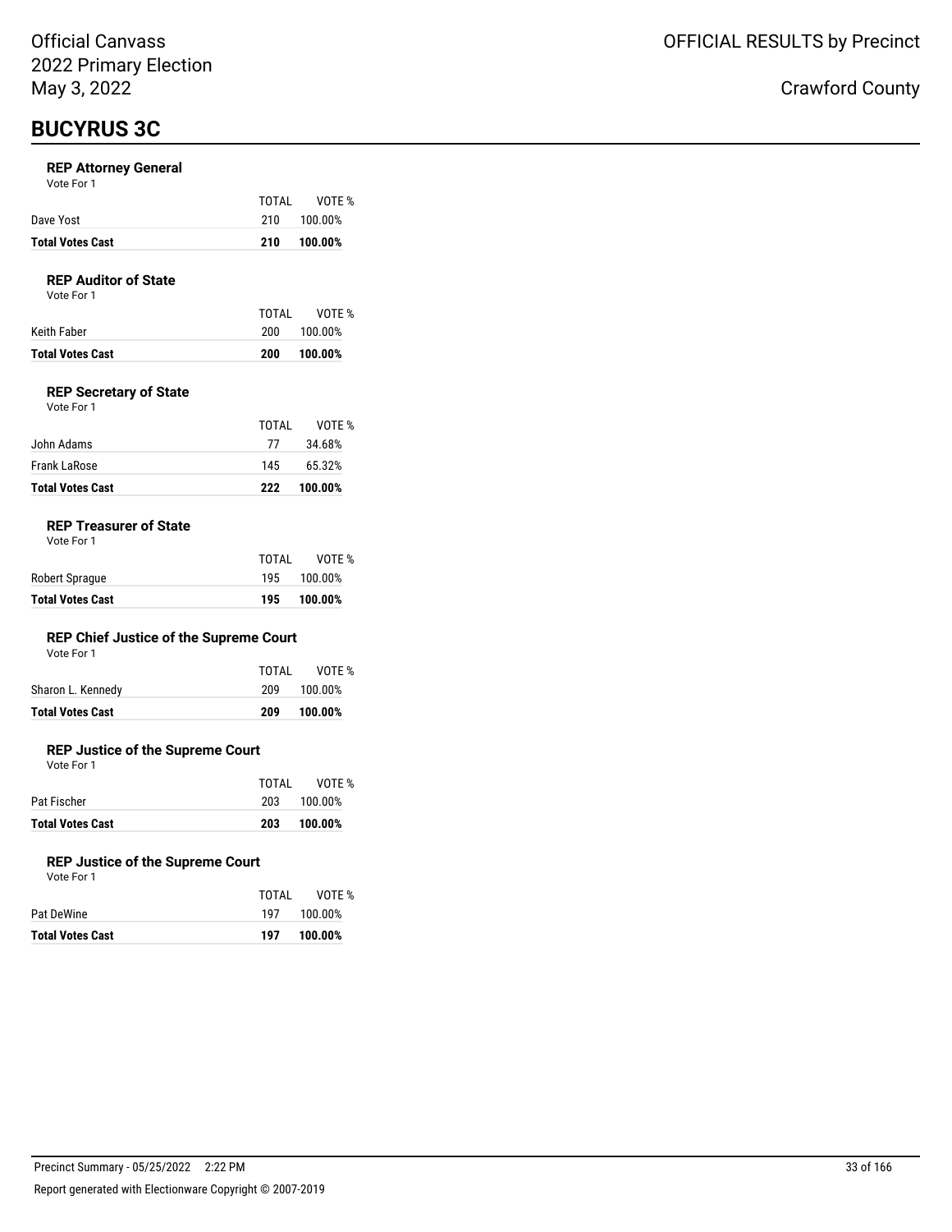Official Canvass
2022 Primary Election
May 3, 2022

OFFICIAL RESULTS by Precinct

Crawford County

# BUCYRUS 3C

### REP Attorney General

Vote For 1

| | TOTAL | VOTE % |
|---|---|---|
| Dave Yost | 210 | 100.00% |
| **Total Votes Cast** | **210** | **100.00%** |

### REP Auditor of State

Vote For 1

| | TOTAL | VOTE % |
|---|---|---|
| Keith Faber | 200 | 100.00% |
| **Total Votes Cast** | **200** | **100.00%** |

### REP Secretary of State

Vote For 1

| | TOTAL | VOTE % |
|---|---|---|
| John Adams | 77 | 34.68% |
| Frank LaRose | 145 | 65.32% |
| **Total Votes Cast** | **222** | **100.00%** |

### REP Treasurer of State

Vote For 1

| | TOTAL | VOTE % |
|---|---|---|
| Robert Sprague | 195 | 100.00% |
| **Total Votes Cast** | **195** | **100.00%** |

### REP Chief Justice of the Supreme Court

Vote For 1

| | TOTAL | VOTE % |
|---|---|---|
| Sharon L. Kennedy | 209 | 100.00% |
| **Total Votes Cast** | **209** | **100.00%** |

### REP Justice of the Supreme Court

Vote For 1

| | TOTAL | VOTE % |
|---|---|---|
| Pat Fischer | 203 | 100.00% |
| **Total Votes Cast** | **203** | **100.00%** |

### REP Justice of the Supreme Court

Vote For 1

| | TOTAL | VOTE % |
|---|---|---|
| Pat DeWine | 197 | 100.00% |
| **Total Votes Cast** | **197** | **100.00%** |

Precinct Summary - 05/25/2022 2:22 PM

Report generated with Electionware Copyright © 2007-2019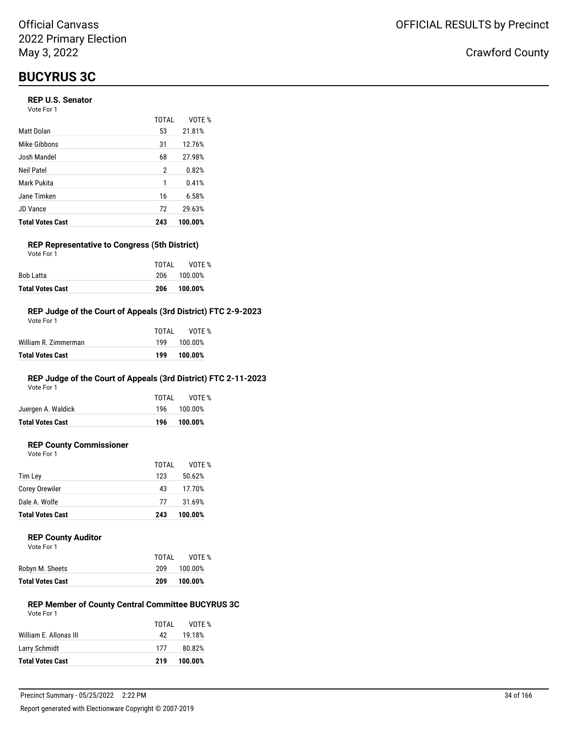Official Canvass
2022 Primary Election
May 3, 2022

OFFICIAL RESULTS by Precinct

Crawford County

# BUCYRUS 3C

### REP U.S. Senator

Vote For 1

| | TOTAL | VOTE % |
|---|---|---|
| Matt Dolan | 53 | 21.81% |
| Mike Gibbons | 31 | 12.76% |
| Josh Mandel | 68 | 27.98% |
| Neil Patel | 2 | 0.82% |
| Mark Pukita | 1 | 0.41% |
| Jane Timken | 16 | 6.58% |
| JD Vance | 72 | 29.63% |
| **Total Votes Cast** | **243** | **100.00%** |

### REP Representative to Congress (5th District)

Vote For 1

| | TOTAL | VOTE % |
|---|---|---|
| Bob Latta | 206 | 100.00% |
| **Total Votes Cast** | **206** | **100.00%** |

### REP Judge of the Court of Appeals (3rd District) FTC 2-9-2023

Vote For 1

| | TOTAL | VOTE % |
|---|---|---|
| William R. Zimmerman | 199 | 100.00% |
| **Total Votes Cast** | **199** | **100.00%** |

### REP Judge of the Court of Appeals (3rd District) FTC 2-11-2023

Vote For 1

| | TOTAL | VOTE % |
|---|---|---|
| Juergen A. Waldick | 196 | 100.00% |
| **Total Votes Cast** | **196** | **100.00%** |

### REP County Commissioner

Vote For 1

| | TOTAL | VOTE % |
|---|---|---|
| Tim Ley | 123 | 50.62% |
| Corey Orewiler | 43 | 17.70% |
| Dale A. Wolfe | 77 | 31.69% |
| **Total Votes Cast** | **243** | **100.00%** |

### REP County Auditor

Vote For 1

| | TOTAL | VOTE % |
|---|---|---|
| Robyn M. Sheets | 209 | 100.00% |
| **Total Votes Cast** | **209** | **100.00%** |

### REP Member of County Central Committee BUCYRUS 3C

Vote For 1

| | TOTAL | VOTE % |
|---|---|---|
| William E. Allonas III | 42 | 19.18% |
| Larry Schmidt | 177 | 80.82% |
| **Total Votes Cast** | **219** | **100.00%** |

Precinct Summary - 05/25/2022 2:22 PM

Report generated with Electionware Copyright © 2007-2019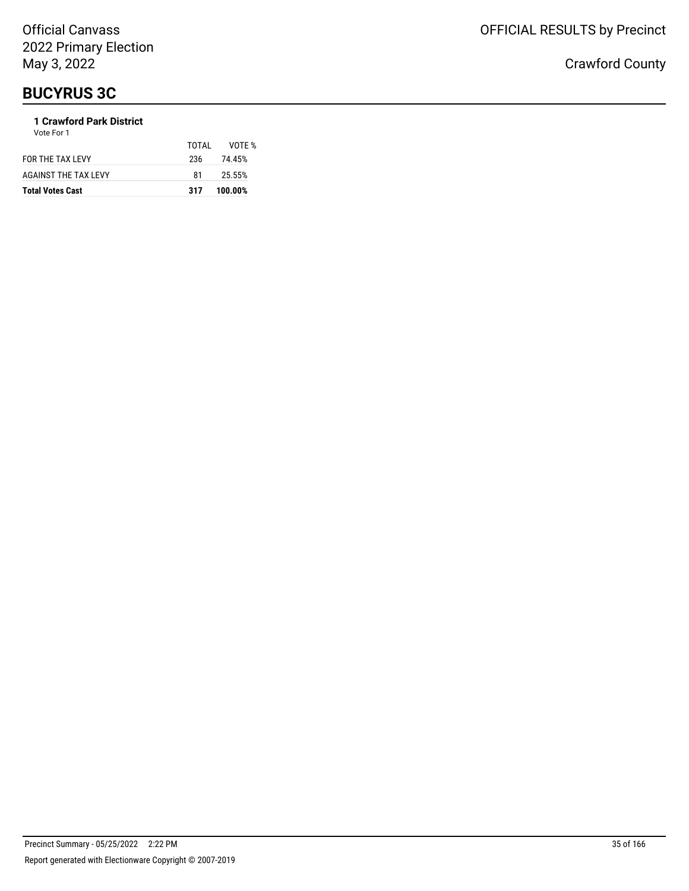# BUCYRUS 3C

### 1 Crawford Park District

Vote For 1

| | TOTAL | VOTE % |
|---|---|---|
| FOR THE TAX LEVY | 236 | 74.45% |
| AGAINST THE TAX LEVY | 81 | 25.55% |
| **Total Votes Cast** | **317** | **100.00%** |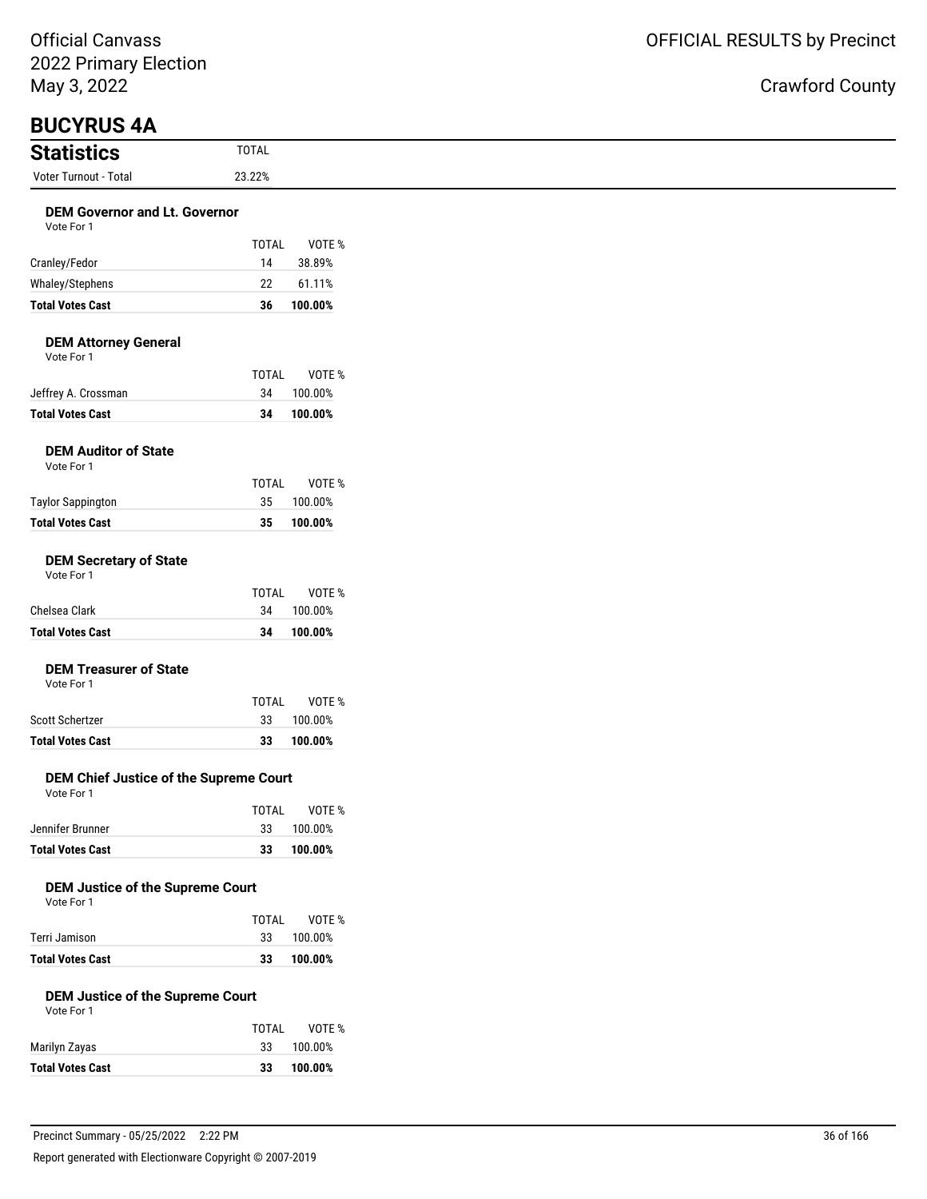Official Canvass
2022 Primary Election
May 3, 2022

OFFICIAL RESULTS by Precinct

Crawford County

# BUCYRUS 4A

## Statistics

| | TOTAL |
|---|---|
| Voter Turnout - Total | 23.22% |

### DEM Governor and Lt. Governor

Vote For 1

| | TOTAL | VOTE % |
|---|---|---|
| Cranley/Fedor | 14 | 38.89% |
| Whaley/Stephens | 22 | 61.11% |
| **Total Votes Cast** | **36** | **100.00%** |

### DEM Attorney General

Vote For 1

| | TOTAL | VOTE % |
|---|---|---|
| Jeffrey A. Crossman | 34 | 100.00% |
| **Total Votes Cast** | **34** | **100.00%** |

### DEM Auditor of State

Vote For 1

| | TOTAL | VOTE % |
|---|---|---|
| Taylor Sappington | 35 | 100.00% |
| **Total Votes Cast** | **35** | **100.00%** |

### DEM Secretary of State

Vote For 1

| | TOTAL | VOTE % |
|---|---|---|
| Chelsea Clark | 34 | 100.00% |
| **Total Votes Cast** | **34** | **100.00%** |

### DEM Treasurer of State

Vote For 1

| | TOTAL | VOTE % |
|---|---|---|
| Scott Schertzer | 33 | 100.00% |
| **Total Votes Cast** | **33** | **100.00%** |

### DEM Chief Justice of the Supreme Court

Vote For 1

| | TOTAL | VOTE % |
|---|---|---|
| Jennifer Brunner | 33 | 100.00% |
| **Total Votes Cast** | **33** | **100.00%** |

### DEM Justice of the Supreme Court

Vote For 1

| | TOTAL | VOTE % |
|---|---|---|
| Terri Jamison | 33 | 100.00% |
| **Total Votes Cast** | **33** | **100.00%** |

### DEM Justice of the Supreme Court

Vote For 1

| | TOTAL | VOTE % |
|---|---|---|
| Marilyn Zayas | 33 | 100.00% |
| **Total Votes Cast** | **33** | **100.00%** |

Precinct Summary - 05/25/2022 2:22 PM

Report generated with Electionware Copyright © 2007-2019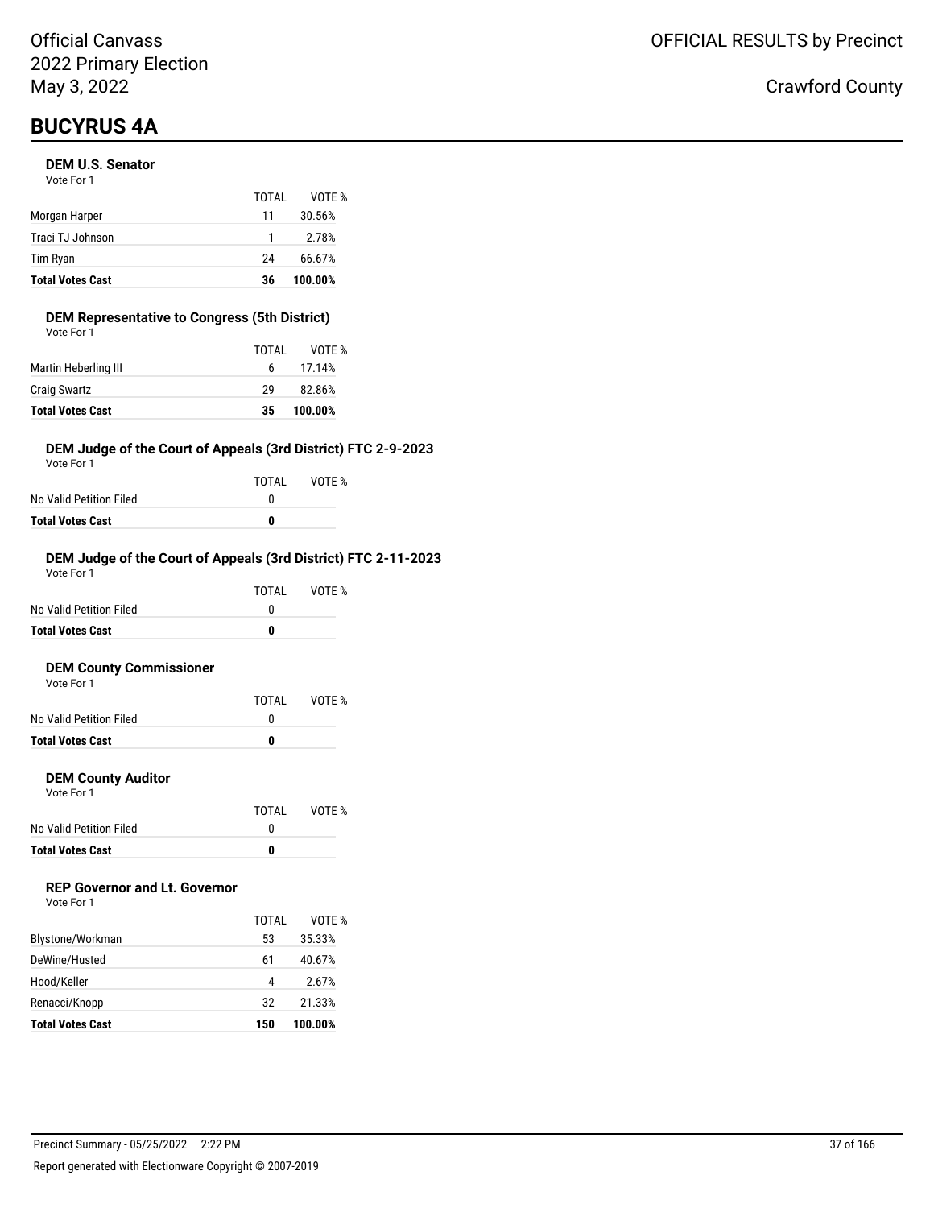Official Canvass
2022 Primary Election
May 3, 2022

OFFICIAL RESULTS by Precinct

Crawford County

# BUCYRUS 4A

### DEM U.S. Senator

Vote For 1

| | TOTAL | VOTE % |
|---|---|---|
| Morgan Harper | 11 | 30.56% |
| Traci TJ Johnson | 1 | 2.78% |
| Tim Ryan | 24 | 66.67% |
| **Total Votes Cast** | **36** | **100.00%** |

### DEM Representative to Congress (5th District)

Vote For 1

| | TOTAL | VOTE % |
|---|---|---|
| Martin Heberling III | 6 | 17.14% |
| Craig Swartz | 29 | 82.86% |
| **Total Votes Cast** | **35** | **100.00%** |

### DEM Judge of the Court of Appeals (3rd District) FTC 2-9-2023

Vote For 1

| | TOTAL | VOTE % |
|---|---|---|
| No Valid Petition Filed | 0 | |
| **Total Votes Cast** | **0** | |

### DEM Judge of the Court of Appeals (3rd District) FTC 2-11-2023

Vote For 1

| | TOTAL | VOTE % |
|---|---|---|
| No Valid Petition Filed | 0 | |
| **Total Votes Cast** | **0** | |

### DEM County Commissioner

Vote For 1

| | TOTAL | VOTE % |
|---|---|---|
| No Valid Petition Filed | 0 | |
| **Total Votes Cast** | **0** | |

### DEM County Auditor

Vote For 1

| | TOTAL | VOTE % |
|---|---|---|
| No Valid Petition Filed | 0 | |
| **Total Votes Cast** | **0** | |

### REP Governor and Lt. Governor

Vote For 1

| | TOTAL | VOTE % |
|---|---|---|
| Blystone/Workman | 53 | 35.33% |
| DeWine/Husted | 61 | 40.67% |
| Hood/Keller | 4 | 2.67% |
| Renacci/Knopp | 32 | 21.33% |
| **Total Votes Cast** | **150** | **100.00%** |

Precinct Summary - 05/25/2022 2:22 PM

Report generated with Electionware Copyright © 2007-2019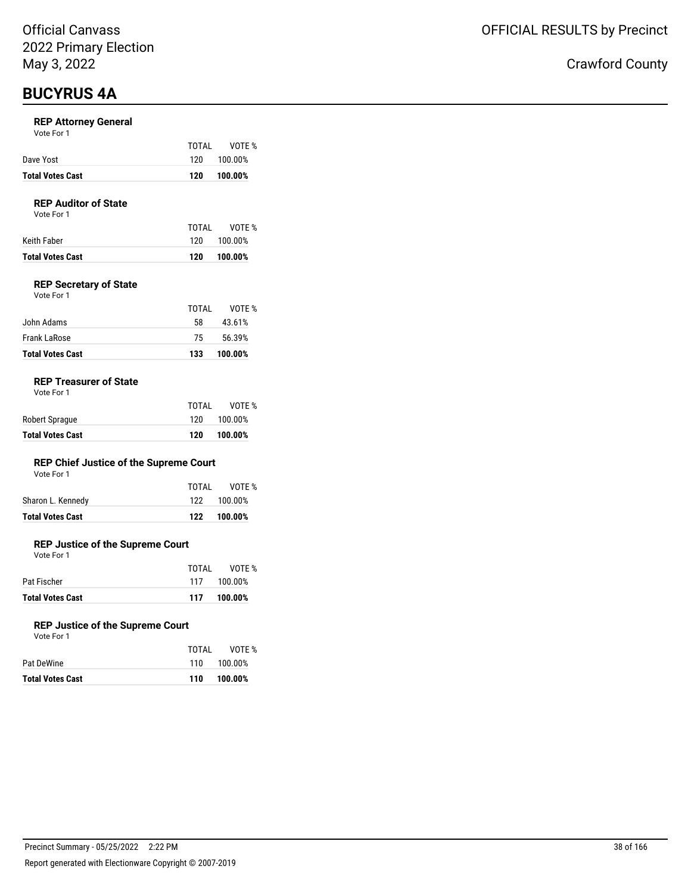# BUCYRUS 4A

### REP Attorney General

Vote For 1

| | TOTAL | VOTE % |
|---|---|---|
| Dave Yost | 120 | 100.00% |
| **Total Votes Cast** | **120** | **100.00%** |

### REP Auditor of State

Vote For 1

| | TOTAL | VOTE % |
|---|---|---|
| Keith Faber | 120 | 100.00% |
| **Total Votes Cast** | **120** | **100.00%** |

### REP Secretary of State

Vote For 1

| | TOTAL | VOTE % |
|---|---|---|
| John Adams | 58 | 43.61% |
| Frank LaRose | 75 | 56.39% |
| **Total Votes Cast** | **133** | **100.00%** |

### REP Treasurer of State

Vote For 1

| | TOTAL | VOTE % |
|---|---|---|
| Robert Sprague | 120 | 100.00% |
| **Total Votes Cast** | **120** | **100.00%** |

### REP Chief Justice of the Supreme Court

Vote For 1

| | TOTAL | VOTE % |
|---|---|---|
| Sharon L. Kennedy | 122 | 100.00% |
| **Total Votes Cast** | **122** | **100.00%** |

### REP Justice of the Supreme Court

Vote For 1

| | TOTAL | VOTE % |
|---|---|---|
| Pat Fischer | 117 | 100.00% |
| **Total Votes Cast** | **117** | **100.00%** |

### REP Justice of the Supreme Court

Vote For 1

| | TOTAL | VOTE % |
|---|---|---|
| Pat DeWine | 110 | 100.00% |
| **Total Votes Cast** | **110** | **100.00%** |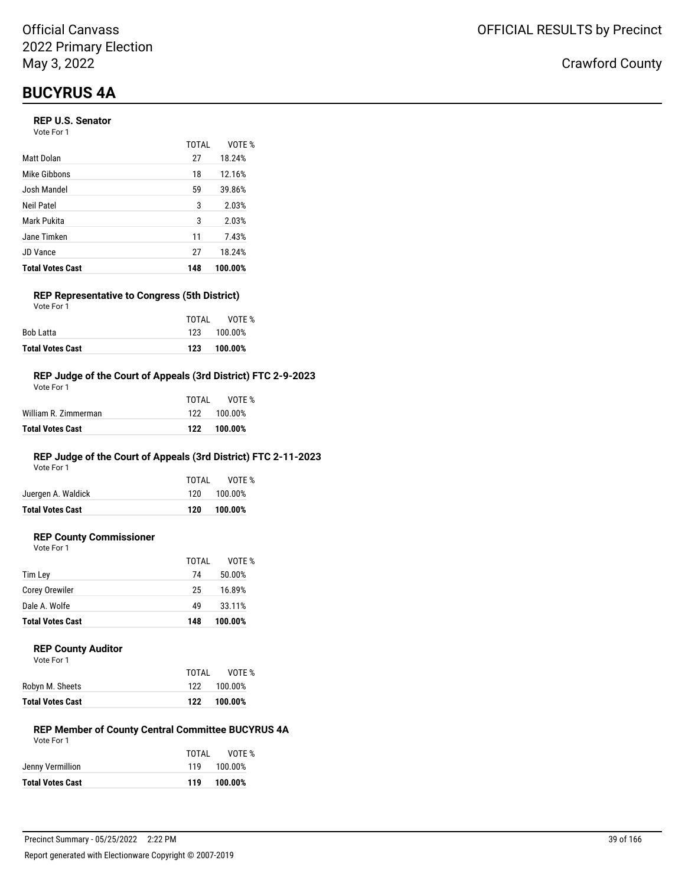Official Canvass
2022 Primary Election
May 3, 2022

OFFICIAL RESULTS by Precinct

Crawford County

# BUCYRUS 4A

### REP U.S. Senator

Vote For 1

| | TOTAL | VOTE % |
|---|---|---|
| Matt Dolan | 27 | 18.24% |
| Mike Gibbons | 18 | 12.16% |
| Josh Mandel | 59 | 39.86% |
| Neil Patel | 3 | 2.03% |
| Mark Pukita | 3 | 2.03% |
| Jane Timken | 11 | 7.43% |
| JD Vance | 27 | 18.24% |
| **Total Votes Cast** | **148** | **100.00%** |

### REP Representative to Congress (5th District)

Vote For 1

| | TOTAL | VOTE % |
|---|---|---|
| Bob Latta | 123 | 100.00% |
| **Total Votes Cast** | **123** | **100.00%** |

### REP Judge of the Court of Appeals (3rd District) FTC 2-9-2023

Vote For 1

| | TOTAL | VOTE % |
|---|---|---|
| William R. Zimmerman | 122 | 100.00% |
| **Total Votes Cast** | **122** | **100.00%** |

### REP Judge of the Court of Appeals (3rd District) FTC 2-11-2023

Vote For 1

| | TOTAL | VOTE % |
|---|---|---|
| Juergen A. Waldick | 120 | 100.00% |
| **Total Votes Cast** | **120** | **100.00%** |

### REP County Commissioner

Vote For 1

| | TOTAL | VOTE % |
|---|---|---|
| Tim Ley | 74 | 50.00% |
| Corey Orewiler | 25 | 16.89% |
| Dale A. Wolfe | 49 | 33.11% |
| **Total Votes Cast** | **148** | **100.00%** |

### REP County Auditor

Vote For 1

| | TOTAL | VOTE % |
|---|---|---|
| Robyn M. Sheets | 122 | 100.00% |
| **Total Votes Cast** | **122** | **100.00%** |

### REP Member of County Central Committee BUCYRUS 4A

Vote For 1

| | TOTAL | VOTE % |
|---|---|---|
| Jenny Vermillion | 119 | 100.00% |
| **Total Votes Cast** | **119** | **100.00%** |

Precinct Summary - 05/25/2022 2:22 PM

Report generated with Electionware Copyright © 2007-2019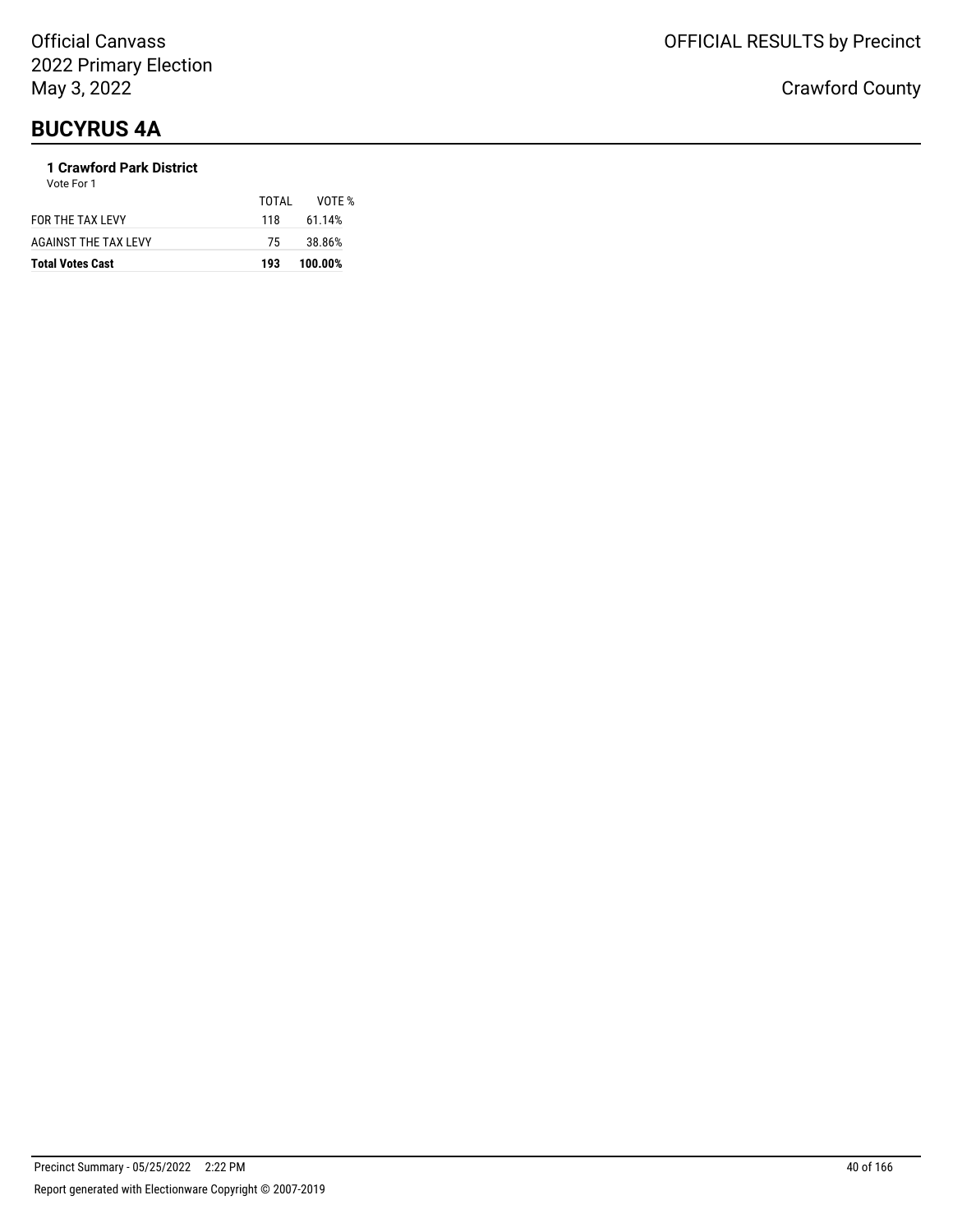# BUCYRUS 4A

### 1 Crawford Park District

Vote For 1

| | TOTAL | VOTE % |
|---|---|---|
| FOR THE TAX LEVY | 118 | 61.14% |
| AGAINST THE TAX LEVY | 75 | 38.86% |
| **Total Votes Cast** | **193** | **100.00%** |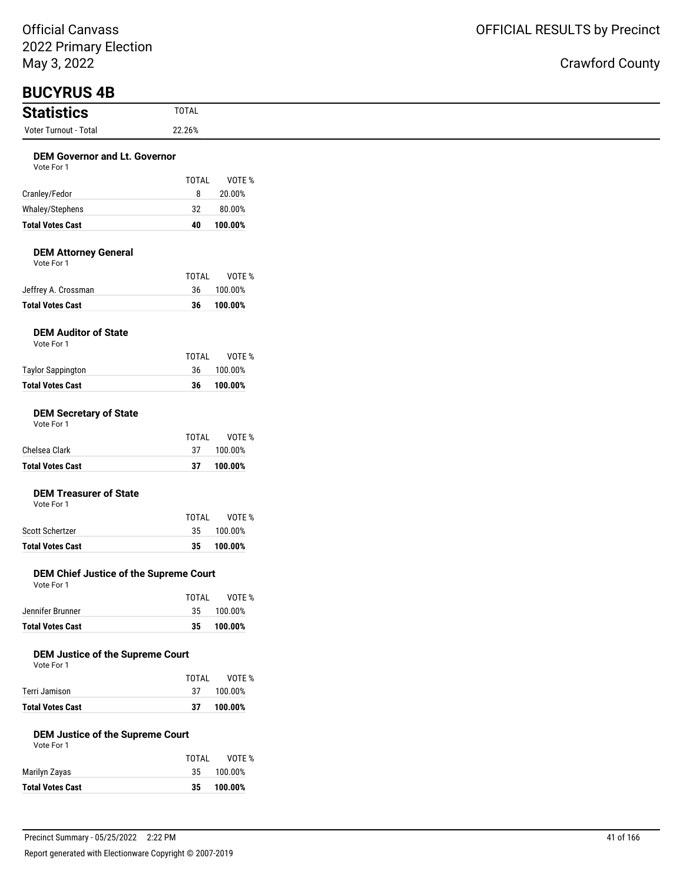Official Canvass
2022 Primary Election
May 3, 2022

OFFICIAL RESULTS by Precinct

Crawford County

# BUCYRUS 4B

## Statistics

| Statistics | TOTAL |
|---|---|
| Voter Turnout - Total | 22.26% |

### DEM Governor and Lt. Governor

Vote For 1

| | TOTAL | VOTE % |
|---|---|---|
| Cranley/Fedor | 8 | 20.00% |
| Whaley/Stephens | 32 | 80.00% |
| **Total Votes Cast** | **40** | **100.00%** |

### DEM Attorney General

Vote For 1

| | TOTAL | VOTE % |
|---|---|---|
| Jeffrey A. Crossman | 36 | 100.00% |
| **Total Votes Cast** | **36** | **100.00%** |

### DEM Auditor of State

Vote For 1

| | TOTAL | VOTE % |
|---|---|---|
| Taylor Sappington | 36 | 100.00% |
| **Total Votes Cast** | **36** | **100.00%** |

### DEM Secretary of State

Vote For 1

| | TOTAL | VOTE % |
|---|---|---|
| Chelsea Clark | 37 | 100.00% |
| **Total Votes Cast** | **37** | **100.00%** |

### DEM Treasurer of State

Vote For 1

| | TOTAL | VOTE % |
|---|---|---|
| Scott Schertzer | 35 | 100.00% |
| **Total Votes Cast** | **35** | **100.00%** |

### DEM Chief Justice of the Supreme Court

Vote For 1

| | TOTAL | VOTE % |
|---|---|---|
| Jennifer Brunner | 35 | 100.00% |
| **Total Votes Cast** | **35** | **100.00%** |

### DEM Justice of the Supreme Court

Vote For 1

| | TOTAL | VOTE % |
|---|---|---|
| Terri Jamison | 37 | 100.00% |
| **Total Votes Cast** | **37** | **100.00%** |

### DEM Justice of the Supreme Court

Vote For 1

| | TOTAL | VOTE % |
|---|---|---|
| Marilyn Zayas | 35 | 100.00% |
| **Total Votes Cast** | **35** | **100.00%** |

Precinct Summary - 05/25/2022 2:22 PM

Report generated with Electionware Copyright © 2007-2019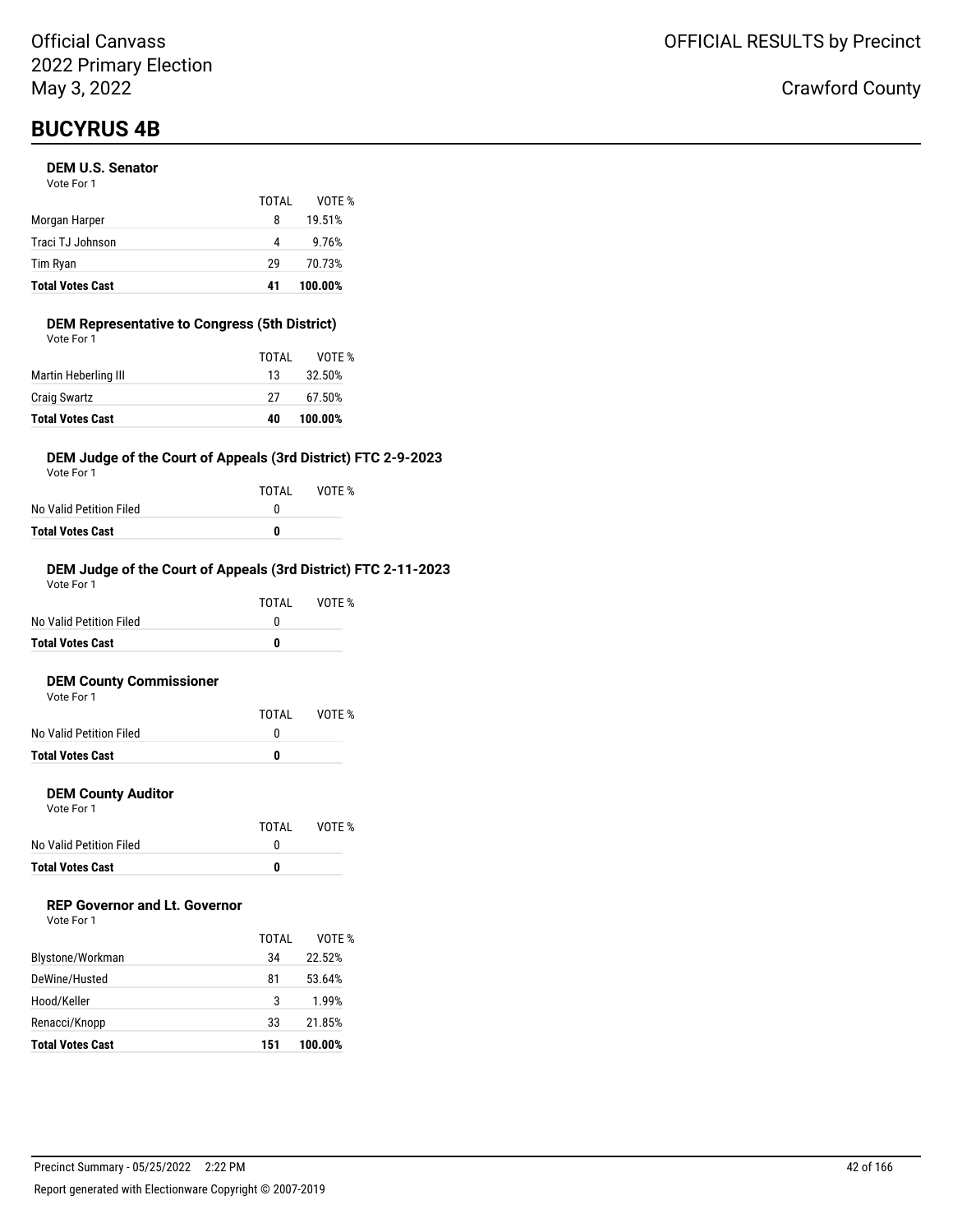Official Canvass
2022 Primary Election
May 3, 2022

OFFICIAL RESULTS by Precinct

Crawford County

# BUCYRUS 4B

### DEM U.S. Senator

Vote For 1

| | TOTAL | VOTE % |
|---|---|---|
| Morgan Harper | 8 | 19.51% |
| Traci TJ Johnson | 4 | 9.76% |
| Tim Ryan | 29 | 70.73% |
| **Total Votes Cast** | **41** | **100.00%** |

### DEM Representative to Congress (5th District)

Vote For 1

| | TOTAL | VOTE % |
|---|---|---|
| Martin Heberling III | 13 | 32.50% |
| Craig Swartz | 27 | 67.50% |
| **Total Votes Cast** | **40** | **100.00%** |

### DEM Judge of the Court of Appeals (3rd District) FTC 2-9-2023

Vote For 1

| | TOTAL | VOTE % |
|---|---|---|
| No Valid Petition Filed | 0 | |
| **Total Votes Cast** | **0** | |

### DEM Judge of the Court of Appeals (3rd District) FTC 2-11-2023

Vote For 1

| | TOTAL | VOTE % |
|---|---|---|
| No Valid Petition Filed | 0 | |
| **Total Votes Cast** | **0** | |

### DEM County Commissioner

Vote For 1

| | TOTAL | VOTE % |
|---|---|---|
| No Valid Petition Filed | 0 | |
| **Total Votes Cast** | **0** | |

### DEM County Auditor

Vote For 1

| | TOTAL | VOTE % |
|---|---|---|
| No Valid Petition Filed | 0 | |
| **Total Votes Cast** | **0** | |

### REP Governor and Lt. Governor

Vote For 1

| | TOTAL | VOTE % |
|---|---|---|
| Blystone/Workman | 34 | 22.52% |
| DeWine/Husted | 81 | 53.64% |
| Hood/Keller | 3 | 1.99% |
| Renacci/Knopp | 33 | 21.85% |
| **Total Votes Cast** | **151** | **100.00%** |

Precinct Summary - 05/25/2022 2:22 PM

Report generated with Electionware Copyright © 2007-2019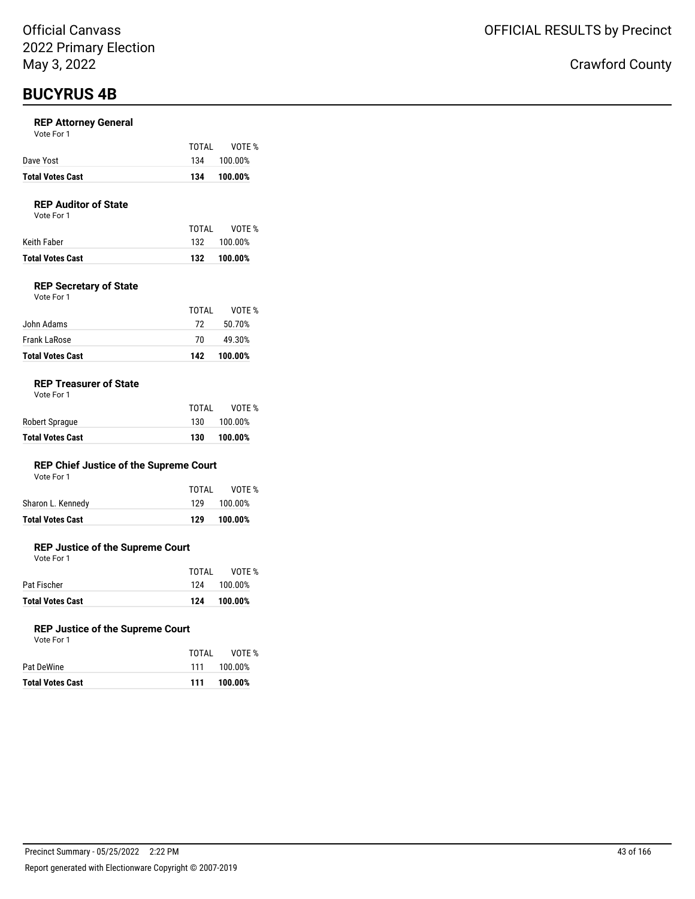# BUCYRUS 4B

### REP Attorney General

Vote For 1

| | TOTAL | VOTE % |
|---|---|---|
| Dave Yost | 134 | 100.00% |
| **Total Votes Cast** | **134** | **100.00%** |

### REP Auditor of State

Vote For 1

| | TOTAL | VOTE % |
|---|---|---|
| Keith Faber | 132 | 100.00% |
| **Total Votes Cast** | **132** | **100.00%** |

### REP Secretary of State

Vote For 1

| | TOTAL | VOTE % |
|---|---|---|
| John Adams | 72 | 50.70% |
| Frank LaRose | 70 | 49.30% |
| **Total Votes Cast** | **142** | **100.00%** |

### REP Treasurer of State

Vote For 1

| | TOTAL | VOTE % |
|---|---|---|
| Robert Sprague | 130 | 100.00% |
| **Total Votes Cast** | **130** | **100.00%** |

### REP Chief Justice of the Supreme Court

Vote For 1

| | TOTAL | VOTE % |
|---|---|---|
| Sharon L. Kennedy | 129 | 100.00% |
| **Total Votes Cast** | **129** | **100.00%** |

### REP Justice of the Supreme Court

Vote For 1

| | TOTAL | VOTE % |
|---|---|---|
| Pat Fischer | 124 | 100.00% |
| **Total Votes Cast** | **124** | **100.00%** |

### REP Justice of the Supreme Court

Vote For 1

| | TOTAL | VOTE % |
|---|---|---|
| Pat DeWine | 111 | 100.00% |
| **Total Votes Cast** | **111** | **100.00%** |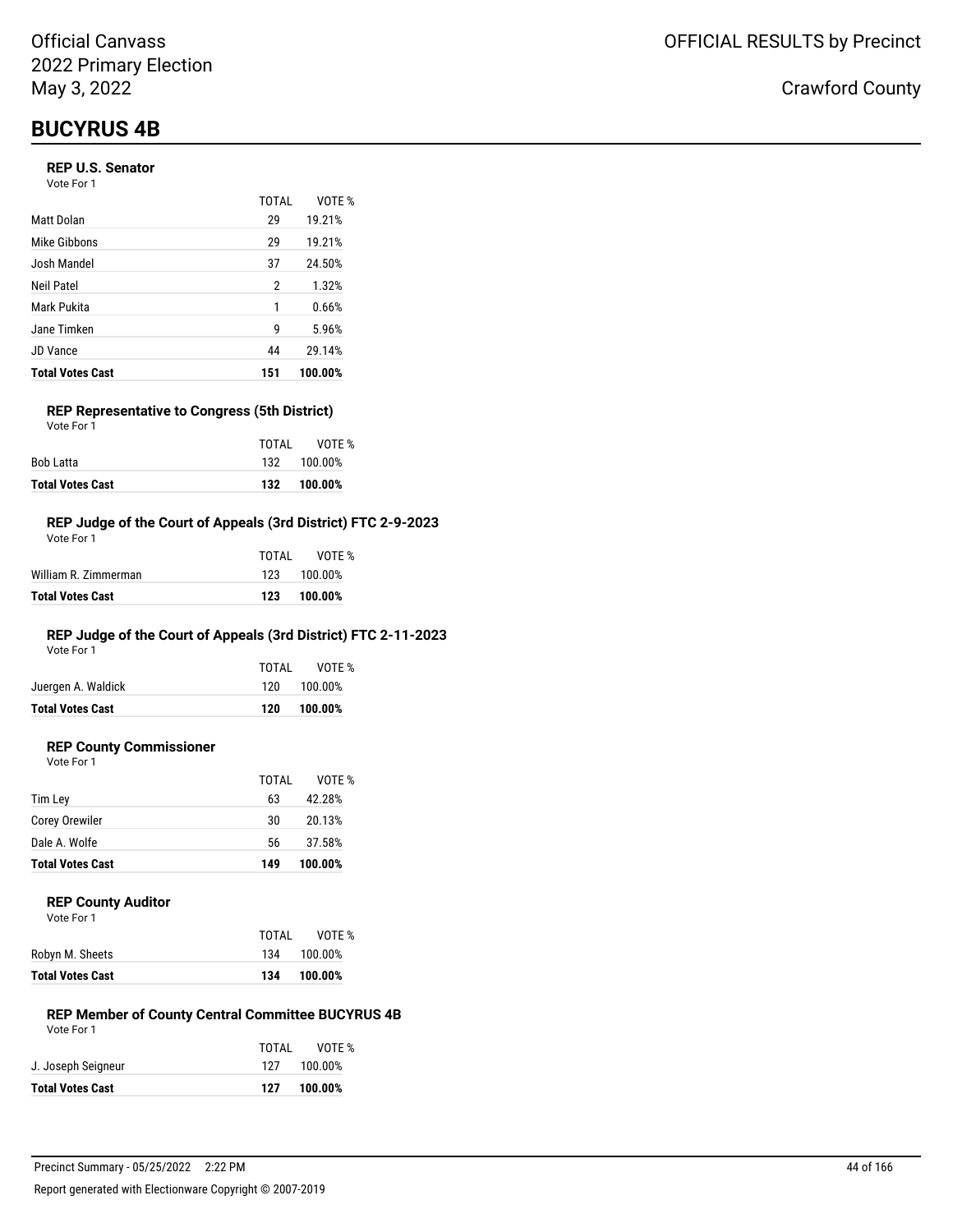# BUCYRUS 4B

### REP U.S. Senator

Vote For 1

| | TOTAL | VOTE % |
|---|---|---|
| Matt Dolan | 29 | 19.21% |
| Mike Gibbons | 29 | 19.21% |
| Josh Mandel | 37 | 24.50% |
| Neil Patel | 2 | 1.32% |
| Mark Pukita | 1 | 0.66% |
| Jane Timken | 9 | 5.96% |
| JD Vance | 44 | 29.14% |
| **Total Votes Cast** | **151** | **100.00%** |

### REP Representative to Congress (5th District)

Vote For 1

| | TOTAL | VOTE % |
|---|---|---|
| Bob Latta | 132 | 100.00% |
| **Total Votes Cast** | **132** | **100.00%** |

### REP Judge of the Court of Appeals (3rd District) FTC 2-9-2023

Vote For 1

| | TOTAL | VOTE % |
|---|---|---|
| William R. Zimmerman | 123 | 100.00% |
| **Total Votes Cast** | **123** | **100.00%** |

### REP Judge of the Court of Appeals (3rd District) FTC 2-11-2023

Vote For 1

| | TOTAL | VOTE % |
|---|---|---|
| Juergen A. Waldick | 120 | 100.00% |
| **Total Votes Cast** | **120** | **100.00%** |

### REP County Commissioner

Vote For 1

| | TOTAL | VOTE % |
|---|---|---|
| Tim Ley | 63 | 42.28% |
| Corey Orewiler | 30 | 20.13% |
| Dale A. Wolfe | 56 | 37.58% |
| **Total Votes Cast** | **149** | **100.00%** |

### REP County Auditor

Vote For 1

| | TOTAL | VOTE % |
|---|---|---|
| Robyn M. Sheets | 134 | 100.00% |
| **Total Votes Cast** | **134** | **100.00%** |

### REP Member of County Central Committee BUCYRUS 4B

Vote For 1

| | TOTAL | VOTE % |
|---|---|---|
| J. Joseph Seigneur | 127 | 100.00% |
| **Total Votes Cast** | **127** | **100.00%** |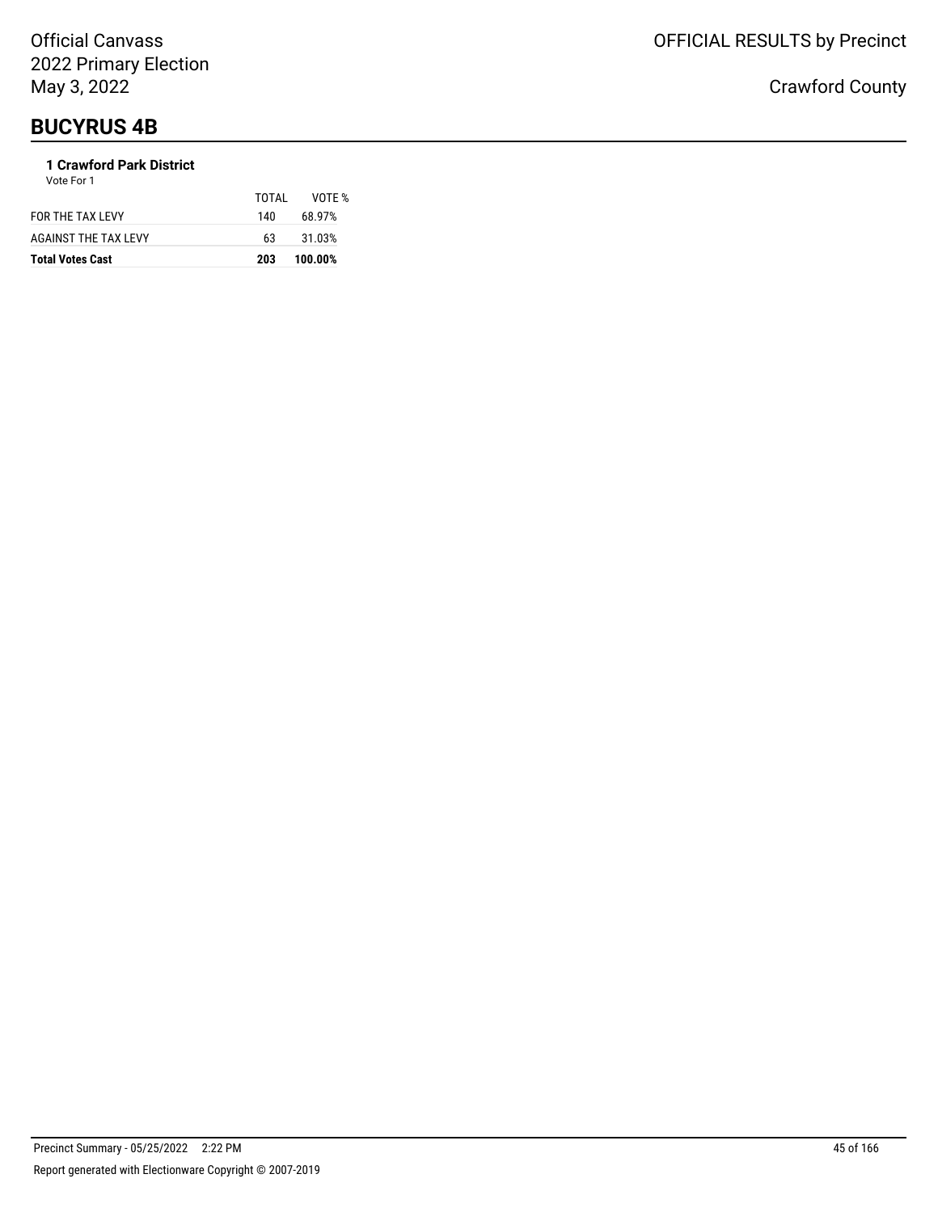# BUCYRUS 4B

### 1 Crawford Park District

Vote For 1

| | TOTAL | VOTE % |
|---|---|---|
| FOR THE TAX LEVY | 140 | 68.97% |
| AGAINST THE TAX LEVY | 63 | 31.03% |
| **Total Votes Cast** | **203** | **100.00%** |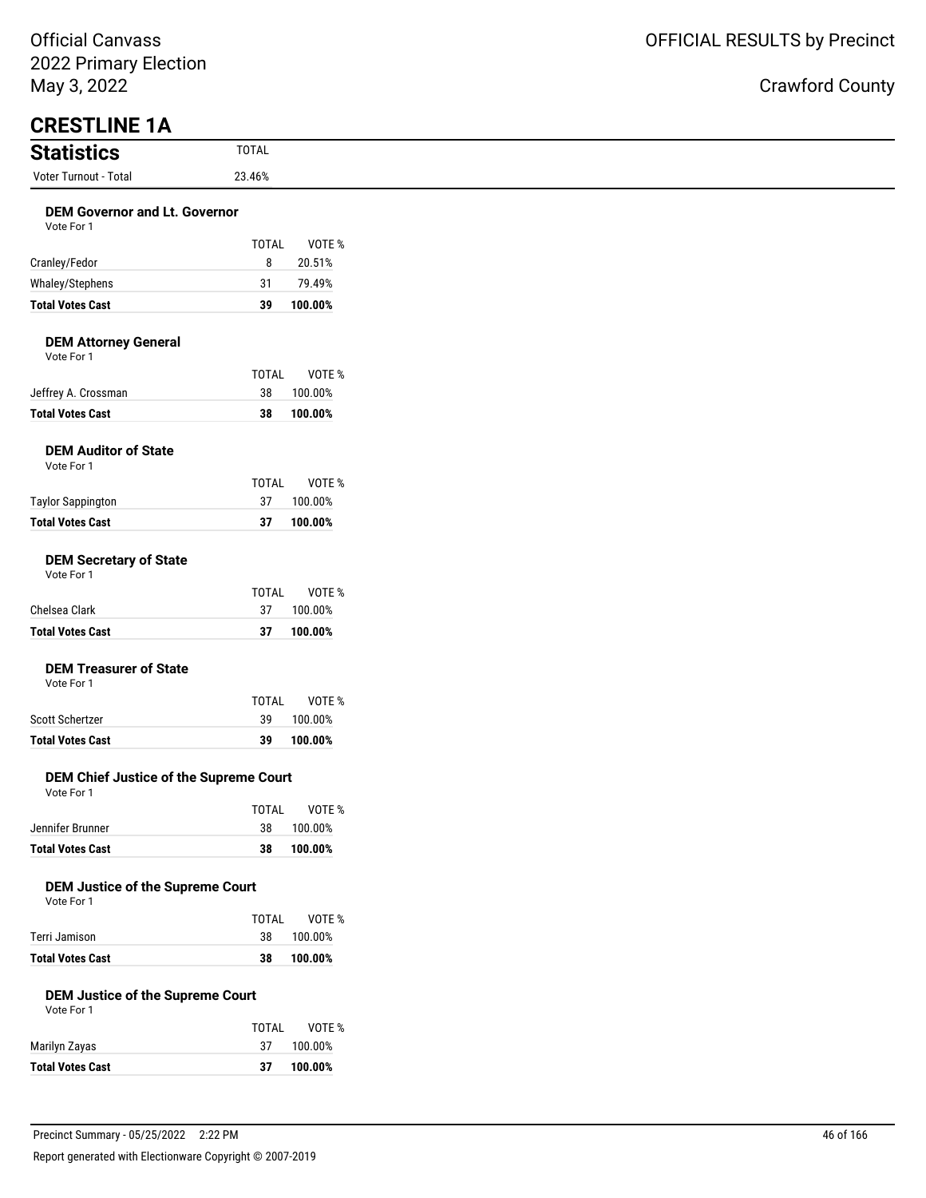Official Canvass
2022 Primary Election
May 3, 2022

OFFICIAL RESULTS by Precinct

Crawford County

# CRESTLINE 1A

## Statistics

| Statistics | TOTAL |
|---|---|
| Voter Turnout - Total | 23.46% |

### DEM Governor and Lt. Governor

Vote For 1

| | TOTAL | VOTE % |
|---|---|---|
| Cranley/Fedor | 8 | 20.51% |
| Whaley/Stephens | 31 | 79.49% |
| **Total Votes Cast** | **39** | **100.00%** |

### DEM Attorney General

Vote For 1

| | TOTAL | VOTE % |
|---|---|---|
| Jeffrey A. Crossman | 38 | 100.00% |
| **Total Votes Cast** | **38** | **100.00%** |

### DEM Auditor of State

Vote For 1

| | TOTAL | VOTE % |
|---|---|---|
| Taylor Sappington | 37 | 100.00% |
| **Total Votes Cast** | **37** | **100.00%** |

### DEM Secretary of State

Vote For 1

| | TOTAL | VOTE % |
|---|---|---|
| Chelsea Clark | 37 | 100.00% |
| **Total Votes Cast** | **37** | **100.00%** |

### DEM Treasurer of State

Vote For 1

| | TOTAL | VOTE % |
|---|---|---|
| Scott Schertzer | 39 | 100.00% |
| **Total Votes Cast** | **39** | **100.00%** |

### DEM Chief Justice of the Supreme Court

Vote For 1

| | TOTAL | VOTE % |
|---|---|---|
| Jennifer Brunner | 38 | 100.00% |
| **Total Votes Cast** | **38** | **100.00%** |

### DEM Justice of the Supreme Court

Vote For 1

| | TOTAL | VOTE % |
|---|---|---|
| Terri Jamison | 38 | 100.00% |
| **Total Votes Cast** | **38** | **100.00%** |

### DEM Justice of the Supreme Court

Vote For 1

| | TOTAL | VOTE % |
|---|---|---|
| Marilyn Zayas | 37 | 100.00% |
| **Total Votes Cast** | **37** | **100.00%** |

Precinct Summary - 05/25/2022 2:22 PM

Report generated with Electionware Copyright © 2007-2019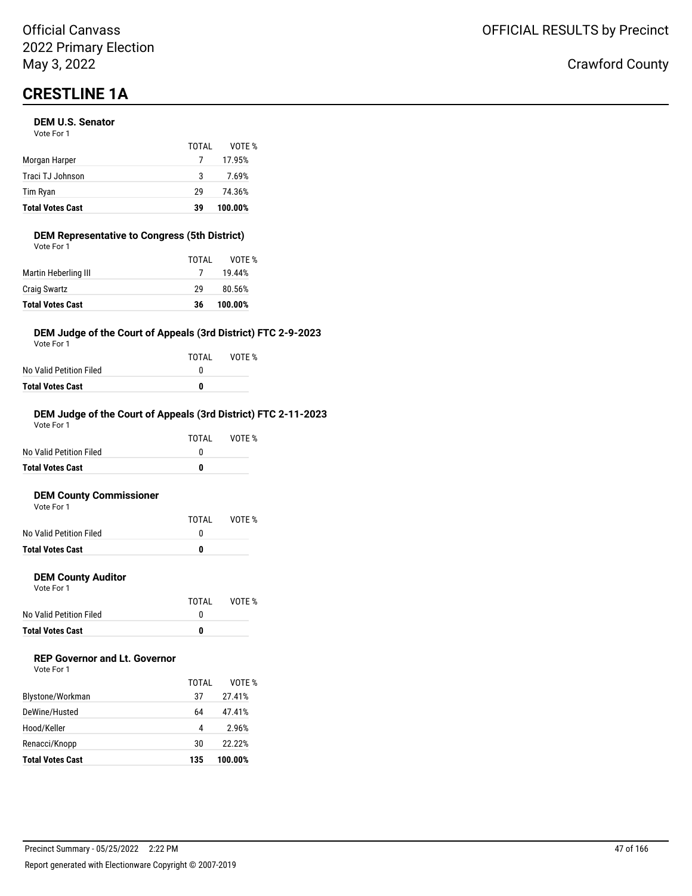Official Canvass
2022 Primary Election
May 3, 2022

OFFICIAL RESULTS by Precinct

Crawford County

# CRESTLINE 1A

### DEM U.S. Senator

Vote For 1

| | TOTAL | VOTE % |
|---|---|---|
| Morgan Harper | 7 | 17.95% |
| Traci TJ Johnson | 3 | 7.69% |
| Tim Ryan | 29 | 74.36% |
| **Total Votes Cast** | **39** | **100.00%** |

### DEM Representative to Congress (5th District)

Vote For 1

| | TOTAL | VOTE % |
|---|---|---|
| Martin Heberling III | 7 | 19.44% |
| Craig Swartz | 29 | 80.56% |
| **Total Votes Cast** | **36** | **100.00%** |

### DEM Judge of the Court of Appeals (3rd District) FTC 2-9-2023

Vote For 1

| | TOTAL | VOTE % |
|---|---|---|
| No Valid Petition Filed | 0 | |
| **Total Votes Cast** | **0** | |

### DEM Judge of the Court of Appeals (3rd District) FTC 2-11-2023

Vote For 1

| | TOTAL | VOTE % |
|---|---|---|
| No Valid Petition Filed | 0 | |
| **Total Votes Cast** | **0** | |

### DEM County Commissioner

Vote For 1

| | TOTAL | VOTE % |
|---|---|---|
| No Valid Petition Filed | 0 | |
| **Total Votes Cast** | **0** | |

### DEM County Auditor

Vote For 1

| | TOTAL | VOTE % |
|---|---|---|
| No Valid Petition Filed | 0 | |
| **Total Votes Cast** | **0** | |

### REP Governor and Lt. Governor

Vote For 1

| | TOTAL | VOTE % |
|---|---|---|
| Blystone/Workman | 37 | 27.41% |
| DeWine/Husted | 64 | 47.41% |
| Hood/Keller | 4 | 2.96% |
| Renacci/Knopp | 30 | 22.22% |
| **Total Votes Cast** | **135** | **100.00%** |

Precinct Summary - 05/25/2022 2:22 PM

Report generated with Electionware Copyright © 2007-2019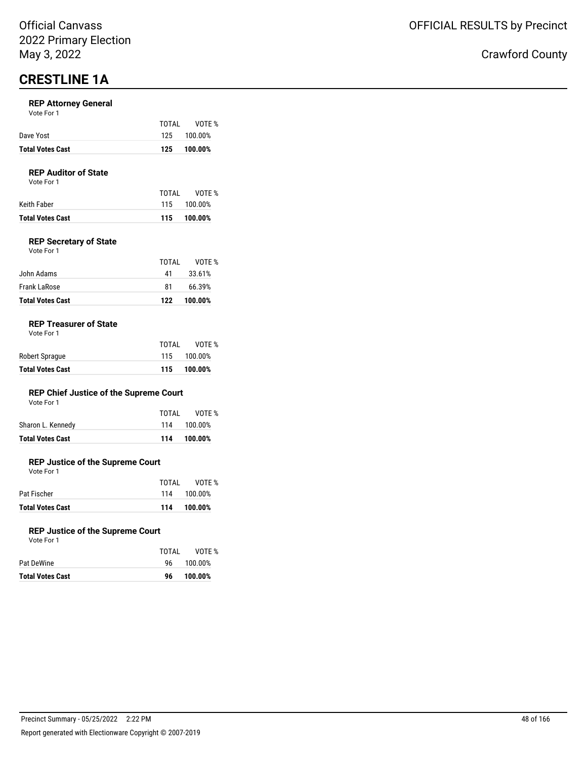# CRESTLINE 1A

### REP Attorney General

Vote For 1

| | TOTAL | VOTE % |
|---|---|---|
| Dave Yost | 125 | 100.00% |
| **Total Votes Cast** | **125** | **100.00%** |

### REP Auditor of State

Vote For 1

| | TOTAL | VOTE % |
|---|---|---|
| Keith Faber | 115 | 100.00% |
| **Total Votes Cast** | **115** | **100.00%** |

### REP Secretary of State

Vote For 1

| | TOTAL | VOTE % |
|---|---|---|
| John Adams | 41 | 33.61% |
| Frank LaRose | 81 | 66.39% |
| **Total Votes Cast** | **122** | **100.00%** |

### REP Treasurer of State

Vote For 1

| | TOTAL | VOTE % |
|---|---|---|
| Robert Sprague | 115 | 100.00% |
| **Total Votes Cast** | **115** | **100.00%** |

### REP Chief Justice of the Supreme Court

Vote For 1

| | TOTAL | VOTE % |
|---|---|---|
| Sharon L. Kennedy | 114 | 100.00% |
| **Total Votes Cast** | **114** | **100.00%** |

### REP Justice of the Supreme Court

Vote For 1

| | TOTAL | VOTE % |
|---|---|---|
| Pat Fischer | 114 | 100.00% |
| **Total Votes Cast** | **114** | **100.00%** |

### REP Justice of the Supreme Court

Vote For 1

| | TOTAL | VOTE % |
|---|---|---|
| Pat DeWine | 96 | 100.00% |
| **Total Votes Cast** | **96** | **100.00%** |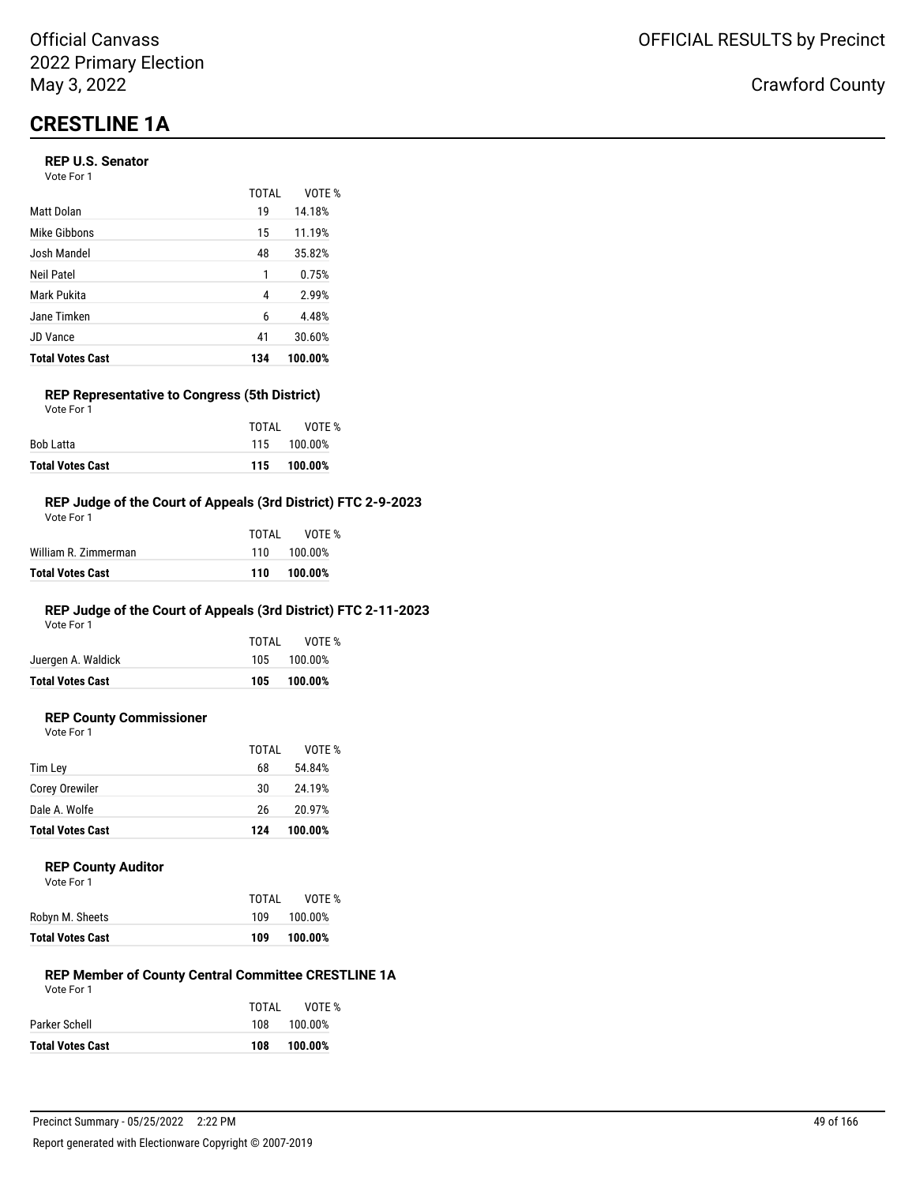Official Canvass
2022 Primary Election
May 3, 2022

OFFICIAL RESULTS by Precinct

Crawford County

# CRESTLINE 1A

### REP U.S. Senator

Vote For 1

| | TOTAL | VOTE % |
|---|---|---|
| Matt Dolan | 19 | 14.18% |
| Mike Gibbons | 15 | 11.19% |
| Josh Mandel | 48 | 35.82% |
| Neil Patel | 1 | 0.75% |
| Mark Pukita | 4 | 2.99% |
| Jane Timken | 6 | 4.48% |
| JD Vance | 41 | 30.60% |
| **Total Votes Cast** | **134** | **100.00%** |

### REP Representative to Congress (5th District)

Vote For 1

| | TOTAL | VOTE % |
|---|---|---|
| Bob Latta | 115 | 100.00% |
| **Total Votes Cast** | **115** | **100.00%** |

### REP Judge of the Court of Appeals (3rd District) FTC 2-9-2023

Vote For 1

| | TOTAL | VOTE % |
|---|---|---|
| William R. Zimmerman | 110 | 100.00% |
| **Total Votes Cast** | **110** | **100.00%** |

### REP Judge of the Court of Appeals (3rd District) FTC 2-11-2023

Vote For 1

| | TOTAL | VOTE % |
|---|---|---|
| Juergen A. Waldick | 105 | 100.00% |
| **Total Votes Cast** | **105** | **100.00%** |

### REP County Commissioner

Vote For 1

| | TOTAL | VOTE % |
|---|---|---|
| Tim Ley | 68 | 54.84% |
| Corey Orewiler | 30 | 24.19% |
| Dale A. Wolfe | 26 | 20.97% |
| **Total Votes Cast** | **124** | **100.00%** |

### REP County Auditor

Vote For 1

| | TOTAL | VOTE % |
|---|---|---|
| Robyn M. Sheets | 109 | 100.00% |
| **Total Votes Cast** | **109** | **100.00%** |

### REP Member of County Central Committee CRESTLINE 1A

Vote For 1

| | TOTAL | VOTE % |
|---|---|---|
| Parker Schell | 108 | 100.00% |
| **Total Votes Cast** | **108** | **100.00%** |

Precinct Summary - 05/25/2022 2:22 PM

Report generated with Electionware Copyright © 2007-2019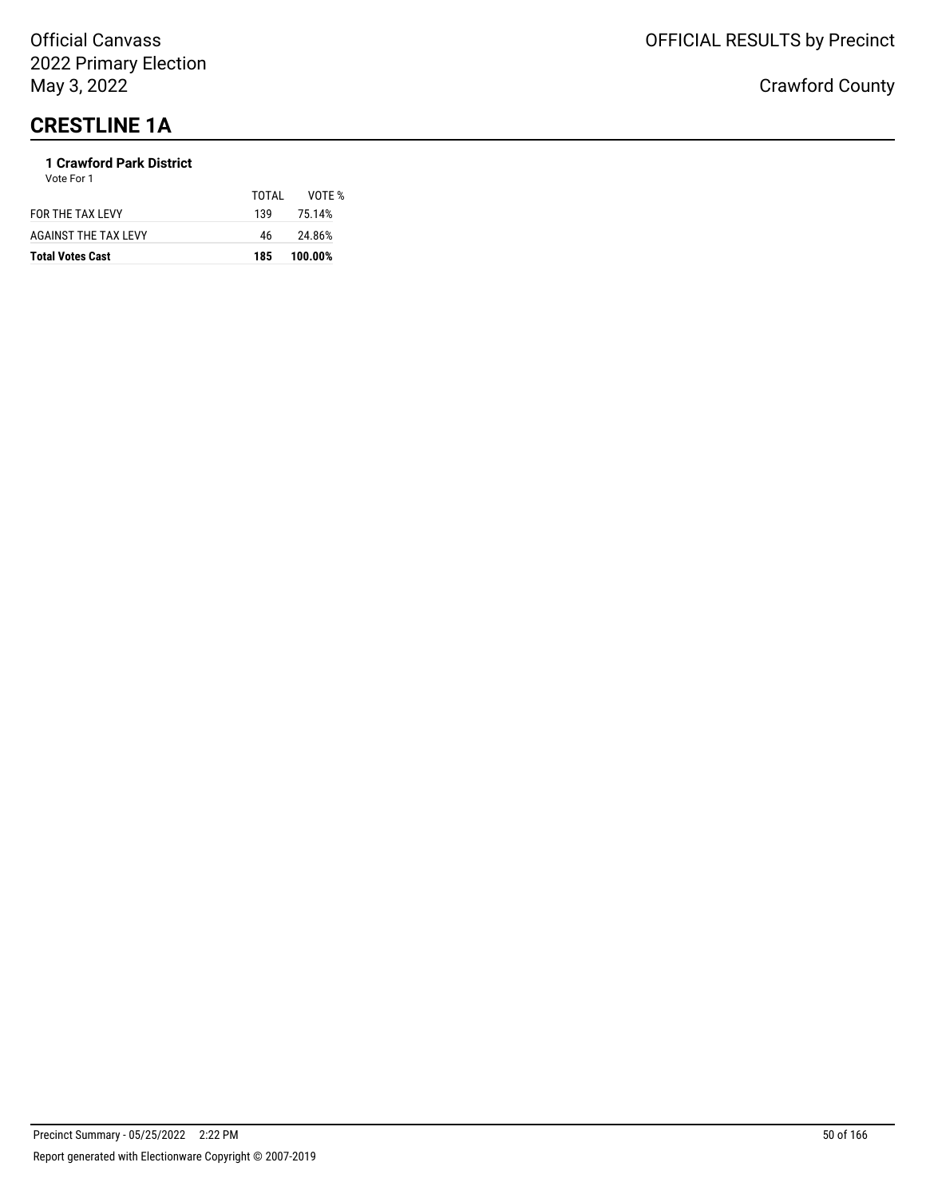# CRESTLINE 1A

### 1 Crawford Park District

Vote For 1

| | TOTAL | VOTE % |
|---|---|---|
| FOR THE TAX LEVY | 139 | 75.14% |
| AGAINST THE TAX LEVY | 46 | 24.86% |
| **Total Votes Cast** | **185** | **100.00%** |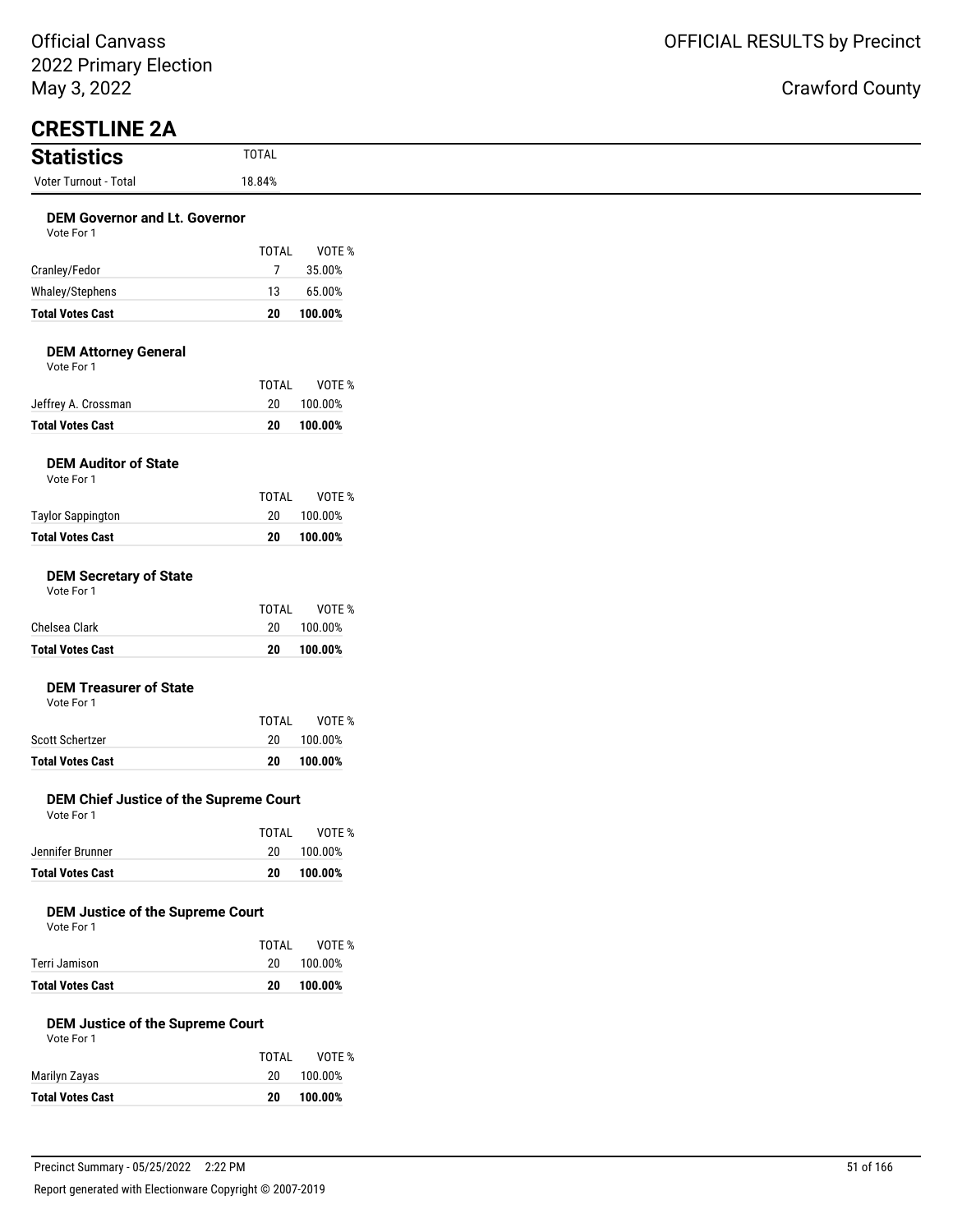# CRESTLINE 2A

## Statistics

| Statistics | TOTAL |
|---|---|
| Voter Turnout - Total | 18.84% |

### DEM Governor and Lt. Governor

Vote For 1

| | TOTAL | VOTE % |
|---|---|---|
| Cranley/Fedor | 7 | 35.00% |
| Whaley/Stephens | 13 | 65.00% |
| **Total Votes Cast** | **20** | **100.00%** |

### DEM Attorney General

Vote For 1

| | TOTAL | VOTE % |
|---|---|---|
| Jeffrey A. Crossman | 20 | 100.00% |
| **Total Votes Cast** | **20** | **100.00%** |

### DEM Auditor of State

Vote For 1

| | TOTAL | VOTE % |
|---|---|---|
| Taylor Sappington | 20 | 100.00% |
| **Total Votes Cast** | **20** | **100.00%** |

### DEM Secretary of State

Vote For 1

| | TOTAL | VOTE % |
|---|---|---|
| Chelsea Clark | 20 | 100.00% |
| **Total Votes Cast** | **20** | **100.00%** |

### DEM Treasurer of State

Vote For 1

| | TOTAL | VOTE % |
|---|---|---|
| Scott Schertzer | 20 | 100.00% |
| **Total Votes Cast** | **20** | **100.00%** |

### DEM Chief Justice of the Supreme Court

Vote For 1

| | TOTAL | VOTE % |
|---|---|---|
| Jennifer Brunner | 20 | 100.00% |
| **Total Votes Cast** | **20** | **100.00%** |

### DEM Justice of the Supreme Court

Vote For 1

| | TOTAL | VOTE % |
|---|---|---|
| Terri Jamison | 20 | 100.00% |
| **Total Votes Cast** | **20** | **100.00%** |

### DEM Justice of the Supreme Court

Vote For 1

| | TOTAL | VOTE % |
|---|---|---|
| Marilyn Zayas | 20 | 100.00% |
| **Total Votes Cast** | **20** | **100.00%** |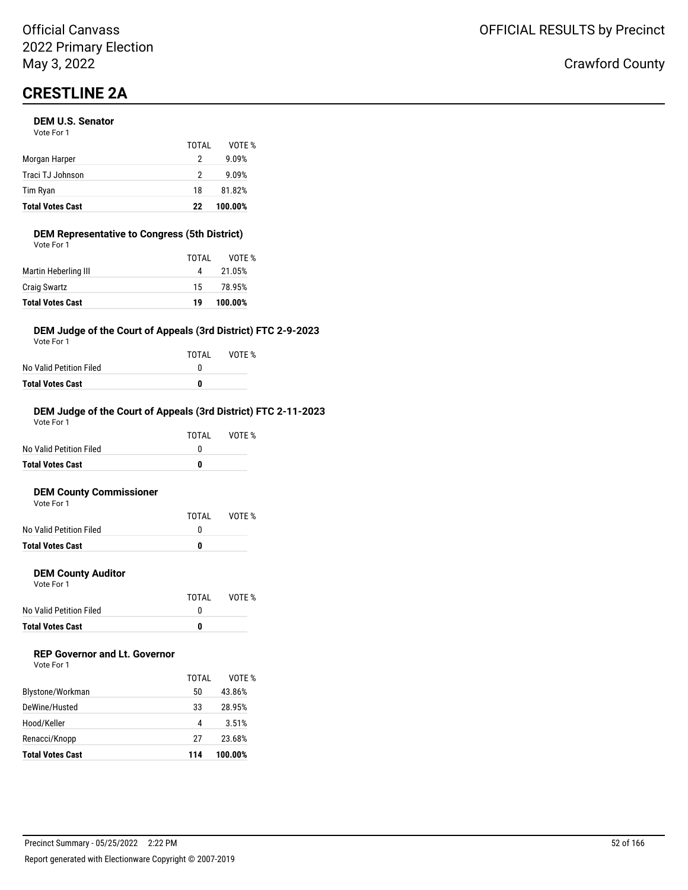Official Canvass
2022 Primary Election
May 3, 2022

OFFICIAL RESULTS by Precinct

Crawford County

# CRESTLINE 2A

### DEM U.S. Senator

Vote For 1

| | TOTAL | VOTE % |
|---|---|---|
| Morgan Harper | 2 | 9.09% |
| Traci TJ Johnson | 2 | 9.09% |
| Tim Ryan | 18 | 81.82% |
| **Total Votes Cast** | **22** | **100.00%** |

### DEM Representative to Congress (5th District)

Vote For 1

| | TOTAL | VOTE % |
|---|---|---|
| Martin Heberling III | 4 | 21.05% |
| Craig Swartz | 15 | 78.95% |
| **Total Votes Cast** | **19** | **100.00%** |

### DEM Judge of the Court of Appeals (3rd District) FTC 2-9-2023

Vote For 1

| | TOTAL | VOTE % |
|---|---|---|
| No Valid Petition Filed | 0 | |
| **Total Votes Cast** | **0** | |

### DEM Judge of the Court of Appeals (3rd District) FTC 2-11-2023

Vote For 1

| | TOTAL | VOTE % |
|---|---|---|
| No Valid Petition Filed | 0 | |
| **Total Votes Cast** | **0** | |

### DEM County Commissioner

Vote For 1

| | TOTAL | VOTE % |
|---|---|---|
| No Valid Petition Filed | 0 | |
| **Total Votes Cast** | **0** | |

### DEM County Auditor

Vote For 1

| | TOTAL | VOTE % |
|---|---|---|
| No Valid Petition Filed | 0 | |
| **Total Votes Cast** | **0** | |

### REP Governor and Lt. Governor

Vote For 1

| | TOTAL | VOTE % |
|---|---|---|
| Blystone/Workman | 50 | 43.86% |
| DeWine/Husted | 33 | 28.95% |
| Hood/Keller | 4 | 3.51% |
| Renacci/Knopp | 27 | 23.68% |
| **Total Votes Cast** | **114** | **100.00%** |

Precinct Summary - 05/25/2022 2:22 PM

Report generated with Electionware Copyright © 2007-2019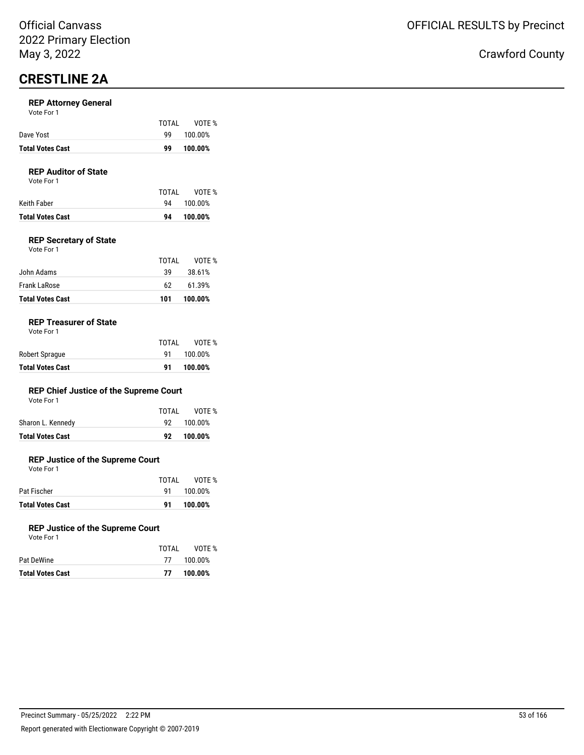# CRESTLINE 2A

### REP Attorney General

Vote For 1

| | TOTAL | VOTE % |
|---|---|---|
| Dave Yost | 99 | 100.00% |
| **Total Votes Cast** | **99** | **100.00%** |

### REP Auditor of State

Vote For 1

| | TOTAL | VOTE % |
|---|---|---|
| Keith Faber | 94 | 100.00% |
| **Total Votes Cast** | **94** | **100.00%** |

### REP Secretary of State

Vote For 1

| | TOTAL | VOTE % |
|---|---|---|
| John Adams | 39 | 38.61% |
| Frank LaRose | 62 | 61.39% |
| **Total Votes Cast** | **101** | **100.00%** |

### REP Treasurer of State

Vote For 1

| | TOTAL | VOTE % |
|---|---|---|
| Robert Sprague | 91 | 100.00% |
| **Total Votes Cast** | **91** | **100.00%** |

### REP Chief Justice of the Supreme Court

Vote For 1

| | TOTAL | VOTE % |
|---|---|---|
| Sharon L. Kennedy | 92 | 100.00% |
| **Total Votes Cast** | **92** | **100.00%** |

### REP Justice of the Supreme Court

Vote For 1

| | TOTAL | VOTE % |
|---|---|---|
| Pat Fischer | 91 | 100.00% |
| **Total Votes Cast** | **91** | **100.00%** |

### REP Justice of the Supreme Court

Vote For 1

| | TOTAL | VOTE % |
|---|---|---|
| Pat DeWine | 77 | 100.00% |
| **Total Votes Cast** | **77** | **100.00%** |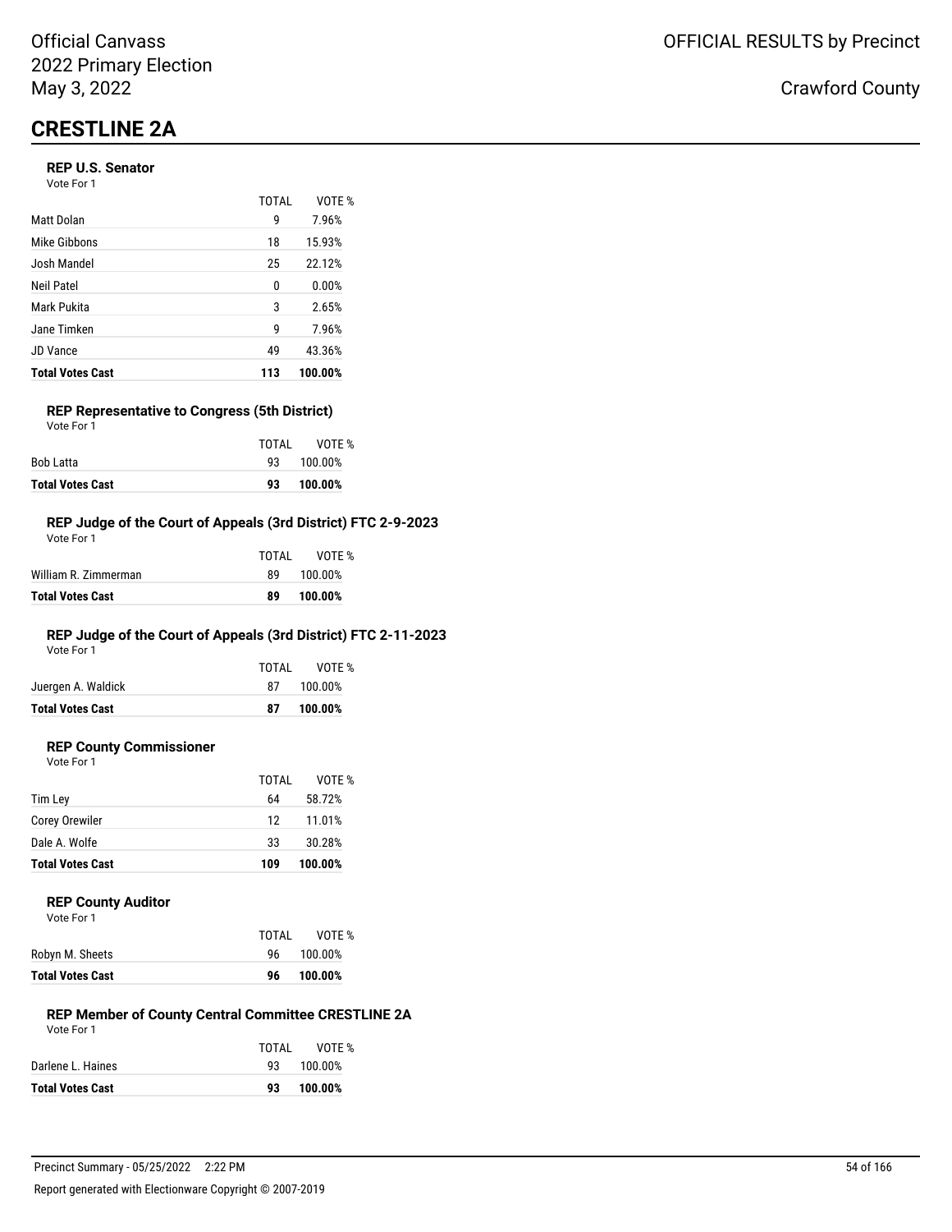Official Canvass
2022 Primary Election
May 3, 2022

OFFICIAL RESULTS by Precinct

Crawford County

# CRESTLINE 2A

### REP U.S. Senator

Vote For 1

| | TOTAL | VOTE % |
|---|---|---|
| Matt Dolan | 9 | 7.96% |
| Mike Gibbons | 18 | 15.93% |
| Josh Mandel | 25 | 22.12% |
| Neil Patel | 0 | 0.00% |
| Mark Pukita | 3 | 2.65% |
| Jane Timken | 9 | 7.96% |
| JD Vance | 49 | 43.36% |
| **Total Votes Cast** | **113** | **100.00%** |

### REP Representative to Congress (5th District)

Vote For 1

| | TOTAL | VOTE % |
|---|---|---|
| Bob Latta | 93 | 100.00% |
| **Total Votes Cast** | **93** | **100.00%** |

### REP Judge of the Court of Appeals (3rd District) FTC 2-9-2023

Vote For 1

| | TOTAL | VOTE % |
|---|---|---|
| William R. Zimmerman | 89 | 100.00% |
| **Total Votes Cast** | **89** | **100.00%** |

### REP Judge of the Court of Appeals (3rd District) FTC 2-11-2023

Vote For 1

| | TOTAL | VOTE % |
|---|---|---|
| Juergen A. Waldick | 87 | 100.00% |
| **Total Votes Cast** | **87** | **100.00%** |

### REP County Commissioner

Vote For 1

| | TOTAL | VOTE % |
|---|---|---|
| Tim Ley | 64 | 58.72% |
| Corey Orewiler | 12 | 11.01% |
| Dale A. Wolfe | 33 | 30.28% |
| **Total Votes Cast** | **109** | **100.00%** |

### REP County Auditor

Vote For 1

| | TOTAL | VOTE % |
|---|---|---|
| Robyn M. Sheets | 96 | 100.00% |
| **Total Votes Cast** | **96** | **100.00%** |

### REP Member of County Central Committee CRESTLINE 2A

Vote For 1

| | TOTAL | VOTE % |
|---|---|---|
| Darlene L. Haines | 93 | 100.00% |
| **Total Votes Cast** | **93** | **100.00%** |

Precinct Summary - 05/25/2022 2:22 PM

Report generated with Electionware Copyright © 2007-2019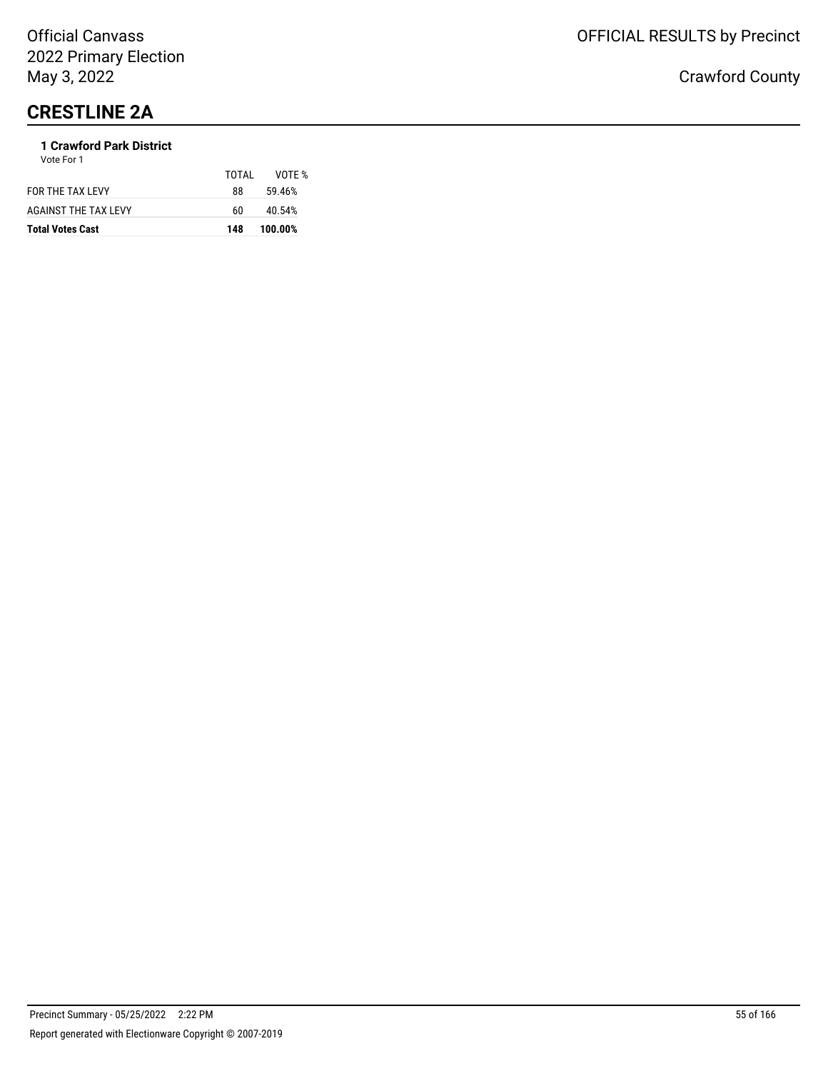# CRESTLINE 2A

**1 Crawford Park District**

Vote For 1

| | TOTAL | VOTE % |
|---|---|---|
| FOR THE TAX LEVY | 88 | 59.46% |
| AGAINST THE TAX LEVY | 60 | 40.54% |
| **Total Votes Cast** | **148** | **100.00%** |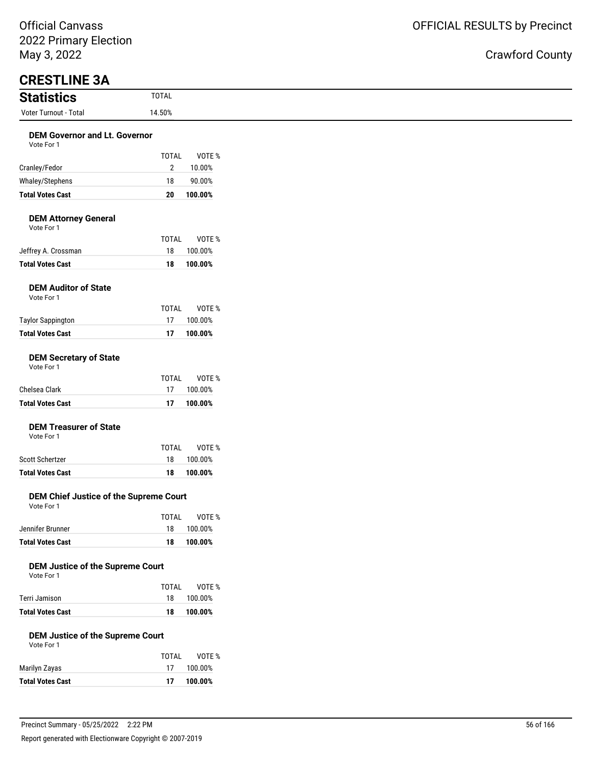Official Canvass
2022 Primary Election
May 3, 2022

OFFICIAL RESULTS by Precinct

Crawford County

# CRESTLINE 3A

## Statistics

| | TOTAL |
|---|---|
| Voter Turnout - Total | 14.50% |

### DEM Governor and Lt. Governor

Vote For 1

| | TOTAL | VOTE % |
|---|---|---|
| Cranley/Fedor | 2 | 10.00% |
| Whaley/Stephens | 18 | 90.00% |
| **Total Votes Cast** | **20** | **100.00%** |

### DEM Attorney General

Vote For 1

| | TOTAL | VOTE % |
|---|---|---|
| Jeffrey A. Crossman | 18 | 100.00% |
| **Total Votes Cast** | **18** | **100.00%** |

### DEM Auditor of State

Vote For 1

| | TOTAL | VOTE % |
|---|---|---|
| Taylor Sappington | 17 | 100.00% |
| **Total Votes Cast** | **17** | **100.00%** |

### DEM Secretary of State

Vote For 1

| | TOTAL | VOTE % |
|---|---|---|
| Chelsea Clark | 17 | 100.00% |
| **Total Votes Cast** | **17** | **100.00%** |

### DEM Treasurer of State

Vote For 1

| | TOTAL | VOTE % |
|---|---|---|
| Scott Schertzer | 18 | 100.00% |
| **Total Votes Cast** | **18** | **100.00%** |

### DEM Chief Justice of the Supreme Court

Vote For 1

| | TOTAL | VOTE % |
|---|---|---|
| Jennifer Brunner | 18 | 100.00% |
| **Total Votes Cast** | **18** | **100.00%** |

### DEM Justice of the Supreme Court

Vote For 1

| | TOTAL | VOTE % |
|---|---|---|
| Terri Jamison | 18 | 100.00% |
| **Total Votes Cast** | **18** | **100.00%** |

### DEM Justice of the Supreme Court

Vote For 1

| | TOTAL | VOTE % |
|---|---|---|
| Marilyn Zayas | 17 | 100.00% |
| **Total Votes Cast** | **17** | **100.00%** |

Precinct Summary - 05/25/2022 2:22 PM

Report generated with Electionware Copyright © 2007-2019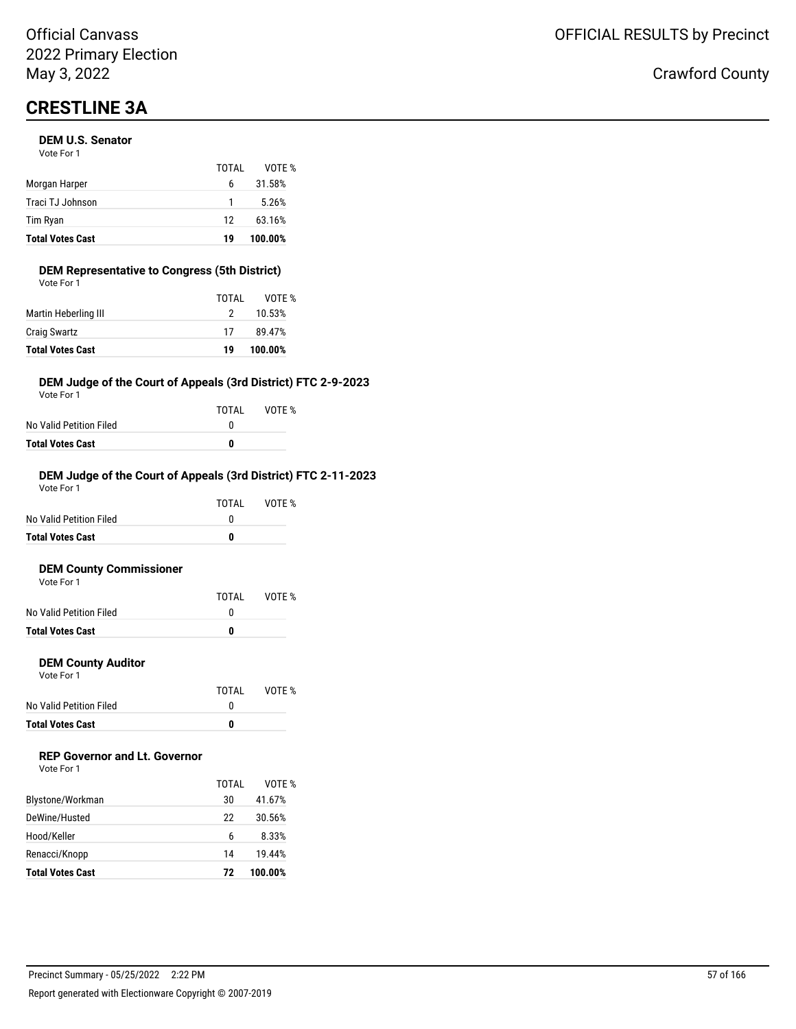Official Canvass
2022 Primary Election
May 3, 2022

OFFICIAL RESULTS by Precinct

Crawford County

# CRESTLINE 3A

### DEM U.S. Senator

Vote For 1

| | TOTAL | VOTE % |
|---|---|---|
| Morgan Harper | 6 | 31.58% |
| Traci TJ Johnson | 1 | 5.26% |
| Tim Ryan | 12 | 63.16% |
| **Total Votes Cast** | **19** | **100.00%** |

### DEM Representative to Congress (5th District)

Vote For 1

| | TOTAL | VOTE % |
|---|---|---|
| Martin Heberling III | 2 | 10.53% |
| Craig Swartz | 17 | 89.47% |
| **Total Votes Cast** | **19** | **100.00%** |

### DEM Judge of the Court of Appeals (3rd District) FTC 2-9-2023

Vote For 1

| | TOTAL | VOTE % |
|---|---|---|
| No Valid Petition Filed | 0 | |
| **Total Votes Cast** | **0** | |

### DEM Judge of the Court of Appeals (3rd District) FTC 2-11-2023

Vote For 1

| | TOTAL | VOTE % |
|---|---|---|
| No Valid Petition Filed | 0 | |
| **Total Votes Cast** | **0** | |

### DEM County Commissioner

Vote For 1

| | TOTAL | VOTE % |
|---|---|---|
| No Valid Petition Filed | 0 | |
| **Total Votes Cast** | **0** | |

### DEM County Auditor

Vote For 1

| | TOTAL | VOTE % |
|---|---|---|
| No Valid Petition Filed | 0 | |
| **Total Votes Cast** | **0** | |

### REP Governor and Lt. Governor

Vote For 1

| | TOTAL | VOTE % |
|---|---|---|
| Blystone/Workman | 30 | 41.67% |
| DeWine/Husted | 22 | 30.56% |
| Hood/Keller | 6 | 8.33% |
| Renacci/Knopp | 14 | 19.44% |
| **Total Votes Cast** | **72** | **100.00%** |

Precinct Summary - 05/25/2022 2:22 PM

Report generated with Electionware Copyright © 2007-2019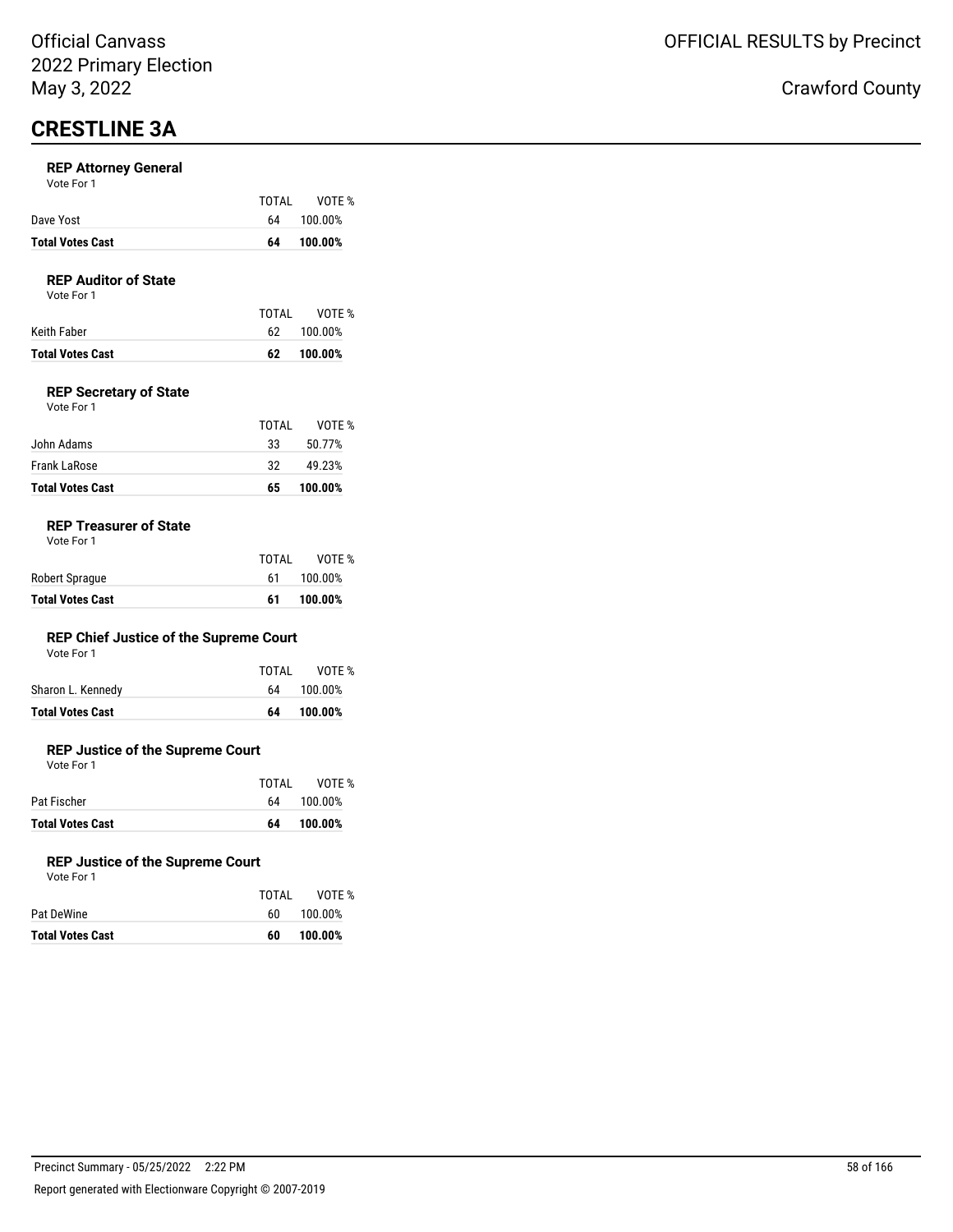# CRESTLINE 3A

### REP Attorney General

Vote For 1

| | TOTAL | VOTE % |
|---|---|---|
| Dave Yost | 64 | 100.00% |
| **Total Votes Cast** | **64** | **100.00%** |

### REP Auditor of State

Vote For 1

| | TOTAL | VOTE % |
|---|---|---|
| Keith Faber | 62 | 100.00% |
| **Total Votes Cast** | **62** | **100.00%** |

### REP Secretary of State

Vote For 1

| | TOTAL | VOTE % |
|---|---|---|
| John Adams | 33 | 50.77% |
| Frank LaRose | 32 | 49.23% |
| **Total Votes Cast** | **65** | **100.00%** |

### REP Treasurer of State

Vote For 1

| | TOTAL | VOTE % |
|---|---|---|
| Robert Sprague | 61 | 100.00% |
| **Total Votes Cast** | **61** | **100.00%** |

### REP Chief Justice of the Supreme Court

Vote For 1

| | TOTAL | VOTE % |
|---|---|---|
| Sharon L. Kennedy | 64 | 100.00% |
| **Total Votes Cast** | **64** | **100.00%** |

### REP Justice of the Supreme Court

Vote For 1

| | TOTAL | VOTE % |
|---|---|---|
| Pat Fischer | 64 | 100.00% |
| **Total Votes Cast** | **64** | **100.00%** |

### REP Justice of the Supreme Court

Vote For 1

| | TOTAL | VOTE % |
|---|---|---|
| Pat DeWine | 60 | 100.00% |
| **Total Votes Cast** | **60** | **100.00%** |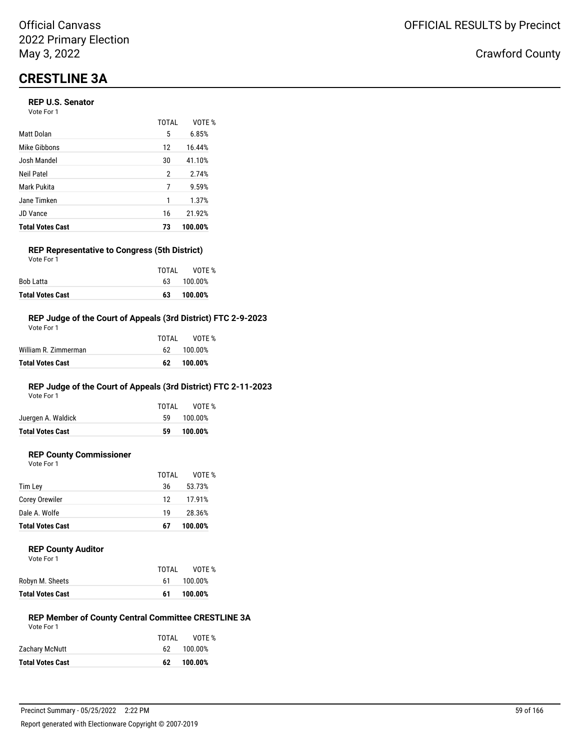Official Canvass
2022 Primary Election
May 3, 2022

OFFICIAL RESULTS by Precinct

Crawford County

# CRESTLINE 3A

### REP U.S. Senator

Vote For 1

| | TOTAL | VOTE % |
|---|---|---|
| Matt Dolan | 5 | 6.85% |
| Mike Gibbons | 12 | 16.44% |
| Josh Mandel | 30 | 41.10% |
| Neil Patel | 2 | 2.74% |
| Mark Pukita | 7 | 9.59% |
| Jane Timken | 1 | 1.37% |
| JD Vance | 16 | 21.92% |
| **Total Votes Cast** | **73** | **100.00%** |

### REP Representative to Congress (5th District)

Vote For 1

| | TOTAL | VOTE % |
|---|---|---|
| Bob Latta | 63 | 100.00% |
| **Total Votes Cast** | **63** | **100.00%** |

### REP Judge of the Court of Appeals (3rd District) FTC 2-9-2023

Vote For 1

| | TOTAL | VOTE % |
|---|---|---|
| William R. Zimmerman | 62 | 100.00% |
| **Total Votes Cast** | **62** | **100.00%** |

### REP Judge of the Court of Appeals (3rd District) FTC 2-11-2023

Vote For 1

| | TOTAL | VOTE % |
|---|---|---|
| Juergen A. Waldick | 59 | 100.00% |
| **Total Votes Cast** | **59** | **100.00%** |

### REP County Commissioner

Vote For 1

| | TOTAL | VOTE % |
|---|---|---|
| Tim Ley | 36 | 53.73% |
| Corey Orewiler | 12 | 17.91% |
| Dale A. Wolfe | 19 | 28.36% |
| **Total Votes Cast** | **67** | **100.00%** |

### REP County Auditor

Vote For 1

| | TOTAL | VOTE % |
|---|---|---|
| Robyn M. Sheets | 61 | 100.00% |
| **Total Votes Cast** | **61** | **100.00%** |

### REP Member of County Central Committee CRESTLINE 3A

Vote For 1

| | TOTAL | VOTE % |
|---|---|---|
| Zachary McNutt | 62 | 100.00% |
| **Total Votes Cast** | **62** | **100.00%** |

Precinct Summary - 05/25/2022 2:22 PM

Report generated with Electionware Copyright © 2007-2019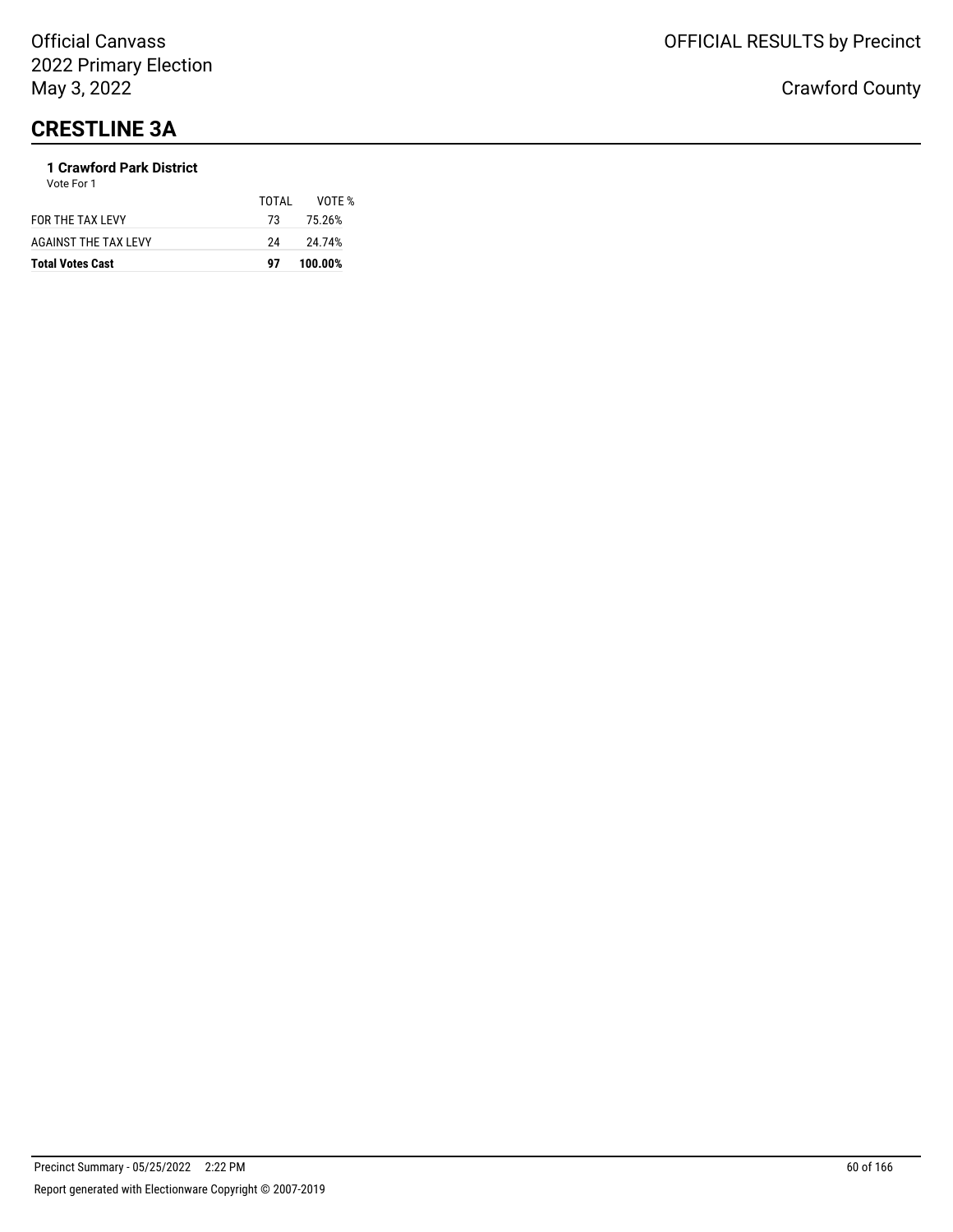# CRESTLINE 3A

**1 Crawford Park District**

Vote For 1

| | TOTAL | VOTE % |
|---|---|---|
| FOR THE TAX LEVY | 73 | 75.26% |
| AGAINST THE TAX LEVY | 24 | 24.74% |
| **Total Votes Cast** | **97** | **100.00%** |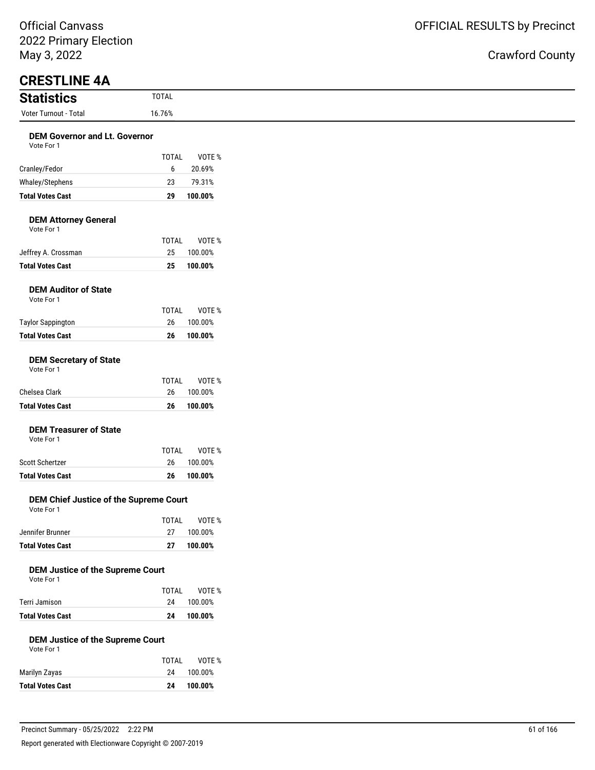# CRESTLINE 4A

## Statistics

| Statistics | TOTAL |
|---|---|
| Voter Turnout - Total | 16.76% |

### DEM Governor and Lt. Governor

Vote For 1

| | TOTAL | VOTE % |
|---|---|---|
| Cranley/Fedor | 6 | 20.69% |
| Whaley/Stephens | 23 | 79.31% |
| **Total Votes Cast** | **29** | **100.00%** |

### DEM Attorney General

Vote For 1

| | TOTAL | VOTE % |
|---|---|---|
| Jeffrey A. Crossman | 25 | 100.00% |
| **Total Votes Cast** | **25** | **100.00%** |

### DEM Auditor of State

Vote For 1

| | TOTAL | VOTE % |
|---|---|---|
| Taylor Sappington | 26 | 100.00% |
| **Total Votes Cast** | **26** | **100.00%** |

### DEM Secretary of State

Vote For 1

| | TOTAL | VOTE % |
|---|---|---|
| Chelsea Clark | 26 | 100.00% |
| **Total Votes Cast** | **26** | **100.00%** |

### DEM Treasurer of State

Vote For 1

| | TOTAL | VOTE % |
|---|---|---|
| Scott Schertzer | 26 | 100.00% |
| **Total Votes Cast** | **26** | **100.00%** |

### DEM Chief Justice of the Supreme Court

Vote For 1

| | TOTAL | VOTE % |
|---|---|---|
| Jennifer Brunner | 27 | 100.00% |
| **Total Votes Cast** | **27** | **100.00%** |

### DEM Justice of the Supreme Court

Vote For 1

| | TOTAL | VOTE % |
|---|---|---|
| Terri Jamison | 24 | 100.00% |
| **Total Votes Cast** | **24** | **100.00%** |

### DEM Justice of the Supreme Court

Vote For 1

| | TOTAL | VOTE % |
|---|---|---|
| Marilyn Zayas | 24 | 100.00% |
| **Total Votes Cast** | **24** | **100.00%** |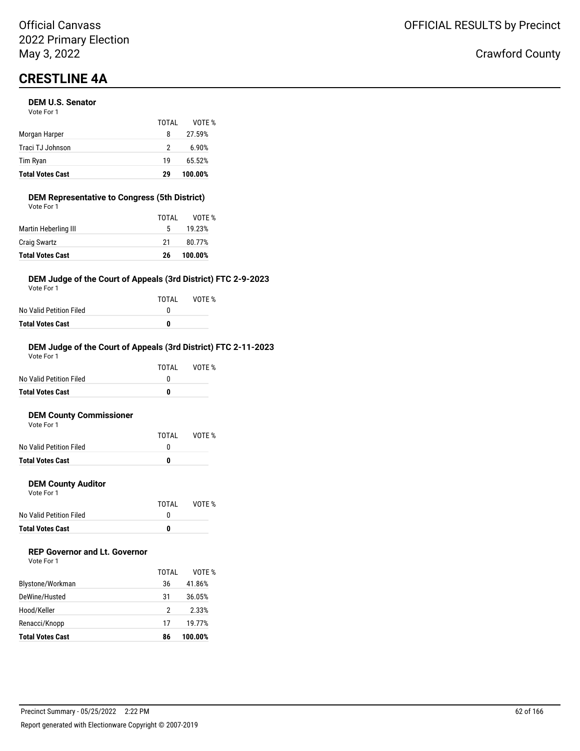Official Canvass
2022 Primary Election
May 3, 2022

OFFICIAL RESULTS by Precinct

Crawford County

# CRESTLINE 4A

### DEM U.S. Senator

Vote For 1

| | TOTAL | VOTE % |
|---|---|---|
| Morgan Harper | 8 | 27.59% |
| Traci TJ Johnson | 2 | 6.90% |
| Tim Ryan | 19 | 65.52% |
| **Total Votes Cast** | **29** | **100.00%** |

### DEM Representative to Congress (5th District)

Vote For 1

| | TOTAL | VOTE % |
|---|---|---|
| Martin Heberling III | 5 | 19.23% |
| Craig Swartz | 21 | 80.77% |
| **Total Votes Cast** | **26** | **100.00%** |

### DEM Judge of the Court of Appeals (3rd District) FTC 2-9-2023

Vote For 1

| | TOTAL | VOTE % |
|---|---|---|
| No Valid Petition Filed | 0 | |
| **Total Votes Cast** | **0** | |

### DEM Judge of the Court of Appeals (3rd District) FTC 2-11-2023

Vote For 1

| | TOTAL | VOTE % |
|---|---|---|
| No Valid Petition Filed | 0 | |
| **Total Votes Cast** | **0** | |

### DEM County Commissioner

Vote For 1

| | TOTAL | VOTE % |
|---|---|---|
| No Valid Petition Filed | 0 | |
| **Total Votes Cast** | **0** | |

### DEM County Auditor

Vote For 1

| | TOTAL | VOTE % |
|---|---|---|
| No Valid Petition Filed | 0 | |
| **Total Votes Cast** | **0** | |

### REP Governor and Lt. Governor

Vote For 1

| | TOTAL | VOTE % |
|---|---|---|
| Blystone/Workman | 36 | 41.86% |
| DeWine/Husted | 31 | 36.05% |
| Hood/Keller | 2 | 2.33% |
| Renacci/Knopp | 17 | 19.77% |
| **Total Votes Cast** | **86** | **100.00%** |

Precinct Summary - 05/25/2022 2:22 PM

Report generated with Electionware Copyright © 2007-2019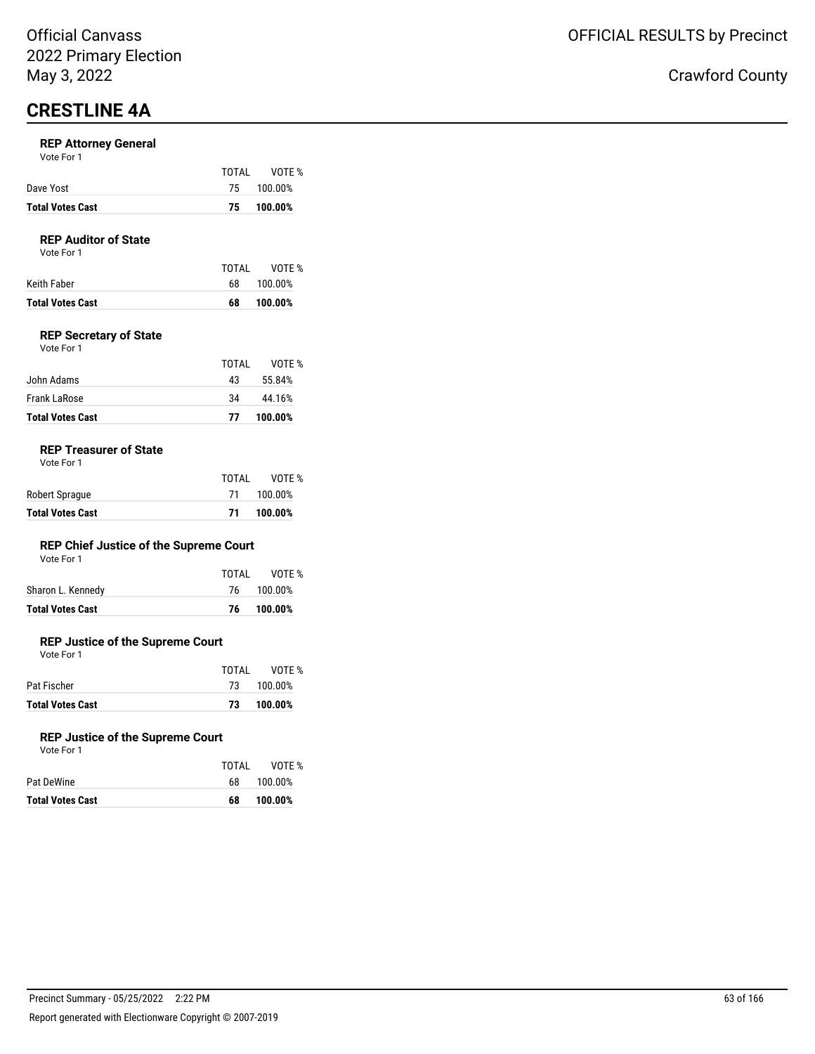# CRESTLINE 4A

### REP Attorney General

Vote For 1

| | TOTAL | VOTE % |
|---|---|---|
| Dave Yost | 75 | 100.00% |
| **Total Votes Cast** | **75** | **100.00%** |

### REP Auditor of State

Vote For 1

| | TOTAL | VOTE % |
|---|---|---|
| Keith Faber | 68 | 100.00% |
| **Total Votes Cast** | **68** | **100.00%** |

### REP Secretary of State

Vote For 1

| | TOTAL | VOTE % |
|---|---|---|
| John Adams | 43 | 55.84% |
| Frank LaRose | 34 | 44.16% |
| **Total Votes Cast** | **77** | **100.00%** |

### REP Treasurer of State

Vote For 1

| | TOTAL | VOTE % |
|---|---|---|
| Robert Sprague | 71 | 100.00% |
| **Total Votes Cast** | **71** | **100.00%** |

### REP Chief Justice of the Supreme Court

Vote For 1

| | TOTAL | VOTE % |
|---|---|---|
| Sharon L. Kennedy | 76 | 100.00% |
| **Total Votes Cast** | **76** | **100.00%** |

### REP Justice of the Supreme Court

Vote For 1

| | TOTAL | VOTE % |
|---|---|---|
| Pat Fischer | 73 | 100.00% |
| **Total Votes Cast** | **73** | **100.00%** |

### REP Justice of the Supreme Court

Vote For 1

| | TOTAL | VOTE % |
|---|---|---|
| Pat DeWine | 68 | 100.00% |
| **Total Votes Cast** | **68** | **100.00%** |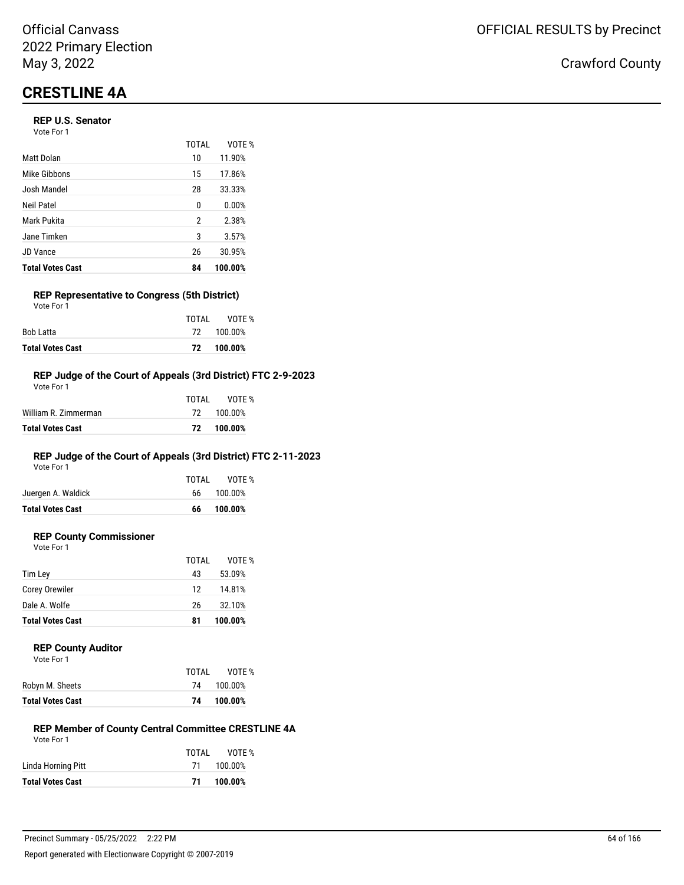Official Canvass
2022 Primary Election
May 3, 2022

OFFICIAL RESULTS by Precinct

Crawford County

# CRESTLINE 4A

### REP U.S. Senator

Vote For 1

| | TOTAL | VOTE % |
|---|---|---|
| Matt Dolan | 10 | 11.90% |
| Mike Gibbons | 15 | 17.86% |
| Josh Mandel | 28 | 33.33% |
| Neil Patel | 0 | 0.00% |
| Mark Pukita | 2 | 2.38% |
| Jane Timken | 3 | 3.57% |
| JD Vance | 26 | 30.95% |
| **Total Votes Cast** | **84** | **100.00%** |

### REP Representative to Congress (5th District)

Vote For 1

| | TOTAL | VOTE % |
|---|---|---|
| Bob Latta | 72 | 100.00% |
| **Total Votes Cast** | **72** | **100.00%** |

### REP Judge of the Court of Appeals (3rd District) FTC 2-9-2023

Vote For 1

| | TOTAL | VOTE % |
|---|---|---|
| William R. Zimmerman | 72 | 100.00% |
| **Total Votes Cast** | **72** | **100.00%** |

### REP Judge of the Court of Appeals (3rd District) FTC 2-11-2023

Vote For 1

| | TOTAL | VOTE % |
|---|---|---|
| Juergen A. Waldick | 66 | 100.00% |
| **Total Votes Cast** | **66** | **100.00%** |

### REP County Commissioner

Vote For 1

| | TOTAL | VOTE % |
|---|---|---|
| Tim Ley | 43 | 53.09% |
| Corey Orewiler | 12 | 14.81% |
| Dale A. Wolfe | 26 | 32.10% |
| **Total Votes Cast** | **81** | **100.00%** |

### REP County Auditor

Vote For 1

| | TOTAL | VOTE % |
|---|---|---|
| Robyn M. Sheets | 74 | 100.00% |
| **Total Votes Cast** | **74** | **100.00%** |

### REP Member of County Central Committee CRESTLINE 4A

Vote For 1

| | TOTAL | VOTE % |
|---|---|---|
| Linda Horning Pitt | 71 | 100.00% |
| **Total Votes Cast** | **71** | **100.00%** |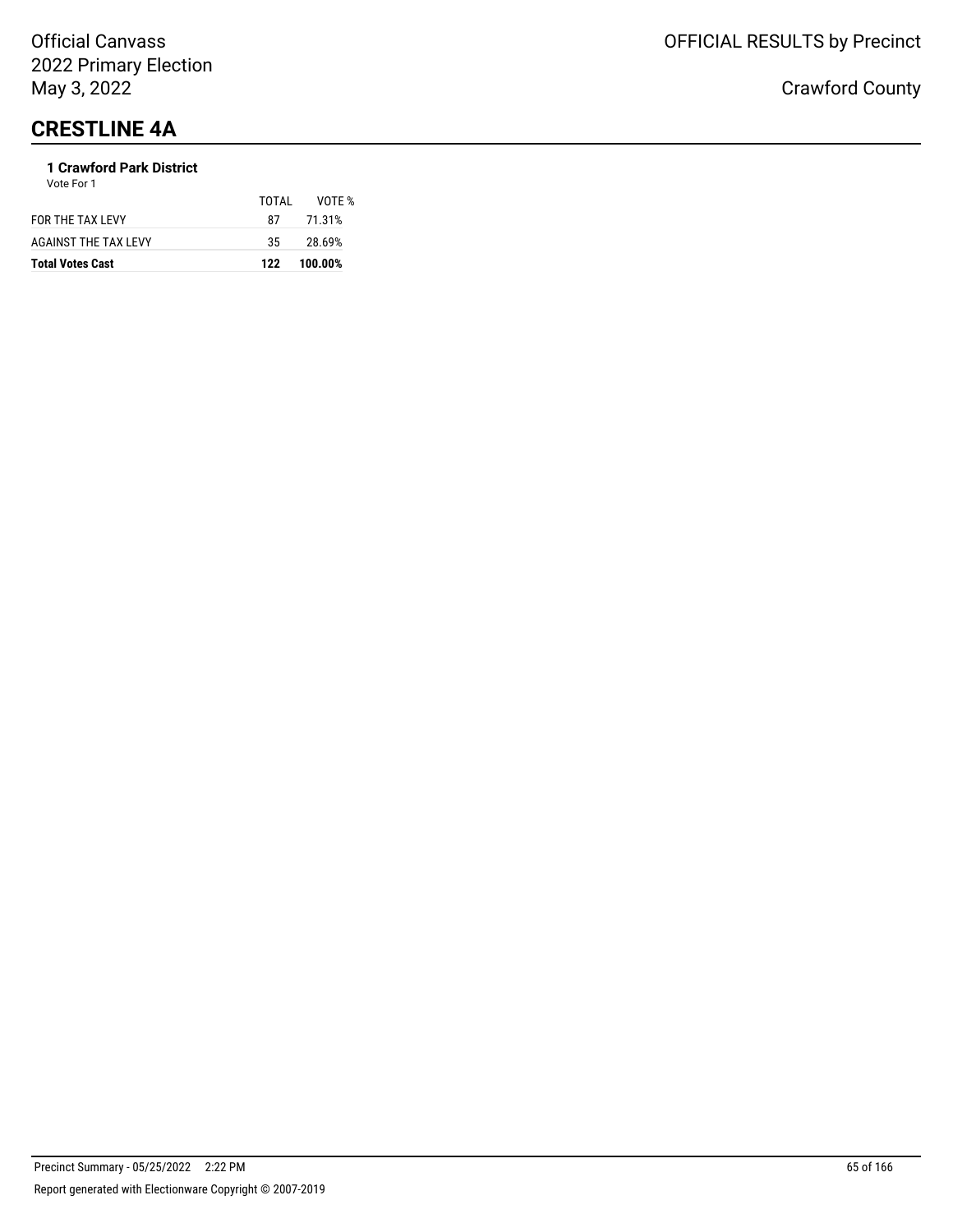# CRESTLINE 4A

### 1 Crawford Park District

Vote For 1

| | TOTAL | VOTE % |
|---|---|---|
| FOR THE TAX LEVY | 87 | 71.31% |
| AGAINST THE TAX LEVY | 35 | 28.69% |
| **Total Votes Cast** | **122** | **100.00%** |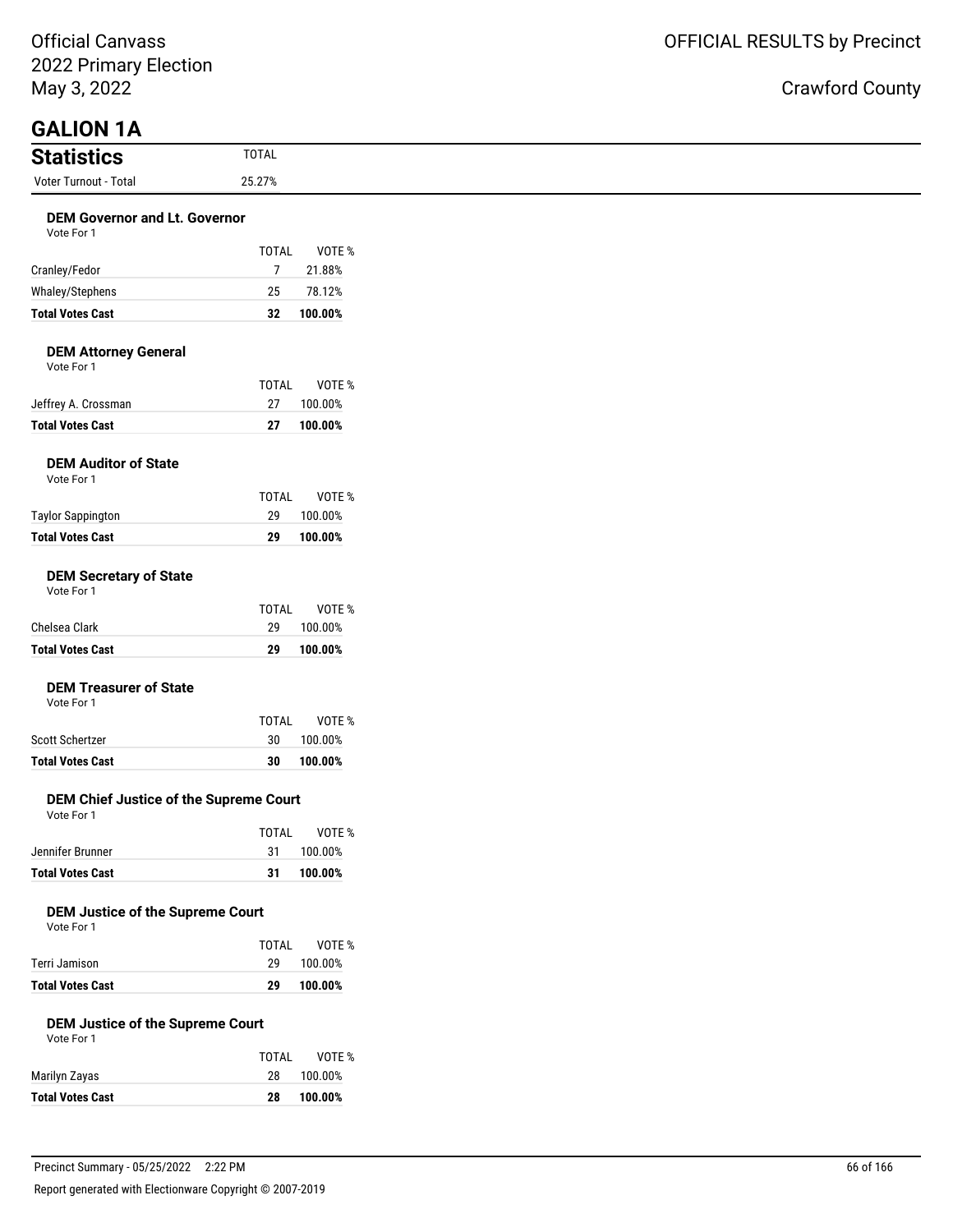Official Canvass
2022 Primary Election
May 3, 2022

OFFICIAL RESULTS by Precinct

Crawford County

# GALION 1A

## Statistics

| Statistics | TOTAL |
|---|---|
| Voter Turnout - Total | 25.27% |

### DEM Governor and Lt. Governor

Vote For 1

| | TOTAL | VOTE % |
|---|---|---|
| Cranley/Fedor | 7 | 21.88% |
| Whaley/Stephens | 25 | 78.12% |
| **Total Votes Cast** | **32** | **100.00%** |

### DEM Attorney General

Vote For 1

| | TOTAL | VOTE % |
|---|---|---|
| Jeffrey A. Crossman | 27 | 100.00% |
| **Total Votes Cast** | **27** | **100.00%** |

### DEM Auditor of State

Vote For 1

| | TOTAL | VOTE % |
|---|---|---|
| Taylor Sappington | 29 | 100.00% |
| **Total Votes Cast** | **29** | **100.00%** |

### DEM Secretary of State

Vote For 1

| | TOTAL | VOTE % |
|---|---|---|
| Chelsea Clark | 29 | 100.00% |
| **Total Votes Cast** | **29** | **100.00%** |

### DEM Treasurer of State

Vote For 1

| | TOTAL | VOTE % |
|---|---|---|
| Scott Schertzer | 30 | 100.00% |
| **Total Votes Cast** | **30** | **100.00%** |

### DEM Chief Justice of the Supreme Court

Vote For 1

| | TOTAL | VOTE % |
|---|---|---|
| Jennifer Brunner | 31 | 100.00% |
| **Total Votes Cast** | **31** | **100.00%** |

### DEM Justice of the Supreme Court

Vote For 1

| | TOTAL | VOTE % |
|---|---|---|
| Terri Jamison | 29 | 100.00% |
| **Total Votes Cast** | **29** | **100.00%** |

### DEM Justice of the Supreme Court

Vote For 1

| | TOTAL | VOTE % |
|---|---|---|
| Marilyn Zayas | 28 | 100.00% |
| **Total Votes Cast** | **28** | **100.00%** |

Precinct Summary - 05/25/2022 2:22 PM

Report generated with Electionware Copyright © 2007-2019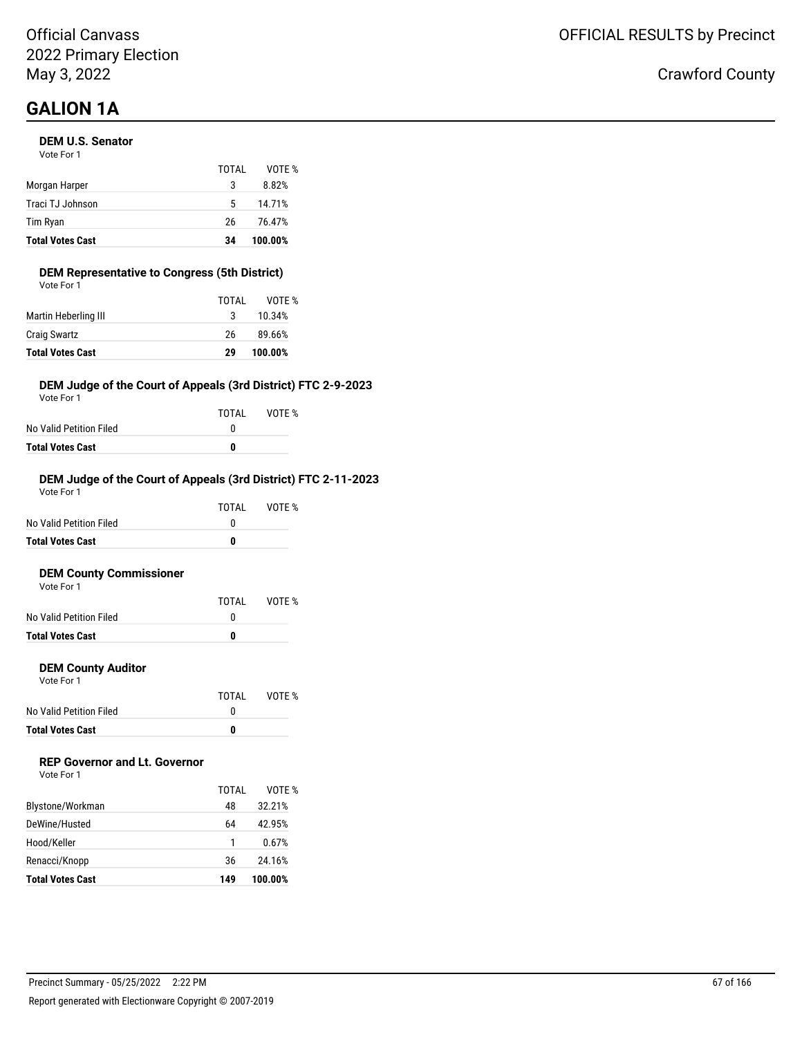Official Canvass
2022 Primary Election
May 3, 2022

OFFICIAL RESULTS by Precinct

Crawford County

# GALION 1A

### DEM U.S. Senator

Vote For 1

| | TOTAL | VOTE % |
|---|---|---|
| Morgan Harper | 3 | 8.82% |
| Traci TJ Johnson | 5 | 14.71% |
| Tim Ryan | 26 | 76.47% |
| **Total Votes Cast** | **34** | **100.00%** |

### DEM Representative to Congress (5th District)

Vote For 1

| | TOTAL | VOTE % |
|---|---|---|
| Martin Heberling III | 3 | 10.34% |
| Craig Swartz | 26 | 89.66% |
| **Total Votes Cast** | **29** | **100.00%** |

### DEM Judge of the Court of Appeals (3rd District) FTC 2-9-2023

Vote For 1

| | TOTAL | VOTE % |
|---|---|---|
| No Valid Petition Filed | 0 | |
| **Total Votes Cast** | **0** | |

### DEM Judge of the Court of Appeals (3rd District) FTC 2-11-2023

Vote For 1

| | TOTAL | VOTE % |
|---|---|---|
| No Valid Petition Filed | 0 | |
| **Total Votes Cast** | **0** | |

### DEM County Commissioner

Vote For 1

| | TOTAL | VOTE % |
|---|---|---|
| No Valid Petition Filed | 0 | |
| **Total Votes Cast** | **0** | |

### DEM County Auditor

Vote For 1

| | TOTAL | VOTE % |
|---|---|---|
| No Valid Petition Filed | 0 | |
| **Total Votes Cast** | **0** | |

### REP Governor and Lt. Governor

Vote For 1

| | TOTAL | VOTE % |
|---|---|---|
| Blystone/Workman | 48 | 32.21% |
| DeWine/Husted | 64 | 42.95% |
| Hood/Keller | 1 | 0.67% |
| Renacci/Knopp | 36 | 24.16% |
| **Total Votes Cast** | **149** | **100.00%** |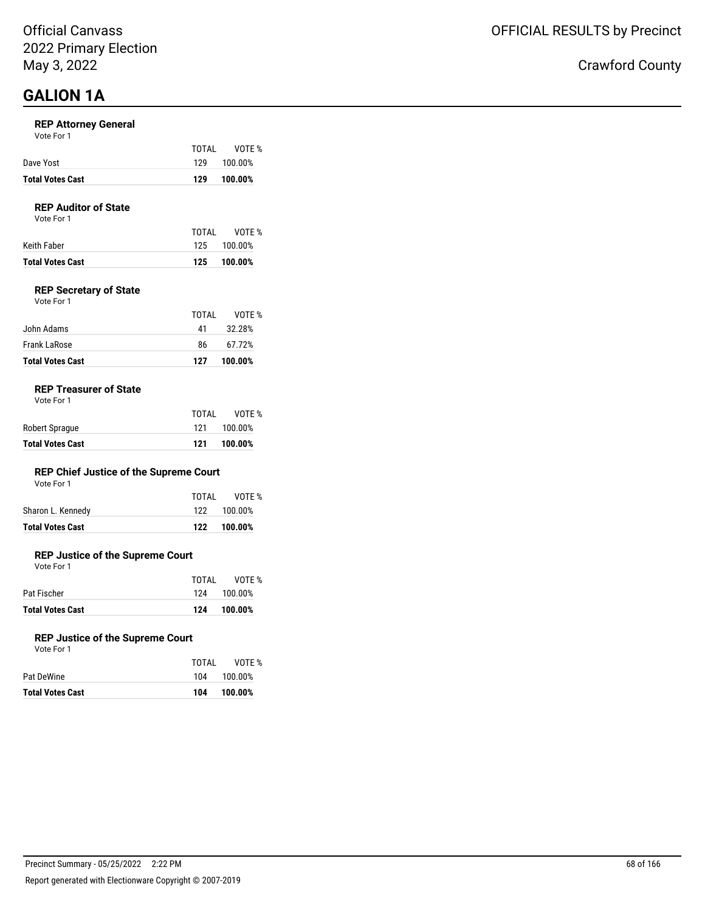# GALION 1A

### REP Attorney General

Vote For 1

| | TOTAL | VOTE % |
|---|---|---|
| Dave Yost | 129 | 100.00% |
| **Total Votes Cast** | **129** | **100.00%** |

### REP Auditor of State

Vote For 1

| | TOTAL | VOTE % |
|---|---|---|
| Keith Faber | 125 | 100.00% |
| **Total Votes Cast** | **125** | **100.00%** |

### REP Secretary of State

Vote For 1

| | TOTAL | VOTE % |
|---|---|---|
| John Adams | 41 | 32.28% |
| Frank LaRose | 86 | 67.72% |
| **Total Votes Cast** | **127** | **100.00%** |

### REP Treasurer of State

Vote For 1

| | TOTAL | VOTE % |
|---|---|---|
| Robert Sprague | 121 | 100.00% |
| **Total Votes Cast** | **121** | **100.00%** |

### REP Chief Justice of the Supreme Court

Vote For 1

| | TOTAL | VOTE % |
|---|---|---|
| Sharon L. Kennedy | 122 | 100.00% |
| **Total Votes Cast** | **122** | **100.00%** |

### REP Justice of the Supreme Court

Vote For 1

| | TOTAL | VOTE % |
|---|---|---|
| Pat Fischer | 124 | 100.00% |
| **Total Votes Cast** | **124** | **100.00%** |

### REP Justice of the Supreme Court

Vote For 1

| | TOTAL | VOTE % |
|---|---|---|
| Pat DeWine | 104 | 100.00% |
| **Total Votes Cast** | **104** | **100.00%** |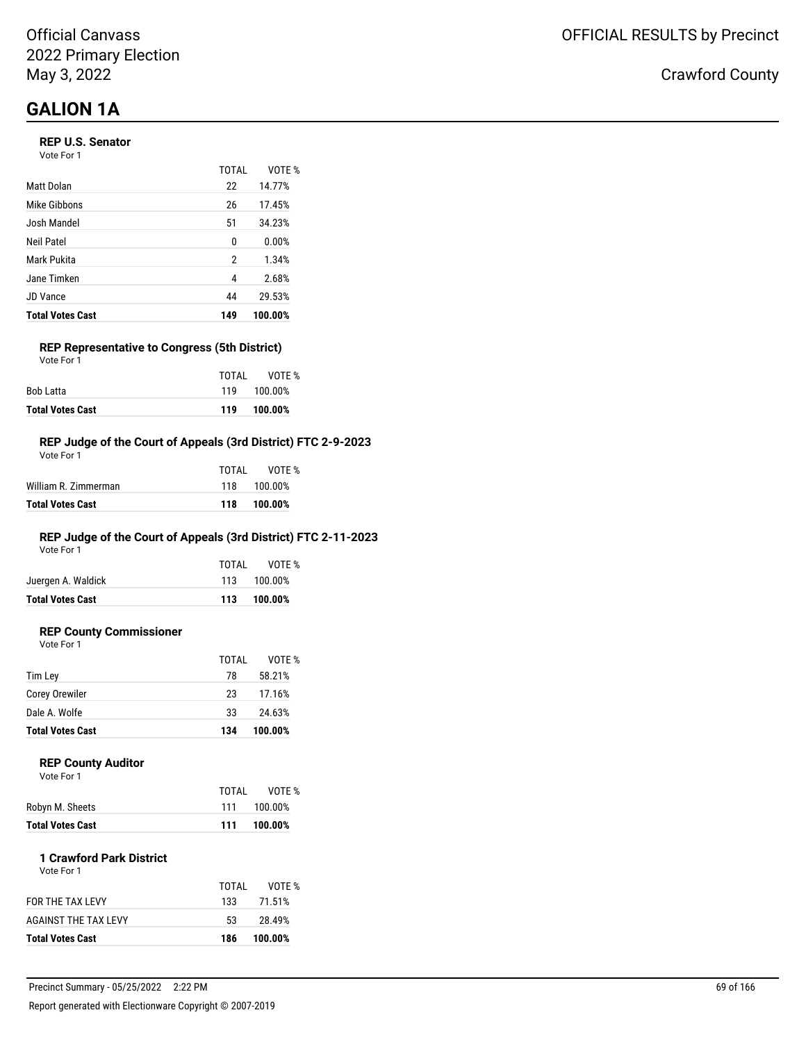Official Canvass
2022 Primary Election
May 3, 2022

OFFICIAL RESULTS by Precinct

Crawford County

# GALION 1A

### REP U.S. Senator

Vote For 1

| | TOTAL | VOTE % |
|---|---|---|
| Matt Dolan | 22 | 14.77% |
| Mike Gibbons | 26 | 17.45% |
| Josh Mandel | 51 | 34.23% |
| Neil Patel | 0 | 0.00% |
| Mark Pukita | 2 | 1.34% |
| Jane Timken | 4 | 2.68% |
| JD Vance | 44 | 29.53% |
| **Total Votes Cast** | **149** | **100.00%** |

### REP Representative to Congress (5th District)

Vote For 1

| | TOTAL | VOTE % |
|---|---|---|
| Bob Latta | 119 | 100.00% |
| **Total Votes Cast** | **119** | **100.00%** |

### REP Judge of the Court of Appeals (3rd District) FTC 2-9-2023

Vote For 1

| | TOTAL | VOTE % |
|---|---|---|
| William R. Zimmerman | 118 | 100.00% |
| **Total Votes Cast** | **118** | **100.00%** |

### REP Judge of the Court of Appeals (3rd District) FTC 2-11-2023

Vote For 1

| | TOTAL | VOTE % |
|---|---|---|
| Juergen A. Waldick | 113 | 100.00% |
| **Total Votes Cast** | **113** | **100.00%** |

### REP County Commissioner

Vote For 1

| | TOTAL | VOTE % |
|---|---|---|
| Tim Ley | 78 | 58.21% |
| Corey Orewiler | 23 | 17.16% |
| Dale A. Wolfe | 33 | 24.63% |
| **Total Votes Cast** | **134** | **100.00%** |

### REP County Auditor

Vote For 1

| | TOTAL | VOTE % |
|---|---|---|
| Robyn M. Sheets | 111 | 100.00% |
| **Total Votes Cast** | **111** | **100.00%** |

### 1 Crawford Park District

Vote For 1

| | TOTAL | VOTE % |
|---|---|---|
| FOR THE TAX LEVY | 133 | 71.51% |
| AGAINST THE TAX LEVY | 53 | 28.49% |
| **Total Votes Cast** | **186** | **100.00%** |

Precinct Summary - 05/25/2022 2:22 PM

Report generated with Electionware Copyright © 2007-2019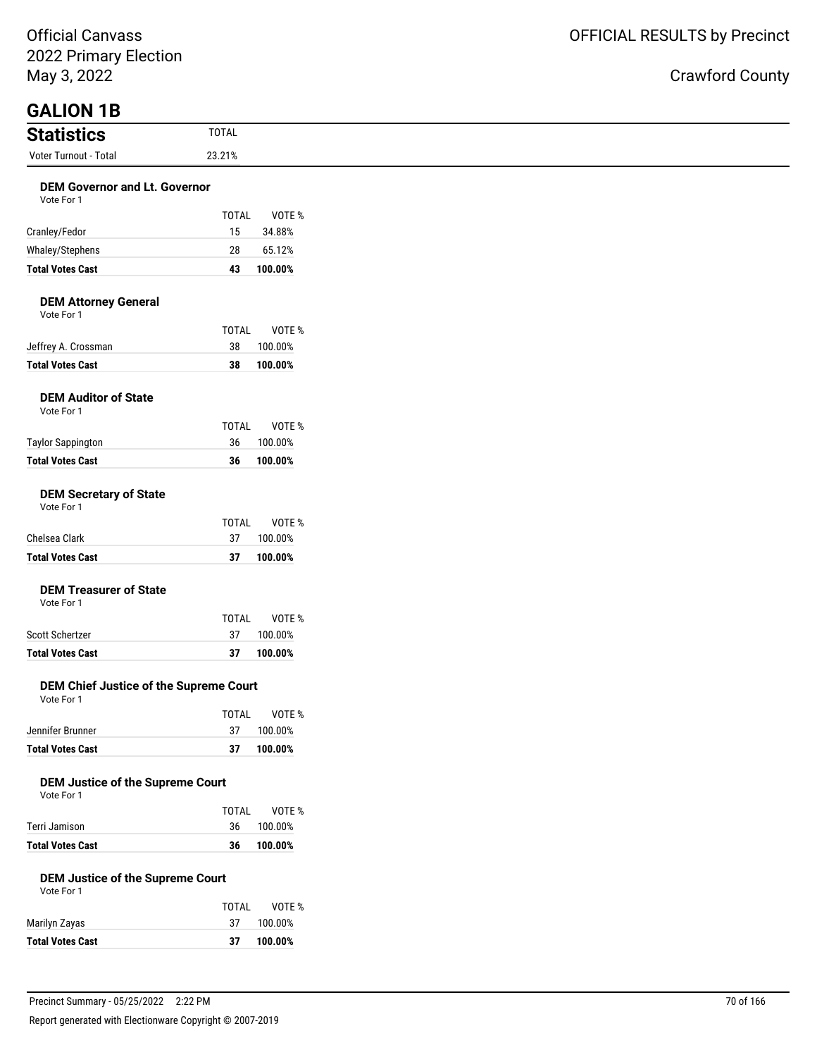# GALION 1B

## Statistics

| | TOTAL |
|---|---|
| Voter Turnout - Total | 23.21% |

### DEM Governor and Lt. Governor
Vote For 1

| | TOTAL | VOTE % |
|---|---|---|
| Cranley/Fedor | 15 | 34.88% |
| Whaley/Stephens | 28 | 65.12% |
| **Total Votes Cast** | **43** | **100.00%** |

### DEM Attorney General
Vote For 1

| | TOTAL | VOTE % |
|---|---|---|
| Jeffrey A. Crossman | 38 | 100.00% |
| **Total Votes Cast** | **38** | **100.00%** |

### DEM Auditor of State
Vote For 1

| | TOTAL | VOTE % |
|---|---|---|
| Taylor Sappington | 36 | 100.00% |
| **Total Votes Cast** | **36** | **100.00%** |

### DEM Secretary of State
Vote For 1

| | TOTAL | VOTE % |
|---|---|---|
| Chelsea Clark | 37 | 100.00% |
| **Total Votes Cast** | **37** | **100.00%** |

### DEM Treasurer of State
Vote For 1

| | TOTAL | VOTE % |
|---|---|---|
| Scott Schertzer | 37 | 100.00% |
| **Total Votes Cast** | **37** | **100.00%** |

### DEM Chief Justice of the Supreme Court
Vote For 1

| | TOTAL | VOTE % |
|---|---|---|
| Jennifer Brunner | 37 | 100.00% |
| **Total Votes Cast** | **37** | **100.00%** |

### DEM Justice of the Supreme Court
Vote For 1

| | TOTAL | VOTE % |
|---|---|---|
| Terri Jamison | 36 | 100.00% |
| **Total Votes Cast** | **36** | **100.00%** |

### DEM Justice of the Supreme Court
Vote For 1

| | TOTAL | VOTE % |
|---|---|---|
| Marilyn Zayas | 37 | 100.00% |
| **Total Votes Cast** | **37** | **100.00%** |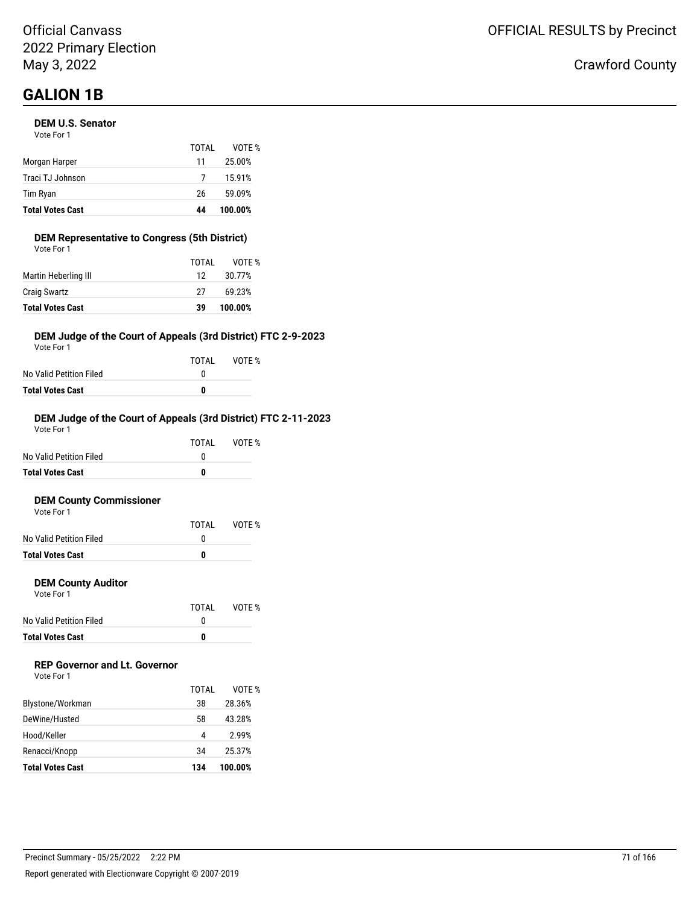Official Canvass
2022 Primary Election
May 3, 2022

OFFICIAL RESULTS by Precinct

Crawford County

# GALION 1B

### DEM U.S. Senator

Vote For 1

| | TOTAL | VOTE % |
|---|---|---|
| Morgan Harper | 11 | 25.00% |
| Traci TJ Johnson | 7 | 15.91% |
| Tim Ryan | 26 | 59.09% |
| **Total Votes Cast** | **44** | **100.00%** |

### DEM Representative to Congress (5th District)

Vote For 1

| | TOTAL | VOTE % |
|---|---|---|
| Martin Heberling III | 12 | 30.77% |
| Craig Swartz | 27 | 69.23% |
| **Total Votes Cast** | **39** | **100.00%** |

### DEM Judge of the Court of Appeals (3rd District) FTC 2-9-2023

Vote For 1

| | TOTAL | VOTE % |
|---|---|---|
| No Valid Petition Filed | 0 | |
| **Total Votes Cast** | **0** | |

### DEM Judge of the Court of Appeals (3rd District) FTC 2-11-2023

Vote For 1

| | TOTAL | VOTE % |
|---|---|---|
| No Valid Petition Filed | 0 | |
| **Total Votes Cast** | **0** | |

### DEM County Commissioner

Vote For 1

| | TOTAL | VOTE % |
|---|---|---|
| No Valid Petition Filed | 0 | |
| **Total Votes Cast** | **0** | |

### DEM County Auditor

Vote For 1

| | TOTAL | VOTE % |
|---|---|---|
| No Valid Petition Filed | 0 | |
| **Total Votes Cast** | **0** | |

### REP Governor and Lt. Governor

Vote For 1

| | TOTAL | VOTE % |
|---|---|---|
| Blystone/Workman | 38 | 28.36% |
| DeWine/Husted | 58 | 43.28% |
| Hood/Keller | 4 | 2.99% |
| Renacci/Knopp | 34 | 25.37% |
| **Total Votes Cast** | **134** | **100.00%** |

Precinct Summary - 05/25/2022 2:22 PM

Report generated with Electionware Copyright © 2007-2019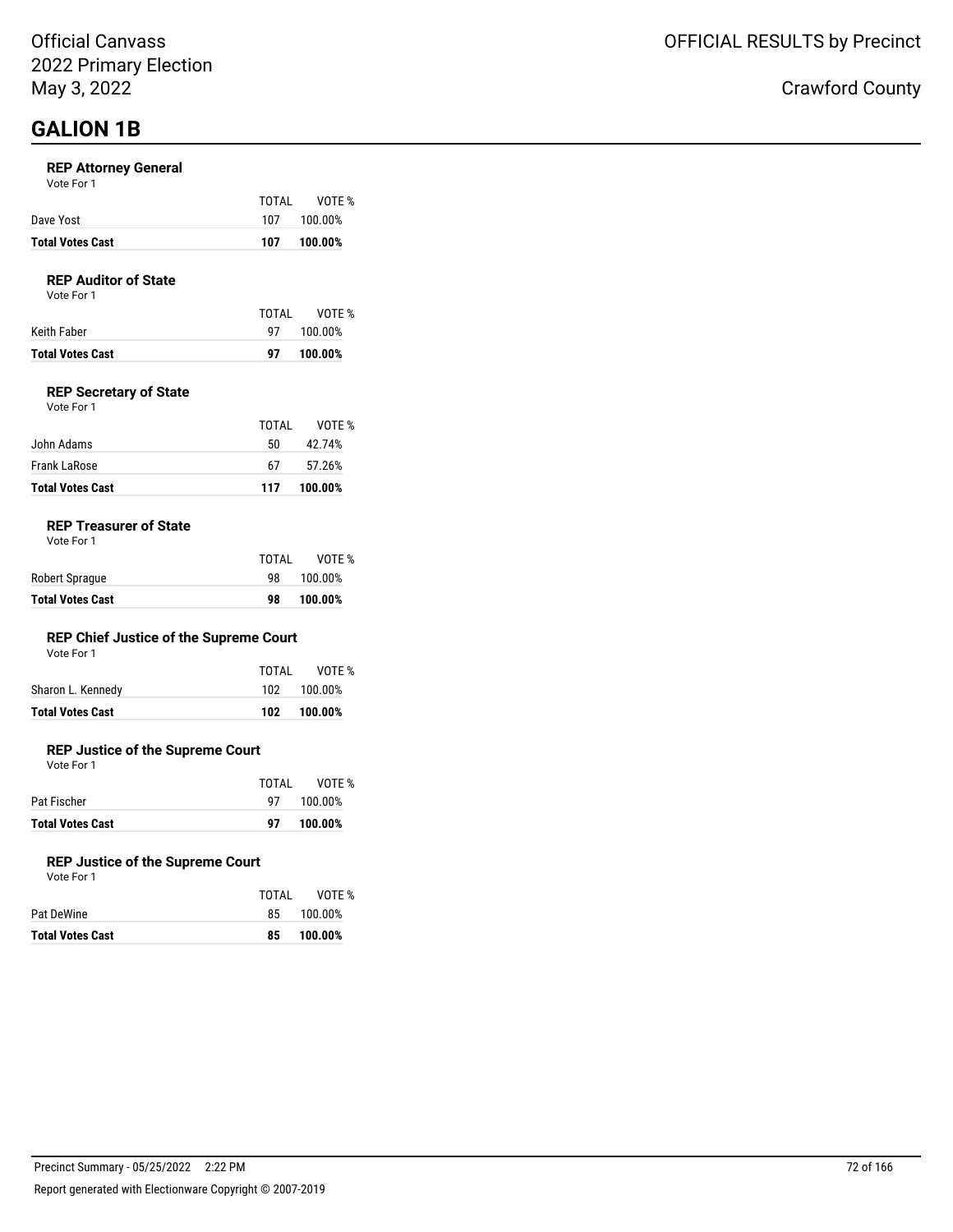Official Canvass
2022 Primary Election
May 3, 2022

OFFICIAL RESULTS by Precinct

Crawford County

# GALION 1B

### REP Attorney General

Vote For 1

| | TOTAL | VOTE % |
|---|---|---|
| Dave Yost | 107 | 100.00% |
| **Total Votes Cast** | **107** | **100.00%** |

### REP Auditor of State

Vote For 1

| | TOTAL | VOTE % |
|---|---|---|
| Keith Faber | 97 | 100.00% |
| **Total Votes Cast** | **97** | **100.00%** |

### REP Secretary of State

Vote For 1

| | TOTAL | VOTE % |
|---|---|---|
| John Adams | 50 | 42.74% |
| Frank LaRose | 67 | 57.26% |
| **Total Votes Cast** | **117** | **100.00%** |

### REP Treasurer of State

Vote For 1

| | TOTAL | VOTE % |
|---|---|---|
| Robert Sprague | 98 | 100.00% |
| **Total Votes Cast** | **98** | **100.00%** |

### REP Chief Justice of the Supreme Court

Vote For 1

| | TOTAL | VOTE % |
|---|---|---|
| Sharon L. Kennedy | 102 | 100.00% |
| **Total Votes Cast** | **102** | **100.00%** |

### REP Justice of the Supreme Court

Vote For 1

| | TOTAL | VOTE % |
|---|---|---|
| Pat Fischer | 97 | 100.00% |
| **Total Votes Cast** | **97** | **100.00%** |

### REP Justice of the Supreme Court

Vote For 1

| | TOTAL | VOTE % |
|---|---|---|
| Pat DeWine | 85 | 100.00% |
| **Total Votes Cast** | **85** | **100.00%** |

Precinct Summary - 05/25/2022 2:22 PM

Report generated with Electionware Copyright © 2007-2019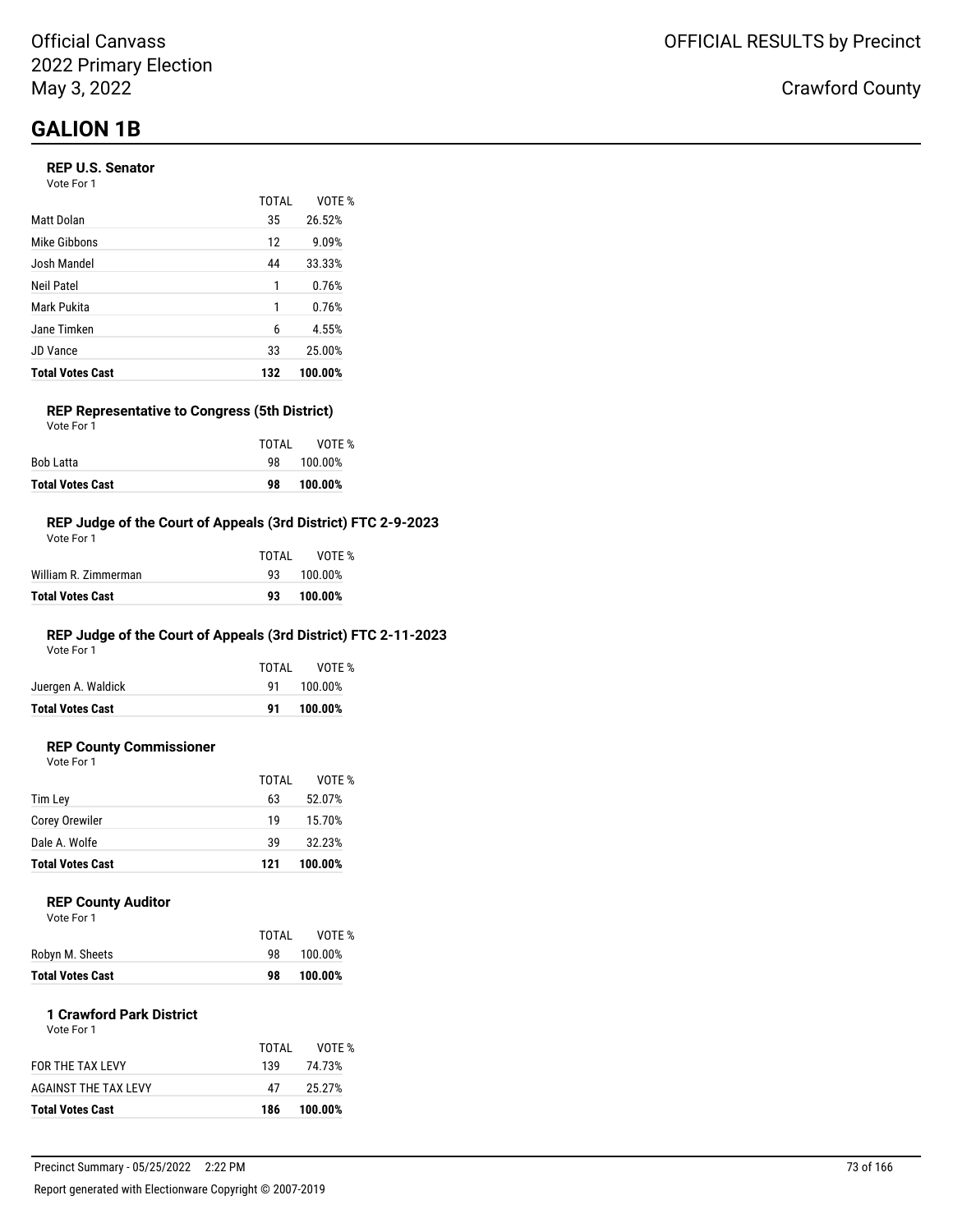Official Canvass
2022 Primary Election
May 3, 2022

OFFICIAL RESULTS by Precinct

Crawford County

# GALION 1B

### REP U.S. Senator

Vote For 1

| | TOTAL | VOTE % |
|---|---|---|
| Matt Dolan | 35 | 26.52% |
| Mike Gibbons | 12 | 9.09% |
| Josh Mandel | 44 | 33.33% |
| Neil Patel | 1 | 0.76% |
| Mark Pukita | 1 | 0.76% |
| Jane Timken | 6 | 4.55% |
| JD Vance | 33 | 25.00% |
| **Total Votes Cast** | **132** | **100.00%** |

### REP Representative to Congress (5th District)

Vote For 1

| | TOTAL | VOTE % |
|---|---|---|
| Bob Latta | 98 | 100.00% |
| **Total Votes Cast** | **98** | **100.00%** |

### REP Judge of the Court of Appeals (3rd District) FTC 2-9-2023

Vote For 1

| | TOTAL | VOTE % |
|---|---|---|
| William R. Zimmerman | 93 | 100.00% |
| **Total Votes Cast** | **93** | **100.00%** |

### REP Judge of the Court of Appeals (3rd District) FTC 2-11-2023

Vote For 1

| | TOTAL | VOTE % |
|---|---|---|
| Juergen A. Waldick | 91 | 100.00% |
| **Total Votes Cast** | **91** | **100.00%** |

### REP County Commissioner

Vote For 1

| | TOTAL | VOTE % |
|---|---|---|
| Tim Ley | 63 | 52.07% |
| Corey Orewiler | 19 | 15.70% |
| Dale A. Wolfe | 39 | 32.23% |
| **Total Votes Cast** | **121** | **100.00%** |

### REP County Auditor

Vote For 1

| | TOTAL | VOTE % |
|---|---|---|
| Robyn M. Sheets | 98 | 100.00% |
| **Total Votes Cast** | **98** | **100.00%** |

### 1 Crawford Park District

Vote For 1

| | TOTAL | VOTE % |
|---|---|---|
| FOR THE TAX LEVY | 139 | 74.73% |
| AGAINST THE TAX LEVY | 47 | 25.27% |
| **Total Votes Cast** | **186** | **100.00%** |

Precinct Summary - 05/25/2022 2:22 PM

Report generated with Electionware Copyright © 2007-2019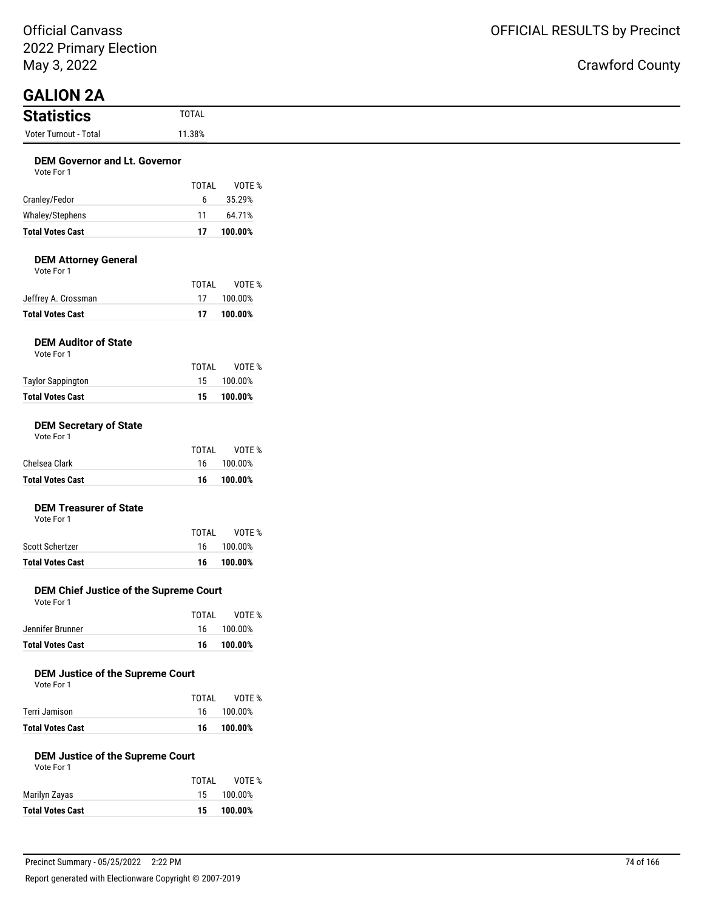Official Canvass
2022 Primary Election
May 3, 2022

OFFICIAL RESULTS by Precinct

Crawford County

# GALION 2A

## Statistics

| | TOTAL |
|---|---|
| Voter Turnout - Total | 11.38% |

### DEM Governor and Lt. Governor

Vote For 1

| | TOTAL | VOTE % |
|---|---|---|
| Cranley/Fedor | 6 | 35.29% |
| Whaley/Stephens | 11 | 64.71% |
| **Total Votes Cast** | **17** | **100.00%** |

### DEM Attorney General

Vote For 1

| | TOTAL | VOTE % |
|---|---|---|
| Jeffrey A. Crossman | 17 | 100.00% |
| **Total Votes Cast** | **17** | **100.00%** |

### DEM Auditor of State

Vote For 1

| | TOTAL | VOTE % |
|---|---|---|
| Taylor Sappington | 15 | 100.00% |
| **Total Votes Cast** | **15** | **100.00%** |

### DEM Secretary of State

Vote For 1

| | TOTAL | VOTE % |
|---|---|---|
| Chelsea Clark | 16 | 100.00% |
| **Total Votes Cast** | **16** | **100.00%** |

### DEM Treasurer of State

Vote For 1

| | TOTAL | VOTE % |
|---|---|---|
| Scott Schertzer | 16 | 100.00% |
| **Total Votes Cast** | **16** | **100.00%** |

### DEM Chief Justice of the Supreme Court

Vote For 1

| | TOTAL | VOTE % |
|---|---|---|
| Jennifer Brunner | 16 | 100.00% |
| **Total Votes Cast** | **16** | **100.00%** |

### DEM Justice of the Supreme Court

Vote For 1

| | TOTAL | VOTE % |
|---|---|---|
| Terri Jamison | 16 | 100.00% |
| **Total Votes Cast** | **16** | **100.00%** |

### DEM Justice of the Supreme Court

Vote For 1

| | TOTAL | VOTE % |
|---|---|---|
| Marilyn Zayas | 15 | 100.00% |
| **Total Votes Cast** | **15** | **100.00%** |

Precinct Summary - 05/25/2022 2:22 PM

Report generated with Electionware Copyright © 2007-2019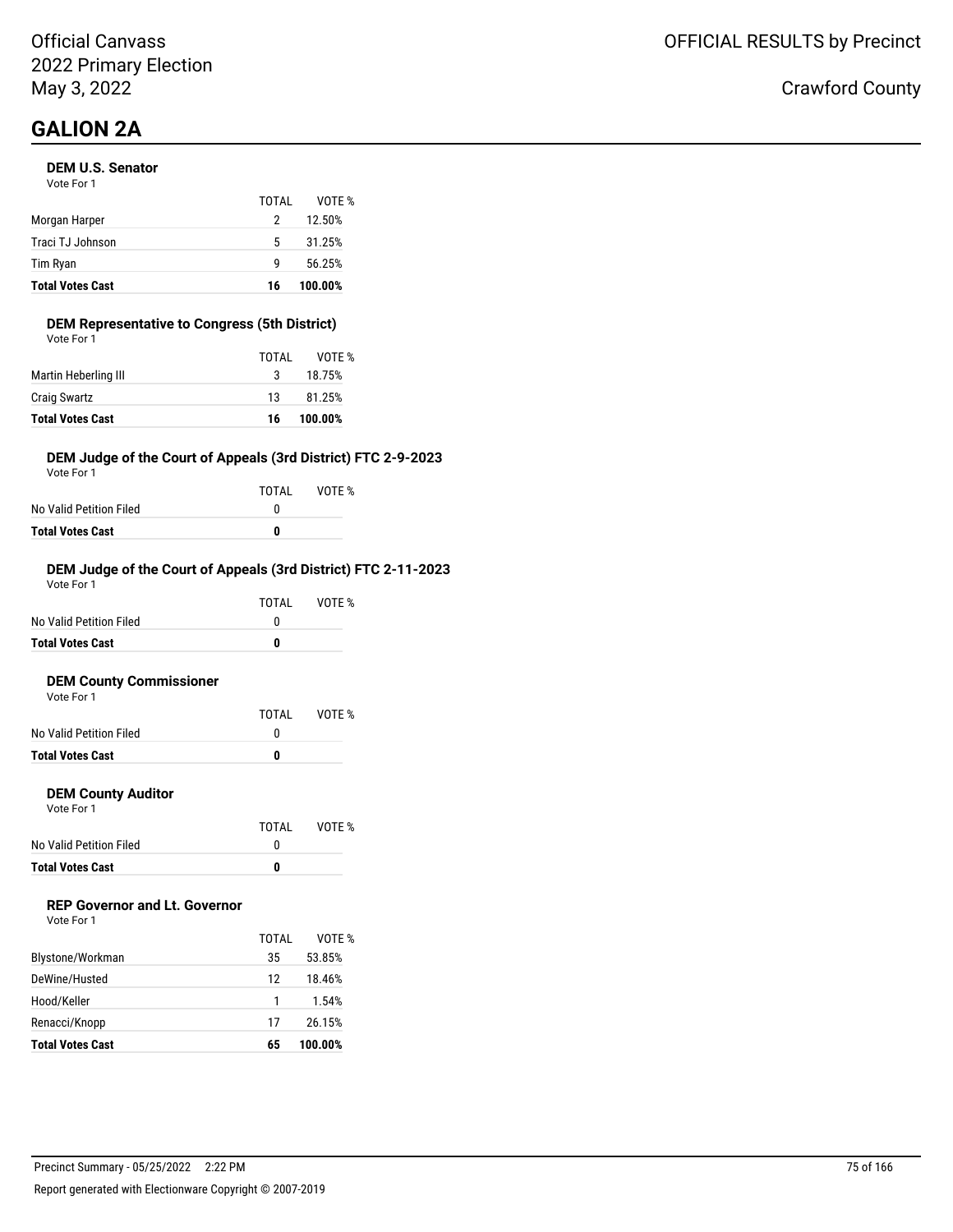Official Canvass
2022 Primary Election
May 3, 2022

OFFICIAL RESULTS by Precinct

Crawford County

# GALION 2A

### DEM U.S. Senator
Vote For 1

| | TOTAL | VOTE % |
|---|---|---|
| Morgan Harper | 2 | 12.50% |
| Traci TJ Johnson | 5 | 31.25% |
| Tim Ryan | 9 | 56.25% |
| **Total Votes Cast** | **16** | **100.00%** |

### DEM Representative to Congress (5th District)
Vote For 1

| | TOTAL | VOTE % |
|---|---|---|
| Martin Heberling III | 3 | 18.75% |
| Craig Swartz | 13 | 81.25% |
| **Total Votes Cast** | **16** | **100.00%** |

### DEM Judge of the Court of Appeals (3rd District) FTC 2-9-2023
Vote For 1

| | TOTAL | VOTE % |
|---|---|---|
| No Valid Petition Filed | 0 | |
| **Total Votes Cast** | **0** | |

### DEM Judge of the Court of Appeals (3rd District) FTC 2-11-2023
Vote For 1

| | TOTAL | VOTE % |
|---|---|---|
| No Valid Petition Filed | 0 | |
| **Total Votes Cast** | **0** | |

### DEM County Commissioner
Vote For 1

| | TOTAL | VOTE % |
|---|---|---|
| No Valid Petition Filed | 0 | |
| **Total Votes Cast** | **0** | |

### DEM County Auditor
Vote For 1

| | TOTAL | VOTE % |
|---|---|---|
| No Valid Petition Filed | 0 | |
| **Total Votes Cast** | **0** | |

### REP Governor and Lt. Governor
Vote For 1

| | TOTAL | VOTE % |
|---|---|---|
| Blystone/Workman | 35 | 53.85% |
| DeWine/Husted | 12 | 18.46% |
| Hood/Keller | 1 | 1.54% |
| Renacci/Knopp | 17 | 26.15% |
| **Total Votes Cast** | **65** | **100.00%** |

Precinct Summary - 05/25/2022 2:22 PM

Report generated with Electionware Copyright © 2007-2019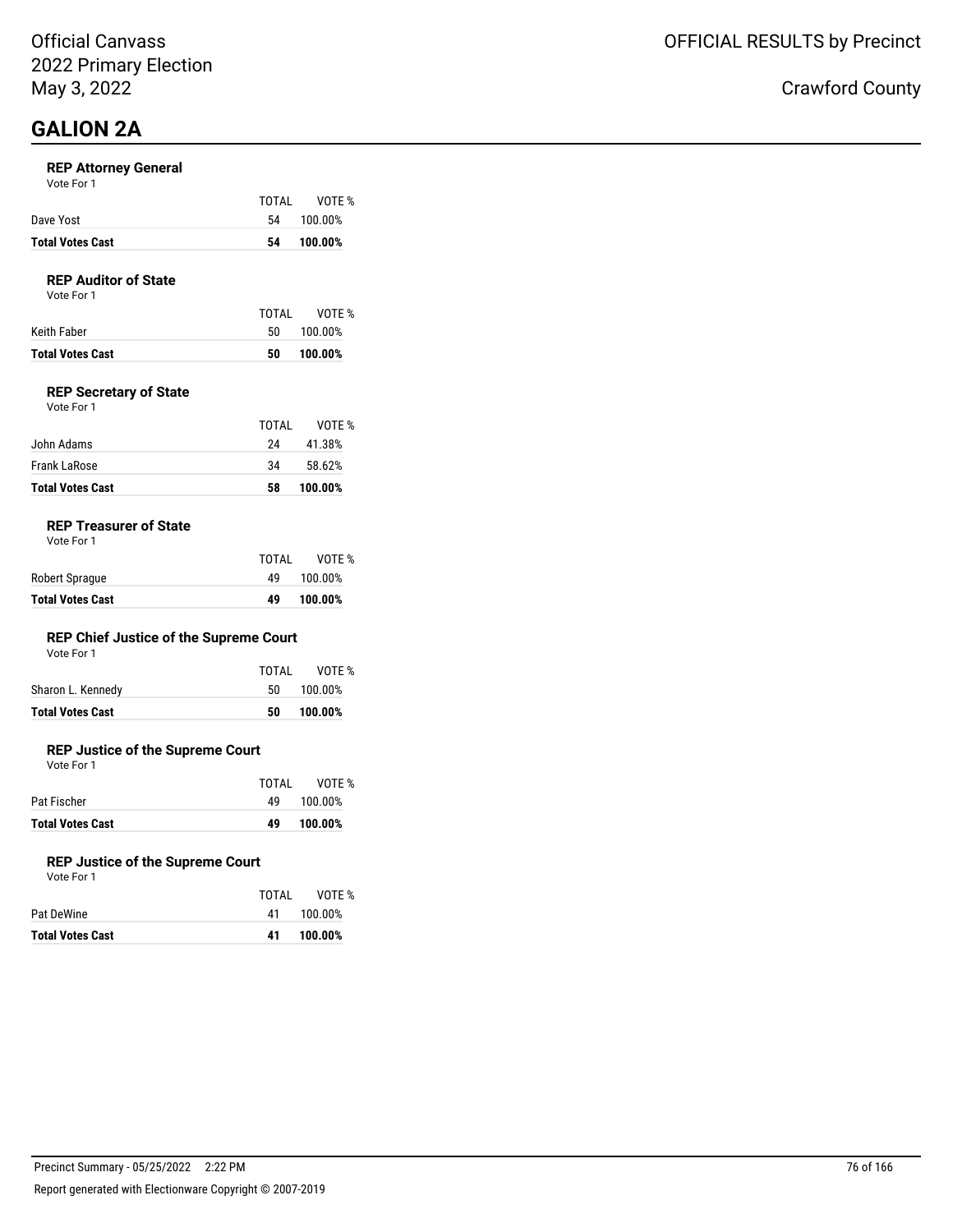Official Canvass
2022 Primary Election
May 3, 2022

OFFICIAL RESULTS by Precinct

Crawford County

# GALION 2A

### REP Attorney General

Vote For 1

| | TOTAL | VOTE % |
|---|---|---|
| Dave Yost | 54 | 100.00% |
| **Total Votes Cast** | **54** | **100.00%** |

### REP Auditor of State

Vote For 1

| | TOTAL | VOTE % |
|---|---|---|
| Keith Faber | 50 | 100.00% |
| **Total Votes Cast** | **50** | **100.00%** |

### REP Secretary of State

Vote For 1

| | TOTAL | VOTE % |
|---|---|---|
| John Adams | 24 | 41.38% |
| Frank LaRose | 34 | 58.62% |
| **Total Votes Cast** | **58** | **100.00%** |

### REP Treasurer of State

Vote For 1

| | TOTAL | VOTE % |
|---|---|---|
| Robert Sprague | 49 | 100.00% |
| **Total Votes Cast** | **49** | **100.00%** |

### REP Chief Justice of the Supreme Court

Vote For 1

| | TOTAL | VOTE % |
|---|---|---|
| Sharon L. Kennedy | 50 | 100.00% |
| **Total Votes Cast** | **50** | **100.00%** |

### REP Justice of the Supreme Court

Vote For 1

| | TOTAL | VOTE % |
|---|---|---|
| Pat Fischer | 49 | 100.00% |
| **Total Votes Cast** | **49** | **100.00%** |

### REP Justice of the Supreme Court

Vote For 1

| | TOTAL | VOTE % |
|---|---|---|
| Pat DeWine | 41 | 100.00% |
| **Total Votes Cast** | **41** | **100.00%** |

Precinct Summary - 05/25/2022 2:22 PM

Report generated with Electionware Copyright © 2007-2019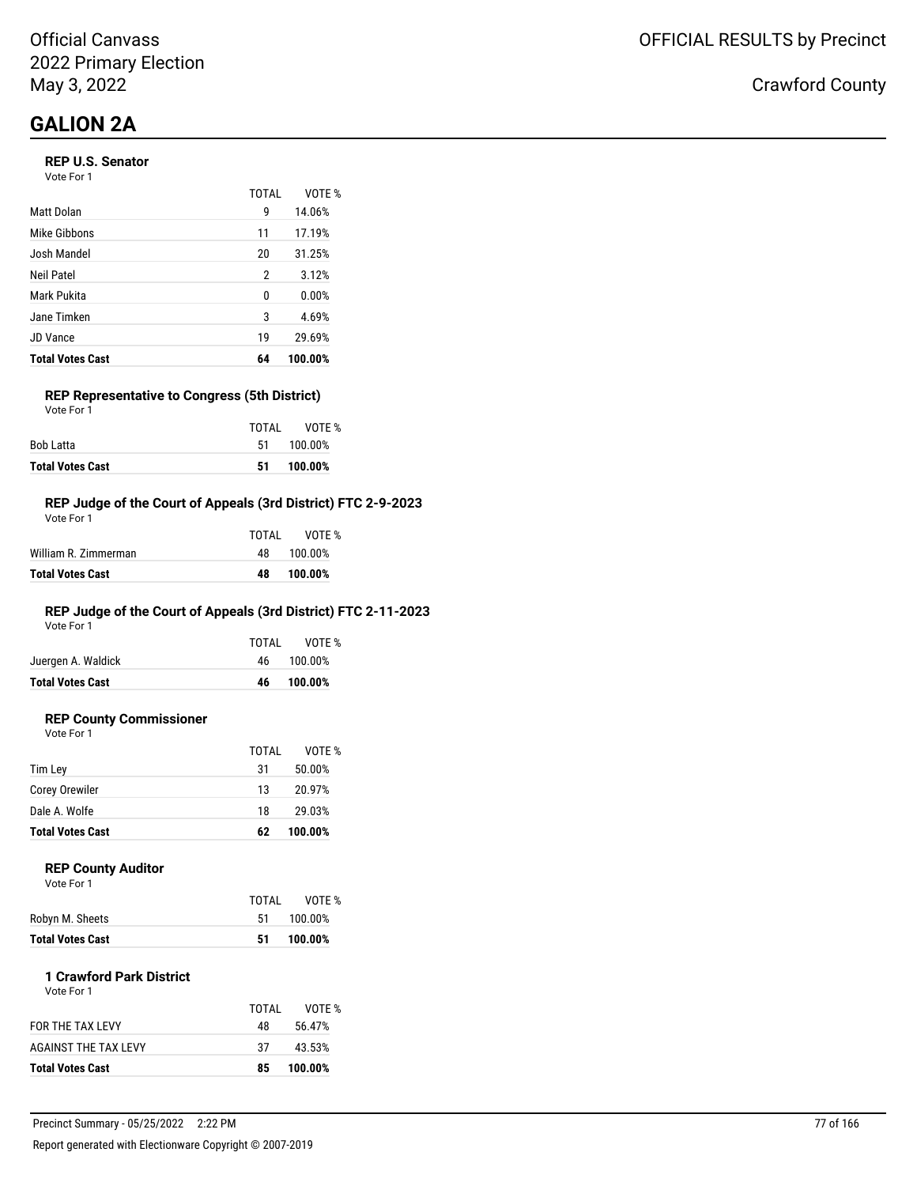Official Canvass
2022 Primary Election
May 3, 2022

OFFICIAL RESULTS by Precinct

Crawford County

# GALION 2A

### REP U.S. Senator

Vote For 1

| | TOTAL | VOTE % |
|---|---|---|
| Matt Dolan | 9 | 14.06% |
| Mike Gibbons | 11 | 17.19% |
| Josh Mandel | 20 | 31.25% |
| Neil Patel | 2 | 3.12% |
| Mark Pukita | 0 | 0.00% |
| Jane Timken | 3 | 4.69% |
| JD Vance | 19 | 29.69% |
| **Total Votes Cast** | **64** | **100.00%** |

### REP Representative to Congress (5th District)

Vote For 1

| | TOTAL | VOTE % |
|---|---|---|
| Bob Latta | 51 | 100.00% |
| **Total Votes Cast** | **51** | **100.00%** |

### REP Judge of the Court of Appeals (3rd District) FTC 2-9-2023

Vote For 1

| | TOTAL | VOTE % |
|---|---|---|
| William R. Zimmerman | 48 | 100.00% |
| **Total Votes Cast** | **48** | **100.00%** |

### REP Judge of the Court of Appeals (3rd District) FTC 2-11-2023

Vote For 1

| | TOTAL | VOTE % |
|---|---|---|
| Juergen A. Waldick | 46 | 100.00% |
| **Total Votes Cast** | **46** | **100.00%** |

### REP County Commissioner

Vote For 1

| | TOTAL | VOTE % |
|---|---|---|
| Tim Ley | 31 | 50.00% |
| Corey Orewiler | 13 | 20.97% |
| Dale A. Wolfe | 18 | 29.03% |
| **Total Votes Cast** | **62** | **100.00%** |

### REP County Auditor

Vote For 1

| | TOTAL | VOTE % |
|---|---|---|
| Robyn M. Sheets | 51 | 100.00% |
| **Total Votes Cast** | **51** | **100.00%** |

### 1 Crawford Park District

Vote For 1

| | TOTAL | VOTE % |
|---|---|---|
| FOR THE TAX LEVY | 48 | 56.47% |
| AGAINST THE TAX LEVY | 37 | 43.53% |
| **Total Votes Cast** | **85** | **100.00%** |

Precinct Summary - 05/25/2022 2:22 PM

Report generated with Electionware Copyright © 2007-2019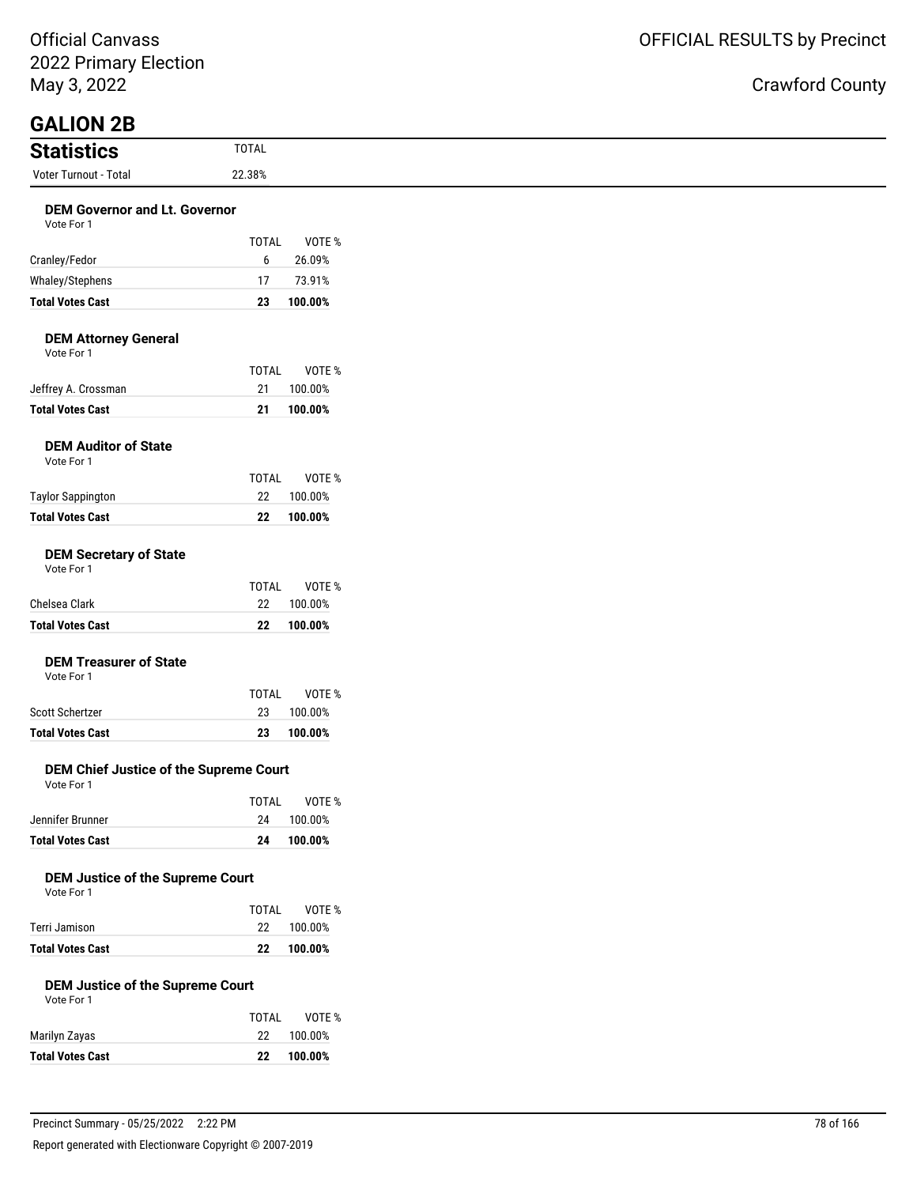# GALION 2B

## Statistics

| | TOTAL |
|---|---|
| Voter Turnout - Total | 22.38% |

### DEM Governor and Lt. Governor

Vote For 1

| | TOTAL | VOTE % |
|---|---|---|
| Cranley/Fedor | 6 | 26.09% |
| Whaley/Stephens | 17 | 73.91% |
| **Total Votes Cast** | **23** | **100.00%** |

### DEM Attorney General

Vote For 1

| | TOTAL | VOTE % |
|---|---|---|
| Jeffrey A. Crossman | 21 | 100.00% |
| **Total Votes Cast** | **21** | **100.00%** |

### DEM Auditor of State

Vote For 1

| | TOTAL | VOTE % |
|---|---|---|
| Taylor Sappington | 22 | 100.00% |
| **Total Votes Cast** | **22** | **100.00%** |

### DEM Secretary of State

Vote For 1

| | TOTAL | VOTE % |
|---|---|---|
| Chelsea Clark | 22 | 100.00% |
| **Total Votes Cast** | **22** | **100.00%** |

### DEM Treasurer of State

Vote For 1

| | TOTAL | VOTE % |
|---|---|---|
| Scott Schertzer | 23 | 100.00% |
| **Total Votes Cast** | **23** | **100.00%** |

### DEM Chief Justice of the Supreme Court

Vote For 1

| | TOTAL | VOTE % |
|---|---|---|
| Jennifer Brunner | 24 | 100.00% |
| **Total Votes Cast** | **24** | **100.00%** |

### DEM Justice of the Supreme Court

Vote For 1

| | TOTAL | VOTE % |
|---|---|---|
| Terri Jamison | 22 | 100.00% |
| **Total Votes Cast** | **22** | **100.00%** |

### DEM Justice of the Supreme Court

Vote For 1

| | TOTAL | VOTE % |
|---|---|---|
| Marilyn Zayas | 22 | 100.00% |
| **Total Votes Cast** | **22** | **100.00%** |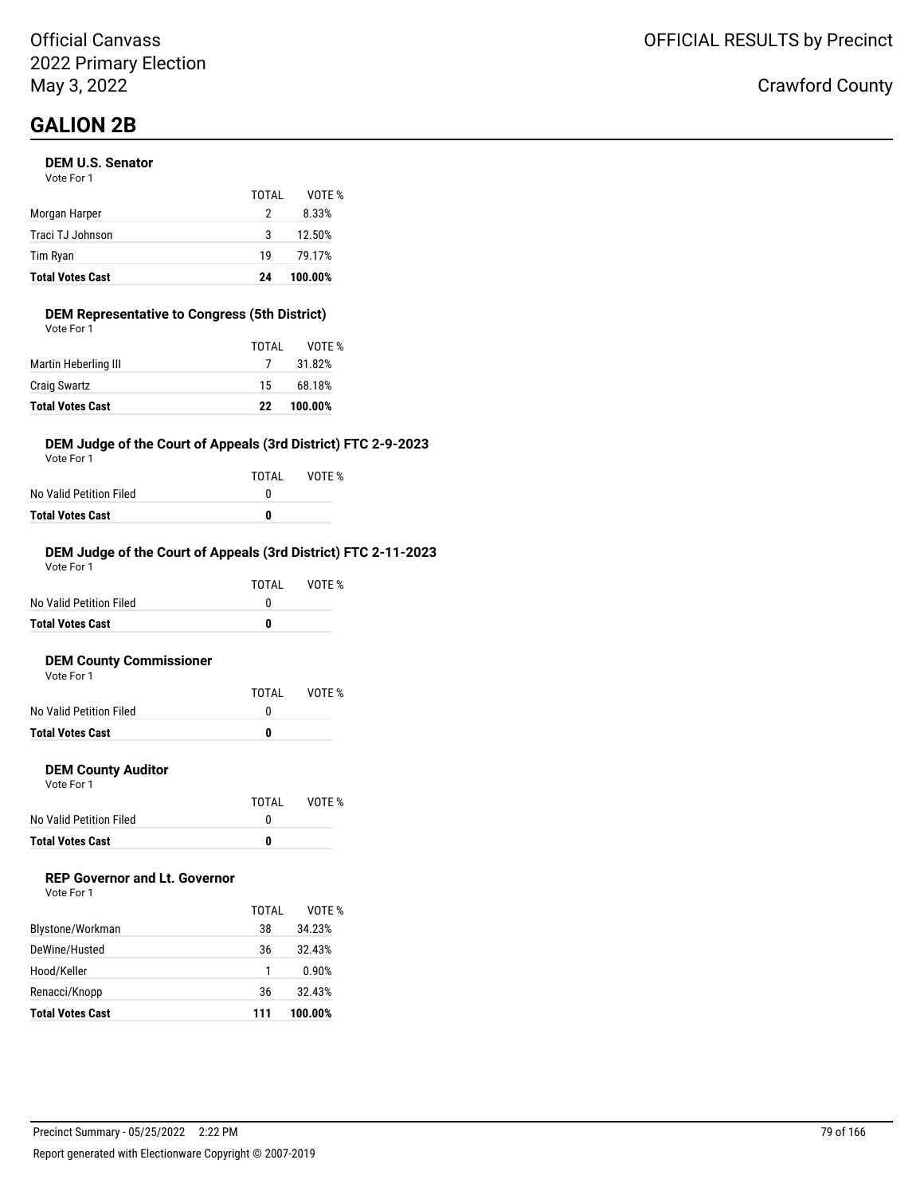Official Canvass
2022 Primary Election
May 3, 2022

OFFICIAL RESULTS by Precinct

Crawford County

# GALION 2B

### DEM U.S. Senator

Vote For 1

| | TOTAL | VOTE % |
|---|---|---|
| Morgan Harper | 2 | 8.33% |
| Traci TJ Johnson | 3 | 12.50% |
| Tim Ryan | 19 | 79.17% |
| **Total Votes Cast** | **24** | **100.00%** |

### DEM Representative to Congress (5th District)

Vote For 1

| | TOTAL | VOTE % |
|---|---|---|
| Martin Heberling III | 7 | 31.82% |
| Craig Swartz | 15 | 68.18% |
| **Total Votes Cast** | **22** | **100.00%** |

### DEM Judge of the Court of Appeals (3rd District) FTC 2-9-2023

Vote For 1

| | TOTAL | VOTE % |
|---|---|---|
| No Valid Petition Filed | 0 | |
| **Total Votes Cast** | **0** | |

### DEM Judge of the Court of Appeals (3rd District) FTC 2-11-2023

Vote For 1

| | TOTAL | VOTE % |
|---|---|---|
| No Valid Petition Filed | 0 | |
| **Total Votes Cast** | **0** | |

### DEM County Commissioner

Vote For 1

| | TOTAL | VOTE % |
|---|---|---|
| No Valid Petition Filed | 0 | |
| **Total Votes Cast** | **0** | |

### DEM County Auditor

Vote For 1

| | TOTAL | VOTE % |
|---|---|---|
| No Valid Petition Filed | 0 | |
| **Total Votes Cast** | **0** | |

### REP Governor and Lt. Governor

Vote For 1

| | TOTAL | VOTE % |
|---|---|---|
| Blystone/Workman | 38 | 34.23% |
| DeWine/Husted | 36 | 32.43% |
| Hood/Keller | 1 | 0.90% |
| Renacci/Knopp | 36 | 32.43% |
| **Total Votes Cast** | **111** | **100.00%** |

Precinct Summary - 05/25/2022 2:22 PM

Report generated with Electionware Copyright © 2007-2019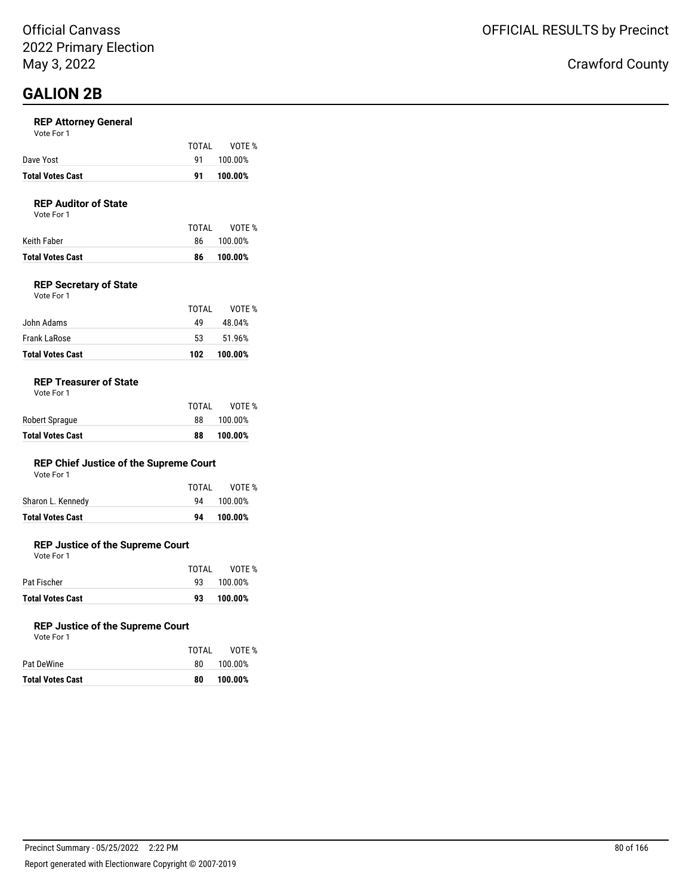# GALION 2B

### REP Attorney General

Vote For 1

| | TOTAL | VOTE % |
|---|---|---|
| Dave Yost | 91 | 100.00% |
| **Total Votes Cast** | **91** | **100.00%** |

### REP Auditor of State

Vote For 1

| | TOTAL | VOTE % |
|---|---|---|
| Keith Faber | 86 | 100.00% |
| **Total Votes Cast** | **86** | **100.00%** |

### REP Secretary of State

Vote For 1

| | TOTAL | VOTE % |
|---|---|---|
| John Adams | 49 | 48.04% |
| Frank LaRose | 53 | 51.96% |
| **Total Votes Cast** | **102** | **100.00%** |

### REP Treasurer of State

Vote For 1

| | TOTAL | VOTE % |
|---|---|---|
| Robert Sprague | 88 | 100.00% |
| **Total Votes Cast** | **88** | **100.00%** |

### REP Chief Justice of the Supreme Court

Vote For 1

| | TOTAL | VOTE % |
|---|---|---|
| Sharon L. Kennedy | 94 | 100.00% |
| **Total Votes Cast** | **94** | **100.00%** |

### REP Justice of the Supreme Court

Vote For 1

| | TOTAL | VOTE % |
|---|---|---|
| Pat Fischer | 93 | 100.00% |
| **Total Votes Cast** | **93** | **100.00%** |

### REP Justice of the Supreme Court

Vote For 1

| | TOTAL | VOTE % |
|---|---|---|
| Pat DeWine | 80 | 100.00% |
| **Total Votes Cast** | **80** | **100.00%** |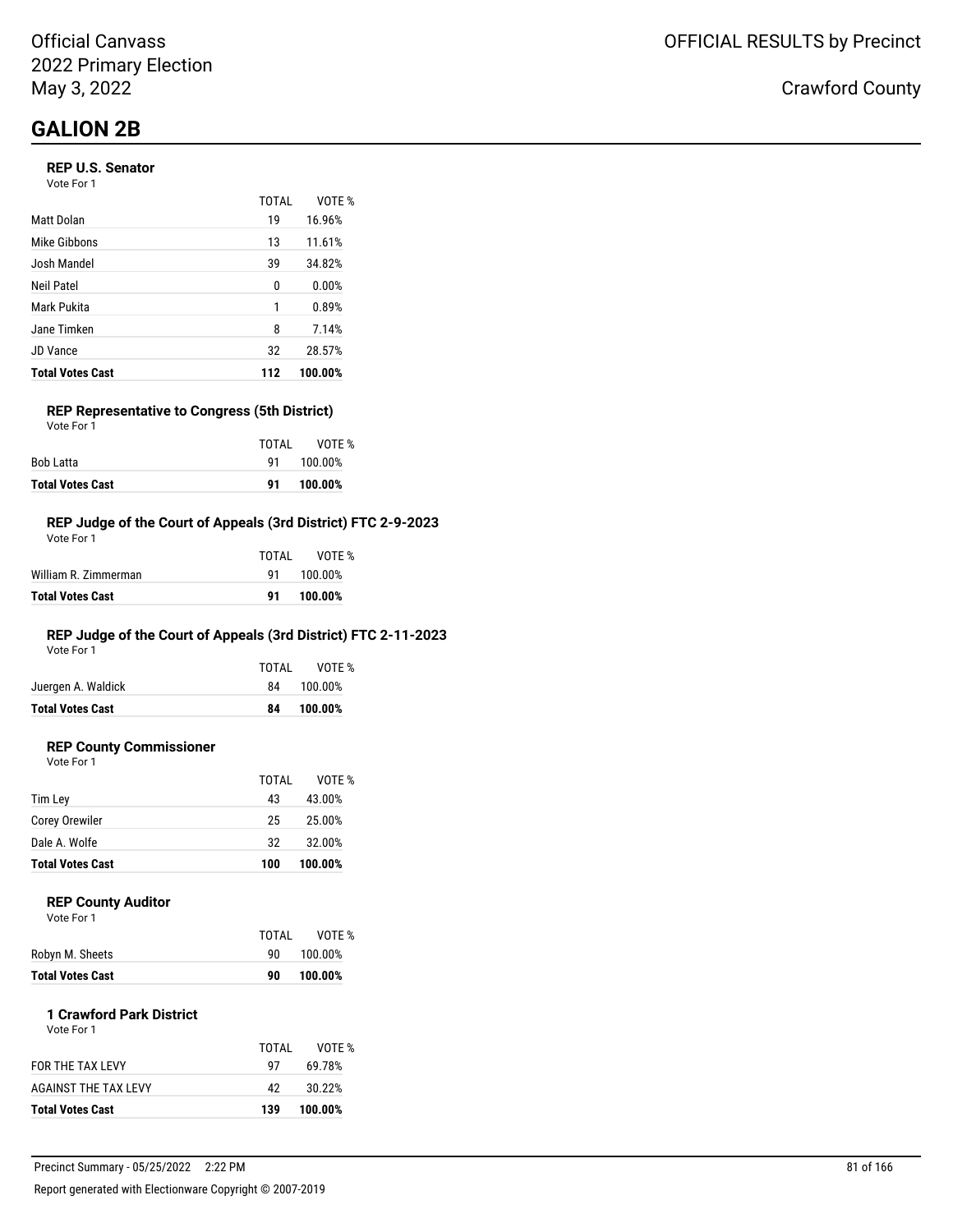Official Canvass
2022 Primary Election
May 3, 2022

OFFICIAL RESULTS by Precinct

Crawford County

# GALION 2B

### REP U.S. Senator

Vote For 1

| | TOTAL | VOTE % |
|---|---|---|
| Matt Dolan | 19 | 16.96% |
| Mike Gibbons | 13 | 11.61% |
| Josh Mandel | 39 | 34.82% |
| Neil Patel | 0 | 0.00% |
| Mark Pukita | 1 | 0.89% |
| Jane Timken | 8 | 7.14% |
| JD Vance | 32 | 28.57% |
| **Total Votes Cast** | **112** | **100.00%** |

### REP Representative to Congress (5th District)

Vote For 1

| | TOTAL | VOTE % |
|---|---|---|
| Bob Latta | 91 | 100.00% |
| **Total Votes Cast** | **91** | **100.00%** |

### REP Judge of the Court of Appeals (3rd District) FTC 2-9-2023

Vote For 1

| | TOTAL | VOTE % |
|---|---|---|
| William R. Zimmerman | 91 | 100.00% |
| **Total Votes Cast** | **91** | **100.00%** |

### REP Judge of the Court of Appeals (3rd District) FTC 2-11-2023

Vote For 1

| | TOTAL | VOTE % |
|---|---|---|
| Juergen A. Waldick | 84 | 100.00% |
| **Total Votes Cast** | **84** | **100.00%** |

### REP County Commissioner

Vote For 1

| | TOTAL | VOTE % |
|---|---|---|
| Tim Ley | 43 | 43.00% |
| Corey Orewiler | 25 | 25.00% |
| Dale A. Wolfe | 32 | 32.00% |
| **Total Votes Cast** | **100** | **100.00%** |

### REP County Auditor

Vote For 1

| | TOTAL | VOTE % |
|---|---|---|
| Robyn M. Sheets | 90 | 100.00% |
| **Total Votes Cast** | **90** | **100.00%** |

### 1 Crawford Park District

Vote For 1

| | TOTAL | VOTE % |
|---|---|---|
| FOR THE TAX LEVY | 97 | 69.78% |
| AGAINST THE TAX LEVY | 42 | 30.22% |
| **Total Votes Cast** | **139** | **100.00%** |

Precinct Summary - 05/25/2022 2:22 PM

Report generated with Electionware Copyright © 2007-2019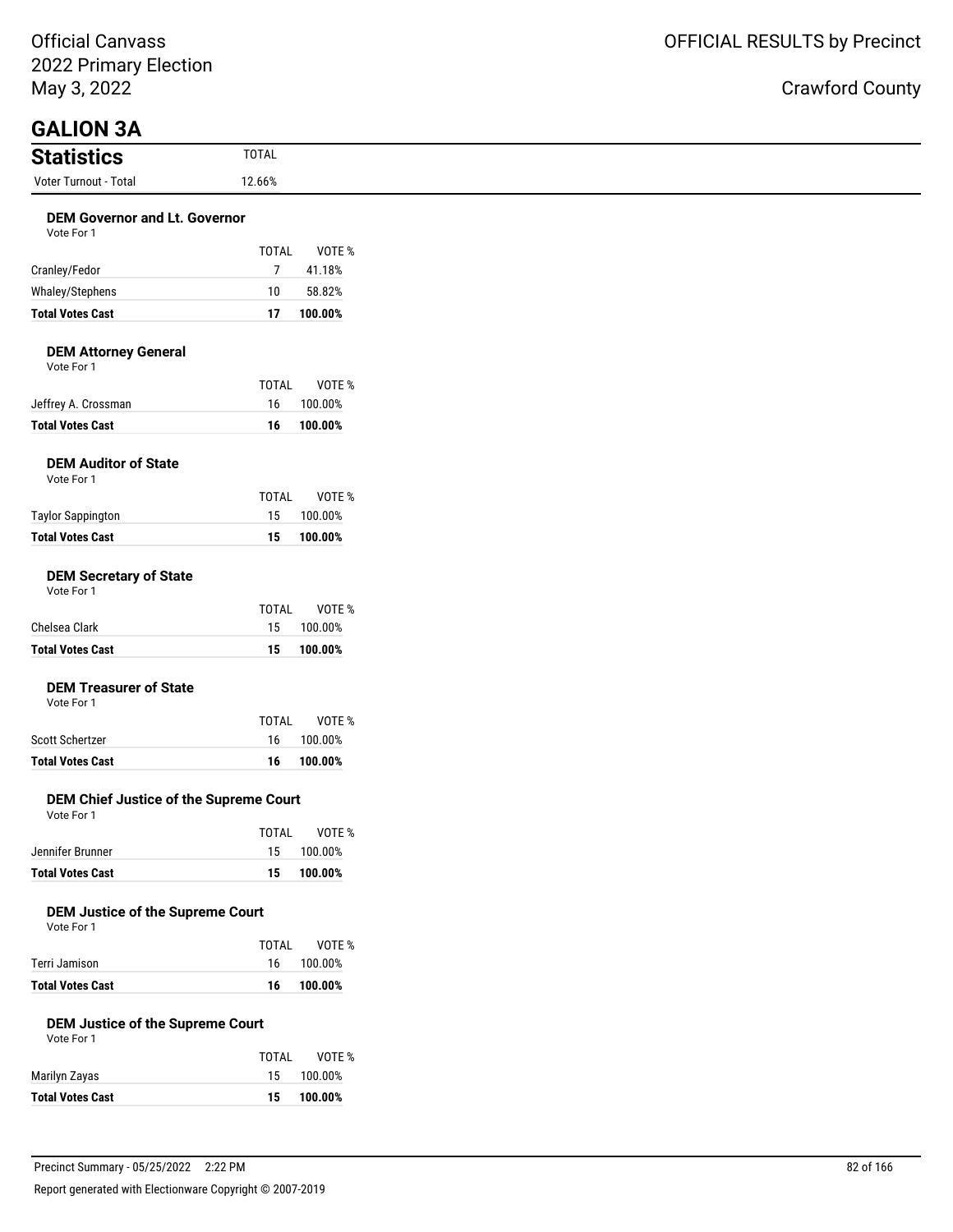Official Canvass
2022 Primary Election
May 3, 2022

OFFICIAL RESULTS by Precinct

Crawford County

# GALION 3A

## Statistics

| Statistics | TOTAL |
|---|---|
| Voter Turnout - Total | 12.66% |

### DEM Governor and Lt. Governor

Vote For 1

| | TOTAL | VOTE % |
|---|---|---|
| Cranley/Fedor | 7 | 41.18% |
| Whaley/Stephens | 10 | 58.82% |
| **Total Votes Cast** | **17** | **100.00%** |

### DEM Attorney General

Vote For 1

| | TOTAL | VOTE % |
|---|---|---|
| Jeffrey A. Crossman | 16 | 100.00% |
| **Total Votes Cast** | **16** | **100.00%** |

### DEM Auditor of State

Vote For 1

| | TOTAL | VOTE % |
|---|---|---|
| Taylor Sappington | 15 | 100.00% |
| **Total Votes Cast** | **15** | **100.00%** |

### DEM Secretary of State

Vote For 1

| | TOTAL | VOTE % |
|---|---|---|
| Chelsea Clark | 15 | 100.00% |
| **Total Votes Cast** | **15** | **100.00%** |

### DEM Treasurer of State

Vote For 1

| | TOTAL | VOTE % |
|---|---|---|
| Scott Schertzer | 16 | 100.00% |
| **Total Votes Cast** | **16** | **100.00%** |

### DEM Chief Justice of the Supreme Court

Vote For 1

| | TOTAL | VOTE % |
|---|---|---|
| Jennifer Brunner | 15 | 100.00% |
| **Total Votes Cast** | **15** | **100.00%** |

### DEM Justice of the Supreme Court

Vote For 1

| | TOTAL | VOTE % |
|---|---|---|
| Terri Jamison | 16 | 100.00% |
| **Total Votes Cast** | **16** | **100.00%** |

### DEM Justice of the Supreme Court

Vote For 1

| | TOTAL | VOTE % |
|---|---|---|
| Marilyn Zayas | 15 | 100.00% |
| **Total Votes Cast** | **15** | **100.00%** |

Precinct Summary - 05/25/2022 2:22 PM

Report generated with Electionware Copyright © 2007-2019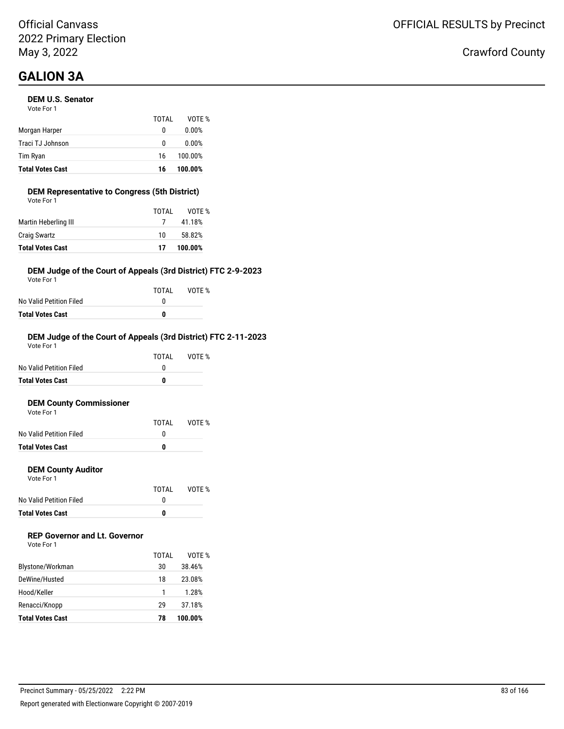Official Canvass
2022 Primary Election
May 3, 2022

OFFICIAL RESULTS by Precinct

Crawford County

# GALION 3A

### DEM U.S. Senator

Vote For 1

| | TOTAL | VOTE % |
|---|---|---|
| Morgan Harper | 0 | 0.00% |
| Traci TJ Johnson | 0 | 0.00% |
| Tim Ryan | 16 | 100.00% |
| **Total Votes Cast** | **16** | **100.00%** |

### DEM Representative to Congress (5th District)

Vote For 1

| | TOTAL | VOTE % |
|---|---|---|
| Martin Heberling III | 7 | 41.18% |
| Craig Swartz | 10 | 58.82% |
| **Total Votes Cast** | **17** | **100.00%** |

### DEM Judge of the Court of Appeals (3rd District) FTC 2-9-2023

Vote For 1

| | TOTAL | VOTE % |
|---|---|---|
| No Valid Petition Filed | 0 | |
| **Total Votes Cast** | **0** | |

### DEM Judge of the Court of Appeals (3rd District) FTC 2-11-2023

Vote For 1

| | TOTAL | VOTE % |
|---|---|---|
| No Valid Petition Filed | 0 | |
| **Total Votes Cast** | **0** | |

### DEM County Commissioner

Vote For 1

| | TOTAL | VOTE % |
|---|---|---|
| No Valid Petition Filed | 0 | |
| **Total Votes Cast** | **0** | |

### DEM County Auditor

Vote For 1

| | TOTAL | VOTE % |
|---|---|---|
| No Valid Petition Filed | 0 | |
| **Total Votes Cast** | **0** | |

### REP Governor and Lt. Governor

Vote For 1

| | TOTAL | VOTE % |
|---|---|---|
| Blystone/Workman | 30 | 38.46% |
| DeWine/Husted | 18 | 23.08% |
| Hood/Keller | 1 | 1.28% |
| Renacci/Knopp | 29 | 37.18% |
| **Total Votes Cast** | **78** | **100.00%** |

Precinct Summary - 05/25/2022 2:22 PM

Report generated with Electionware Copyright © 2007-2019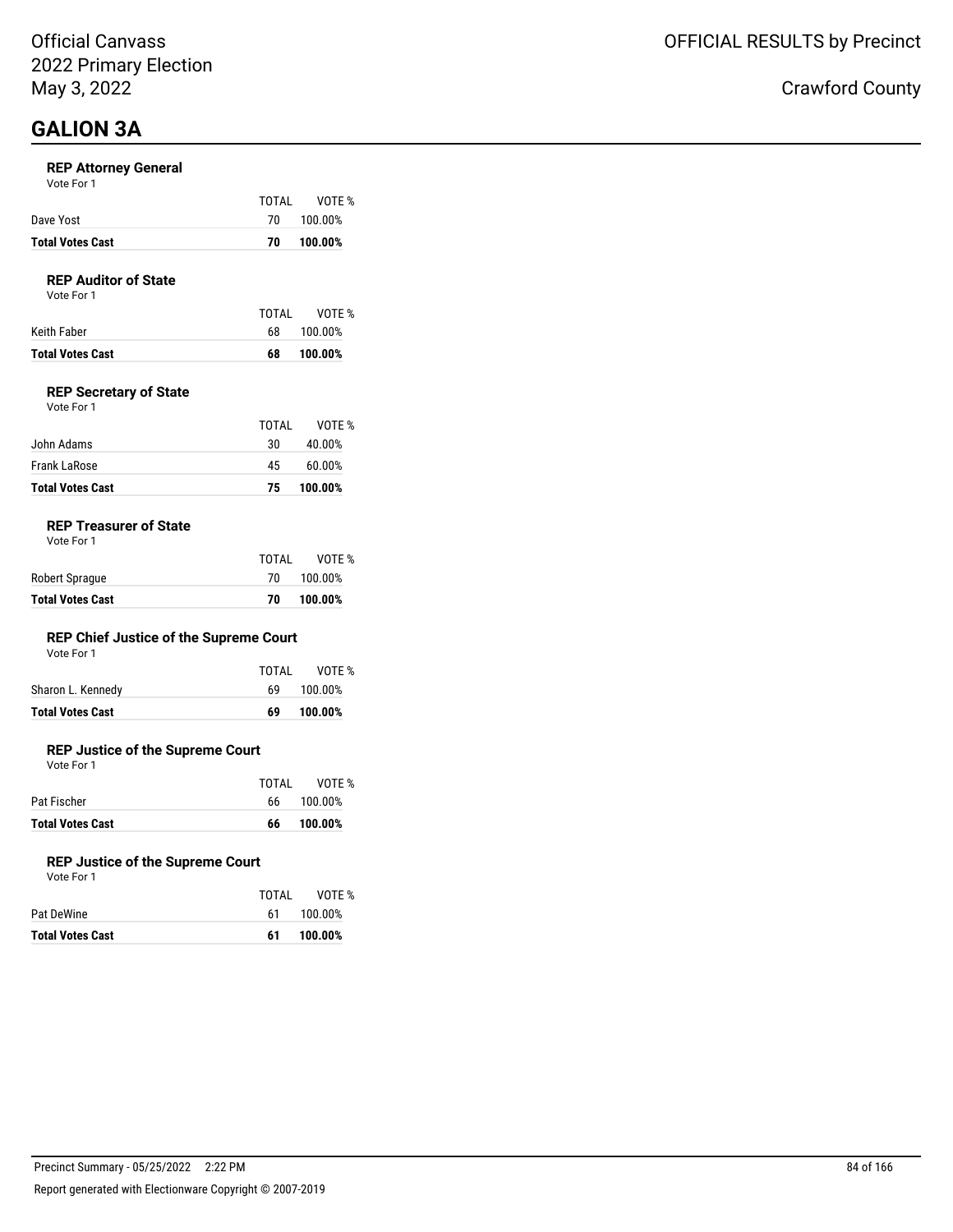# GALION 3A

### REP Attorney General

Vote For 1

| | TOTAL | VOTE % |
|---|---|---|
| Dave Yost | 70 | 100.00% |
| **Total Votes Cast** | **70** | **100.00%** |

### REP Auditor of State

Vote For 1

| | TOTAL | VOTE % |
|---|---|---|
| Keith Faber | 68 | 100.00% |
| **Total Votes Cast** | **68** | **100.00%** |

### REP Secretary of State

Vote For 1

| | TOTAL | VOTE % |
|---|---|---|
| John Adams | 30 | 40.00% |
| Frank LaRose | 45 | 60.00% |
| **Total Votes Cast** | **75** | **100.00%** |

### REP Treasurer of State

Vote For 1

| | TOTAL | VOTE % |
|---|---|---|
| Robert Sprague | 70 | 100.00% |
| **Total Votes Cast** | **70** | **100.00%** |

### REP Chief Justice of the Supreme Court

Vote For 1

| | TOTAL | VOTE % |
|---|---|---|
| Sharon L. Kennedy | 69 | 100.00% |
| **Total Votes Cast** | **69** | **100.00%** |

### REP Justice of the Supreme Court

Vote For 1

| | TOTAL | VOTE % |
|---|---|---|
| Pat Fischer | 66 | 100.00% |
| **Total Votes Cast** | **66** | **100.00%** |

### REP Justice of the Supreme Court

Vote For 1

| | TOTAL | VOTE % |
|---|---|---|
| Pat DeWine | 61 | 100.00% |
| **Total Votes Cast** | **61** | **100.00%** |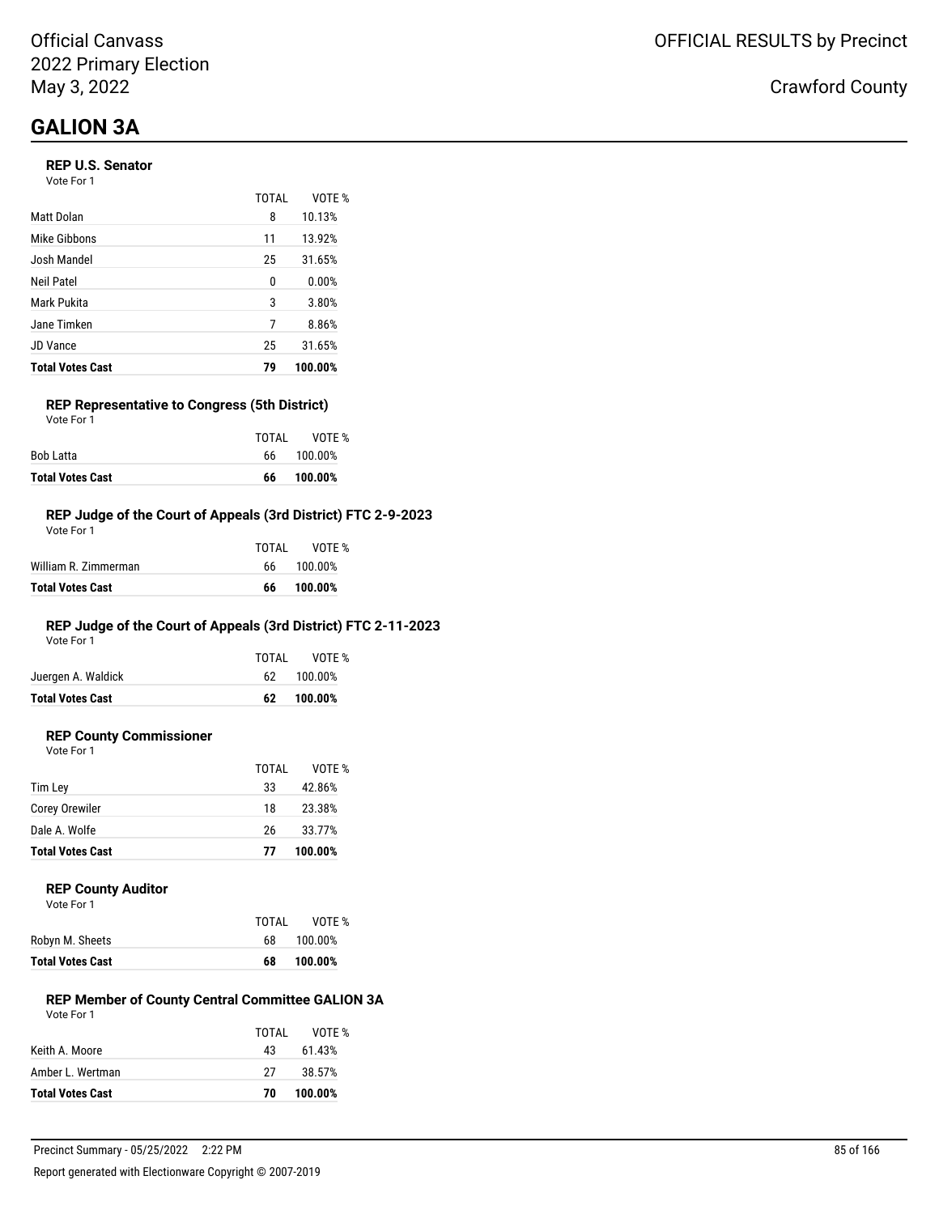Official Canvass
2022 Primary Election
May 3, 2022

OFFICIAL RESULTS by Precinct

Crawford County

# GALION 3A

### REP U.S. Senator

Vote For 1

| | TOTAL | VOTE % |
|---|---|---|
| Matt Dolan | 8 | 10.13% |
| Mike Gibbons | 11 | 13.92% |
| Josh Mandel | 25 | 31.65% |
| Neil Patel | 0 | 0.00% |
| Mark Pukita | 3 | 3.80% |
| Jane Timken | 7 | 8.86% |
| JD Vance | 25 | 31.65% |
| **Total Votes Cast** | **79** | **100.00%** |

### REP Representative to Congress (5th District)

Vote For 1

| | TOTAL | VOTE % |
|---|---|---|
| Bob Latta | 66 | 100.00% |
| **Total Votes Cast** | **66** | **100.00%** |

### REP Judge of the Court of Appeals (3rd District) FTC 2-9-2023

Vote For 1

| | TOTAL | VOTE % |
|---|---|---|
| William R. Zimmerman | 66 | 100.00% |
| **Total Votes Cast** | **66** | **100.00%** |

### REP Judge of the Court of Appeals (3rd District) FTC 2-11-2023

Vote For 1

| | TOTAL | VOTE % |
|---|---|---|
| Juergen A. Waldick | 62 | 100.00% |
| **Total Votes Cast** | **62** | **100.00%** |

### REP County Commissioner

Vote For 1

| | TOTAL | VOTE % |
|---|---|---|
| Tim Ley | 33 | 42.86% |
| Corey Orewiler | 18 | 23.38% |
| Dale A. Wolfe | 26 | 33.77% |
| **Total Votes Cast** | **77** | **100.00%** |

### REP County Auditor

Vote For 1

| | TOTAL | VOTE % |
|---|---|---|
| Robyn M. Sheets | 68 | 100.00% |
| **Total Votes Cast** | **68** | **100.00%** |

### REP Member of County Central Committee GALION 3A

Vote For 1

| | TOTAL | VOTE % |
|---|---|---|
| Keith A. Moore | 43 | 61.43% |
| Amber L. Wertman | 27 | 38.57% |
| **Total Votes Cast** | **70** | **100.00%** |

Precinct Summary - 05/25/2022 2:22 PM

Report generated with Electionware Copyright © 2007-2019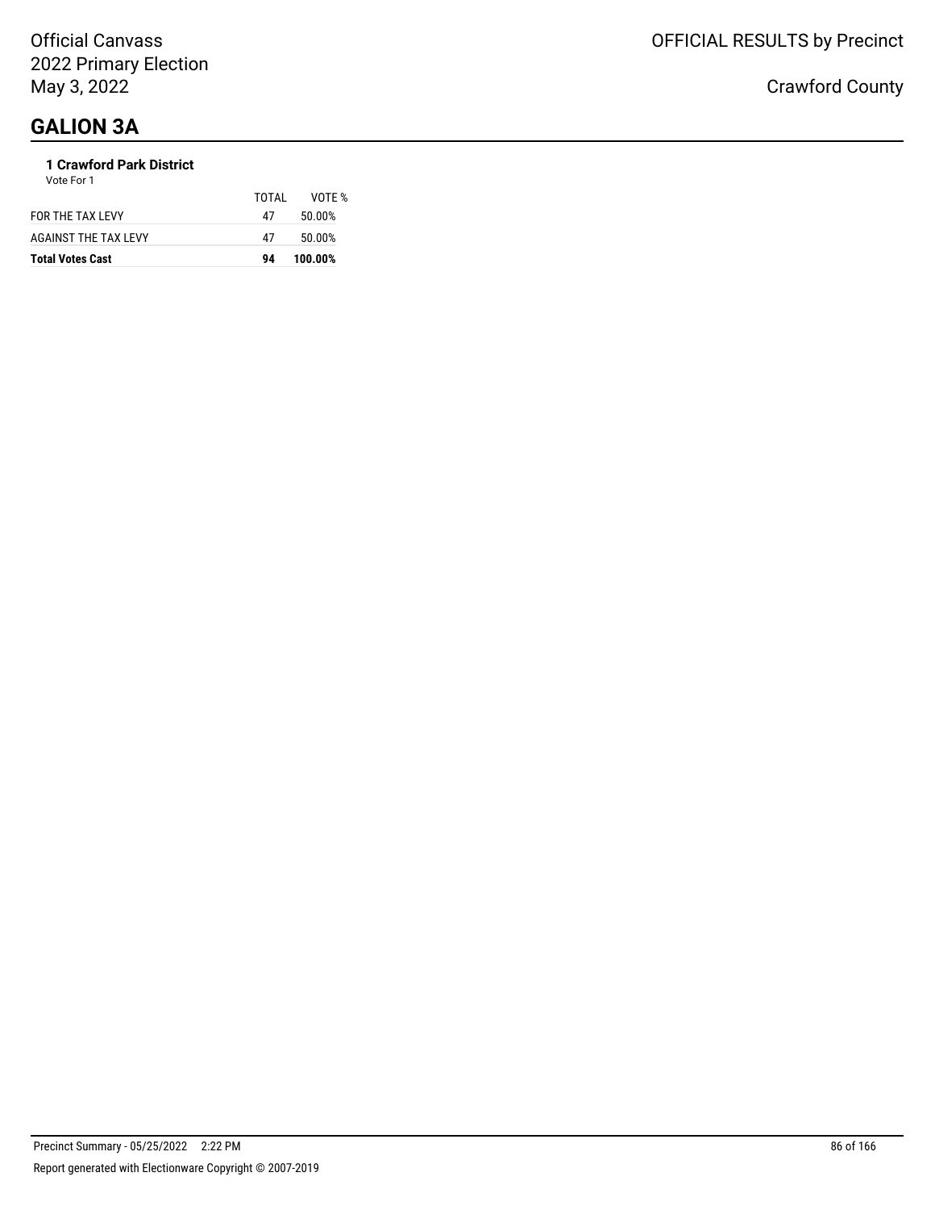# GALION 3A

**1 Crawford Park District**

Vote For 1

| | TOTAL | VOTE % |
|---|---|---|
| FOR THE TAX LEVY | 47 | 50.00% |
| AGAINST THE TAX LEVY | 47 | 50.00% |
| **Total Votes Cast** | **94** | **100.00%** |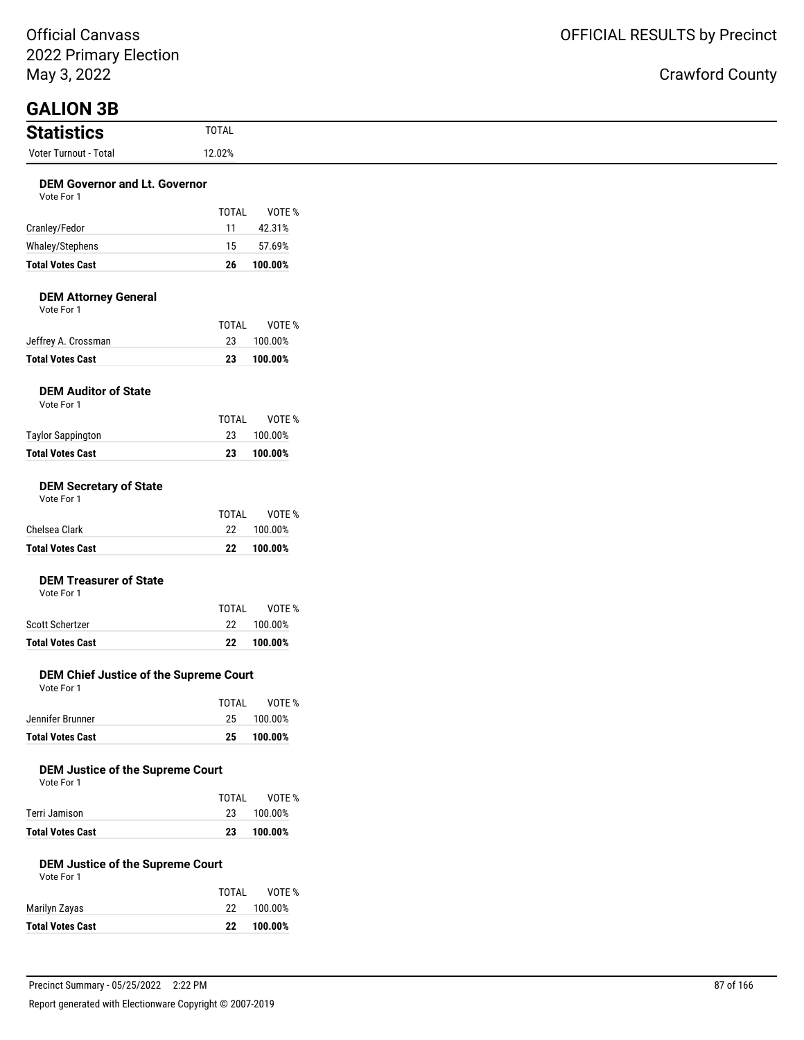Official Canvass
2022 Primary Election
May 3, 2022

OFFICIAL RESULTS by Precinct

Crawford County

# GALION 3B

## Statistics

| Statistics | TOTAL |
|---|---|
| Voter Turnout - Total | 12.02% |

### DEM Governor and Lt. Governor

Vote For 1

| | TOTAL | VOTE % |
|---|---|---|
| Cranley/Fedor | 11 | 42.31% |
| Whaley/Stephens | 15 | 57.69% |
| **Total Votes Cast** | **26** | **100.00%** |

### DEM Attorney General

Vote For 1

| | TOTAL | VOTE % |
|---|---|---|
| Jeffrey A. Crossman | 23 | 100.00% |
| **Total Votes Cast** | **23** | **100.00%** |

### DEM Auditor of State

Vote For 1

| | TOTAL | VOTE % |
|---|---|---|
| Taylor Sappington | 23 | 100.00% |
| **Total Votes Cast** | **23** | **100.00%** |

### DEM Secretary of State

Vote For 1

| | TOTAL | VOTE % |
|---|---|---|
| Chelsea Clark | 22 | 100.00% |
| **Total Votes Cast** | **22** | **100.00%** |

### DEM Treasurer of State

Vote For 1

| | TOTAL | VOTE % |
|---|---|---|
| Scott Schertzer | 22 | 100.00% |
| **Total Votes Cast** | **22** | **100.00%** |

### DEM Chief Justice of the Supreme Court

Vote For 1

| | TOTAL | VOTE % |
|---|---|---|
| Jennifer Brunner | 25 | 100.00% |
| **Total Votes Cast** | **25** | **100.00%** |

### DEM Justice of the Supreme Court

Vote For 1

| | TOTAL | VOTE % |
|---|---|---|
| Terri Jamison | 23 | 100.00% |
| **Total Votes Cast** | **23** | **100.00%** |

### DEM Justice of the Supreme Court

Vote For 1

| | TOTAL | VOTE % |
|---|---|---|
| Marilyn Zayas | 22 | 100.00% |
| **Total Votes Cast** | **22** | **100.00%** |

Precinct Summary - 05/25/2022 2:22 PM

Report generated with Electionware Copyright © 2007-2019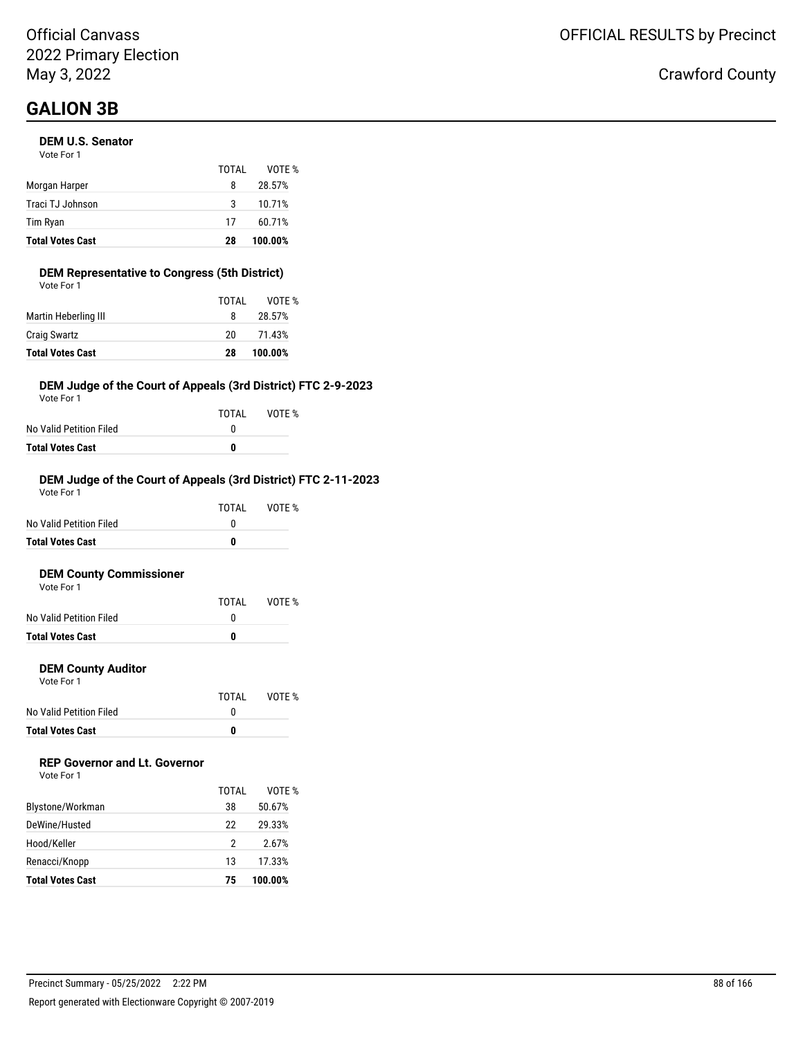# GALION 3B

### DEM U.S. Senator

Vote For 1

| | TOTAL | VOTE % |
|---|---|---|
| Morgan Harper | 8 | 28.57% |
| Traci TJ Johnson | 3 | 10.71% |
| Tim Ryan | 17 | 60.71% |
| **Total Votes Cast** | **28** | **100.00%** |

### DEM Representative to Congress (5th District)

Vote For 1

| | TOTAL | VOTE % |
|---|---|---|
| Martin Heberling III | 8 | 28.57% |
| Craig Swartz | 20 | 71.43% |
| **Total Votes Cast** | **28** | **100.00%** |

### DEM Judge of the Court of Appeals (3rd District) FTC 2-9-2023

Vote For 1

| | TOTAL | VOTE % |
|---|---|---|
| No Valid Petition Filed | 0 | |
| **Total Votes Cast** | **0** | |

### DEM Judge of the Court of Appeals (3rd District) FTC 2-11-2023

Vote For 1

| | TOTAL | VOTE % |
|---|---|---|
| No Valid Petition Filed | 0 | |
| **Total Votes Cast** | **0** | |

### DEM County Commissioner

Vote For 1

| | TOTAL | VOTE % |
|---|---|---|
| No Valid Petition Filed | 0 | |
| **Total Votes Cast** | **0** | |

### DEM County Auditor

Vote For 1

| | TOTAL | VOTE % |
|---|---|---|
| No Valid Petition Filed | 0 | |
| **Total Votes Cast** | **0** | |

### REP Governor and Lt. Governor

Vote For 1

| | TOTAL | VOTE % |
|---|---|---|
| Blystone/Workman | 38 | 50.67% |
| DeWine/Husted | 22 | 29.33% |
| Hood/Keller | 2 | 2.67% |
| Renacci/Knopp | 13 | 17.33% |
| **Total Votes Cast** | **75** | **100.00%** |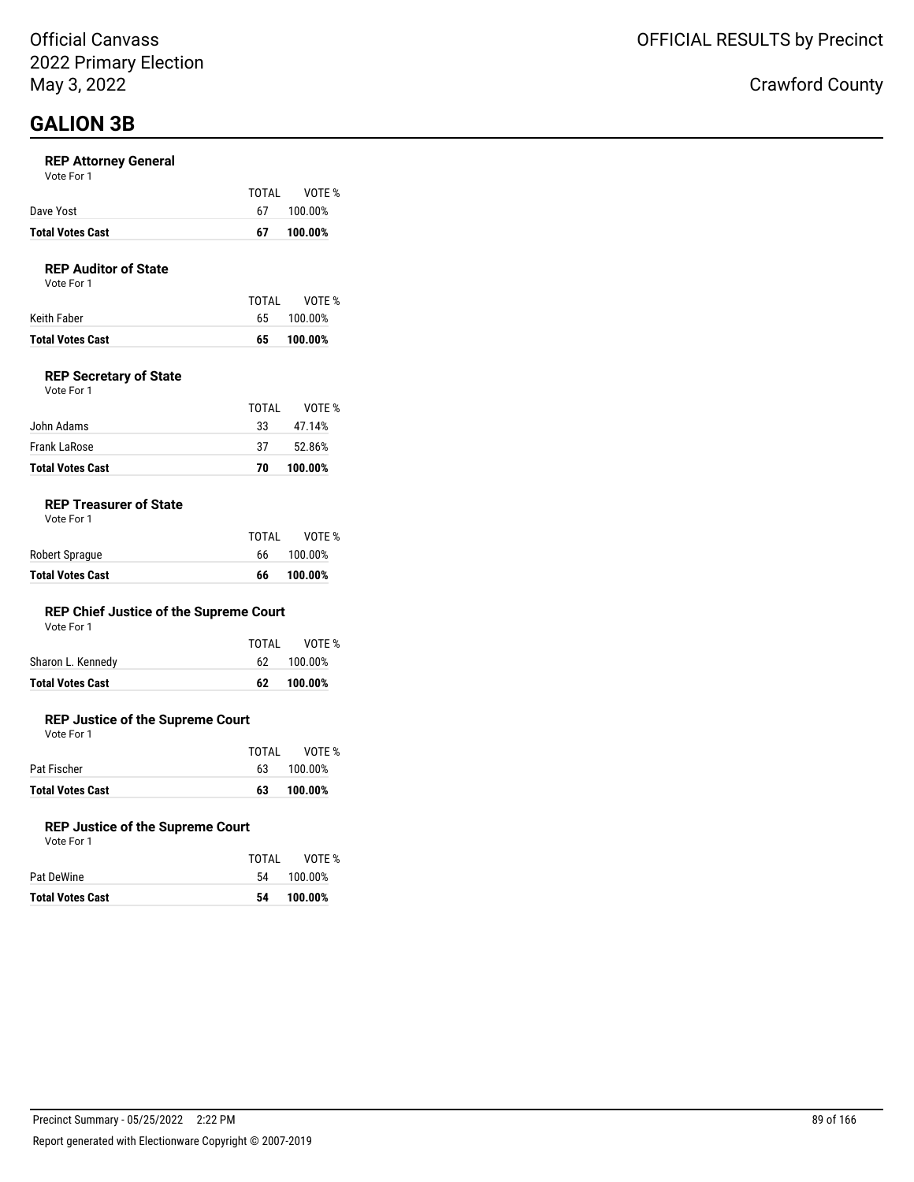Official Canvass
2022 Primary Election
May 3, 2022

OFFICIAL RESULTS by Precinct

Crawford County

# GALION 3B

### REP Attorney General

Vote For 1

| | TOTAL | VOTE % |
|---|---|---|
| Dave Yost | 67 | 100.00% |
| **Total Votes Cast** | **67** | **100.00%** |

### REP Auditor of State

Vote For 1

| | TOTAL | VOTE % |
|---|---|---|
| Keith Faber | 65 | 100.00% |
| **Total Votes Cast** | **65** | **100.00%** |

### REP Secretary of State

Vote For 1

| | TOTAL | VOTE % |
|---|---|---|
| John Adams | 33 | 47.14% |
| Frank LaRose | 37 | 52.86% |
| **Total Votes Cast** | **70** | **100.00%** |

### REP Treasurer of State

Vote For 1

| | TOTAL | VOTE % |
|---|---|---|
| Robert Sprague | 66 | 100.00% |
| **Total Votes Cast** | **66** | **100.00%** |

### REP Chief Justice of the Supreme Court

Vote For 1

| | TOTAL | VOTE % |
|---|---|---|
| Sharon L. Kennedy | 62 | 100.00% |
| **Total Votes Cast** | **62** | **100.00%** |

### REP Justice of the Supreme Court

Vote For 1

| | TOTAL | VOTE % |
|---|---|---|
| Pat Fischer | 63 | 100.00% |
| **Total Votes Cast** | **63** | **100.00%** |

### REP Justice of the Supreme Court

Vote For 1

| | TOTAL | VOTE % |
|---|---|---|
| Pat DeWine | 54 | 100.00% |
| **Total Votes Cast** | **54** | **100.00%** |

Precinct Summary - 05/25/2022 2:22 PM

Report generated with Electionware Copyright © 2007-2019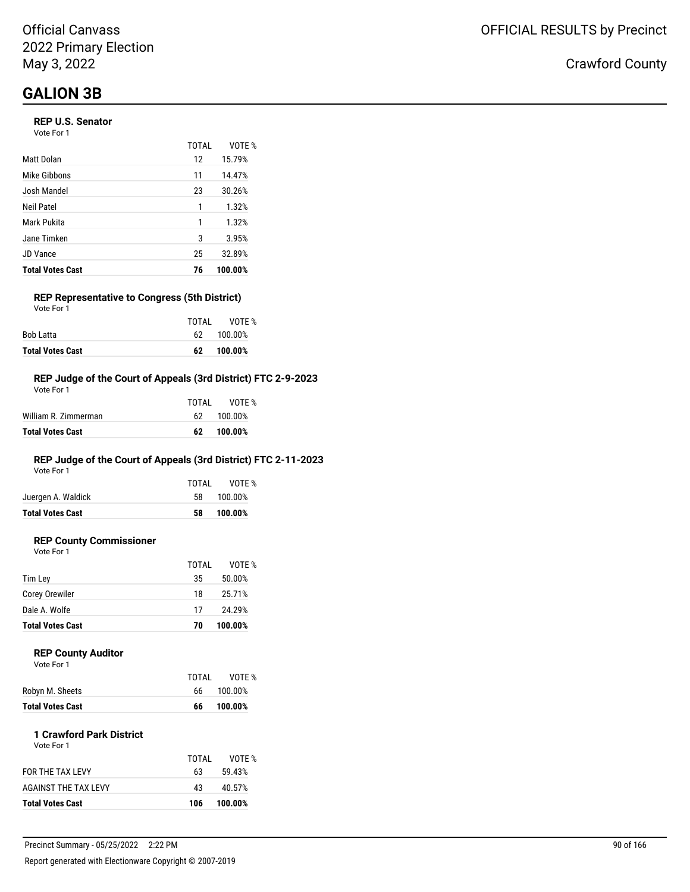Official Canvass
2022 Primary Election
May 3, 2022

OFFICIAL RESULTS by Precinct

Crawford County

# GALION 3B

### REP U.S. Senator

Vote For 1

| | TOTAL | VOTE % |
|---|---|---|
| Matt Dolan | 12 | 15.79% |
| Mike Gibbons | 11 | 14.47% |
| Josh Mandel | 23 | 30.26% |
| Neil Patel | 1 | 1.32% |
| Mark Pukita | 1 | 1.32% |
| Jane Timken | 3 | 3.95% |
| JD Vance | 25 | 32.89% |
| **Total Votes Cast** | **76** | **100.00%** |

### REP Representative to Congress (5th District)

Vote For 1

| | TOTAL | VOTE % |
|---|---|---|
| Bob Latta | 62 | 100.00% |
| **Total Votes Cast** | **62** | **100.00%** |

### REP Judge of the Court of Appeals (3rd District) FTC 2-9-2023

Vote For 1

| | TOTAL | VOTE % |
|---|---|---|
| William R. Zimmerman | 62 | 100.00% |
| **Total Votes Cast** | **62** | **100.00%** |

### REP Judge of the Court of Appeals (3rd District) FTC 2-11-2023

Vote For 1

| | TOTAL | VOTE % |
|---|---|---|
| Juergen A. Waldick | 58 | 100.00% |
| **Total Votes Cast** | **58** | **100.00%** |

### REP County Commissioner

Vote For 1

| | TOTAL | VOTE % |
|---|---|---|
| Tim Ley | 35 | 50.00% |
| Corey Orewiler | 18 | 25.71% |
| Dale A. Wolfe | 17 | 24.29% |
| **Total Votes Cast** | **70** | **100.00%** |

### REP County Auditor

Vote For 1

| | TOTAL | VOTE % |
|---|---|---|
| Robyn M. Sheets | 66 | 100.00% |
| **Total Votes Cast** | **66** | **100.00%** |

### 1 Crawford Park District

Vote For 1

| | TOTAL | VOTE % |
|---|---|---|
| FOR THE TAX LEVY | 63 | 59.43% |
| AGAINST THE TAX LEVY | 43 | 40.57% |
| **Total Votes Cast** | **106** | **100.00%** |

Precinct Summary - 05/25/2022 2:22 PM

Report generated with Electionware Copyright © 2007-2019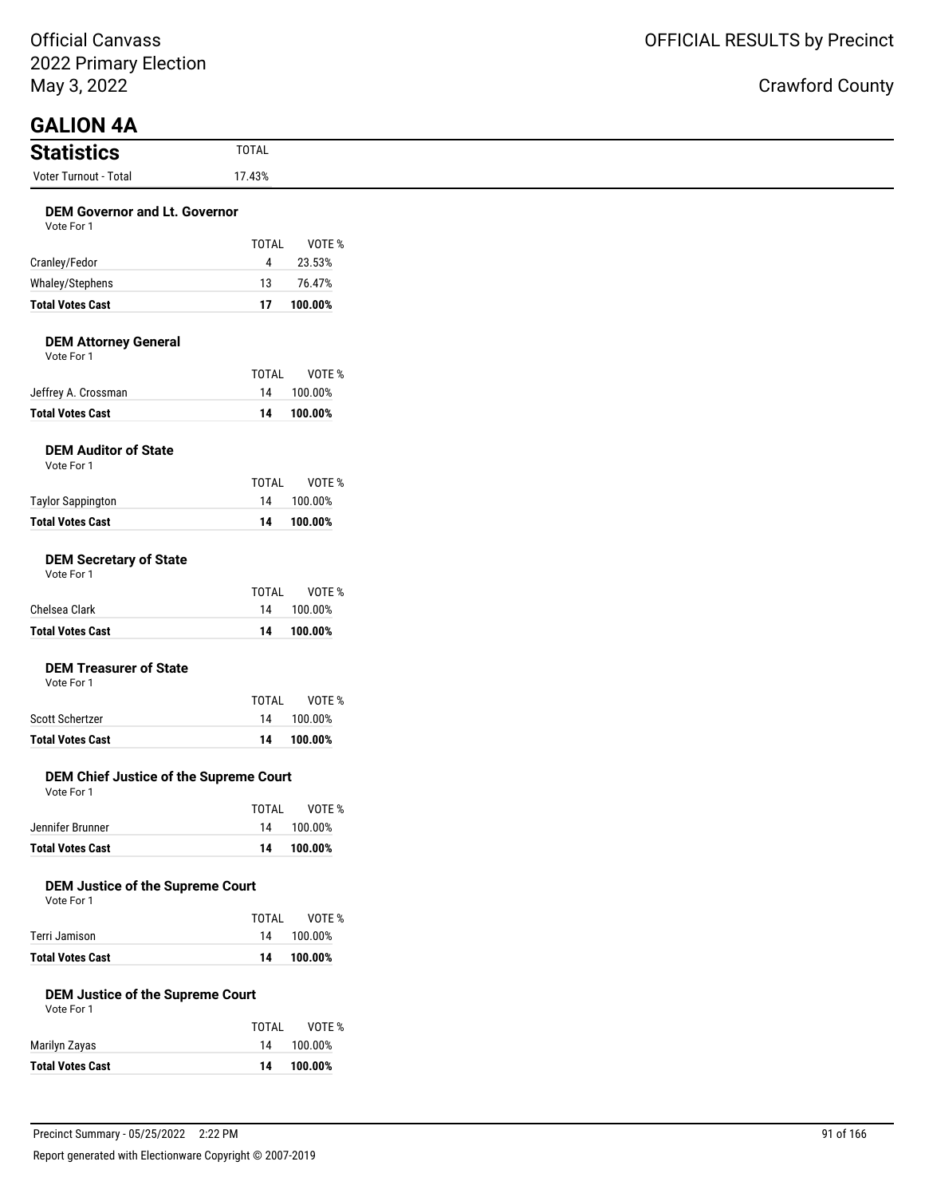# GALION 4A

## Statistics

| | TOTAL |
|---|---|
| Voter Turnout - Total | 17.43% |

### DEM Governor and Lt. Governor

Vote For 1

| | TOTAL | VOTE % |
|---|---|---|
| Cranley/Fedor | 4 | 23.53% |
| Whaley/Stephens | 13 | 76.47% |
| **Total Votes Cast** | **17** | **100.00%** |

### DEM Attorney General

Vote For 1

| | TOTAL | VOTE % |
|---|---|---|
| Jeffrey A. Crossman | 14 | 100.00% |
| **Total Votes Cast** | **14** | **100.00%** |

### DEM Auditor of State

Vote For 1

| | TOTAL | VOTE % |
|---|---|---|
| Taylor Sappington | 14 | 100.00% |
| **Total Votes Cast** | **14** | **100.00%** |

### DEM Secretary of State

Vote For 1

| | TOTAL | VOTE % |
|---|---|---|
| Chelsea Clark | 14 | 100.00% |
| **Total Votes Cast** | **14** | **100.00%** |

### DEM Treasurer of State

Vote For 1

| | TOTAL | VOTE % |
|---|---|---|
| Scott Schertzer | 14 | 100.00% |
| **Total Votes Cast** | **14** | **100.00%** |

### DEM Chief Justice of the Supreme Court

Vote For 1

| | TOTAL | VOTE % |
|---|---|---|
| Jennifer Brunner | 14 | 100.00% |
| **Total Votes Cast** | **14** | **100.00%** |

### DEM Justice of the Supreme Court

Vote For 1

| | TOTAL | VOTE % |
|---|---|---|
| Terri Jamison | 14 | 100.00% |
| **Total Votes Cast** | **14** | **100.00%** |

### DEM Justice of the Supreme Court

Vote For 1

| | TOTAL | VOTE % |
|---|---|---|
| Marilyn Zayas | 14 | 100.00% |
| **Total Votes Cast** | **14** | **100.00%** |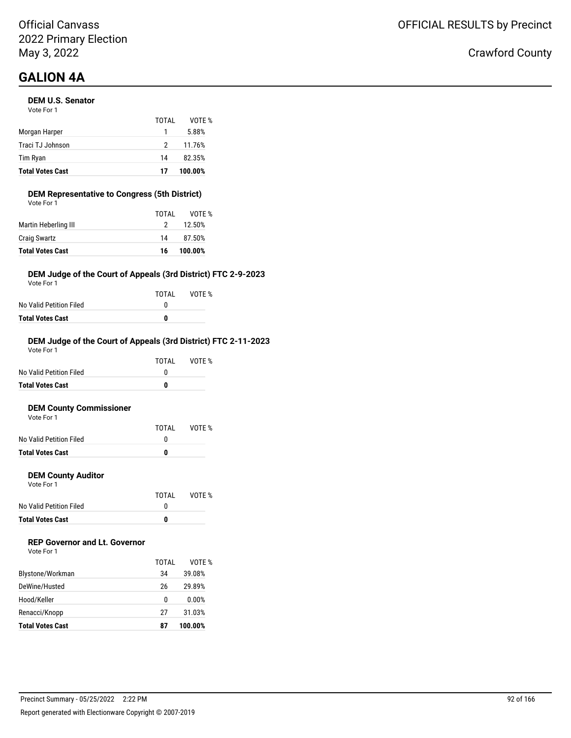Official Canvass
2022 Primary Election
May 3, 2022

OFFICIAL RESULTS by Precinct

Crawford County

# GALION 4A

### DEM U.S. Senator

Vote For 1

| | TOTAL | VOTE % |
|---|---|---|
| Morgan Harper | 1 | 5.88% |
| Traci TJ Johnson | 2 | 11.76% |
| Tim Ryan | 14 | 82.35% |
| **Total Votes Cast** | **17** | **100.00%** |

### DEM Representative to Congress (5th District)

Vote For 1

| | TOTAL | VOTE % |
|---|---|---|
| Martin Heberling III | 2 | 12.50% |
| Craig Swartz | 14 | 87.50% |
| **Total Votes Cast** | **16** | **100.00%** |

### DEM Judge of the Court of Appeals (3rd District) FTC 2-9-2023

Vote For 1

| | TOTAL | VOTE % |
|---|---|---|
| No Valid Petition Filed | 0 | |
| **Total Votes Cast** | **0** | |

### DEM Judge of the Court of Appeals (3rd District) FTC 2-11-2023

Vote For 1

| | TOTAL | VOTE % |
|---|---|---|
| No Valid Petition Filed | 0 | |
| **Total Votes Cast** | **0** | |

### DEM County Commissioner

Vote For 1

| | TOTAL | VOTE % |
|---|---|---|
| No Valid Petition Filed | 0 | |
| **Total Votes Cast** | **0** | |

### DEM County Auditor

Vote For 1

| | TOTAL | VOTE % |
|---|---|---|
| No Valid Petition Filed | 0 | |
| **Total Votes Cast** | **0** | |

### REP Governor and Lt. Governor

Vote For 1

| | TOTAL | VOTE % |
|---|---|---|
| Blystone/Workman | 34 | 39.08% |
| DeWine/Husted | 26 | 29.89% |
| Hood/Keller | 0 | 0.00% |
| Renacci/Knopp | 27 | 31.03% |
| **Total Votes Cast** | **87** | **100.00%** |

Precinct Summary - 05/25/2022 2:22 PM

Report generated with Electionware Copyright © 2007-2019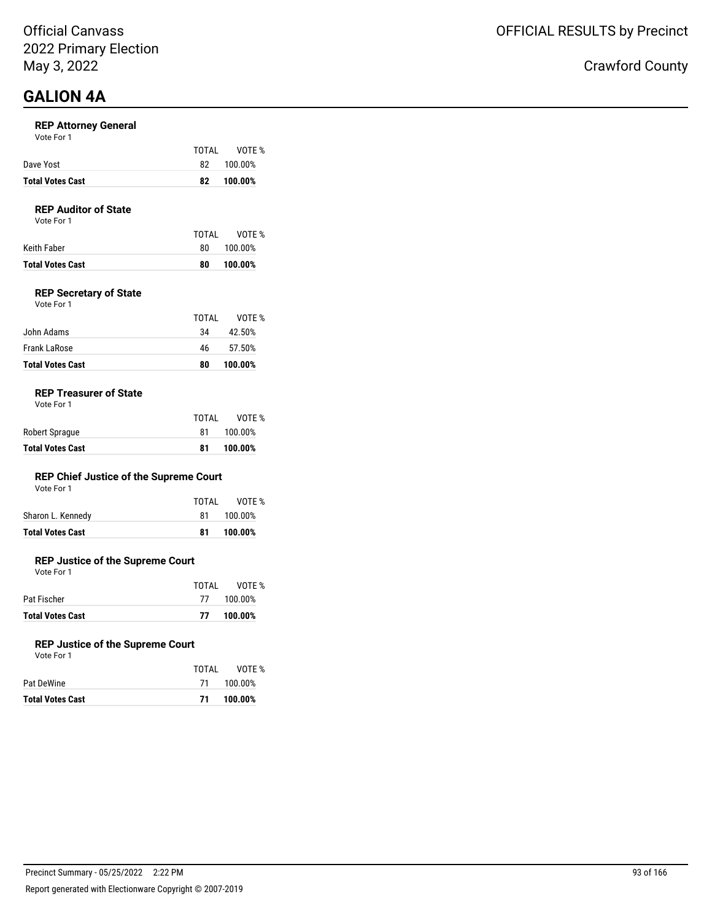Official Canvass
2022 Primary Election
May 3, 2022

OFFICIAL RESULTS by Precinct

Crawford County

# GALION 4A

### REP Attorney General

Vote For 1

| | TOTAL | VOTE % |
|---|---|---|
| Dave Yost | 82 | 100.00% |
| **Total Votes Cast** | **82** | **100.00%** |

### REP Auditor of State

Vote For 1

| | TOTAL | VOTE % |
|---|---|---|
| Keith Faber | 80 | 100.00% |
| **Total Votes Cast** | **80** | **100.00%** |

### REP Secretary of State

Vote For 1

| | TOTAL | VOTE % |
|---|---|---|
| John Adams | 34 | 42.50% |
| Frank LaRose | 46 | 57.50% |
| **Total Votes Cast** | **80** | **100.00%** |

### REP Treasurer of State

Vote For 1

| | TOTAL | VOTE % |
|---|---|---|
| Robert Sprague | 81 | 100.00% |
| **Total Votes Cast** | **81** | **100.00%** |

### REP Chief Justice of the Supreme Court

Vote For 1

| | TOTAL | VOTE % |
|---|---|---|
| Sharon L. Kennedy | 81 | 100.00% |
| **Total Votes Cast** | **81** | **100.00%** |

### REP Justice of the Supreme Court

Vote For 1

| | TOTAL | VOTE % |
|---|---|---|
| Pat Fischer | 77 | 100.00% |
| **Total Votes Cast** | **77** | **100.00%** |

### REP Justice of the Supreme Court

Vote For 1

| | TOTAL | VOTE % |
|---|---|---|
| Pat DeWine | 71 | 100.00% |
| **Total Votes Cast** | **71** | **100.00%** |

Precinct Summary - 05/25/2022 2:22 PM

Report generated with Electionware Copyright © 2007-2019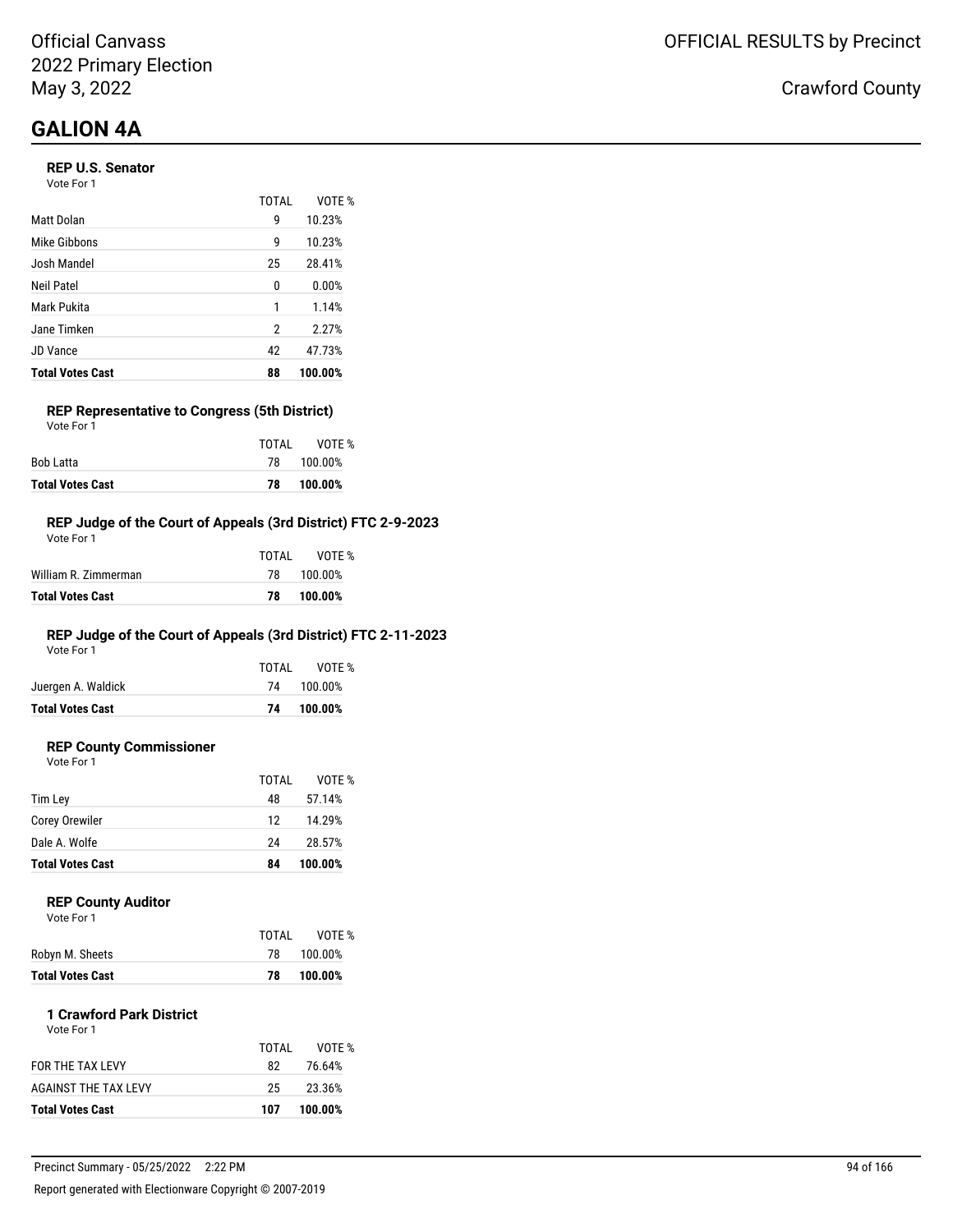Official Canvass
2022 Primary Election
May 3, 2022

OFFICIAL RESULTS by Precinct

Crawford County

# GALION 4A

### REP U.S. Senator

Vote For 1

| | TOTAL | VOTE % |
|---|---|---|
| Matt Dolan | 9 | 10.23% |
| Mike Gibbons | 9 | 10.23% |
| Josh Mandel | 25 | 28.41% |
| Neil Patel | 0 | 0.00% |
| Mark Pukita | 1 | 1.14% |
| Jane Timken | 2 | 2.27% |
| JD Vance | 42 | 47.73% |
| **Total Votes Cast** | **88** | **100.00%** |

### REP Representative to Congress (5th District)

Vote For 1

| | TOTAL | VOTE % |
|---|---|---|
| Bob Latta | 78 | 100.00% |
| **Total Votes Cast** | **78** | **100.00%** |

### REP Judge of the Court of Appeals (3rd District) FTC 2-9-2023

Vote For 1

| | TOTAL | VOTE % |
|---|---|---|
| William R. Zimmerman | 78 | 100.00% |
| **Total Votes Cast** | **78** | **100.00%** |

### REP Judge of the Court of Appeals (3rd District) FTC 2-11-2023

Vote For 1

| | TOTAL | VOTE % |
|---|---|---|
| Juergen A. Waldick | 74 | 100.00% |
| **Total Votes Cast** | **74** | **100.00%** |

### REP County Commissioner

Vote For 1

| | TOTAL | VOTE % |
|---|---|---|
| Tim Ley | 48 | 57.14% |
| Corey Orewiler | 12 | 14.29% |
| Dale A. Wolfe | 24 | 28.57% |
| **Total Votes Cast** | **84** | **100.00%** |

### REP County Auditor

Vote For 1

| | TOTAL | VOTE % |
|---|---|---|
| Robyn M. Sheets | 78 | 100.00% |
| **Total Votes Cast** | **78** | **100.00%** |

### 1 Crawford Park District

Vote For 1

| | TOTAL | VOTE % |
|---|---|---|
| FOR THE TAX LEVY | 82 | 76.64% |
| AGAINST THE TAX LEVY | 25 | 23.36% |
| **Total Votes Cast** | **107** | **100.00%** |

Precinct Summary - 05/25/2022 2:22 PM

Report generated with Electionware Copyright © 2007-2019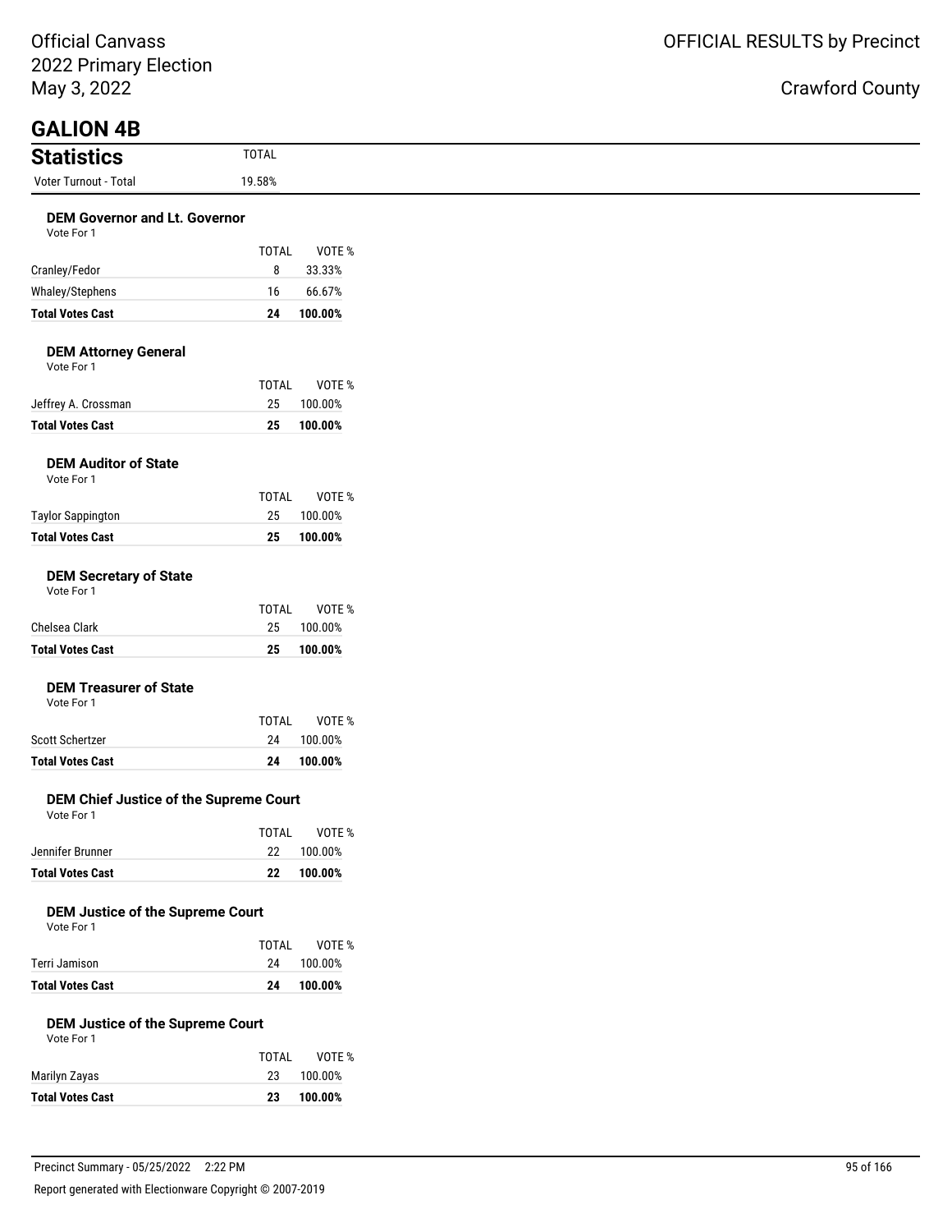Official Canvass
2022 Primary Election
May 3, 2022

OFFICIAL RESULTS by Precinct

Crawford County

# GALION 4B

## Statistics

| | TOTAL |
|---|---|
| Voter Turnout - Total | 19.58% |

### DEM Governor and Lt. Governor

Vote For 1

| | TOTAL | VOTE % |
|---|---|---|
| Cranley/Fedor | 8 | 33.33% |
| Whaley/Stephens | 16 | 66.67% |
| **Total Votes Cast** | **24** | **100.00%** |

### DEM Attorney General

Vote For 1

| | TOTAL | VOTE % |
|---|---|---|
| Jeffrey A. Crossman | 25 | 100.00% |
| **Total Votes Cast** | **25** | **100.00%** |

### DEM Auditor of State

Vote For 1

| | TOTAL | VOTE % |
|---|---|---|
| Taylor Sappington | 25 | 100.00% |
| **Total Votes Cast** | **25** | **100.00%** |

### DEM Secretary of State

Vote For 1

| | TOTAL | VOTE % |
|---|---|---|
| Chelsea Clark | 25 | 100.00% |
| **Total Votes Cast** | **25** | **100.00%** |

### DEM Treasurer of State

Vote For 1

| | TOTAL | VOTE % |
|---|---|---|
| Scott Schertzer | 24 | 100.00% |
| **Total Votes Cast** | **24** | **100.00%** |

### DEM Chief Justice of the Supreme Court

Vote For 1

| | TOTAL | VOTE % |
|---|---|---|
| Jennifer Brunner | 22 | 100.00% |
| **Total Votes Cast** | **22** | **100.00%** |

### DEM Justice of the Supreme Court

Vote For 1

| | TOTAL | VOTE % |
|---|---|---|
| Terri Jamison | 24 | 100.00% |
| **Total Votes Cast** | **24** | **100.00%** |

### DEM Justice of the Supreme Court

Vote For 1

| | TOTAL | VOTE % |
|---|---|---|
| Marilyn Zayas | 23 | 100.00% |
| **Total Votes Cast** | **23** | **100.00%** |

Precinct Summary - 05/25/2022 2:22 PM

Report generated with Electionware Copyright © 2007-2019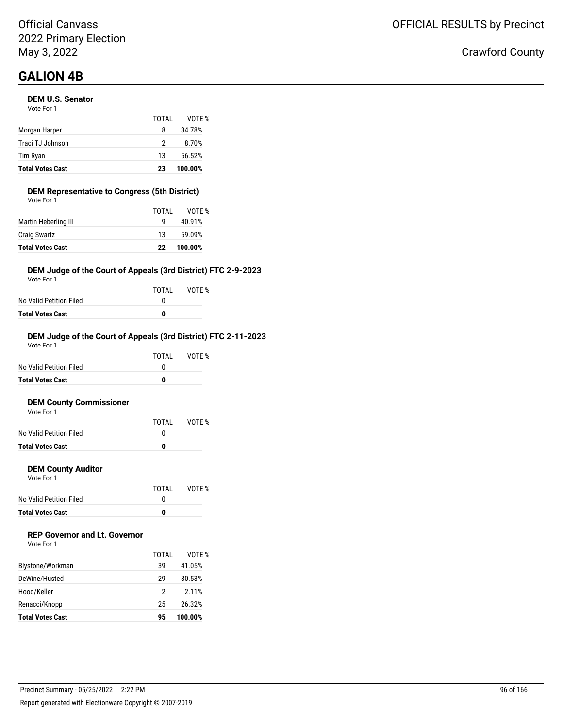# GALION 4B

### DEM U.S. Senator

Vote For 1

| | TOTAL | VOTE % |
|---|---|---|
| Morgan Harper | 8 | 34.78% |
| Traci TJ Johnson | 2 | 8.70% |
| Tim Ryan | 13 | 56.52% |
| **Total Votes Cast** | **23** | **100.00%** |

### DEM Representative to Congress (5th District)

Vote For 1

| | TOTAL | VOTE % |
|---|---|---|
| Martin Heberling III | 9 | 40.91% |
| Craig Swartz | 13 | 59.09% |
| **Total Votes Cast** | **22** | **100.00%** |

### DEM Judge of the Court of Appeals (3rd District) FTC 2-9-2023

Vote For 1

| | TOTAL | VOTE % |
|---|---|---|
| No Valid Petition Filed | 0 | |
| **Total Votes Cast** | **0** | |

### DEM Judge of the Court of Appeals (3rd District) FTC 2-11-2023

Vote For 1

| | TOTAL | VOTE % |
|---|---|---|
| No Valid Petition Filed | 0 | |
| **Total Votes Cast** | **0** | |

### DEM County Commissioner

Vote For 1

| | TOTAL | VOTE % |
|---|---|---|
| No Valid Petition Filed | 0 | |
| **Total Votes Cast** | **0** | |

### DEM County Auditor

Vote For 1

| | TOTAL | VOTE % |
|---|---|---|
| No Valid Petition Filed | 0 | |
| **Total Votes Cast** | **0** | |

### REP Governor and Lt. Governor

Vote For 1

| | TOTAL | VOTE % |
|---|---|---|
| Blystone/Workman | 39 | 41.05% |
| DeWine/Husted | 29 | 30.53% |
| Hood/Keller | 2 | 2.11% |
| Renacci/Knopp | 25 | 26.32% |
| **Total Votes Cast** | **95** | **100.00%** |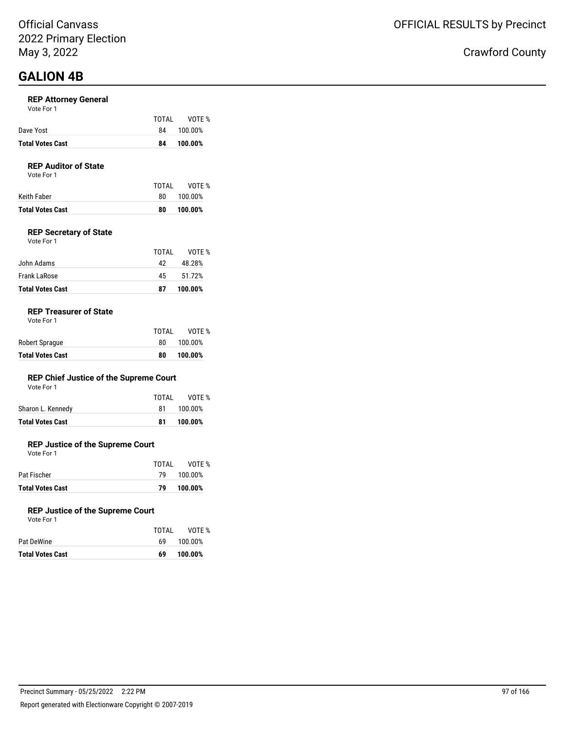# GALION 4B

### REP Attorney General

Vote For 1

| | TOTAL | VOTE % |
|---|---|---|
| Dave Yost | 84 | 100.00% |
| **Total Votes Cast** | **84** | **100.00%** |

### REP Auditor of State

Vote For 1

| | TOTAL | VOTE % |
|---|---|---|
| Keith Faber | 80 | 100.00% |
| **Total Votes Cast** | **80** | **100.00%** |

### REP Secretary of State

Vote For 1

| | TOTAL | VOTE % |
|---|---|---|
| John Adams | 42 | 48.28% |
| Frank LaRose | 45 | 51.72% |
| **Total Votes Cast** | **87** | **100.00%** |

### REP Treasurer of State

Vote For 1

| | TOTAL | VOTE % |
|---|---|---|
| Robert Sprague | 80 | 100.00% |
| **Total Votes Cast** | **80** | **100.00%** |

### REP Chief Justice of the Supreme Court

Vote For 1

| | TOTAL | VOTE % |
|---|---|---|
| Sharon L. Kennedy | 81 | 100.00% |
| **Total Votes Cast** | **81** | **100.00%** |

### REP Justice of the Supreme Court

Vote For 1

| | TOTAL | VOTE % |
|---|---|---|
| Pat Fischer | 79 | 100.00% |
| **Total Votes Cast** | **79** | **100.00%** |

### REP Justice of the Supreme Court

Vote For 1

| | TOTAL | VOTE % |
|---|---|---|
| Pat DeWine | 69 | 100.00% |
| **Total Votes Cast** | **69** | **100.00%** |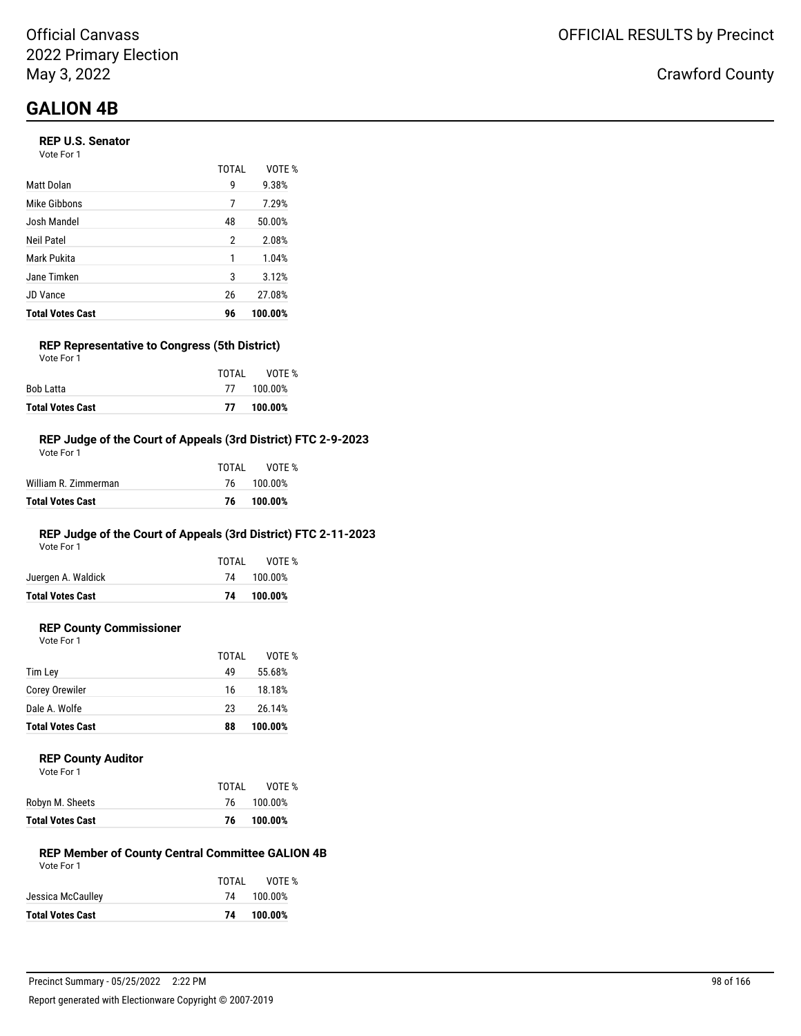Official Canvass
2022 Primary Election
May 3, 2022

OFFICIAL RESULTS by Precinct

Crawford County

# GALION 4B

### REP U.S. Senator

Vote For 1

| | TOTAL | VOTE % |
|---|---|---|
| Matt Dolan | 9 | 9.38% |
| Mike Gibbons | 7 | 7.29% |
| Josh Mandel | 48 | 50.00% |
| Neil Patel | 2 | 2.08% |
| Mark Pukita | 1 | 1.04% |
| Jane Timken | 3 | 3.12% |
| JD Vance | 26 | 27.08% |
| **Total Votes Cast** | **96** | **100.00%** |

### REP Representative to Congress (5th District)

Vote For 1

| | TOTAL | VOTE % |
|---|---|---|
| Bob Latta | 77 | 100.00% |
| **Total Votes Cast** | **77** | **100.00%** |

### REP Judge of the Court of Appeals (3rd District) FTC 2-9-2023

Vote For 1

| | TOTAL | VOTE % |
|---|---|---|
| William R. Zimmerman | 76 | 100.00% |
| **Total Votes Cast** | **76** | **100.00%** |

### REP Judge of the Court of Appeals (3rd District) FTC 2-11-2023

Vote For 1

| | TOTAL | VOTE % |
|---|---|---|
| Juergen A. Waldick | 74 | 100.00% |
| **Total Votes Cast** | **74** | **100.00%** |

### REP County Commissioner

Vote For 1

| | TOTAL | VOTE % |
|---|---|---|
| Tim Ley | 49 | 55.68% |
| Corey Orewiler | 16 | 18.18% |
| Dale A. Wolfe | 23 | 26.14% |
| **Total Votes Cast** | **88** | **100.00%** |

### REP County Auditor

Vote For 1

| | TOTAL | VOTE % |
|---|---|---|
| Robyn M. Sheets | 76 | 100.00% |
| **Total Votes Cast** | **76** | **100.00%** |

### REP Member of County Central Committee GALION 4B

Vote For 1

| | TOTAL | VOTE % |
|---|---|---|
| Jessica McCaulley | 74 | 100.00% |
| **Total Votes Cast** | **74** | **100.00%** |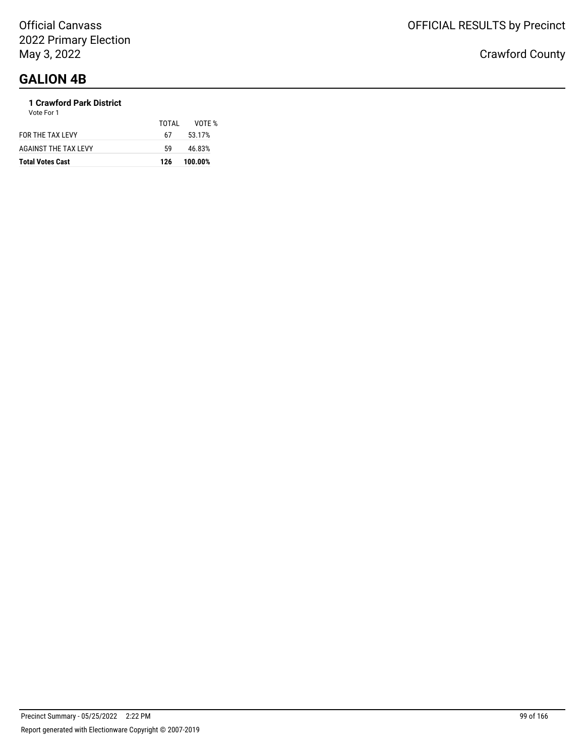# GALION 4B

### 1 Crawford Park District

Vote For 1

| | TOTAL | VOTE % |
|---|---|---|
| FOR THE TAX LEVY | 67 | 53.17% |
| AGAINST THE TAX LEVY | 59 | 46.83% |
| **Total Votes Cast** | **126** | **100.00%** |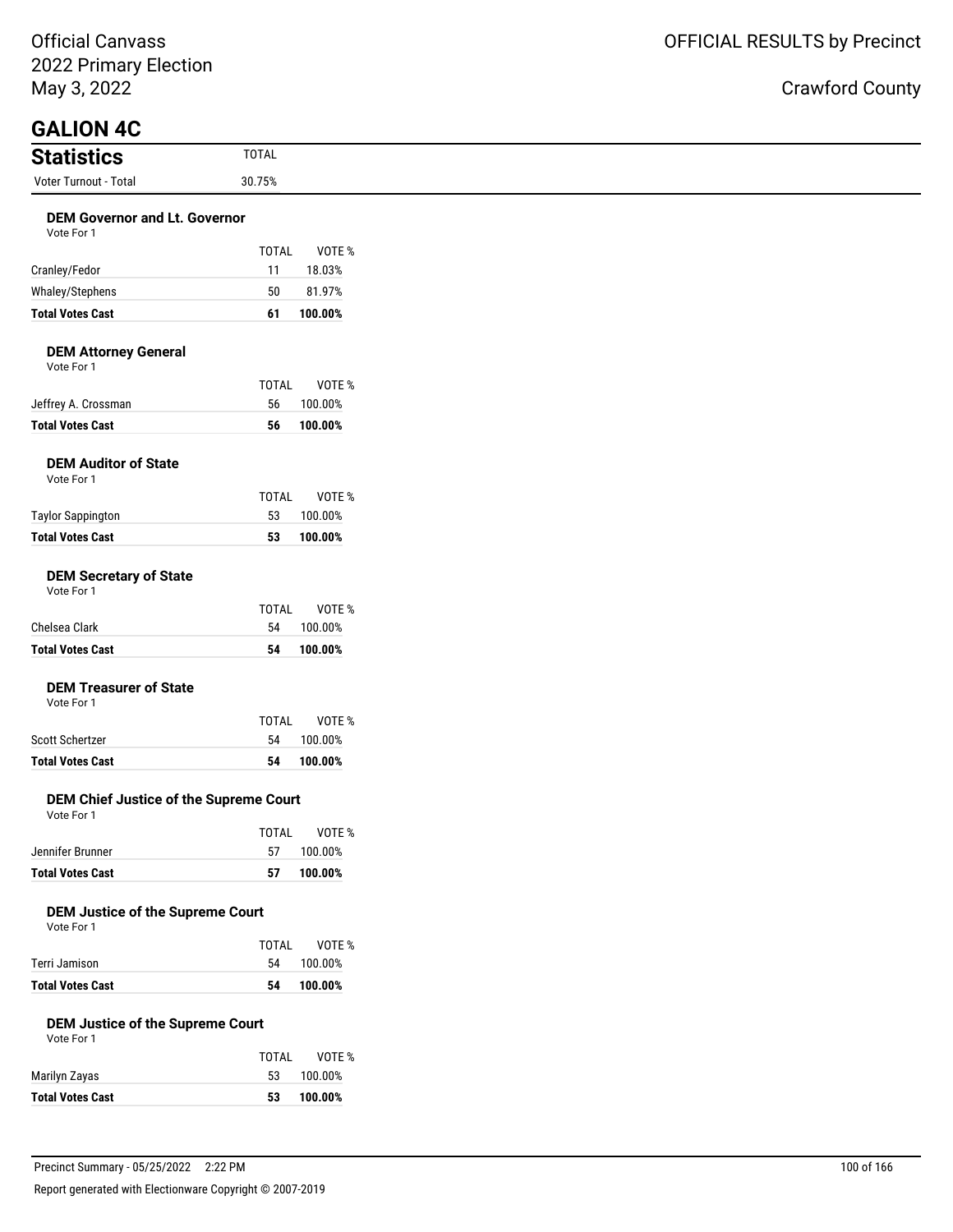Official Canvass
2022 Primary Election
May 3, 2022

OFFICIAL RESULTS by Precinct

Crawford County

# GALION 4C

## Statistics

| | TOTAL |
|---|---|
| Voter Turnout - Total | 30.75% |

### DEM Governor and Lt. Governor

Vote For 1

| | TOTAL | VOTE % |
|---|---|---|
| Cranley/Fedor | 11 | 18.03% |
| Whaley/Stephens | 50 | 81.97% |
| **Total Votes Cast** | **61** | **100.00%** |

### DEM Attorney General

Vote For 1

| | TOTAL | VOTE % |
|---|---|---|
| Jeffrey A. Crossman | 56 | 100.00% |
| **Total Votes Cast** | **56** | **100.00%** |

### DEM Auditor of State

Vote For 1

| | TOTAL | VOTE % |
|---|---|---|
| Taylor Sappington | 53 | 100.00% |
| **Total Votes Cast** | **53** | **100.00%** |

### DEM Secretary of State

Vote For 1

| | TOTAL | VOTE % |
|---|---|---|
| Chelsea Clark | 54 | 100.00% |
| **Total Votes Cast** | **54** | **100.00%** |

### DEM Treasurer of State

Vote For 1

| | TOTAL | VOTE % |
|---|---|---|
| Scott Schertzer | 54 | 100.00% |
| **Total Votes Cast** | **54** | **100.00%** |

### DEM Chief Justice of the Supreme Court

Vote For 1

| | TOTAL | VOTE % |
|---|---|---|
| Jennifer Brunner | 57 | 100.00% |
| **Total Votes Cast** | **57** | **100.00%** |

### DEM Justice of the Supreme Court

Vote For 1

| | TOTAL | VOTE % |
|---|---|---|
| Terri Jamison | 54 | 100.00% |
| **Total Votes Cast** | **54** | **100.00%** |

### DEM Justice of the Supreme Court

Vote For 1

| | TOTAL | VOTE % |
|---|---|---|
| Marilyn Zayas | 53 | 100.00% |
| **Total Votes Cast** | **53** | **100.00%** |

Precinct Summary - 05/25/2022 2:22 PM

Report generated with Electionware Copyright © 2007-2019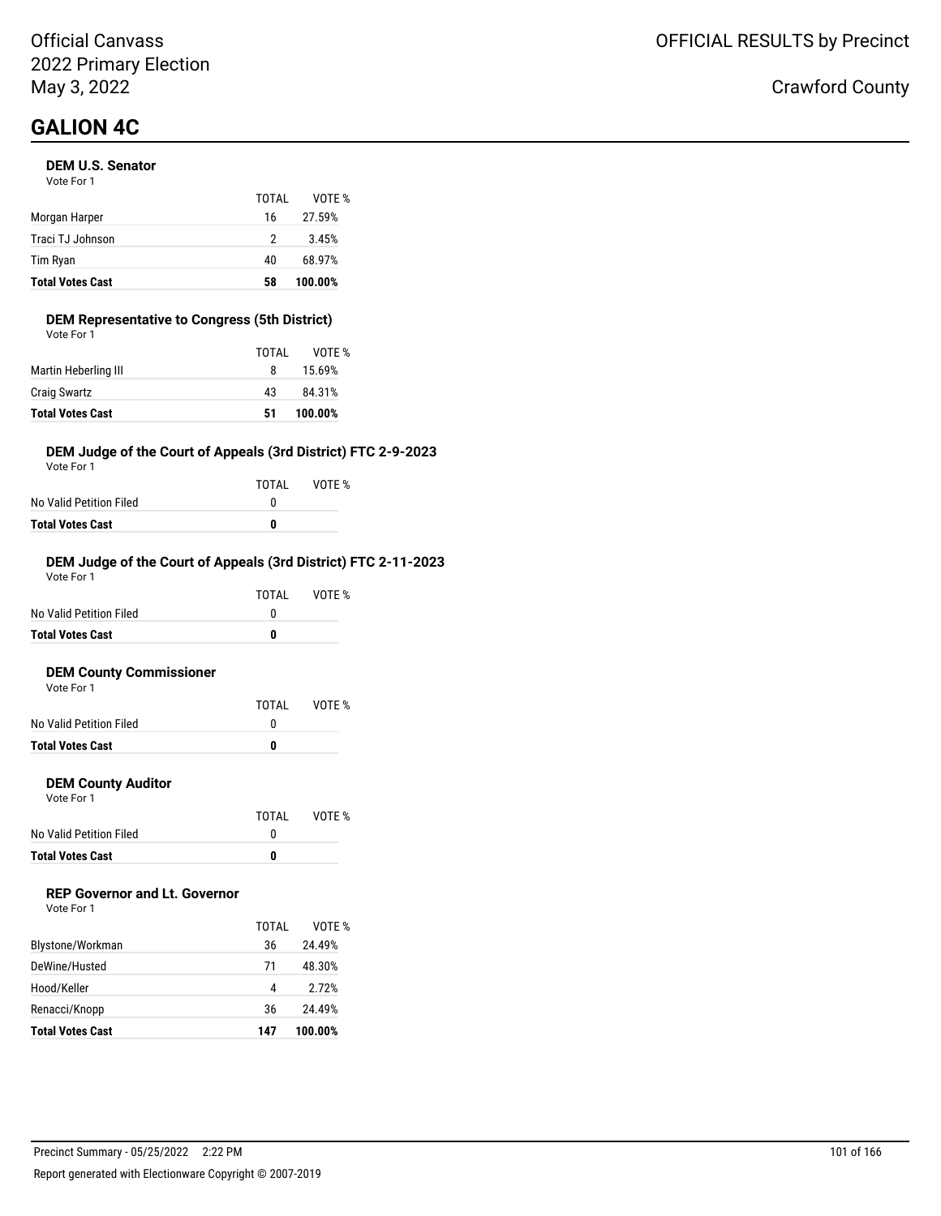Official Canvass
2022 Primary Election
May 3, 2022

OFFICIAL RESULTS by Precinct

Crawford County

# GALION 4C

### DEM U.S. Senator

Vote For 1

| | TOTAL | VOTE % |
|---|---|---|
| Morgan Harper | 16 | 27.59% |
| Traci TJ Johnson | 2 | 3.45% |
| Tim Ryan | 40 | 68.97% |
| **Total Votes Cast** | **58** | **100.00%** |

### DEM Representative to Congress (5th District)

Vote For 1

| | TOTAL | VOTE % |
|---|---|---|
| Martin Heberling III | 8 | 15.69% |
| Craig Swartz | 43 | 84.31% |
| **Total Votes Cast** | **51** | **100.00%** |

### DEM Judge of the Court of Appeals (3rd District) FTC 2-9-2023

Vote For 1

| | TOTAL | VOTE % |
|---|---|---|
| No Valid Petition Filed | 0 | |
| **Total Votes Cast** | **0** | |

### DEM Judge of the Court of Appeals (3rd District) FTC 2-11-2023

Vote For 1

| | TOTAL | VOTE % |
|---|---|---|
| No Valid Petition Filed | 0 | |
| **Total Votes Cast** | **0** | |

### DEM County Commissioner

Vote For 1

| | TOTAL | VOTE % |
|---|---|---|
| No Valid Petition Filed | 0 | |
| **Total Votes Cast** | **0** | |

### DEM County Auditor

Vote For 1

| | TOTAL | VOTE % |
|---|---|---|
| No Valid Petition Filed | 0 | |
| **Total Votes Cast** | **0** | |

### REP Governor and Lt. Governor

Vote For 1

| | TOTAL | VOTE % |
|---|---|---|
| Blystone/Workman | 36 | 24.49% |
| DeWine/Husted | 71 | 48.30% |
| Hood/Keller | 4 | 2.72% |
| Renacci/Knopp | 36 | 24.49% |
| **Total Votes Cast** | **147** | **100.00%** |

Precinct Summary - 05/25/2022 2:22 PM

Report generated with Electionware Copyright © 2007-2019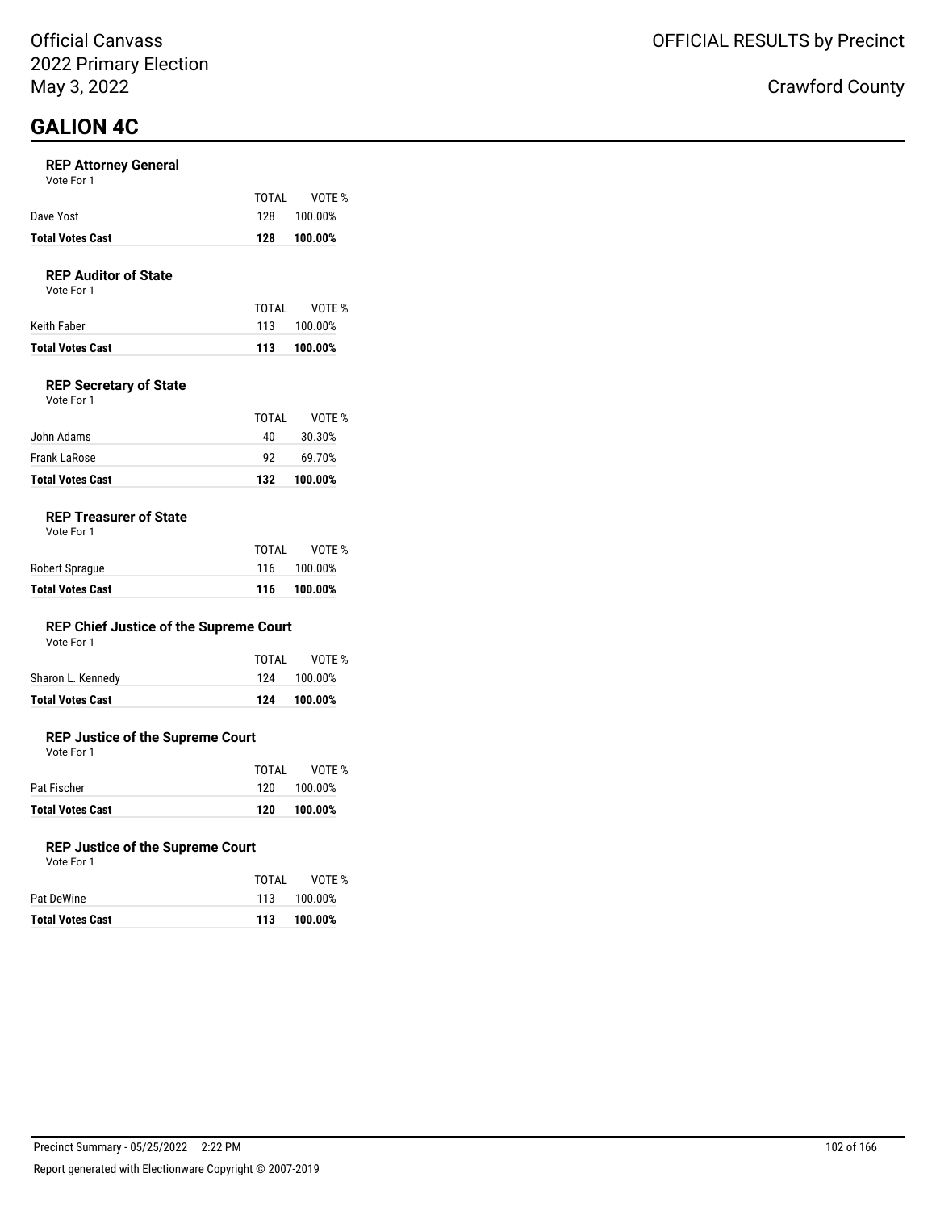Official Canvass
2022 Primary Election
May 3, 2022

OFFICIAL RESULTS by Precinct

Crawford County

# GALION 4C

### REP Attorney General
Vote For 1

| | TOTAL | VOTE % |
|---|---|---|
| Dave Yost | 128 | 100.00% |
| **Total Votes Cast** | **128** | **100.00%** |

### REP Auditor of State
Vote For 1

| | TOTAL | VOTE % |
|---|---|---|
| Keith Faber | 113 | 100.00% |
| **Total Votes Cast** | **113** | **100.00%** |

### REP Secretary of State
Vote For 1

| | TOTAL | VOTE % |
|---|---|---|
| John Adams | 40 | 30.30% |
| Frank LaRose | 92 | 69.70% |
| **Total Votes Cast** | **132** | **100.00%** |

### REP Treasurer of State
Vote For 1

| | TOTAL | VOTE % |
|---|---|---|
| Robert Sprague | 116 | 100.00% |
| **Total Votes Cast** | **116** | **100.00%** |

### REP Chief Justice of the Supreme Court
Vote For 1

| | TOTAL | VOTE % |
|---|---|---|
| Sharon L. Kennedy | 124 | 100.00% |
| **Total Votes Cast** | **124** | **100.00%** |

### REP Justice of the Supreme Court
Vote For 1

| | TOTAL | VOTE % |
|---|---|---|
| Pat Fischer | 120 | 100.00% |
| **Total Votes Cast** | **120** | **100.00%** |

### REP Justice of the Supreme Court
Vote For 1

| | TOTAL | VOTE % |
|---|---|---|
| Pat DeWine | 113 | 100.00% |
| **Total Votes Cast** | **113** | **100.00%** |

Precinct Summary - 05/25/2022 2:22 PM

Report generated with Electionware Copyright © 2007-2019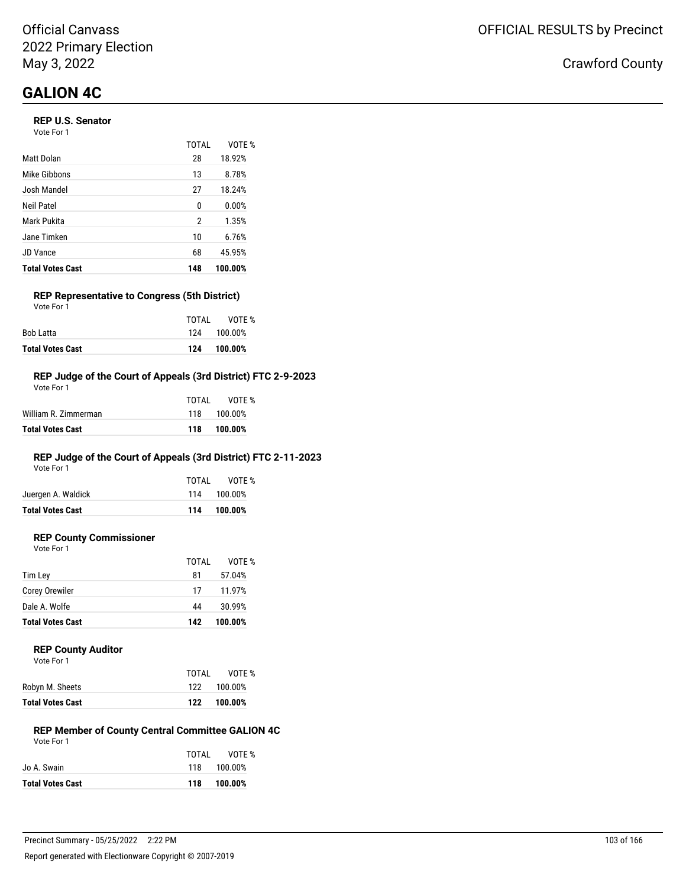Official Canvass
2022 Primary Election
May 3, 2022

OFFICIAL RESULTS by Precinct

Crawford County

# GALION 4C

### REP U.S. Senator

Vote For 1

| | TOTAL | VOTE % |
|---|---|---|
| Matt Dolan | 28 | 18.92% |
| Mike Gibbons | 13 | 8.78% |
| Josh Mandel | 27 | 18.24% |
| Neil Patel | 0 | 0.00% |
| Mark Pukita | 2 | 1.35% |
| Jane Timken | 10 | 6.76% |
| JD Vance | 68 | 45.95% |
| **Total Votes Cast** | **148** | **100.00%** |

### REP Representative to Congress (5th District)

Vote For 1

| | TOTAL | VOTE % |
|---|---|---|
| Bob Latta | 124 | 100.00% |
| **Total Votes Cast** | **124** | **100.00%** |

### REP Judge of the Court of Appeals (3rd District) FTC 2-9-2023

Vote For 1

| | TOTAL | VOTE % |
|---|---|---|
| William R. Zimmerman | 118 | 100.00% |
| **Total Votes Cast** | **118** | **100.00%** |

### REP Judge of the Court of Appeals (3rd District) FTC 2-11-2023

Vote For 1

| | TOTAL | VOTE % |
|---|---|---|
| Juergen A. Waldick | 114 | 100.00% |
| **Total Votes Cast** | **114** | **100.00%** |

### REP County Commissioner

Vote For 1

| | TOTAL | VOTE % |
|---|---|---|
| Tim Ley | 81 | 57.04% |
| Corey Orewiler | 17 | 11.97% |
| Dale A. Wolfe | 44 | 30.99% |
| **Total Votes Cast** | **142** | **100.00%** |

### REP County Auditor

Vote For 1

| | TOTAL | VOTE % |
|---|---|---|
| Robyn M. Sheets | 122 | 100.00% |
| **Total Votes Cast** | **122** | **100.00%** |

### REP Member of County Central Committee GALION 4C

Vote For 1

| | TOTAL | VOTE % |
|---|---|---|
| Jo A. Swain | 118 | 100.00% |
| **Total Votes Cast** | **118** | **100.00%** |

Precinct Summary - 05/25/2022 2:22 PM

Report generated with Electionware Copyright © 2007-2019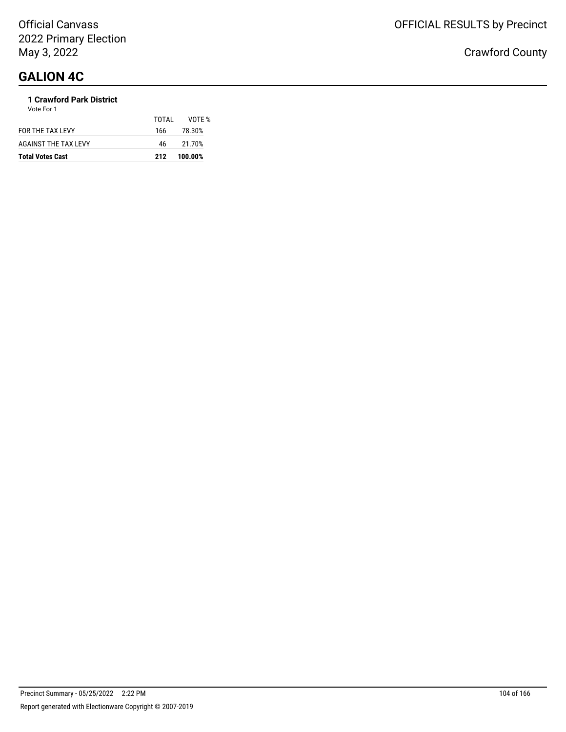# GALION 4C

**1 Crawford Park District**

Vote For 1

| | TOTAL | VOTE % |
|---|---|---|
| FOR THE TAX LEVY | 166 | 78.30% |
| AGAINST THE TAX LEVY | 46 | 21.70% |
| **Total Votes Cast** | **212** | **100.00%** |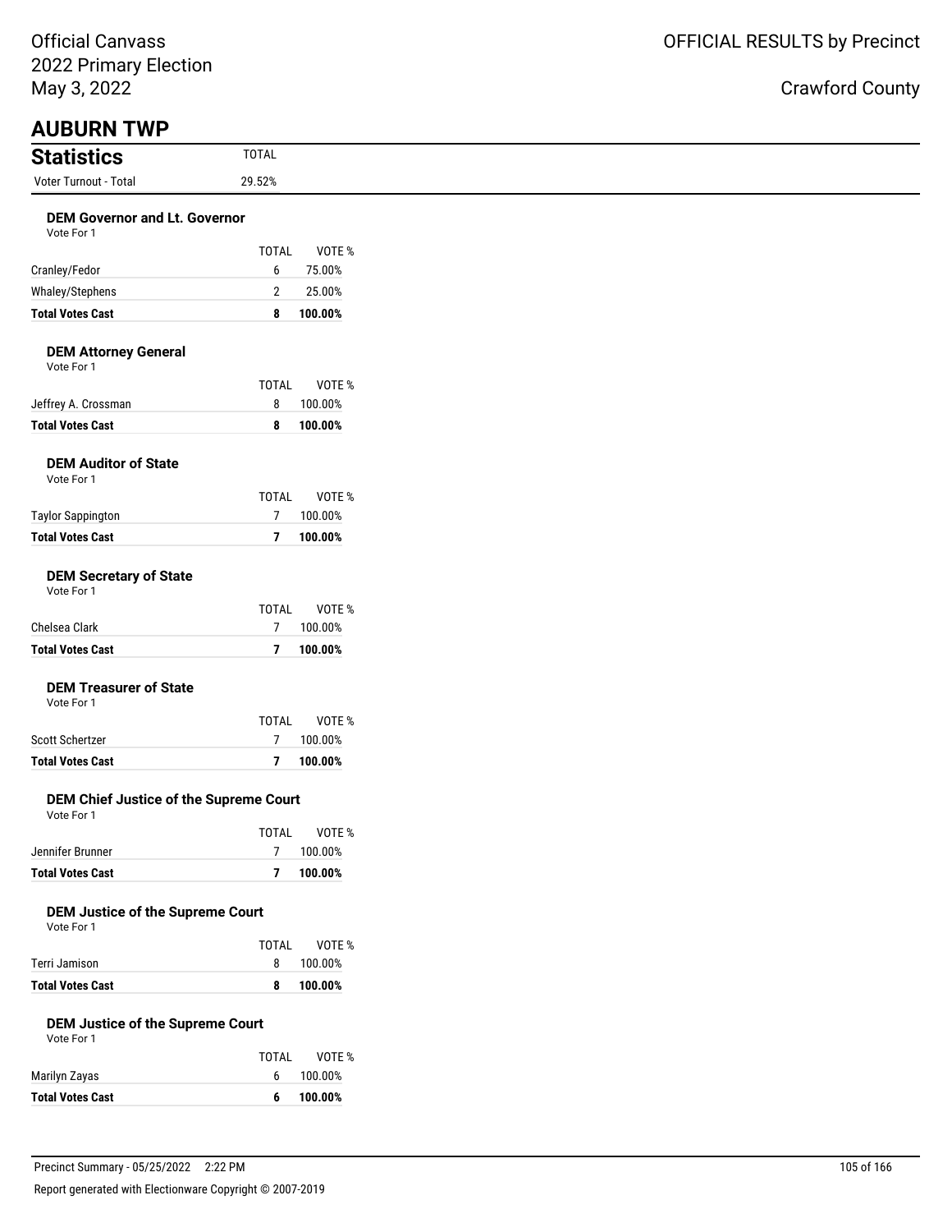# AUBURN TWP

## Statistics

| | TOTAL |
|---|---|
| Voter Turnout - Total | 29.52% |

### DEM Governor and Lt. Governor

Vote For 1

| | TOTAL | VOTE % |
|---|---|---|
| Cranley/Fedor | 6 | 75.00% |
| Whaley/Stephens | 2 | 25.00% |
| **Total Votes Cast** | **8** | **100.00%** |

### DEM Attorney General

Vote For 1

| | TOTAL | VOTE % |
|---|---|---|
| Jeffrey A. Crossman | 8 | 100.00% |
| **Total Votes Cast** | **8** | **100.00%** |

### DEM Auditor of State

Vote For 1

| | TOTAL | VOTE % |
|---|---|---|
| Taylor Sappington | 7 | 100.00% |
| **Total Votes Cast** | **7** | **100.00%** |

### DEM Secretary of State

Vote For 1

| | TOTAL | VOTE % |
|---|---|---|
| Chelsea Clark | 7 | 100.00% |
| **Total Votes Cast** | **7** | **100.00%** |

### DEM Treasurer of State

Vote For 1

| | TOTAL | VOTE % |
|---|---|---|
| Scott Schertzer | 7 | 100.00% |
| **Total Votes Cast** | **7** | **100.00%** |

### DEM Chief Justice of the Supreme Court

Vote For 1

| | TOTAL | VOTE % |
|---|---|---|
| Jennifer Brunner | 7 | 100.00% |
| **Total Votes Cast** | **7** | **100.00%** |

### DEM Justice of the Supreme Court

Vote For 1

| | TOTAL | VOTE % |
|---|---|---|
| Terri Jamison | 8 | 100.00% |
| **Total Votes Cast** | **8** | **100.00%** |

### DEM Justice of the Supreme Court

Vote For 1

| | TOTAL | VOTE % |
|---|---|---|
| Marilyn Zayas | 6 | 100.00% |
| **Total Votes Cast** | **6** | **100.00%** |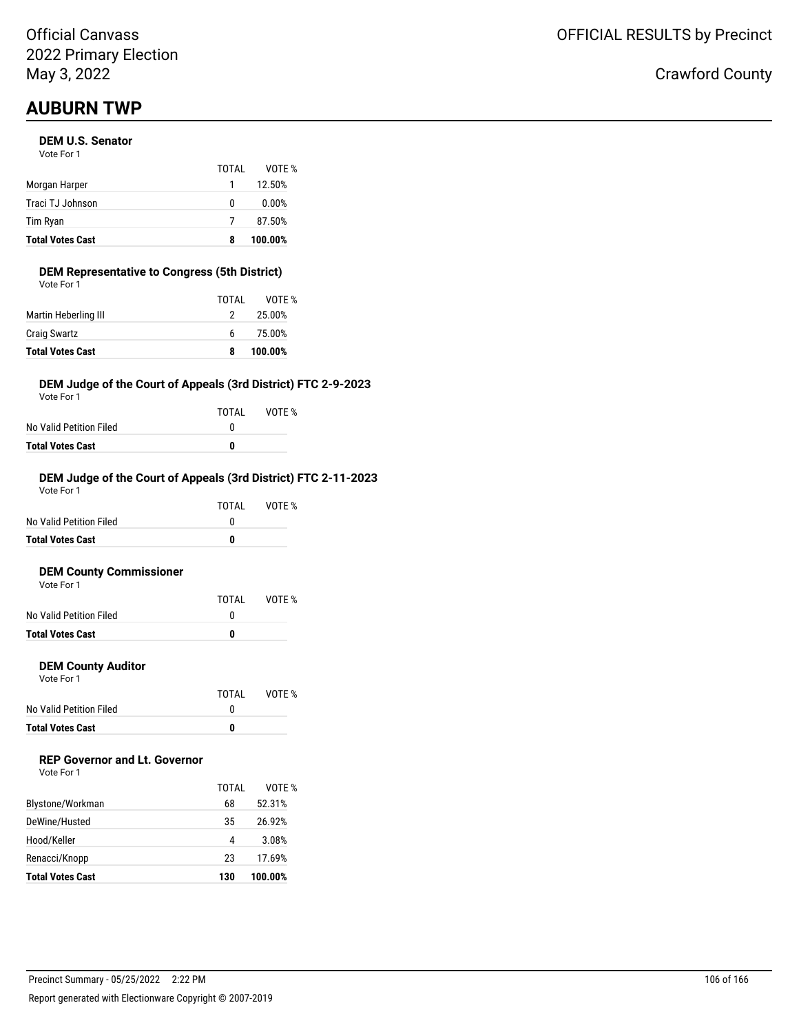# AUBURN TWP

### DEM U.S. Senator

Vote For 1

| | TOTAL | VOTE % |
|---|---|---|
| Morgan Harper | 1 | 12.50% |
| Traci TJ Johnson | 0 | 0.00% |
| Tim Ryan | 7 | 87.50% |
| **Total Votes Cast** | **8** | **100.00%** |

### DEM Representative to Congress (5th District)

Vote For 1

| | TOTAL | VOTE % |
|---|---|---|
| Martin Heberling III | 2 | 25.00% |
| Craig Swartz | 6 | 75.00% |
| **Total Votes Cast** | **8** | **100.00%** |

### DEM Judge of the Court of Appeals (3rd District) FTC 2-9-2023

Vote For 1

| | TOTAL | VOTE % |
|---|---|---|
| No Valid Petition Filed | 0 | |
| **Total Votes Cast** | **0** | |

### DEM Judge of the Court of Appeals (3rd District) FTC 2-11-2023

Vote For 1

| | TOTAL | VOTE % |
|---|---|---|
| No Valid Petition Filed | 0 | |
| **Total Votes Cast** | **0** | |

### DEM County Commissioner

Vote For 1

| | TOTAL | VOTE % |
|---|---|---|
| No Valid Petition Filed | 0 | |
| **Total Votes Cast** | **0** | |

### DEM County Auditor

Vote For 1

| | TOTAL | VOTE % |
|---|---|---|
| No Valid Petition Filed | 0 | |
| **Total Votes Cast** | **0** | |

### REP Governor and Lt. Governor

Vote For 1

| | TOTAL | VOTE % |
|---|---|---|
| Blystone/Workman | 68 | 52.31% |
| DeWine/Husted | 35 | 26.92% |
| Hood/Keller | 4 | 3.08% |
| Renacci/Knopp | 23 | 17.69% |
| **Total Votes Cast** | **130** | **100.00%** |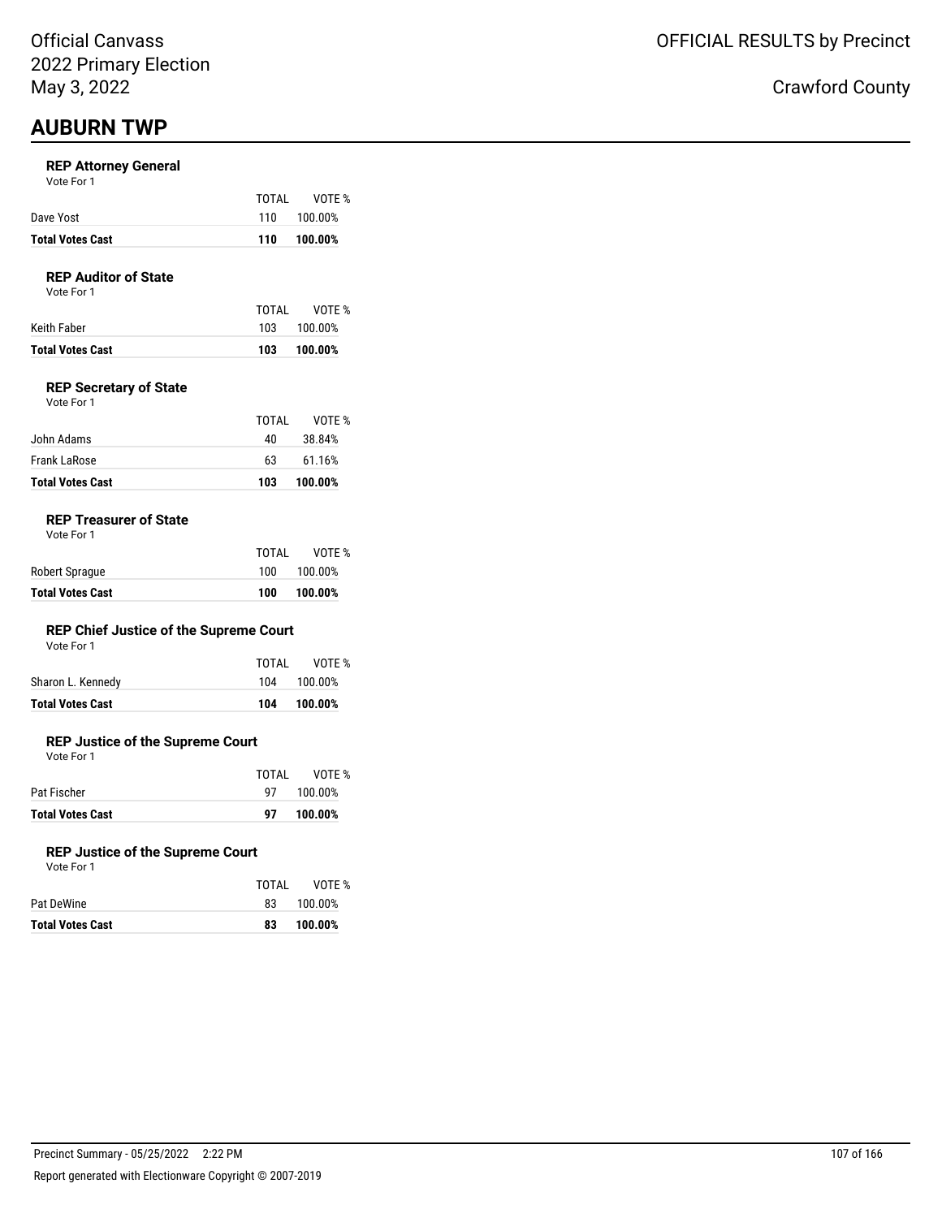Official Canvass
2022 Primary Election
May 3, 2022

OFFICIAL RESULTS by Precinct

Crawford County

# AUBURN TWP

### REP Attorney General

Vote For 1

| | TOTAL | VOTE % |
|---|---|---|
| Dave Yost | 110 | 100.00% |
| **Total Votes Cast** | **110** | **100.00%** |

### REP Auditor of State

Vote For 1

| | TOTAL | VOTE % |
|---|---|---|
| Keith Faber | 103 | 100.00% |
| **Total Votes Cast** | **103** | **100.00%** |

### REP Secretary of State

Vote For 1

| | TOTAL | VOTE % |
|---|---|---|
| John Adams | 40 | 38.84% |
| Frank LaRose | 63 | 61.16% |
| **Total Votes Cast** | **103** | **100.00%** |

### REP Treasurer of State

Vote For 1

| | TOTAL | VOTE % |
|---|---|---|
| Robert Sprague | 100 | 100.00% |
| **Total Votes Cast** | **100** | **100.00%** |

### REP Chief Justice of the Supreme Court

Vote For 1

| | TOTAL | VOTE % |
|---|---|---|
| Sharon L. Kennedy | 104 | 100.00% |
| **Total Votes Cast** | **104** | **100.00%** |

### REP Justice of the Supreme Court

Vote For 1

| | TOTAL | VOTE % |
|---|---|---|
| Pat Fischer | 97 | 100.00% |
| **Total Votes Cast** | **97** | **100.00%** |

### REP Justice of the Supreme Court

Vote For 1

| | TOTAL | VOTE % |
|---|---|---|
| Pat DeWine | 83 | 100.00% |
| **Total Votes Cast** | **83** | **100.00%** |

Precinct Summary - 05/25/2022 2:22 PM

Report generated with Electionware Copyright © 2007-2019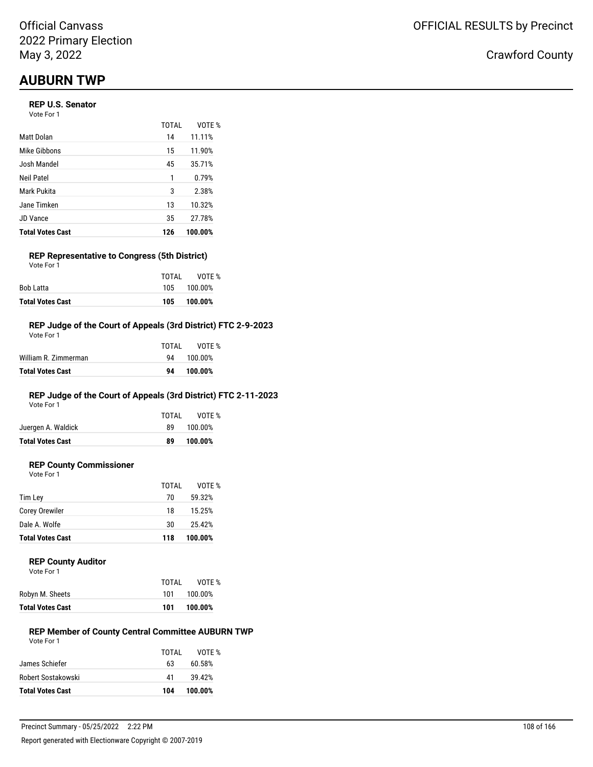Official Canvass
2022 Primary Election
May 3, 2022

OFFICIAL RESULTS by Precinct

Crawford County

# AUBURN TWP

### REP U.S. Senator

Vote For 1

| | TOTAL | VOTE % |
|---|---|---|
| Matt Dolan | 14 | 11.11% |
| Mike Gibbons | 15 | 11.90% |
| Josh Mandel | 45 | 35.71% |
| Neil Patel | 1 | 0.79% |
| Mark Pukita | 3 | 2.38% |
| Jane Timken | 13 | 10.32% |
| JD Vance | 35 | 27.78% |
| **Total Votes Cast** | **126** | **100.00%** |

### REP Representative to Congress (5th District)

Vote For 1

| | TOTAL | VOTE % |
|---|---|---|
| Bob Latta | 105 | 100.00% |
| **Total Votes Cast** | **105** | **100.00%** |

### REP Judge of the Court of Appeals (3rd District) FTC 2-9-2023

Vote For 1

| | TOTAL | VOTE % |
|---|---|---|
| William R. Zimmerman | 94 | 100.00% |
| **Total Votes Cast** | **94** | **100.00%** |

### REP Judge of the Court of Appeals (3rd District) FTC 2-11-2023

Vote For 1

| | TOTAL | VOTE % |
|---|---|---|
| Juergen A. Waldick | 89 | 100.00% |
| **Total Votes Cast** | **89** | **100.00%** |

### REP County Commissioner

Vote For 1

| | TOTAL | VOTE % |
|---|---|---|
| Tim Ley | 70 | 59.32% |
| Corey Orewiler | 18 | 15.25% |
| Dale A. Wolfe | 30 | 25.42% |
| **Total Votes Cast** | **118** | **100.00%** |

### REP County Auditor

Vote For 1

| | TOTAL | VOTE % |
|---|---|---|
| Robyn M. Sheets | 101 | 100.00% |
| **Total Votes Cast** | **101** | **100.00%** |

### REP Member of County Central Committee AUBURN TWP

Vote For 1

| | TOTAL | VOTE % |
|---|---|---|
| James Schiefer | 63 | 60.58% |
| Robert Sostakowski | 41 | 39.42% |
| **Total Votes Cast** | **104** | **100.00%** |

Precinct Summary - 05/25/2022 2:22 PM

Report generated with Electionware Copyright © 2007-2019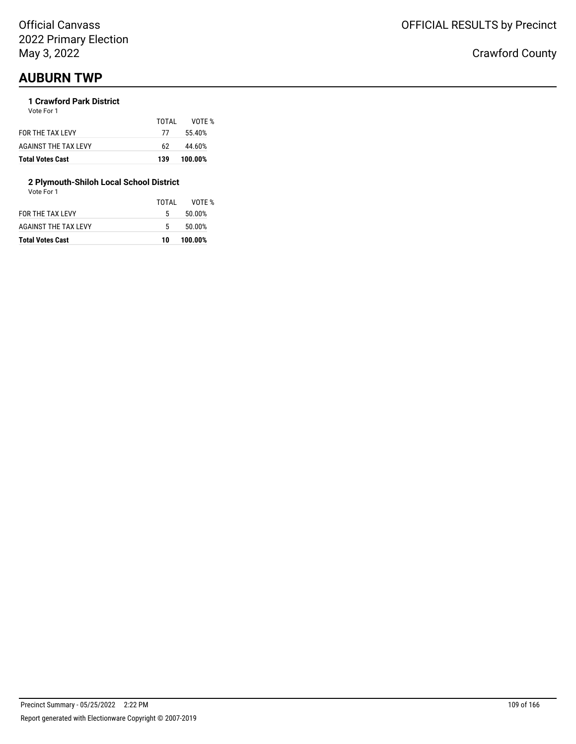# AUBURN TWP

### 1 Crawford Park District

Vote For 1

| | TOTAL | VOTE % |
|---|---|---|
| FOR THE TAX LEVY | 77 | 55.40% |
| AGAINST THE TAX LEVY | 62 | 44.60% |
| **Total Votes Cast** | **139** | **100.00%** |

### 2 Plymouth-Shiloh Local School District

Vote For 1

| | TOTAL | VOTE % |
|---|---|---|
| FOR THE TAX LEVY | 5 | 50.00% |
| AGAINST THE TAX LEVY | 5 | 50.00% |
| **Total Votes Cast** | **10** | **100.00%** |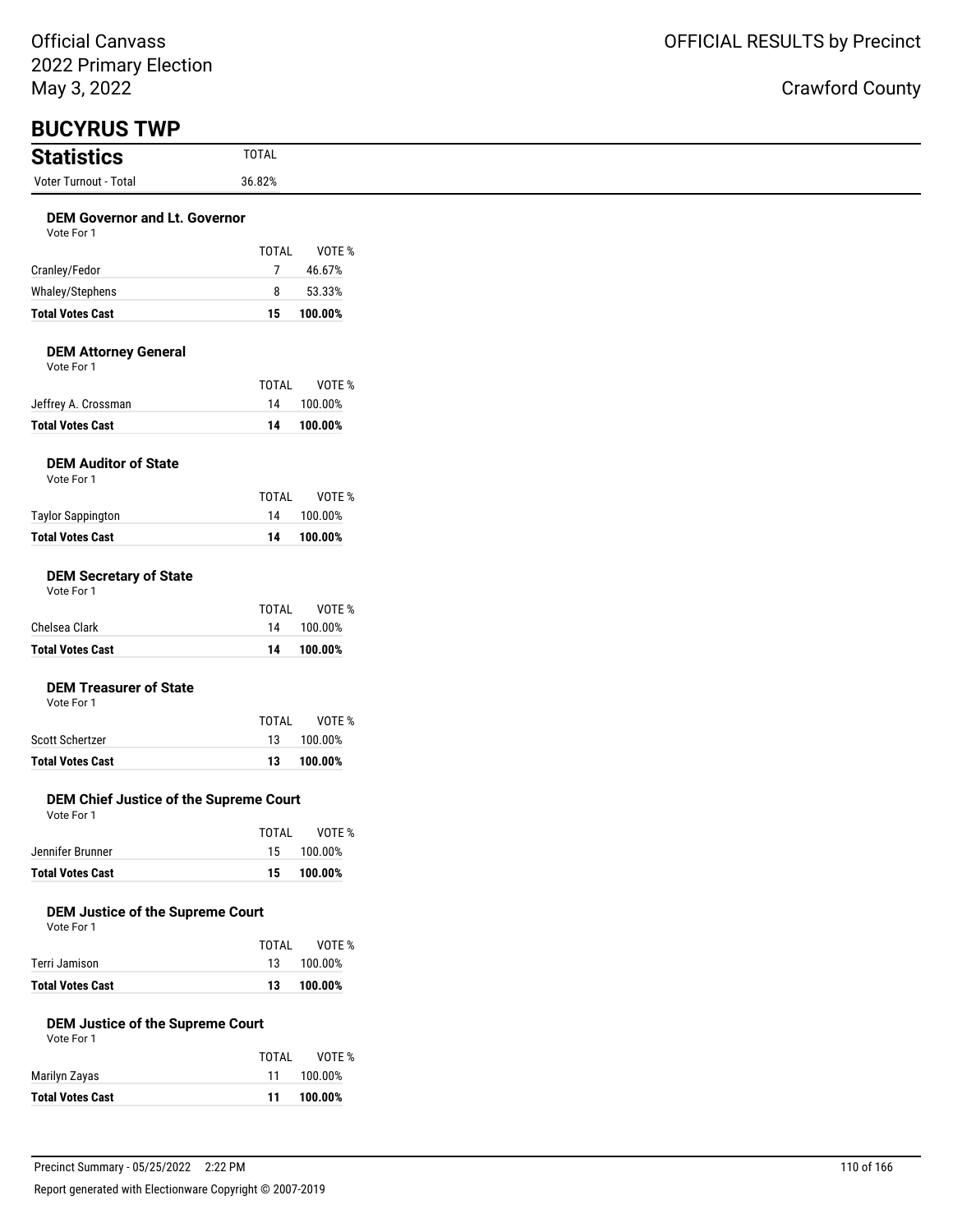Official Canvass
2022 Primary Election
May 3, 2022

OFFICIAL RESULTS by Precinct

Crawford County

# BUCYRUS TWP

## Statistics

| | TOTAL |
|---|---|
| Voter Turnout - Total | 36.82% |

### DEM Governor and Lt. Governor

Vote For 1

| | TOTAL | VOTE % |
|---|---|---|
| Cranley/Fedor | 7 | 46.67% |
| Whaley/Stephens | 8 | 53.33% |
| **Total Votes Cast** | **15** | **100.00%** |

### DEM Attorney General

Vote For 1

| | TOTAL | VOTE % |
|---|---|---|
| Jeffrey A. Crossman | 14 | 100.00% |
| **Total Votes Cast** | **14** | **100.00%** |

### DEM Auditor of State

Vote For 1

| | TOTAL | VOTE % |
|---|---|---|
| Taylor Sappington | 14 | 100.00% |
| **Total Votes Cast** | **14** | **100.00%** |

### DEM Secretary of State

Vote For 1

| | TOTAL | VOTE % |
|---|---|---|
| Chelsea Clark | 14 | 100.00% |
| **Total Votes Cast** | **14** | **100.00%** |

### DEM Treasurer of State

Vote For 1

| | TOTAL | VOTE % |
|---|---|---|
| Scott Schertzer | 13 | 100.00% |
| **Total Votes Cast** | **13** | **100.00%** |

### DEM Chief Justice of the Supreme Court

Vote For 1

| | TOTAL | VOTE % |
|---|---|---|
| Jennifer Brunner | 15 | 100.00% |
| **Total Votes Cast** | **15** | **100.00%** |

### DEM Justice of the Supreme Court

Vote For 1

| | TOTAL | VOTE % |
|---|---|---|
| Terri Jamison | 13 | 100.00% |
| **Total Votes Cast** | **13** | **100.00%** |

### DEM Justice of the Supreme Court

Vote For 1

| | TOTAL | VOTE % |
|---|---|---|
| Marilyn Zayas | 11 | 100.00% |
| **Total Votes Cast** | **11** | **100.00%** |

Precinct Summary - 05/25/2022 2:22 PM

Report generated with Electionware Copyright © 2007-2019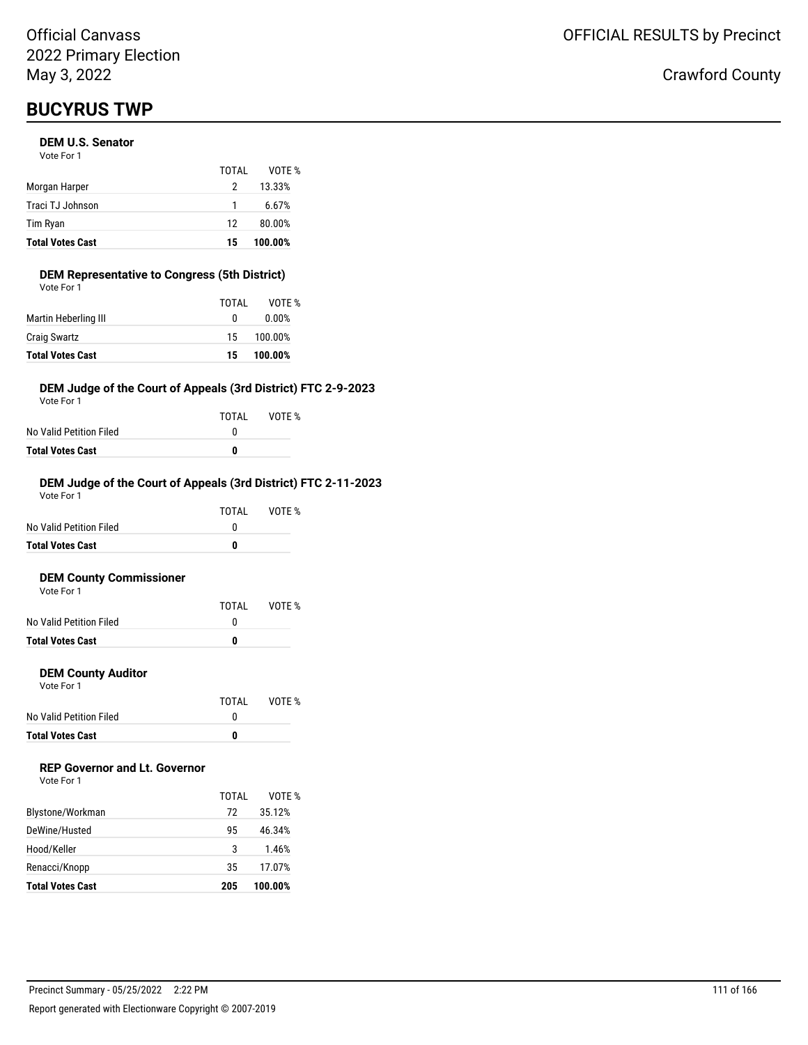Official Canvass
2022 Primary Election
May 3, 2022

OFFICIAL RESULTS by Precinct

Crawford County

# BUCYRUS TWP

### DEM U.S. Senator

Vote For 1

| | TOTAL | VOTE % |
|---|---|---|
| Morgan Harper | 2 | 13.33% |
| Traci TJ Johnson | 1 | 6.67% |
| Tim Ryan | 12 | 80.00% |
| **Total Votes Cast** | **15** | **100.00%** |

### DEM Representative to Congress (5th District)

Vote For 1

| | TOTAL | VOTE % |
|---|---|---|
| Martin Heberling III | 0 | 0.00% |
| Craig Swartz | 15 | 100.00% |
| **Total Votes Cast** | **15** | **100.00%** |

### DEM Judge of the Court of Appeals (3rd District) FTC 2-9-2023

Vote For 1

| | TOTAL | VOTE % |
|---|---|---|
| No Valid Petition Filed | 0 | |
| **Total Votes Cast** | **0** | |

### DEM Judge of the Court of Appeals (3rd District) FTC 2-11-2023

Vote For 1

| | TOTAL | VOTE % |
|---|---|---|
| No Valid Petition Filed | 0 | |
| **Total Votes Cast** | **0** | |

### DEM County Commissioner

Vote For 1

| | TOTAL | VOTE % |
|---|---|---|
| No Valid Petition Filed | 0 | |
| **Total Votes Cast** | **0** | |

### DEM County Auditor

Vote For 1

| | TOTAL | VOTE % |
|---|---|---|
| No Valid Petition Filed | 0 | |
| **Total Votes Cast** | **0** | |

### REP Governor and Lt. Governor

Vote For 1

| | TOTAL | VOTE % |
|---|---|---|
| Blystone/Workman | 72 | 35.12% |
| DeWine/Husted | 95 | 46.34% |
| Hood/Keller | 3 | 1.46% |
| Renacci/Knopp | 35 | 17.07% |
| **Total Votes Cast** | **205** | **100.00%** |

Precinct Summary - 05/25/2022 2:22 PM

Report generated with Electionware Copyright © 2007-2019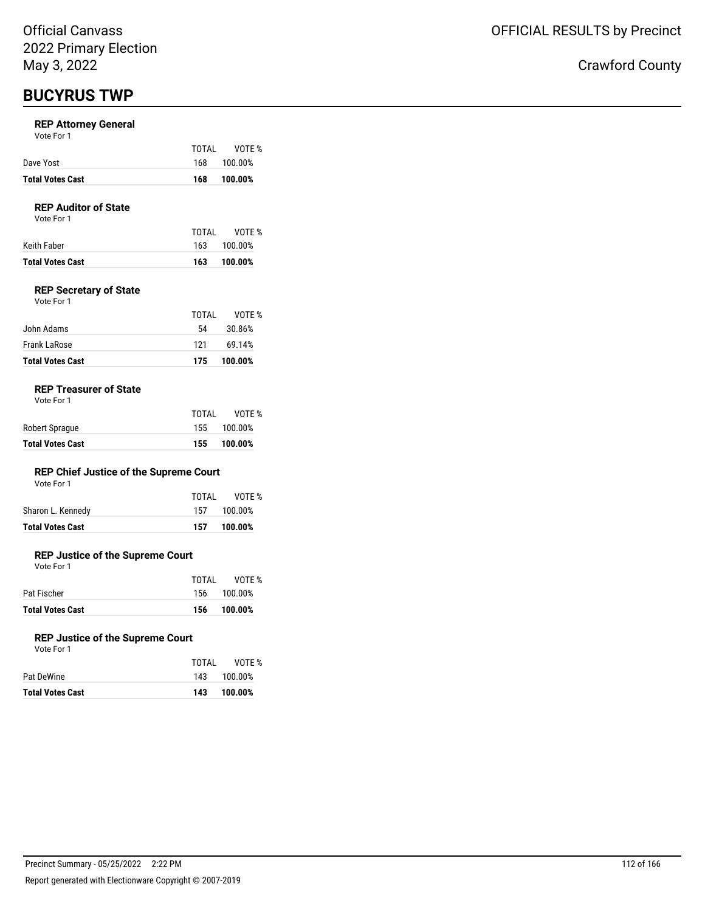Official Canvass
2022 Primary Election
May 3, 2022

OFFICIAL RESULTS by Precinct

Crawford County

## BUCYRUS TWP

### REP Attorney General

Vote For 1

| | TOTAL | VOTE % |
|---|---|---|
| Dave Yost | 168 | 100.00% |
| **Total Votes Cast** | **168** | **100.00%** |

### REP Auditor of State

Vote For 1

| | TOTAL | VOTE % |
|---|---|---|
| Keith Faber | 163 | 100.00% |
| **Total Votes Cast** | **163** | **100.00%** |

### REP Secretary of State

Vote For 1

| | TOTAL | VOTE % |
|---|---|---|
| John Adams | 54 | 30.86% |
| Frank LaRose | 121 | 69.14% |
| **Total Votes Cast** | **175** | **100.00%** |

### REP Treasurer of State

Vote For 1

| | TOTAL | VOTE % |
|---|---|---|
| Robert Sprague | 155 | 100.00% |
| **Total Votes Cast** | **155** | **100.00%** |

### REP Chief Justice of the Supreme Court

Vote For 1

| | TOTAL | VOTE % |
|---|---|---|
| Sharon L. Kennedy | 157 | 100.00% |
| **Total Votes Cast** | **157** | **100.00%** |

### REP Justice of the Supreme Court

Vote For 1

| | TOTAL | VOTE % |
|---|---|---|
| Pat Fischer | 156 | 100.00% |
| **Total Votes Cast** | **156** | **100.00%** |

### REP Justice of the Supreme Court

Vote For 1

| | TOTAL | VOTE % |
|---|---|---|
| Pat DeWine | 143 | 100.00% |
| **Total Votes Cast** | **143** | **100.00%** |

Precinct Summary - 05/25/2022 2:22 PM

Report generated with Electionware Copyright © 2007-2019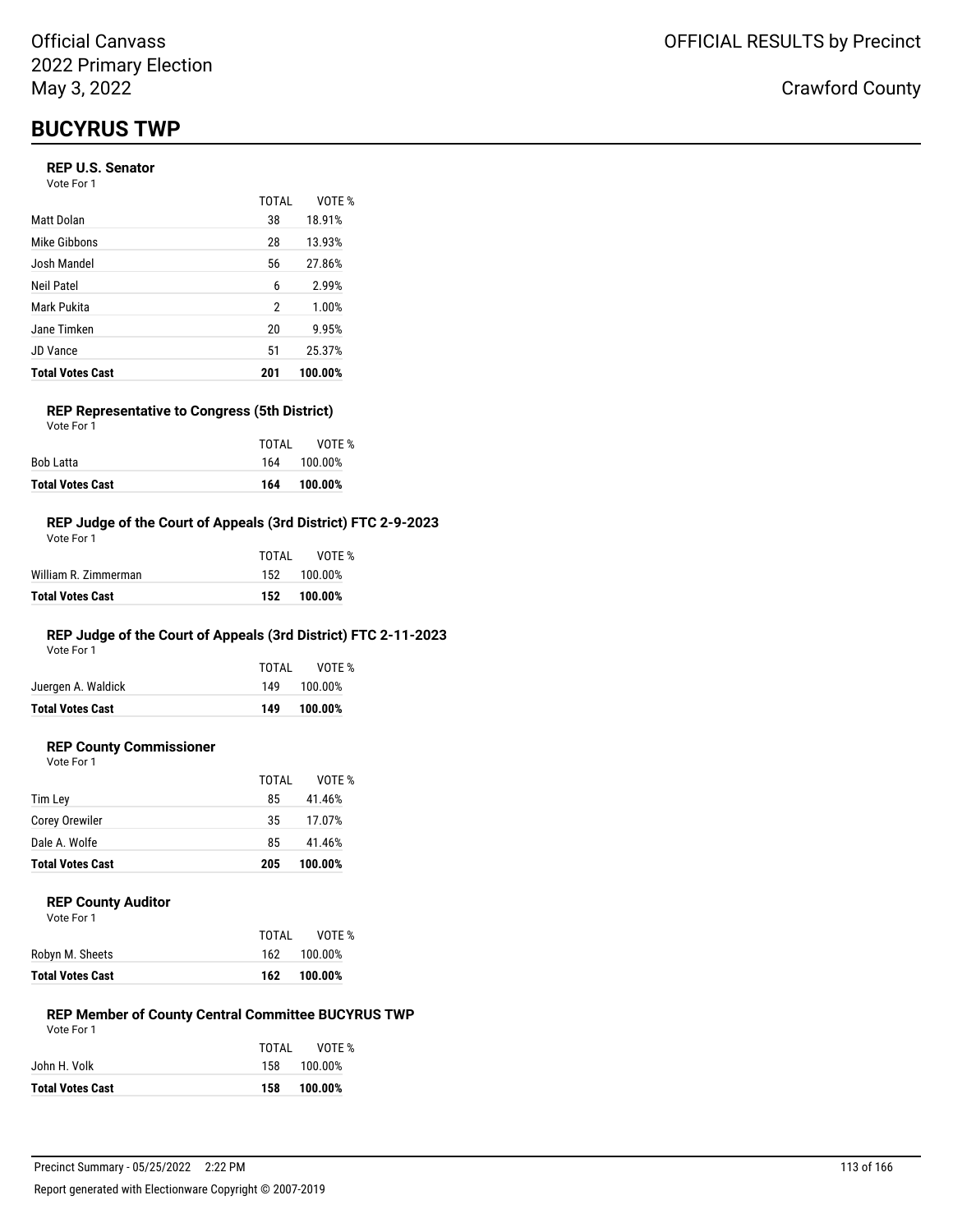Official Canvass
2022 Primary Election
May 3, 2022

OFFICIAL RESULTS by Precinct

Crawford County

# BUCYRUS TWP

### REP U.S. Senator

Vote For 1

| | TOTAL | VOTE % |
|---|---|---|
| Matt Dolan | 38 | 18.91% |
| Mike Gibbons | 28 | 13.93% |
| Josh Mandel | 56 | 27.86% |
| Neil Patel | 6 | 2.99% |
| Mark Pukita | 2 | 1.00% |
| Jane Timken | 20 | 9.95% |
| JD Vance | 51 | 25.37% |
| **Total Votes Cast** | **201** | **100.00%** |

### REP Representative to Congress (5th District)

Vote For 1

| | TOTAL | VOTE % |
|---|---|---|
| Bob Latta | 164 | 100.00% |
| **Total Votes Cast** | **164** | **100.00%** |

### REP Judge of the Court of Appeals (3rd District) FTC 2-9-2023

Vote For 1

| | TOTAL | VOTE % |
|---|---|---|
| William R. Zimmerman | 152 | 100.00% |
| **Total Votes Cast** | **152** | **100.00%** |

### REP Judge of the Court of Appeals (3rd District) FTC 2-11-2023

Vote For 1

| | TOTAL | VOTE % |
|---|---|---|
| Juergen A. Waldick | 149 | 100.00% |
| **Total Votes Cast** | **149** | **100.00%** |

### REP County Commissioner

Vote For 1

| | TOTAL | VOTE % |
|---|---|---|
| Tim Ley | 85 | 41.46% |
| Corey Orewiler | 35 | 17.07% |
| Dale A. Wolfe | 85 | 41.46% |
| **Total Votes Cast** | **205** | **100.00%** |

### REP County Auditor

Vote For 1

| | TOTAL | VOTE % |
|---|---|---|
| Robyn M. Sheets | 162 | 100.00% |
| **Total Votes Cast** | **162** | **100.00%** |

### REP Member of County Central Committee BUCYRUS TWP

Vote For 1

| | TOTAL | VOTE % |
|---|---|---|
| John H. Volk | 158 | 100.00% |
| **Total Votes Cast** | **158** | **100.00%** |

Precinct Summary - 05/25/2022 2:22 PM

Report generated with Electionware Copyright © 2007-2019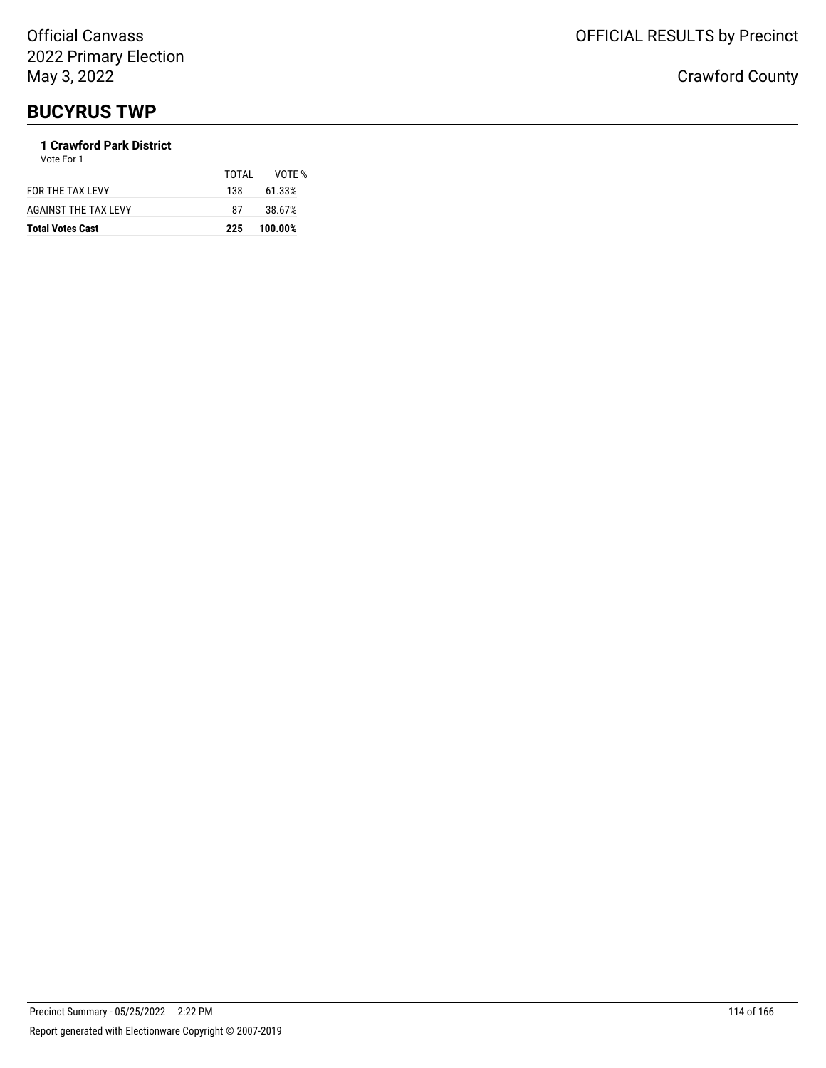# BUCYRUS TWP

### 1 Crawford Park District

Vote For 1

| | TOTAL | VOTE % |
|---|---|---|
| FOR THE TAX LEVY | 138 | 61.33% |
| AGAINST THE TAX LEVY | 87 | 38.67% |
| **Total Votes Cast** | **225** | **100.00%** |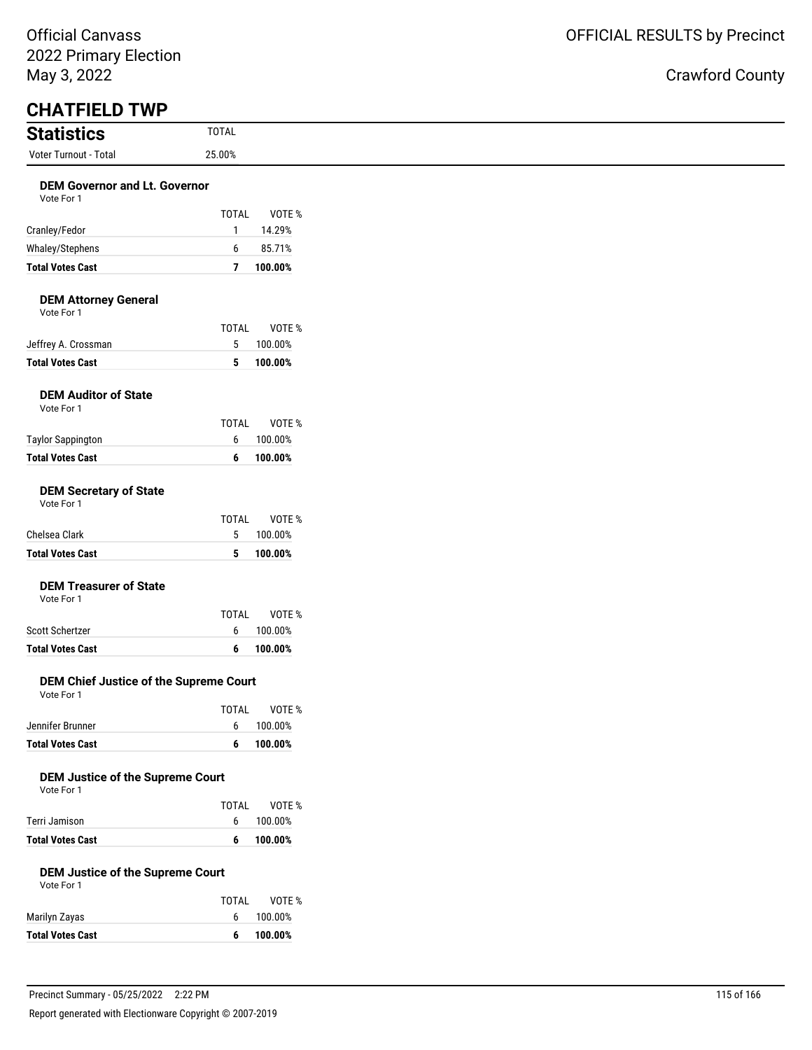Official Canvass
2022 Primary Election
May 3, 2022

OFFICIAL RESULTS by Precinct

Crawford County

# CHATFIELD TWP

## Statistics

| | TOTAL |
|---|---|
| Voter Turnout - Total | 25.00% |

### DEM Governor and Lt. Governor

Vote For 1

| | TOTAL | VOTE % |
|---|---|---|
| Cranley/Fedor | 1 | 14.29% |
| Whaley/Stephens | 6 | 85.71% |
| **Total Votes Cast** | **7** | **100.00%** |

### DEM Attorney General

Vote For 1

| | TOTAL | VOTE % |
|---|---|---|
| Jeffrey A. Crossman | 5 | 100.00% |
| **Total Votes Cast** | **5** | **100.00%** |

### DEM Auditor of State

Vote For 1

| | TOTAL | VOTE % |
|---|---|---|
| Taylor Sappington | 6 | 100.00% |
| **Total Votes Cast** | **6** | **100.00%** |

### DEM Secretary of State

Vote For 1

| | TOTAL | VOTE % |
|---|---|---|
| Chelsea Clark | 5 | 100.00% |
| **Total Votes Cast** | **5** | **100.00%** |

### DEM Treasurer of State

Vote For 1

| | TOTAL | VOTE % |
|---|---|---|
| Scott Schertzer | 6 | 100.00% |
| **Total Votes Cast** | **6** | **100.00%** |

### DEM Chief Justice of the Supreme Court

Vote For 1

| | TOTAL | VOTE % |
|---|---|---|
| Jennifer Brunner | 6 | 100.00% |
| **Total Votes Cast** | **6** | **100.00%** |

### DEM Justice of the Supreme Court

Vote For 1

| | TOTAL | VOTE % |
|---|---|---|
| Terri Jamison | 6 | 100.00% |
| **Total Votes Cast** | **6** | **100.00%** |

### DEM Justice of the Supreme Court

Vote For 1

| | TOTAL | VOTE % |
|---|---|---|
| Marilyn Zayas | 6 | 100.00% |
| **Total Votes Cast** | **6** | **100.00%** |

Precinct Summary - 05/25/2022 2:22 PM

Report generated with Electionware Copyright © 2007-2019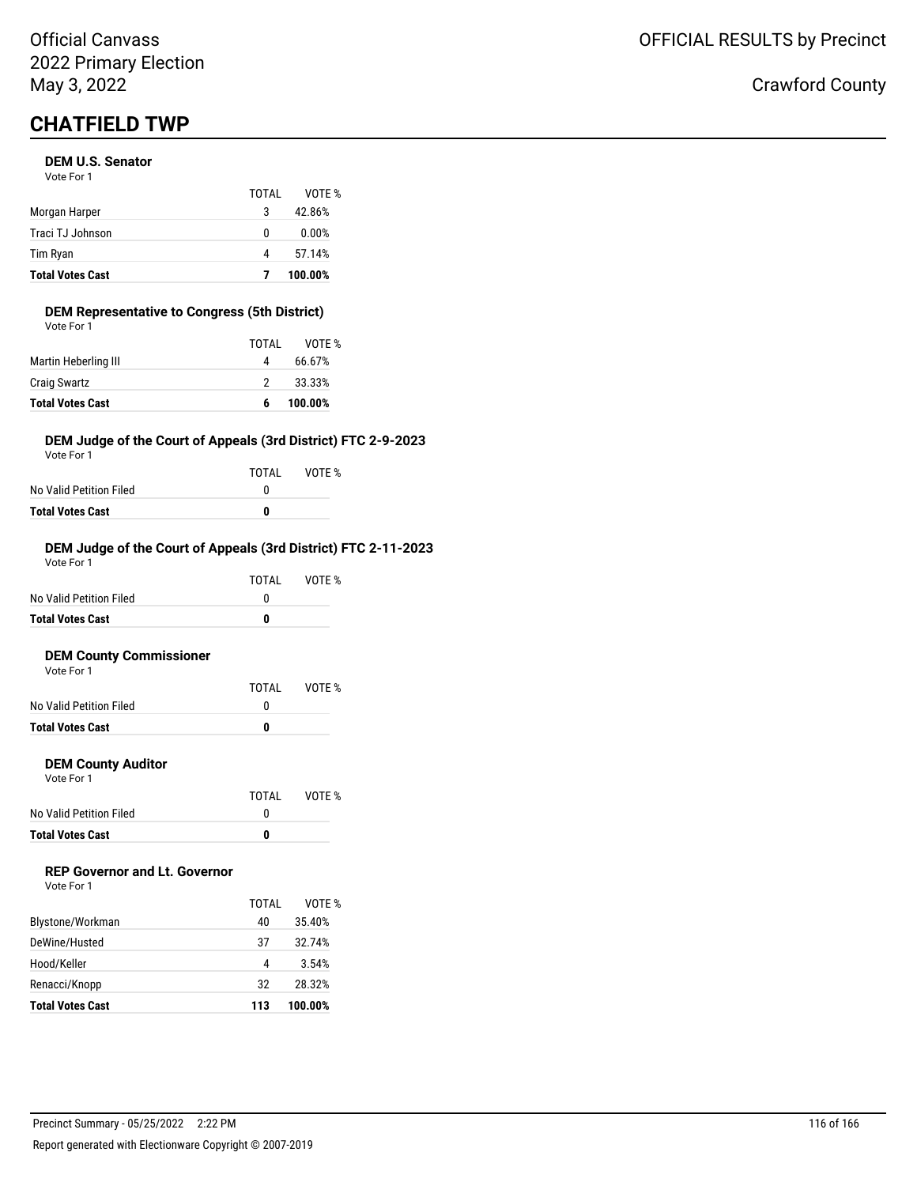# CHATFIELD TWP

### DEM U.S. Senator

Vote For 1

| | TOTAL | VOTE % |
|---|---|---|
| Morgan Harper | 3 | 42.86% |
| Traci TJ Johnson | 0 | 0.00% |
| Tim Ryan | 4 | 57.14% |
| **Total Votes Cast** | **7** | **100.00%** |

### DEM Representative to Congress (5th District)

Vote For 1

| | TOTAL | VOTE % |
|---|---|---|
| Martin Heberling III | 4 | 66.67% |
| Craig Swartz | 2 | 33.33% |
| **Total Votes Cast** | **6** | **100.00%** |

### DEM Judge of the Court of Appeals (3rd District) FTC 2-9-2023

Vote For 1

| | TOTAL | VOTE % |
|---|---|---|
| No Valid Petition Filed | 0 | |
| **Total Votes Cast** | **0** | |

### DEM Judge of the Court of Appeals (3rd District) FTC 2-11-2023

Vote For 1

| | TOTAL | VOTE % |
|---|---|---|
| No Valid Petition Filed | 0 | |
| **Total Votes Cast** | **0** | |

### DEM County Commissioner

Vote For 1

| | TOTAL | VOTE % |
|---|---|---|
| No Valid Petition Filed | 0 | |
| **Total Votes Cast** | **0** | |

### DEM County Auditor

Vote For 1

| | TOTAL | VOTE % |
|---|---|---|
| No Valid Petition Filed | 0 | |
| **Total Votes Cast** | **0** | |

### REP Governor and Lt. Governor

Vote For 1

| | TOTAL | VOTE % |
|---|---|---|
| Blystone/Workman | 40 | 35.40% |
| DeWine/Husted | 37 | 32.74% |
| Hood/Keller | 4 | 3.54% |
| Renacci/Knopp | 32 | 28.32% |
| **Total Votes Cast** | **113** | **100.00%** |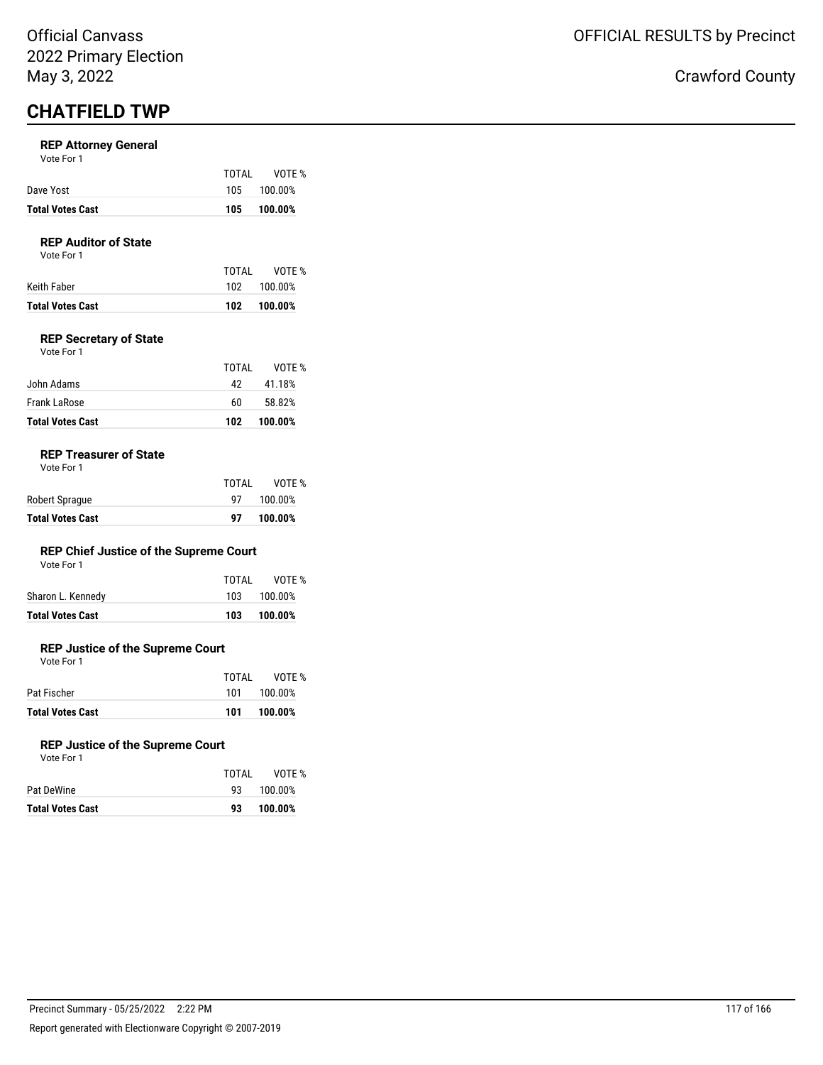Official Canvass
2022 Primary Election
May 3, 2022

OFFICIAL RESULTS by Precinct

Crawford County

# CHATFIELD TWP

### REP Attorney General

Vote For 1

| | TOTAL | VOTE % |
|---|---|---|
| Dave Yost | 105 | 100.00% |
| **Total Votes Cast** | **105** | **100.00%** |

### REP Auditor of State

Vote For 1

| | TOTAL | VOTE % |
|---|---|---|
| Keith Faber | 102 | 100.00% |
| **Total Votes Cast** | **102** | **100.00%** |

### REP Secretary of State

Vote For 1

| | TOTAL | VOTE % |
|---|---|---|
| John Adams | 42 | 41.18% |
| Frank LaRose | 60 | 58.82% |
| **Total Votes Cast** | **102** | **100.00%** |

### REP Treasurer of State

Vote For 1

| | TOTAL | VOTE % |
|---|---|---|
| Robert Sprague | 97 | 100.00% |
| **Total Votes Cast** | **97** | **100.00%** |

### REP Chief Justice of the Supreme Court

Vote For 1

| | TOTAL | VOTE % |
|---|---|---|
| Sharon L. Kennedy | 103 | 100.00% |
| **Total Votes Cast** | **103** | **100.00%** |

### REP Justice of the Supreme Court

Vote For 1

| | TOTAL | VOTE % |
|---|---|---|
| Pat Fischer | 101 | 100.00% |
| **Total Votes Cast** | **101** | **100.00%** |

### REP Justice of the Supreme Court

Vote For 1

| | TOTAL | VOTE % |
|---|---|---|
| Pat DeWine | 93 | 100.00% |
| **Total Votes Cast** | **93** | **100.00%** |

Precinct Summary - 05/25/2022 2:22 PM

Report generated with Electionware Copyright © 2007-2019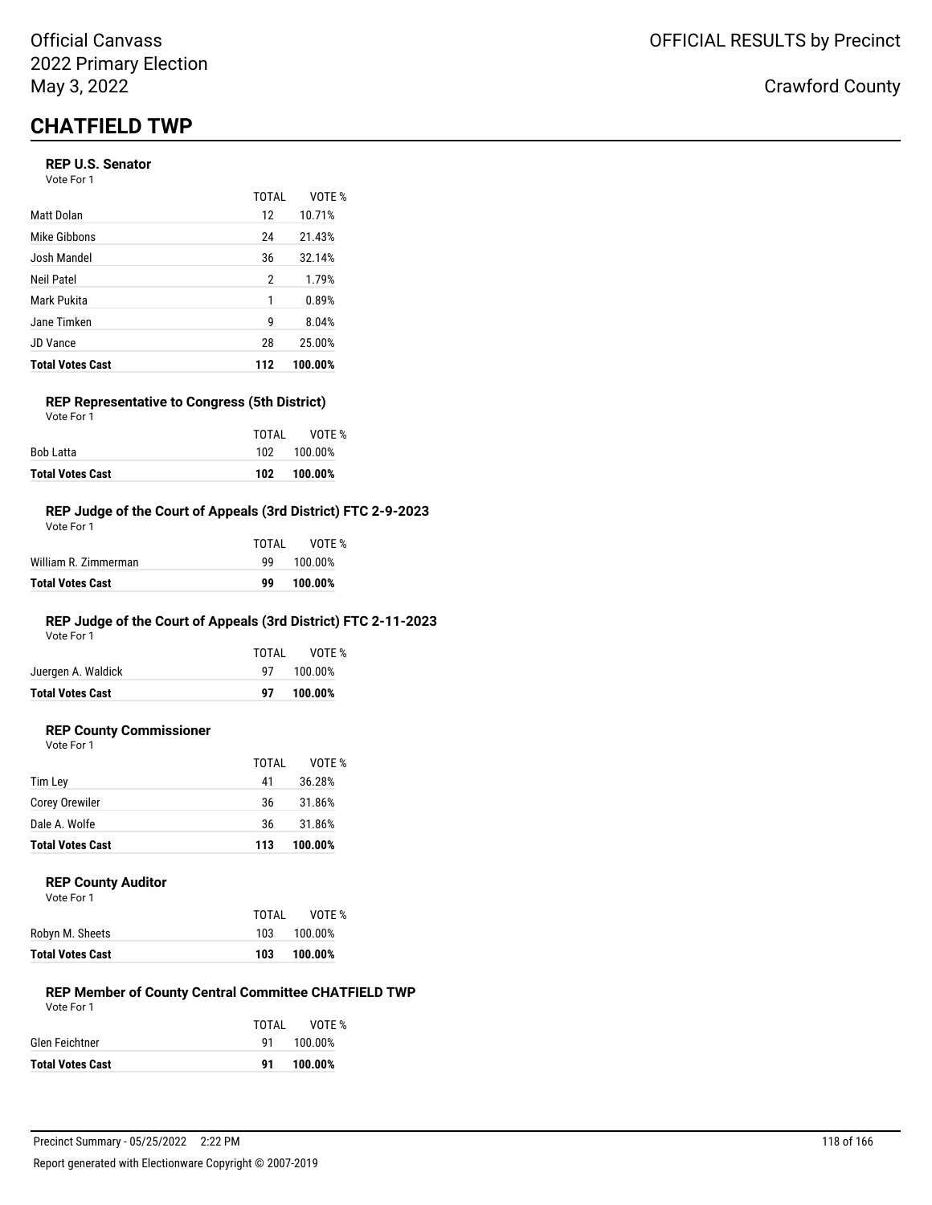# CHATFIELD TWP

### REP U.S. Senator

Vote For 1

| | TOTAL | VOTE % |
|---|---|---|
| Matt Dolan | 12 | 10.71% |
| Mike Gibbons | 24 | 21.43% |
| Josh Mandel | 36 | 32.14% |
| Neil Patel | 2 | 1.79% |
| Mark Pukita | 1 | 0.89% |
| Jane Timken | 9 | 8.04% |
| JD Vance | 28 | 25.00% |
| **Total Votes Cast** | **112** | **100.00%** |

### REP Representative to Congress (5th District)

Vote For 1

| | TOTAL | VOTE % |
|---|---|---|
| Bob Latta | 102 | 100.00% |
| **Total Votes Cast** | **102** | **100.00%** |

### REP Judge of the Court of Appeals (3rd District) FTC 2-9-2023

Vote For 1

| | TOTAL | VOTE % |
|---|---|---|
| William R. Zimmerman | 99 | 100.00% |
| **Total Votes Cast** | **99** | **100.00%** |

### REP Judge of the Court of Appeals (3rd District) FTC 2-11-2023

Vote For 1

| | TOTAL | VOTE % |
|---|---|---|
| Juergen A. Waldick | 97 | 100.00% |
| **Total Votes Cast** | **97** | **100.00%** |

### REP County Commissioner

Vote For 1

| | TOTAL | VOTE % |
|---|---|---|
| Tim Ley | 41 | 36.28% |
| Corey Orewiler | 36 | 31.86% |
| Dale A. Wolfe | 36 | 31.86% |
| **Total Votes Cast** | **113** | **100.00%** |

### REP County Auditor

Vote For 1

| | TOTAL | VOTE % |
|---|---|---|
| Robyn M. Sheets | 103 | 100.00% |
| **Total Votes Cast** | **103** | **100.00%** |

### REP Member of County Central Committee CHATFIELD TWP

Vote For 1

| | TOTAL | VOTE % |
|---|---|---|
| Glen Feichtner | 91 | 100.00% |
| **Total Votes Cast** | **91** | **100.00%** |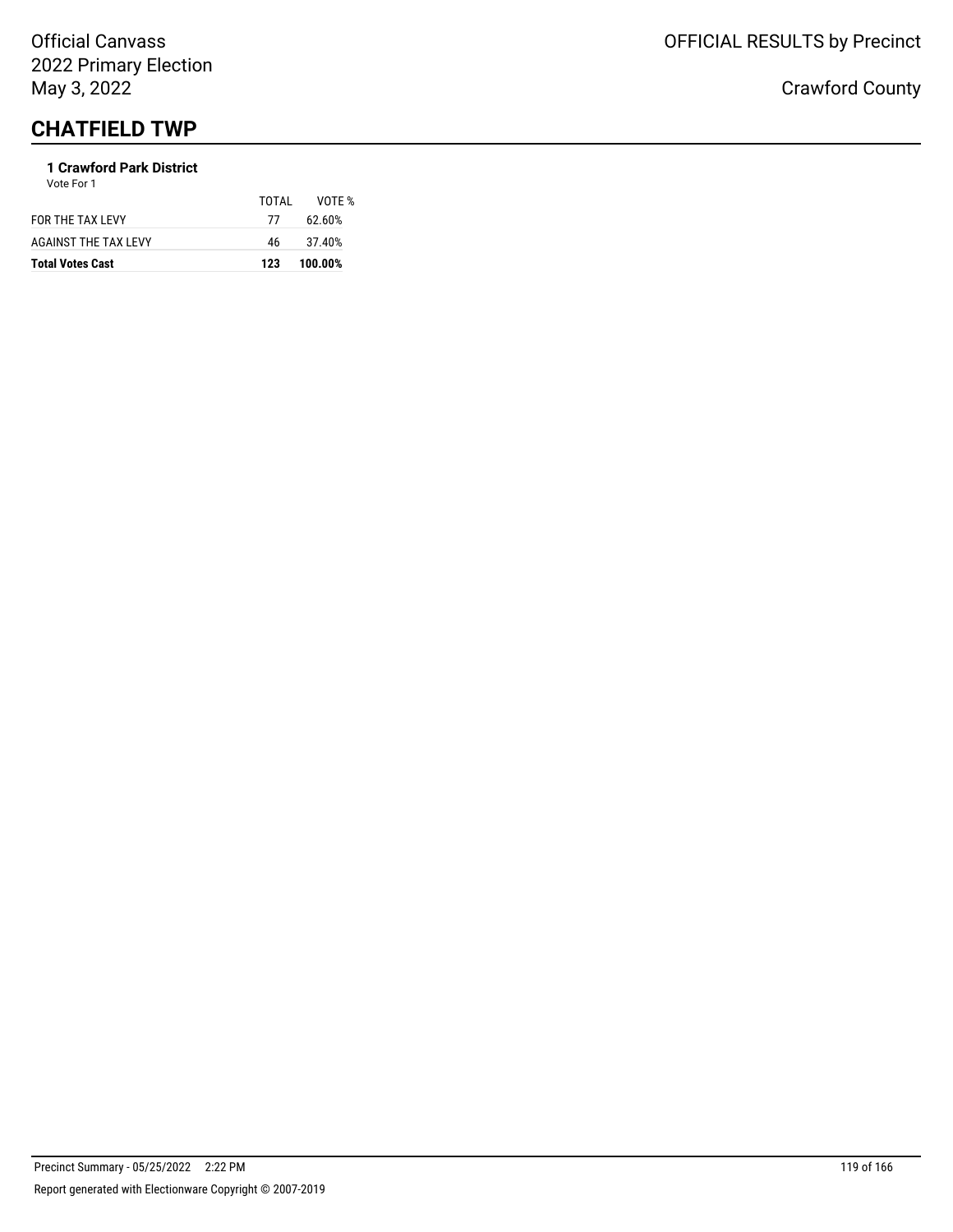# CHATFIELD TWP

**1 Crawford Park District**

Vote For 1

| | TOTAL | VOTE % |
|---|---|---|
| FOR THE TAX LEVY | 77 | 62.60% |
| AGAINST THE TAX LEVY | 46 | 37.40% |
| **Total Votes Cast** | **123** | **100.00%** |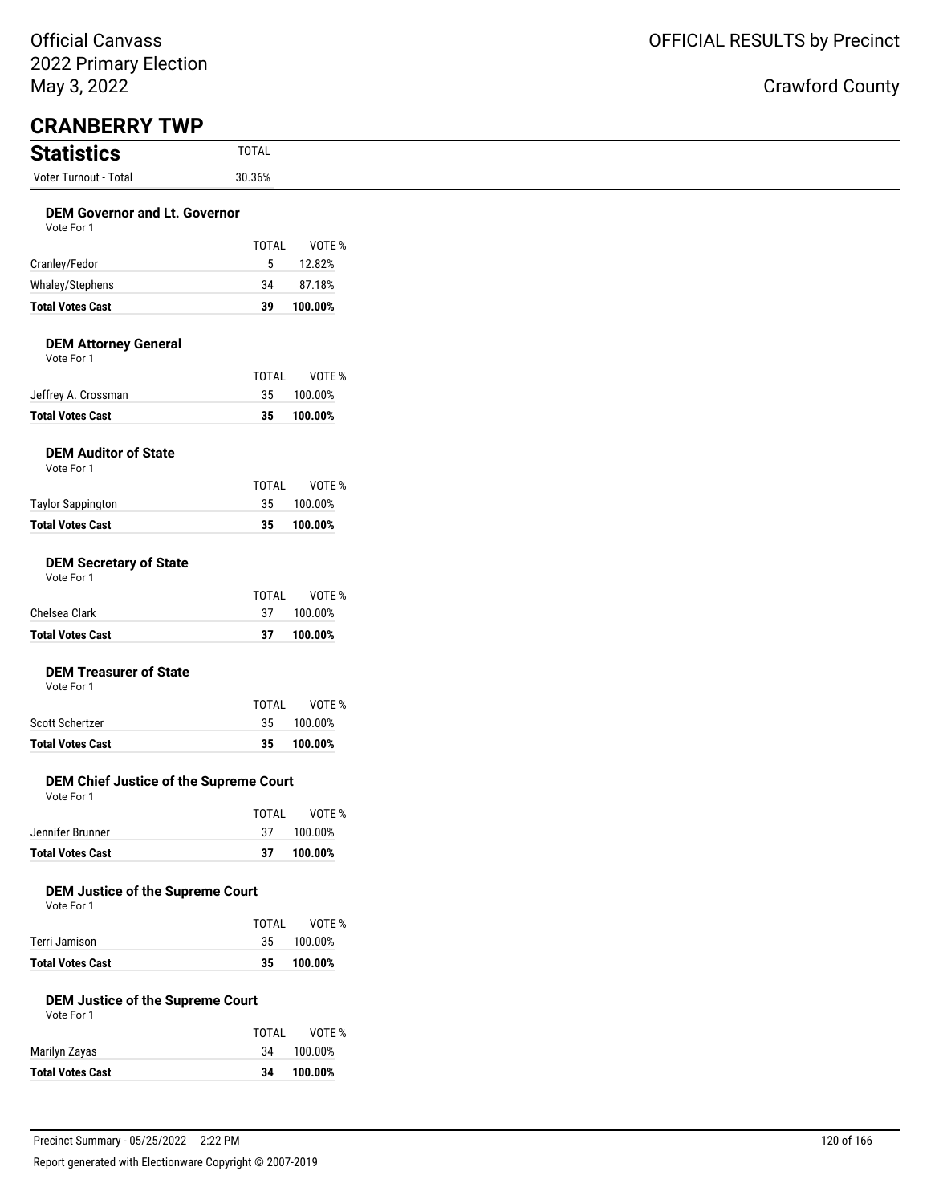# CRANBERRY TWP

## Statistics

| Statistics | TOTAL |
|---|---|
| Voter Turnout - Total | 30.36% |

### DEM Governor and Lt. Governor

Vote For 1

| | TOTAL | VOTE % |
|---|---|---|
| Cranley/Fedor | 5 | 12.82% |
| Whaley/Stephens | 34 | 87.18% |
| **Total Votes Cast** | **39** | **100.00%** |

### DEM Attorney General

Vote For 1

| | TOTAL | VOTE % |
|---|---|---|
| Jeffrey A. Crossman | 35 | 100.00% |
| **Total Votes Cast** | **35** | **100.00%** |

### DEM Auditor of State

Vote For 1

| | TOTAL | VOTE % |
|---|---|---|
| Taylor Sappington | 35 | 100.00% |
| **Total Votes Cast** | **35** | **100.00%** |

### DEM Secretary of State

Vote For 1

| | TOTAL | VOTE % |
|---|---|---|
| Chelsea Clark | 37 | 100.00% |
| **Total Votes Cast** | **37** | **100.00%** |

### DEM Treasurer of State

Vote For 1

| | TOTAL | VOTE % |
|---|---|---|
| Scott Schertzer | 35 | 100.00% |
| **Total Votes Cast** | **35** | **100.00%** |

### DEM Chief Justice of the Supreme Court

Vote For 1

| | TOTAL | VOTE % |
|---|---|---|
| Jennifer Brunner | 37 | 100.00% |
| **Total Votes Cast** | **37** | **100.00%** |

### DEM Justice of the Supreme Court

Vote For 1

| | TOTAL | VOTE % |
|---|---|---|
| Terri Jamison | 35 | 100.00% |
| **Total Votes Cast** | **35** | **100.00%** |

### DEM Justice of the Supreme Court

Vote For 1

| | TOTAL | VOTE % |
|---|---|---|
| Marilyn Zayas | 34 | 100.00% |
| **Total Votes Cast** | **34** | **100.00%** |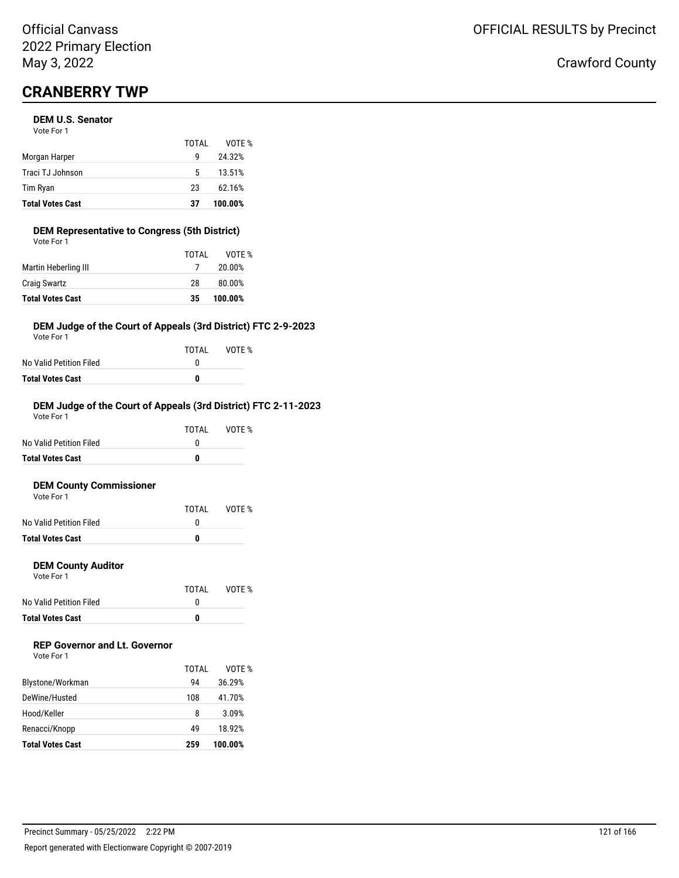Official Canvass
2022 Primary Election
May 3, 2022

OFFICIAL RESULTS by Precinct

Crawford County

# CRANBERRY TWP

### DEM U.S. Senator

Vote For 1

| | TOTAL | VOTE % |
|---|---|---|
| Morgan Harper | 9 | 24.32% |
| Traci TJ Johnson | 5 | 13.51% |
| Tim Ryan | 23 | 62.16% |
| **Total Votes Cast** | **37** | **100.00%** |

### DEM Representative to Congress (5th District)

Vote For 1

| | TOTAL | VOTE % |
|---|---|---|
| Martin Heberling III | 7 | 20.00% |
| Craig Swartz | 28 | 80.00% |
| **Total Votes Cast** | **35** | **100.00%** |

### DEM Judge of the Court of Appeals (3rd District) FTC 2-9-2023

Vote For 1

| | TOTAL | VOTE % |
|---|---|---|
| No Valid Petition Filed | 0 | |
| **Total Votes Cast** | **0** | |

### DEM Judge of the Court of Appeals (3rd District) FTC 2-11-2023

Vote For 1

| | TOTAL | VOTE % |
|---|---|---|
| No Valid Petition Filed | 0 | |
| **Total Votes Cast** | **0** | |

### DEM County Commissioner

Vote For 1

| | TOTAL | VOTE % |
|---|---|---|
| No Valid Petition Filed | 0 | |
| **Total Votes Cast** | **0** | |

### DEM County Auditor

Vote For 1

| | TOTAL | VOTE % |
|---|---|---|
| No Valid Petition Filed | 0 | |
| **Total Votes Cast** | **0** | |

### REP Governor and Lt. Governor

Vote For 1

| | TOTAL | VOTE % |
|---|---|---|
| Blystone/Workman | 94 | 36.29% |
| DeWine/Husted | 108 | 41.70% |
| Hood/Keller | 8 | 3.09% |
| Renacci/Knopp | 49 | 18.92% |
| **Total Votes Cast** | **259** | **100.00%** |

Precinct Summary - 05/25/2022 2:22 PM

Report generated with Electionware Copyright © 2007-2019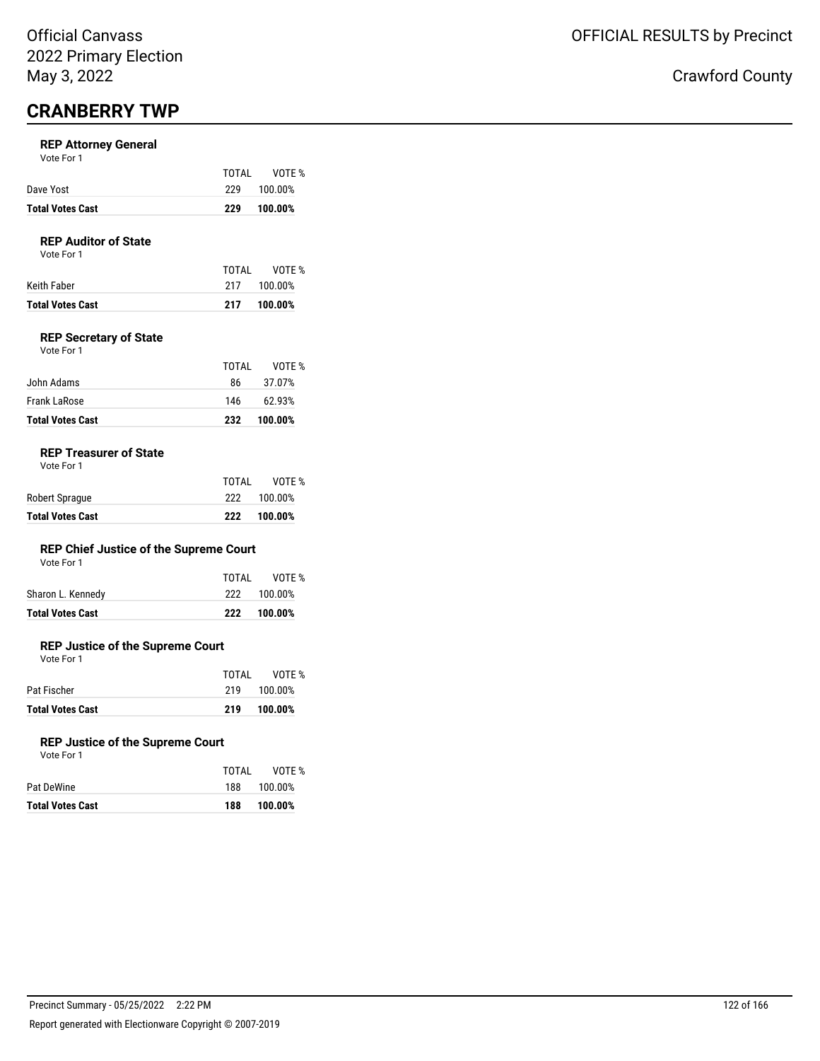Official Canvass
2022 Primary Election
May 3, 2022

OFFICIAL RESULTS by Precinct

Crawford County

# CRANBERRY TWP

### REP Attorney General
Vote For 1

| | TOTAL | VOTE % |
|---|---|---|
| Dave Yost | 229 | 100.00% |
| **Total Votes Cast** | **229** | **100.00%** |

### REP Auditor of State
Vote For 1

| | TOTAL | VOTE % |
|---|---|---|
| Keith Faber | 217 | 100.00% |
| **Total Votes Cast** | **217** | **100.00%** |

### REP Secretary of State
Vote For 1

| | TOTAL | VOTE % |
|---|---|---|
| John Adams | 86 | 37.07% |
| Frank LaRose | 146 | 62.93% |
| **Total Votes Cast** | **232** | **100.00%** |

### REP Treasurer of State
Vote For 1

| | TOTAL | VOTE % |
|---|---|---|
| Robert Sprague | 222 | 100.00% |
| **Total Votes Cast** | **222** | **100.00%** |

### REP Chief Justice of the Supreme Court
Vote For 1

| | TOTAL | VOTE % |
|---|---|---|
| Sharon L. Kennedy | 222 | 100.00% |
| **Total Votes Cast** | **222** | **100.00%** |

### REP Justice of the Supreme Court
Vote For 1

| | TOTAL | VOTE % |
|---|---|---|
| Pat Fischer | 219 | 100.00% |
| **Total Votes Cast** | **219** | **100.00%** |

### REP Justice of the Supreme Court
Vote For 1

| | TOTAL | VOTE % |
|---|---|---|
| Pat DeWine | 188 | 100.00% |
| **Total Votes Cast** | **188** | **100.00%** |

Precinct Summary - 05/25/2022 2:22 PM

Report generated with Electionware Copyright © 2007-2019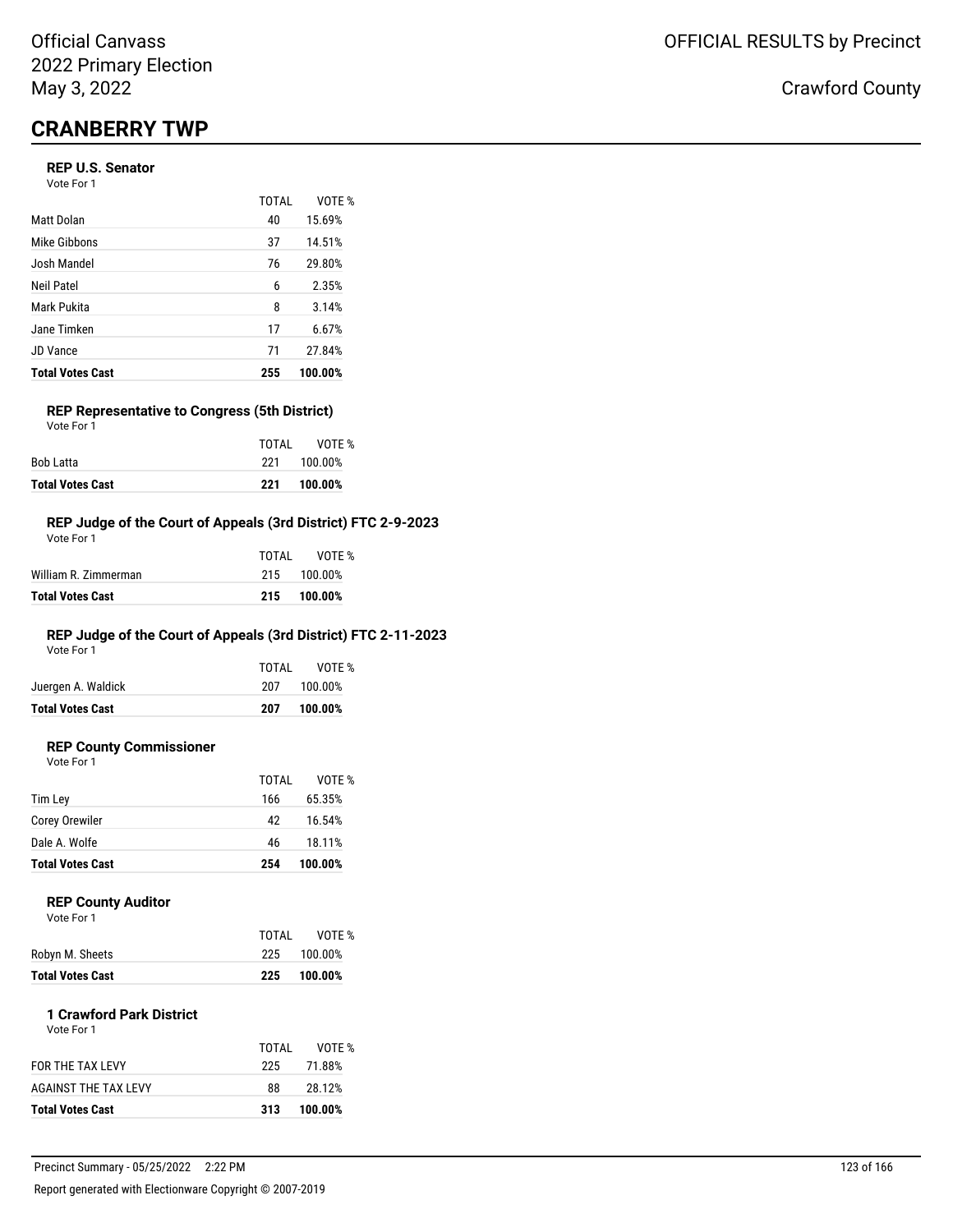Official Canvass
2022 Primary Election
May 3, 2022

OFFICIAL RESULTS by Precinct

Crawford County

# CRANBERRY TWP

### REP U.S. Senator

Vote For 1

| | TOTAL | VOTE % |
|---|---|---|
| Matt Dolan | 40 | 15.69% |
| Mike Gibbons | 37 | 14.51% |
| Josh Mandel | 76 | 29.80% |
| Neil Patel | 6 | 2.35% |
| Mark Pukita | 8 | 3.14% |
| Jane Timken | 17 | 6.67% |
| JD Vance | 71 | 27.84% |
| **Total Votes Cast** | **255** | **100.00%** |

### REP Representative to Congress (5th District)

Vote For 1

| | TOTAL | VOTE % |
|---|---|---|
| Bob Latta | 221 | 100.00% |
| **Total Votes Cast** | **221** | **100.00%** |

### REP Judge of the Court of Appeals (3rd District) FTC 2-9-2023

Vote For 1

| | TOTAL | VOTE % |
|---|---|---|
| William R. Zimmerman | 215 | 100.00% |
| **Total Votes Cast** | **215** | **100.00%** |

### REP Judge of the Court of Appeals (3rd District) FTC 2-11-2023

Vote For 1

| | TOTAL | VOTE % |
|---|---|---|
| Juergen A. Waldick | 207 | 100.00% |
| **Total Votes Cast** | **207** | **100.00%** |

### REP County Commissioner

Vote For 1

| | TOTAL | VOTE % |
|---|---|---|
| Tim Ley | 166 | 65.35% |
| Corey Orewiler | 42 | 16.54% |
| Dale A. Wolfe | 46 | 18.11% |
| **Total Votes Cast** | **254** | **100.00%** |

### REP County Auditor

Vote For 1

| | TOTAL | VOTE % |
|---|---|---|
| Robyn M. Sheets | 225 | 100.00% |
| **Total Votes Cast** | **225** | **100.00%** |

### 1 Crawford Park District

Vote For 1

| | TOTAL | VOTE % |
|---|---|---|
| FOR THE TAX LEVY | 225 | 71.88% |
| AGAINST THE TAX LEVY | 88 | 28.12% |
| **Total Votes Cast** | **313** | **100.00%** |

Precinct Summary - 05/25/2022 2:22 PM

Report generated with Electionware Copyright © 2007-2019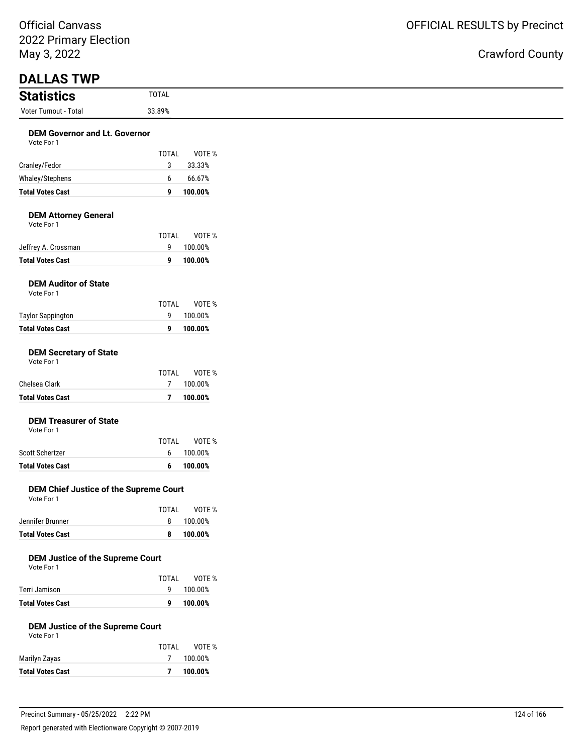Official Canvass
2022 Primary Election
May 3, 2022

OFFICIAL RESULTS by Precinct

Crawford County

# DALLAS TWP

## Statistics

| | TOTAL |
|---|---|
| Voter Turnout - Total | 33.89% |

### DEM Governor and Lt. Governor

Vote For 1

| | TOTAL | VOTE % |
|---|---|---|
| Cranley/Fedor | 3 | 33.33% |
| Whaley/Stephens | 6 | 66.67% |
| **Total Votes Cast** | **9** | **100.00%** |

### DEM Attorney General

Vote For 1

| | TOTAL | VOTE % |
|---|---|---|
| Jeffrey A. Crossman | 9 | 100.00% |
| **Total Votes Cast** | **9** | **100.00%** |

### DEM Auditor of State

Vote For 1

| | TOTAL | VOTE % |
|---|---|---|
| Taylor Sappington | 9 | 100.00% |
| **Total Votes Cast** | **9** | **100.00%** |

### DEM Secretary of State

Vote For 1

| | TOTAL | VOTE % |
|---|---|---|
| Chelsea Clark | 7 | 100.00% |
| **Total Votes Cast** | **7** | **100.00%** |

### DEM Treasurer of State

Vote For 1

| | TOTAL | VOTE % |
|---|---|---|
| Scott Schertzer | 6 | 100.00% |
| **Total Votes Cast** | **6** | **100.00%** |

### DEM Chief Justice of the Supreme Court

Vote For 1

| | TOTAL | VOTE % |
|---|---|---|
| Jennifer Brunner | 8 | 100.00% |
| **Total Votes Cast** | **8** | **100.00%** |

### DEM Justice of the Supreme Court

Vote For 1

| | TOTAL | VOTE % |
|---|---|---|
| Terri Jamison | 9 | 100.00% |
| **Total Votes Cast** | **9** | **100.00%** |

### DEM Justice of the Supreme Court

Vote For 1

| | TOTAL | VOTE % |
|---|---|---|
| Marilyn Zayas | 7 | 100.00% |
| **Total Votes Cast** | **7** | **100.00%** |

Precinct Summary - 05/25/2022 2:22 PM

Report generated with Electionware Copyright © 2007-2019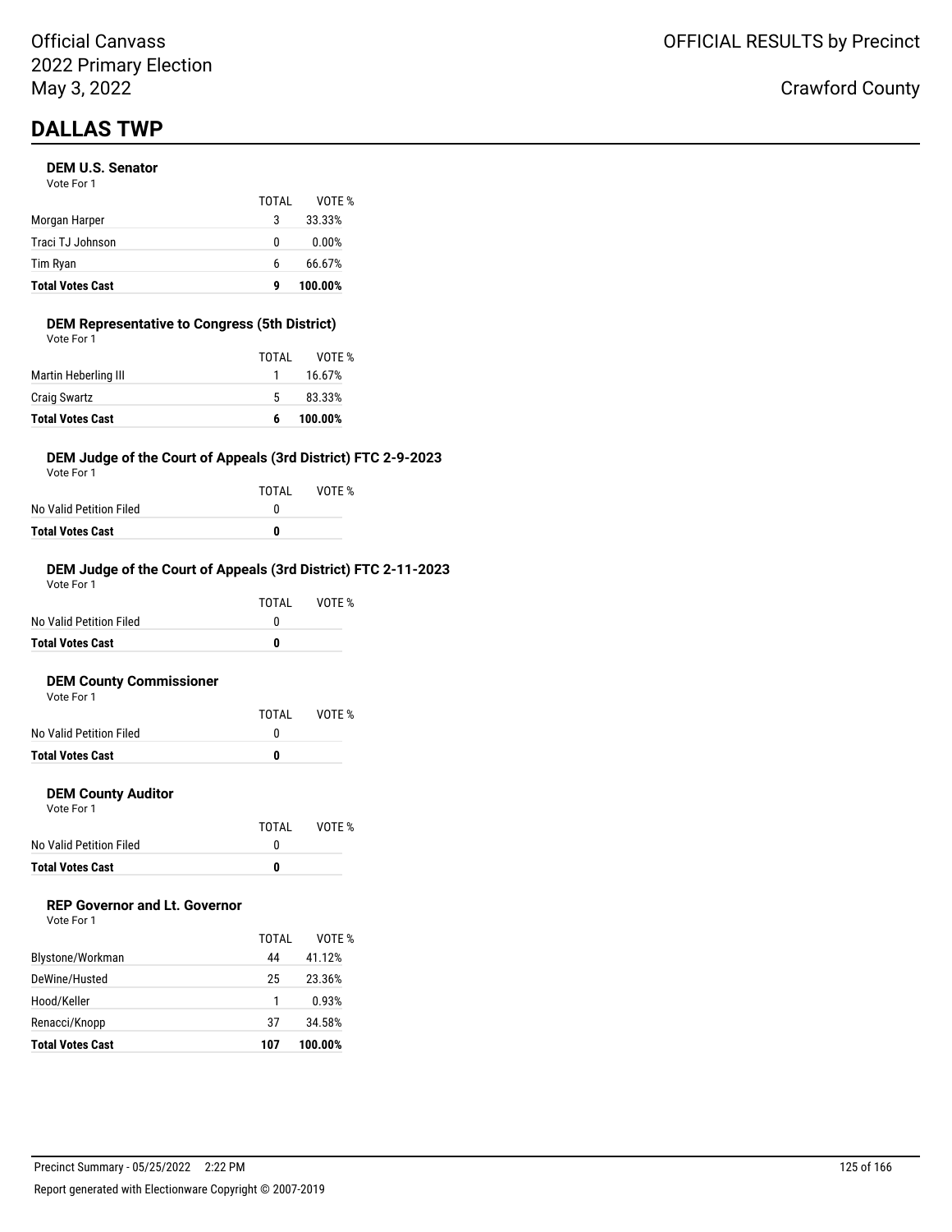Official Canvass
2022 Primary Election
May 3, 2022

OFFICIAL RESULTS by Precinct

Crawford County

# DALLAS TWP

### DEM U.S. Senator

Vote For 1

| | TOTAL | VOTE % |
|---|---|---|
| Morgan Harper | 3 | 33.33% |
| Traci TJ Johnson | 0 | 0.00% |
| Tim Ryan | 6 | 66.67% |
| **Total Votes Cast** | **9** | **100.00%** |

### DEM Representative to Congress (5th District)

Vote For 1

| | TOTAL | VOTE % |
|---|---|---|
| Martin Heberling III | 1 | 16.67% |
| Craig Swartz | 5 | 83.33% |
| **Total Votes Cast** | **6** | **100.00%** |

### DEM Judge of the Court of Appeals (3rd District) FTC 2-9-2023

Vote For 1

| | TOTAL | VOTE % |
|---|---|---|
| No Valid Petition Filed | 0 | |
| **Total Votes Cast** | **0** | |

### DEM Judge of the Court of Appeals (3rd District) FTC 2-11-2023

Vote For 1

| | TOTAL | VOTE % |
|---|---|---|
| No Valid Petition Filed | 0 | |
| **Total Votes Cast** | **0** | |

### DEM County Commissioner

Vote For 1

| | TOTAL | VOTE % |
|---|---|---|
| No Valid Petition Filed | 0 | |
| **Total Votes Cast** | **0** | |

### DEM County Auditor

Vote For 1

| | TOTAL | VOTE % |
|---|---|---|
| No Valid Petition Filed | 0 | |
| **Total Votes Cast** | **0** | |

### REP Governor and Lt. Governor

Vote For 1

| | TOTAL | VOTE % |
|---|---|---|
| Blystone/Workman | 44 | 41.12% |
| DeWine/Husted | 25 | 23.36% |
| Hood/Keller | 1 | 0.93% |
| Renacci/Knopp | 37 | 34.58% |
| **Total Votes Cast** | **107** | **100.00%** |

Precinct Summary - 05/25/2022 2:22 PM

Report generated with Electionware Copyright © 2007-2019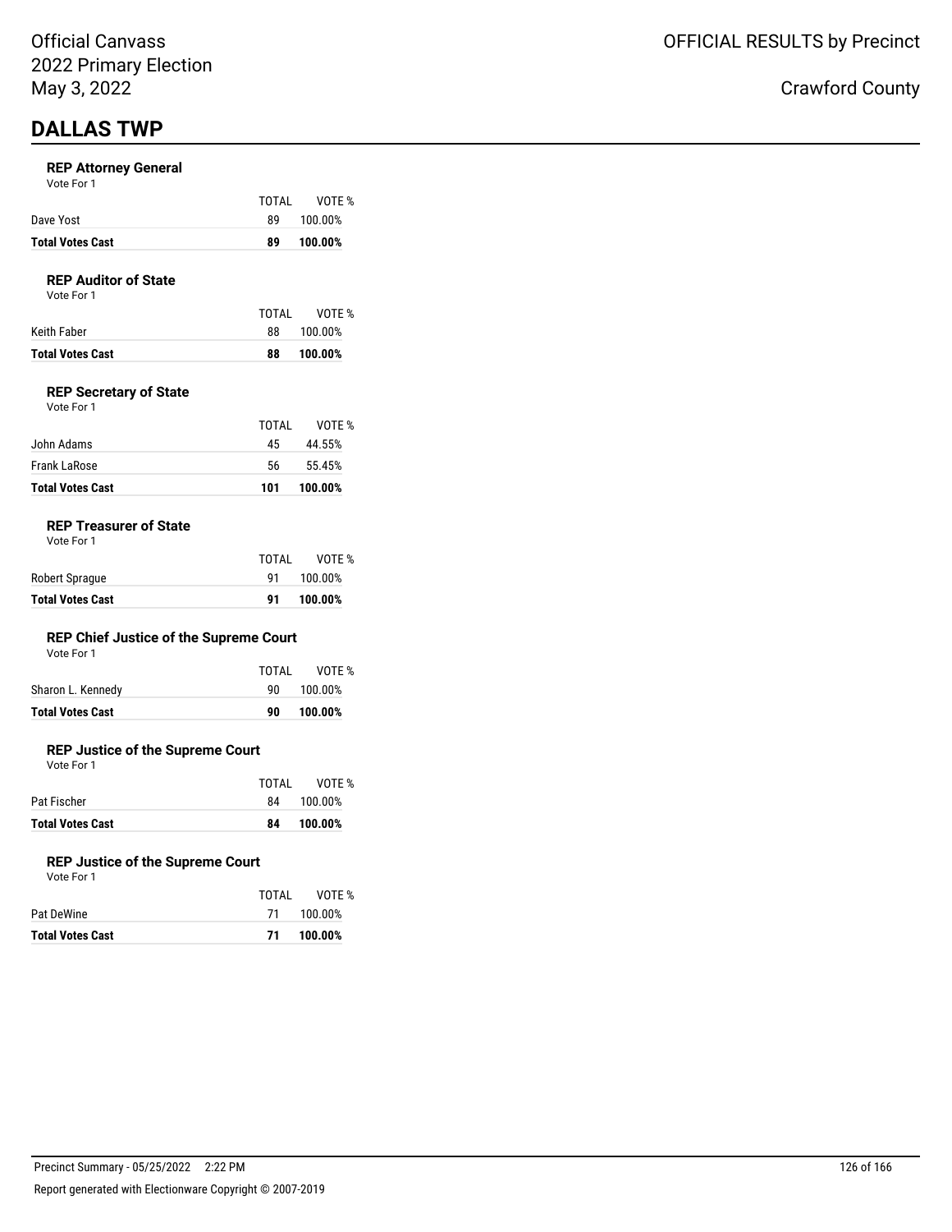Official Canvass
2022 Primary Election
May 3, 2022

OFFICIAL RESULTS by Precinct

Crawford County

# DALLAS TWP

### REP Attorney General

Vote For 1

| | TOTAL | VOTE % |
|---|---|---|
| Dave Yost | 89 | 100.00% |
| **Total Votes Cast** | **89** | **100.00%** |

### REP Auditor of State

Vote For 1

| | TOTAL | VOTE % |
|---|---|---|
| Keith Faber | 88 | 100.00% |
| **Total Votes Cast** | **88** | **100.00%** |

### REP Secretary of State

Vote For 1

| | TOTAL | VOTE % |
|---|---|---|
| John Adams | 45 | 44.55% |
| Frank LaRose | 56 | 55.45% |
| **Total Votes Cast** | **101** | **100.00%** |

### REP Treasurer of State

Vote For 1

| | TOTAL | VOTE % |
|---|---|---|
| Robert Sprague | 91 | 100.00% |
| **Total Votes Cast** | **91** | **100.00%** |

### REP Chief Justice of the Supreme Court

Vote For 1

| | TOTAL | VOTE % |
|---|---|---|
| Sharon L. Kennedy | 90 | 100.00% |
| **Total Votes Cast** | **90** | **100.00%** |

### REP Justice of the Supreme Court

Vote For 1

| | TOTAL | VOTE % |
|---|---|---|
| Pat Fischer | 84 | 100.00% |
| **Total Votes Cast** | **84** | **100.00%** |

### REP Justice of the Supreme Court

Vote For 1

| | TOTAL | VOTE % |
|---|---|---|
| Pat DeWine | 71 | 100.00% |
| **Total Votes Cast** | **71** | **100.00%** |

Precinct Summary - 05/25/2022 2:22 PM

Report generated with Electionware Copyright © 2007-2019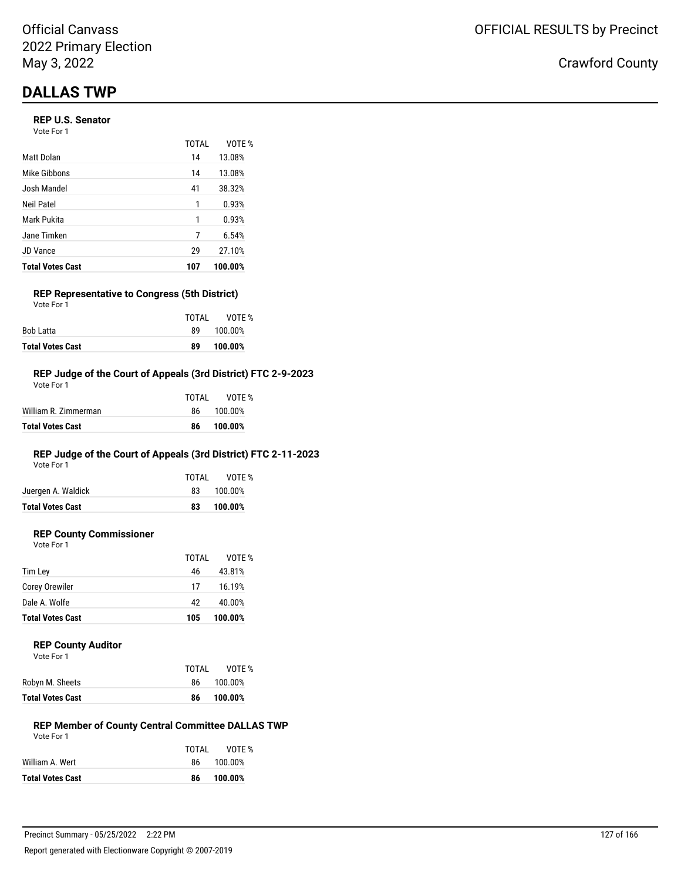Official Canvass
2022 Primary Election
May 3, 2022

OFFICIAL RESULTS by Precinct

Crawford County

# DALLAS TWP

### REP U.S. Senator

Vote For 1

| | TOTAL | VOTE % |
|---|---|---|
| Matt Dolan | 14 | 13.08% |
| Mike Gibbons | 14 | 13.08% |
| Josh Mandel | 41 | 38.32% |
| Neil Patel | 1 | 0.93% |
| Mark Pukita | 1 | 0.93% |
| Jane Timken | 7 | 6.54% |
| JD Vance | 29 | 27.10% |
| **Total Votes Cast** | **107** | **100.00%** |

### REP Representative to Congress (5th District)

Vote For 1

| | TOTAL | VOTE % |
|---|---|---|
| Bob Latta | 89 | 100.00% |
| **Total Votes Cast** | **89** | **100.00%** |

### REP Judge of the Court of Appeals (3rd District) FTC 2-9-2023

Vote For 1

| | TOTAL | VOTE % |
|---|---|---|
| William R. Zimmerman | 86 | 100.00% |
| **Total Votes Cast** | **86** | **100.00%** |

### REP Judge of the Court of Appeals (3rd District) FTC 2-11-2023

Vote For 1

| | TOTAL | VOTE % |
|---|---|---|
| Juergen A. Waldick | 83 | 100.00% |
| **Total Votes Cast** | **83** | **100.00%** |

### REP County Commissioner

Vote For 1

| | TOTAL | VOTE % |
|---|---|---|
| Tim Ley | 46 | 43.81% |
| Corey Orewiler | 17 | 16.19% |
| Dale A. Wolfe | 42 | 40.00% |
| **Total Votes Cast** | **105** | **100.00%** |

### REP County Auditor

Vote For 1

| | TOTAL | VOTE % |
|---|---|---|
| Robyn M. Sheets | 86 | 100.00% |
| **Total Votes Cast** | **86** | **100.00%** |

### REP Member of County Central Committee DALLAS TWP

Vote For 1

| | TOTAL | VOTE % |
|---|---|---|
| William A. Wert | 86 | 100.00% |
| **Total Votes Cast** | **86** | **100.00%** |

Precinct Summary - 05/25/2022 2:22 PM

Report generated with Electionware Copyright © 2007-2019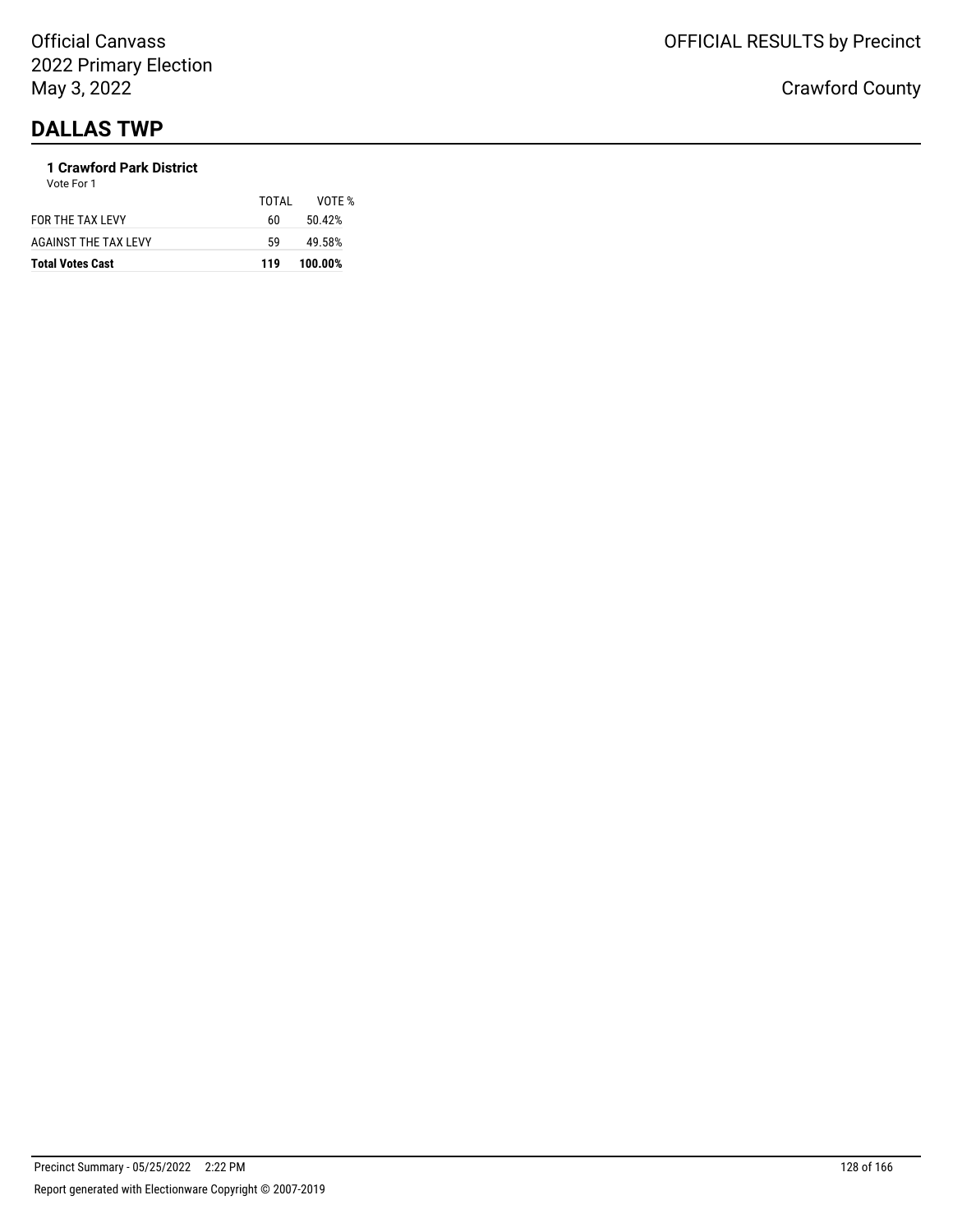Official Canvass
2022 Primary Election
May 3, 2022

OFFICIAL RESULTS by Precinct

Crawford County

## DALLAS TWP

### 1 Crawford Park District

Vote For 1

| | TOTAL | VOTE % |
|---|---|---|
| FOR THE TAX LEVY | 60 | 50.42% |
| AGAINST THE TAX LEVY | 59 | 49.58% |
| **Total Votes Cast** | **119** | **100.00%** |

Precinct Summary - 05/25/2022 2:22 PM

Report generated with Electionware Copyright © 2007-2019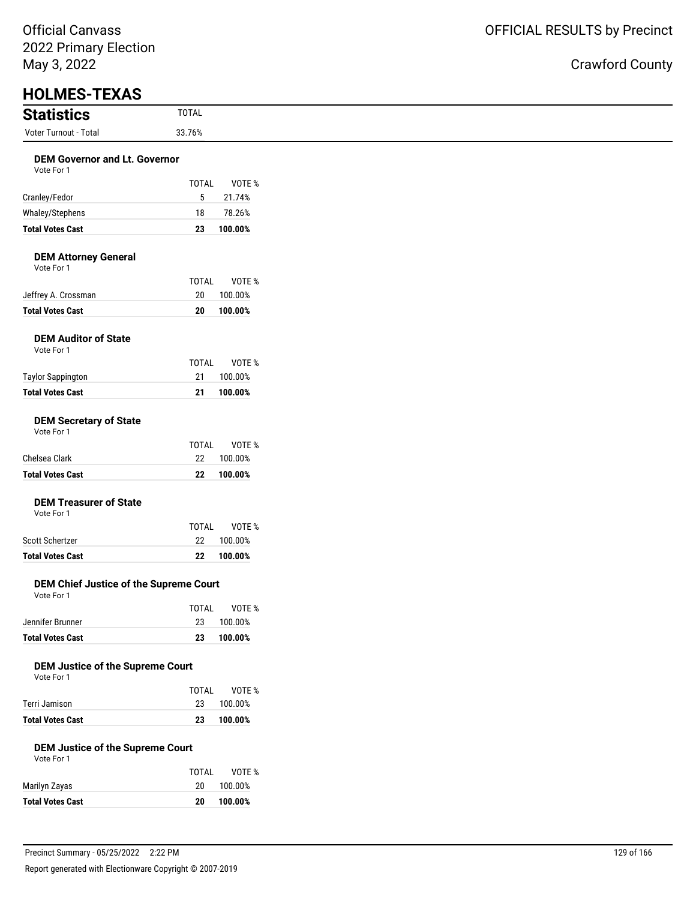Official Canvass
2022 Primary Election
May 3, 2022

OFFICIAL RESULTS by Precinct

Crawford County

# HOLMES-TEXAS

## Statistics

| | TOTAL |
|---|---|
| Voter Turnout - Total | 33.76% |

### DEM Governor and Lt. Governor

Vote For 1

| | TOTAL | VOTE % |
|---|---|---|
| Cranley/Fedor | 5 | 21.74% |
| Whaley/Stephens | 18 | 78.26% |
| **Total Votes Cast** | **23** | **100.00%** |

### DEM Attorney General

Vote For 1

| | TOTAL | VOTE % |
|---|---|---|
| Jeffrey A. Crossman | 20 | 100.00% |
| **Total Votes Cast** | **20** | **100.00%** |

### DEM Auditor of State

Vote For 1

| | TOTAL | VOTE % |
|---|---|---|
| Taylor Sappington | 21 | 100.00% |
| **Total Votes Cast** | **21** | **100.00%** |

### DEM Secretary of State

Vote For 1

| | TOTAL | VOTE % |
|---|---|---|
| Chelsea Clark | 22 | 100.00% |
| **Total Votes Cast** | **22** | **100.00%** |

### DEM Treasurer of State

Vote For 1

| | TOTAL | VOTE % |
|---|---|---|
| Scott Schertzer | 22 | 100.00% |
| **Total Votes Cast** | **22** | **100.00%** |

### DEM Chief Justice of the Supreme Court

Vote For 1

| | TOTAL | VOTE % |
|---|---|---|
| Jennifer Brunner | 23 | 100.00% |
| **Total Votes Cast** | **23** | **100.00%** |

### DEM Justice of the Supreme Court

Vote For 1

| | TOTAL | VOTE % |
|---|---|---|
| Terri Jamison | 23 | 100.00% |
| **Total Votes Cast** | **23** | **100.00%** |

### DEM Justice of the Supreme Court

Vote For 1

| | TOTAL | VOTE % |
|---|---|---|
| Marilyn Zayas | 20 | 100.00% |
| **Total Votes Cast** | **20** | **100.00%** |

Precinct Summary - 05/25/2022 2:22 PM

Report generated with Electionware Copyright © 2007-2019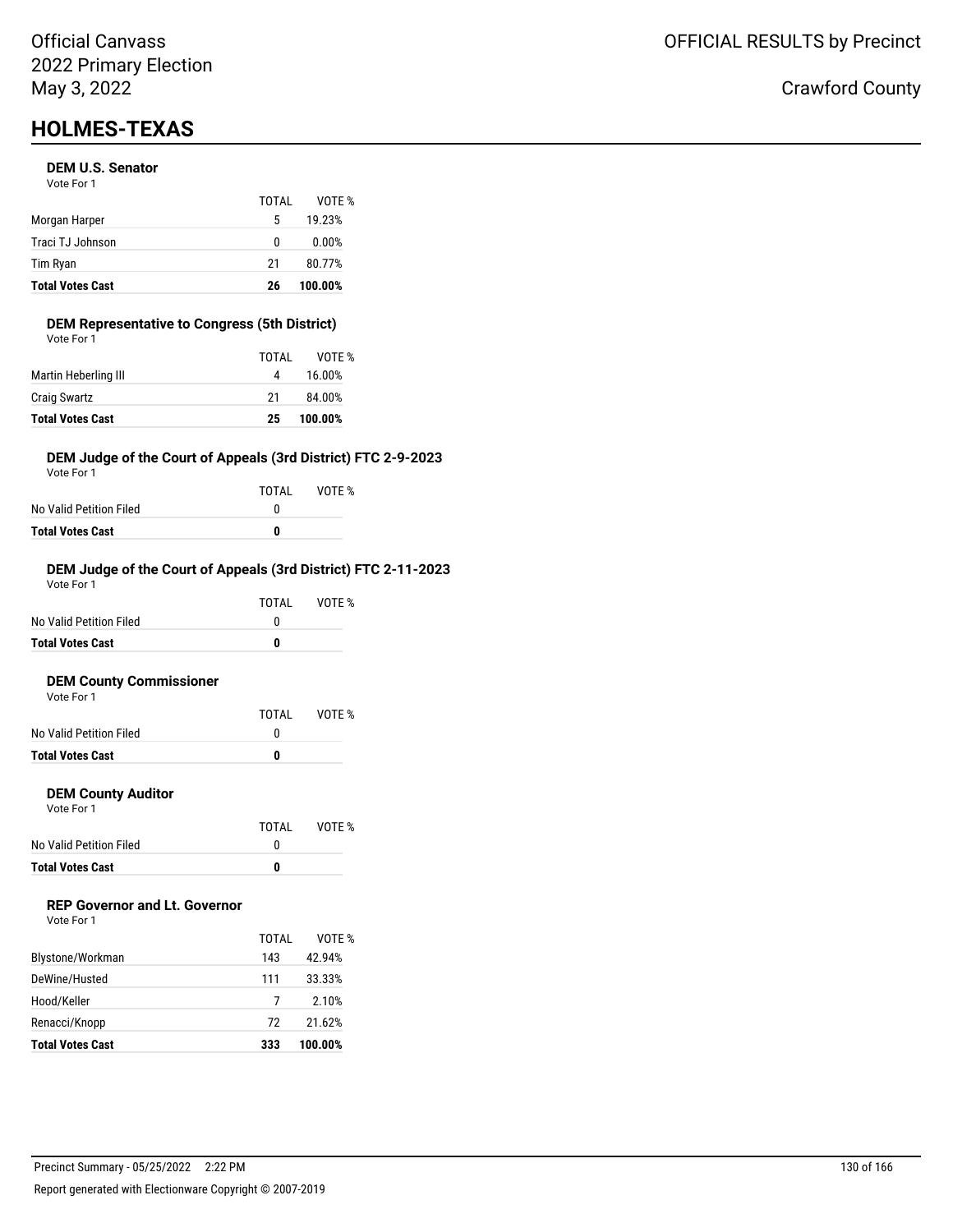# HOLMES-TEXAS

### DEM U.S. Senator

Vote For 1

| | TOTAL | VOTE % |
|---|---|---|
| Morgan Harper | 5 | 19.23% |
| Traci TJ Johnson | 0 | 0.00% |
| Tim Ryan | 21 | 80.77% |
| **Total Votes Cast** | **26** | **100.00%** |

### DEM Representative to Congress (5th District)

Vote For 1

| | TOTAL | VOTE % |
|---|---|---|
| Martin Heberling III | 4 | 16.00% |
| Craig Swartz | 21 | 84.00% |
| **Total Votes Cast** | **25** | **100.00%** |

### DEM Judge of the Court of Appeals (3rd District) FTC 2-9-2023

Vote For 1

| | TOTAL | VOTE % |
|---|---|---|
| No Valid Petition Filed | 0 | |
| **Total Votes Cast** | **0** | |

### DEM Judge of the Court of Appeals (3rd District) FTC 2-11-2023

Vote For 1

| | TOTAL | VOTE % |
|---|---|---|
| No Valid Petition Filed | 0 | |
| **Total Votes Cast** | **0** | |

### DEM County Commissioner

Vote For 1

| | TOTAL | VOTE % |
|---|---|---|
| No Valid Petition Filed | 0 | |
| **Total Votes Cast** | **0** | |

### DEM County Auditor

Vote For 1

| | TOTAL | VOTE % |
|---|---|---|
| No Valid Petition Filed | 0 | |
| **Total Votes Cast** | **0** | |

### REP Governor and Lt. Governor

Vote For 1

| | TOTAL | VOTE % |
|---|---|---|
| Blystone/Workman | 143 | 42.94% |
| DeWine/Husted | 111 | 33.33% |
| Hood/Keller | 7 | 2.10% |
| Renacci/Knopp | 72 | 21.62% |
| **Total Votes Cast** | **333** | **100.00%** |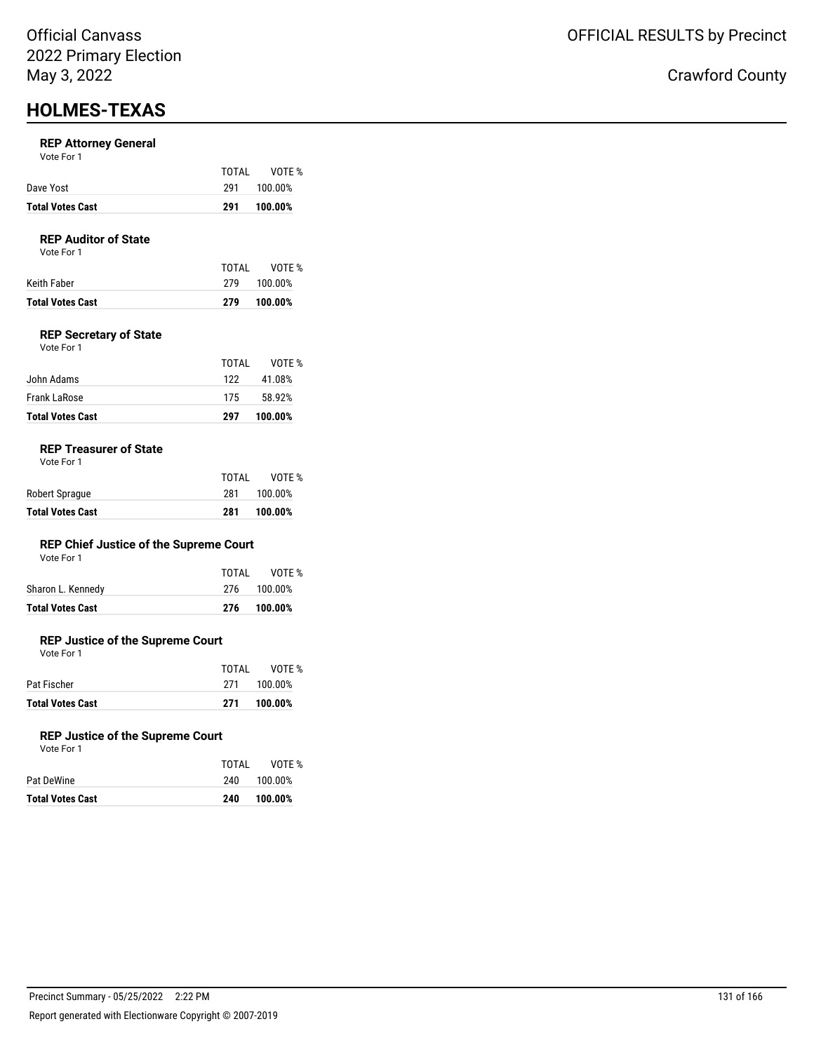Official Canvass
2022 Primary Election
May 3, 2022

OFFICIAL RESULTS by Precinct

Crawford County

# HOLMES-TEXAS

### REP Attorney General

Vote For 1

| | TOTAL | VOTE % |
|---|---|---|
| Dave Yost | 291 | 100.00% |
| **Total Votes Cast** | **291** | **100.00%** |

### REP Auditor of State

Vote For 1

| | TOTAL | VOTE % |
|---|---|---|
| Keith Faber | 279 | 100.00% |
| **Total Votes Cast** | **279** | **100.00%** |

### REP Secretary of State

Vote For 1

| | TOTAL | VOTE % |
|---|---|---|
| John Adams | 122 | 41.08% |
| Frank LaRose | 175 | 58.92% |
| **Total Votes Cast** | **297** | **100.00%** |

### REP Treasurer of State

Vote For 1

| | TOTAL | VOTE % |
|---|---|---|
| Robert Sprague | 281 | 100.00% |
| **Total Votes Cast** | **281** | **100.00%** |

### REP Chief Justice of the Supreme Court

Vote For 1

| | TOTAL | VOTE % |
|---|---|---|
| Sharon L. Kennedy | 276 | 100.00% |
| **Total Votes Cast** | **276** | **100.00%** |

### REP Justice of the Supreme Court

Vote For 1

| | TOTAL | VOTE % |
|---|---|---|
| Pat Fischer | 271 | 100.00% |
| **Total Votes Cast** | **271** | **100.00%** |

### REP Justice of the Supreme Court

Vote For 1

| | TOTAL | VOTE % |
|---|---|---|
| Pat DeWine | 240 | 100.00% |
| **Total Votes Cast** | **240** | **100.00%** |

Precinct Summary - 05/25/2022 2:22 PM

Report generated with Electionware Copyright © 2007-2019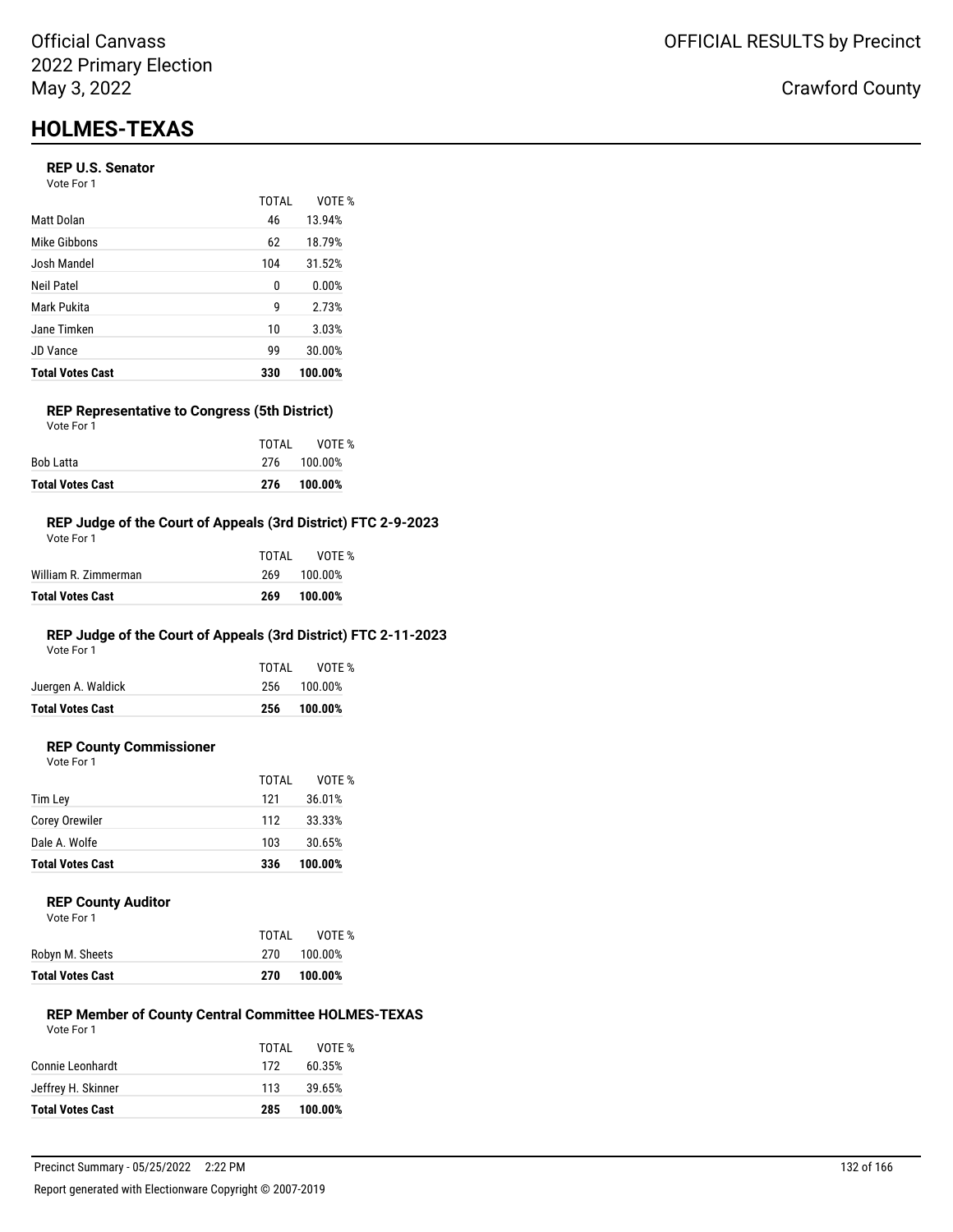# HOLMES-TEXAS

### REP U.S. Senator

Vote For 1

| | TOTAL | VOTE % |
|---|---|---|
| Matt Dolan | 46 | 13.94% |
| Mike Gibbons | 62 | 18.79% |
| Josh Mandel | 104 | 31.52% |
| Neil Patel | 0 | 0.00% |
| Mark Pukita | 9 | 2.73% |
| Jane Timken | 10 | 3.03% |
| JD Vance | 99 | 30.00% |
| **Total Votes Cast** | **330** | **100.00%** |

### REP Representative to Congress (5th District)

Vote For 1

| | TOTAL | VOTE % |
|---|---|---|
| Bob Latta | 276 | 100.00% |
| **Total Votes Cast** | **276** | **100.00%** |

### REP Judge of the Court of Appeals (3rd District) FTC 2-9-2023

Vote For 1

| | TOTAL | VOTE % |
|---|---|---|
| William R. Zimmerman | 269 | 100.00% |
| **Total Votes Cast** | **269** | **100.00%** |

### REP Judge of the Court of Appeals (3rd District) FTC 2-11-2023

Vote For 1

| | TOTAL | VOTE % |
|---|---|---|
| Juergen A. Waldick | 256 | 100.00% |
| **Total Votes Cast** | **256** | **100.00%** |

### REP County Commissioner

Vote For 1

| | TOTAL | VOTE % |
|---|---|---|
| Tim Ley | 121 | 36.01% |
| Corey Orewiler | 112 | 33.33% |
| Dale A. Wolfe | 103 | 30.65% |
| **Total Votes Cast** | **336** | **100.00%** |

### REP County Auditor

Vote For 1

| | TOTAL | VOTE % |
|---|---|---|
| Robyn M. Sheets | 270 | 100.00% |
| **Total Votes Cast** | **270** | **100.00%** |

### REP Member of County Central Committee HOLMES-TEXAS

Vote For 1

| | TOTAL | VOTE % |
|---|---|---|
| Connie Leonhardt | 172 | 60.35% |
| Jeffrey H. Skinner | 113 | 39.65% |
| **Total Votes Cast** | **285** | **100.00%** |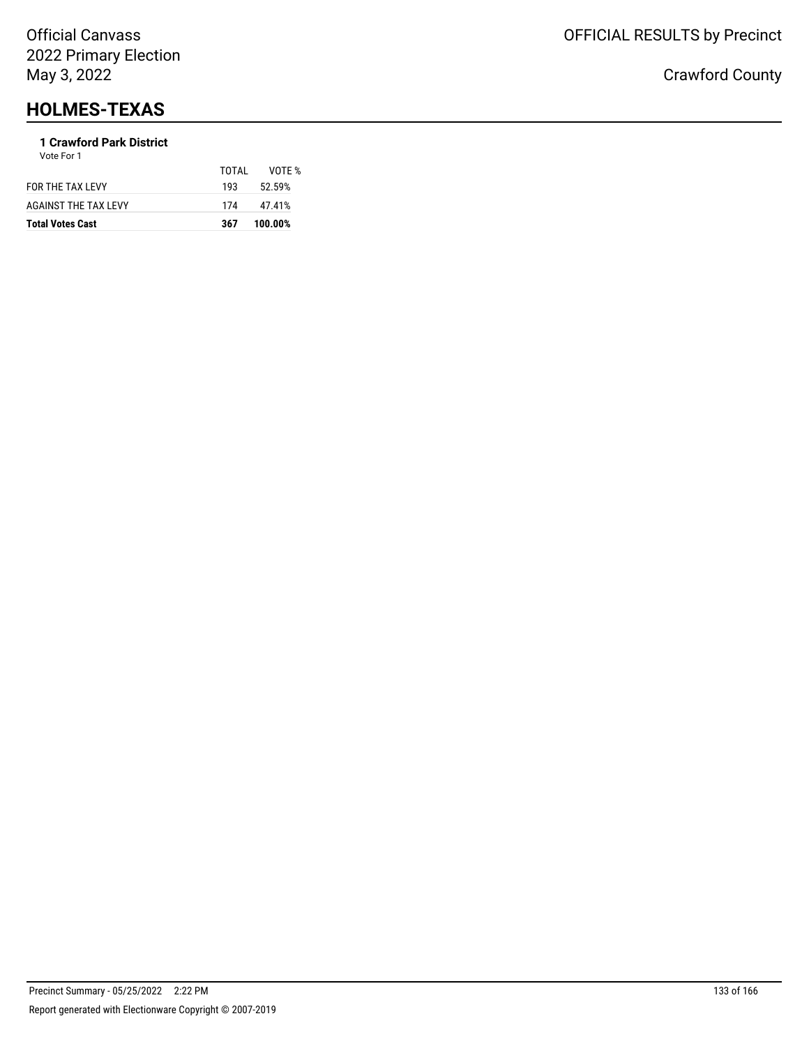# HOLMES-TEXAS

### 1 Crawford Park District

Vote For 1

| | TOTAL | VOTE % |
|---|---|---|
| FOR THE TAX LEVY | 193 | 52.59% |
| AGAINST THE TAX LEVY | 174 | 47.41% |
| **Total Votes Cast** | **367** | **100.00%** |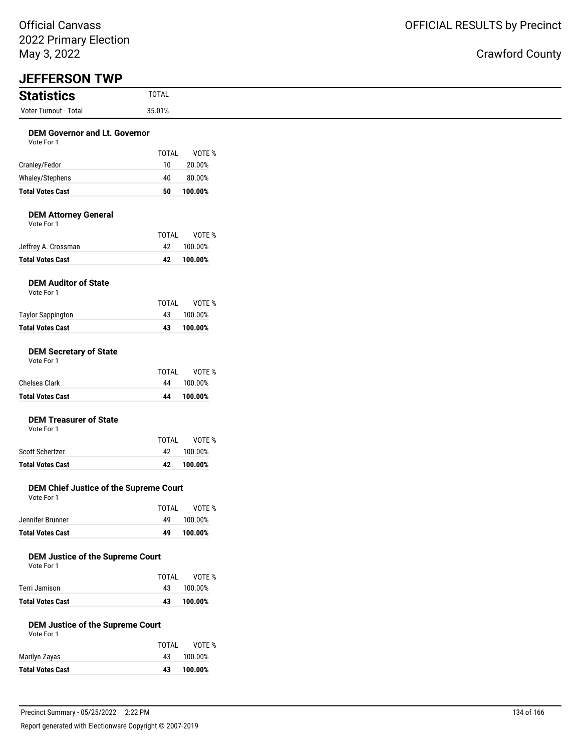Official Canvass
2022 Primary Election
May 3, 2022

OFFICIAL RESULTS by Precinct

Crawford County

# JEFFERSON TWP

## Statistics

| | TOTAL |
|---|---|
| Voter Turnout - Total | 35.01% |

### DEM Governor and Lt. Governor

Vote For 1

| | TOTAL | VOTE % |
|---|---|---|
| Cranley/Fedor | 10 | 20.00% |
| Whaley/Stephens | 40 | 80.00% |
| **Total Votes Cast** | **50** | **100.00%** |

### DEM Attorney General

Vote For 1

| | TOTAL | VOTE % |
|---|---|---|
| Jeffrey A. Crossman | 42 | 100.00% |
| **Total Votes Cast** | **42** | **100.00%** |

### DEM Auditor of State

Vote For 1

| | TOTAL | VOTE % |
|---|---|---|
| Taylor Sappington | 43 | 100.00% |
| **Total Votes Cast** | **43** | **100.00%** |

### DEM Secretary of State

Vote For 1

| | TOTAL | VOTE % |
|---|---|---|
| Chelsea Clark | 44 | 100.00% |
| **Total Votes Cast** | **44** | **100.00%** |

### DEM Treasurer of State

Vote For 1

| | TOTAL | VOTE % |
|---|---|---|
| Scott Schertzer | 42 | 100.00% |
| **Total Votes Cast** | **42** | **100.00%** |

### DEM Chief Justice of the Supreme Court

Vote For 1

| | TOTAL | VOTE % |
|---|---|---|
| Jennifer Brunner | 49 | 100.00% |
| **Total Votes Cast** | **49** | **100.00%** |

### DEM Justice of the Supreme Court

Vote For 1

| | TOTAL | VOTE % |
|---|---|---|
| Terri Jamison | 43 | 100.00% |
| **Total Votes Cast** | **43** | **100.00%** |

### DEM Justice of the Supreme Court

Vote For 1

| | TOTAL | VOTE % |
|---|---|---|
| Marilyn Zayas | 43 | 100.00% |
| **Total Votes Cast** | **43** | **100.00%** |

Precinct Summary - 05/25/2022 2:22 PM

Report generated with Electionware Copyright © 2007-2019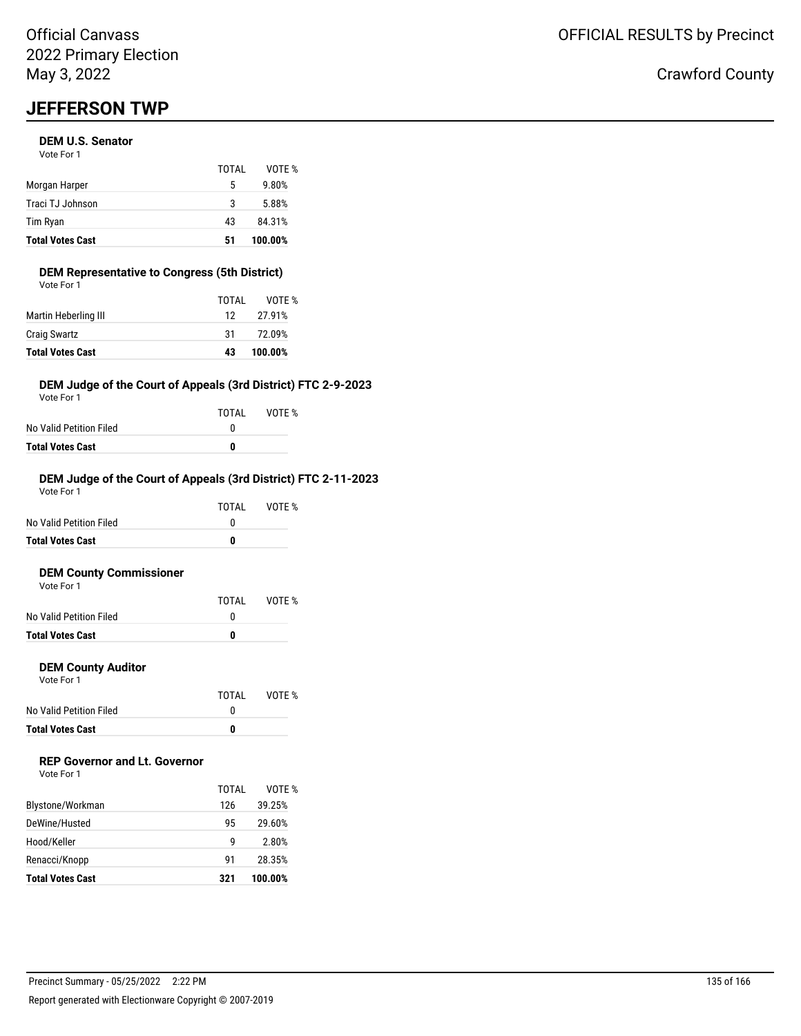# JEFFERSON TWP

### DEM U.S. Senator

Vote For 1

| | TOTAL | VOTE % |
|---|---|---|
| Morgan Harper | 5 | 9.80% |
| Traci TJ Johnson | 3 | 5.88% |
| Tim Ryan | 43 | 84.31% |
| **Total Votes Cast** | **51** | **100.00%** |

### DEM Representative to Congress (5th District)

Vote For 1

| | TOTAL | VOTE % |
|---|---|---|
| Martin Heberling III | 12 | 27.91% |
| Craig Swartz | 31 | 72.09% |
| **Total Votes Cast** | **43** | **100.00%** |

### DEM Judge of the Court of Appeals (3rd District) FTC 2-9-2023

Vote For 1

| | TOTAL | VOTE % |
|---|---|---|
| No Valid Petition Filed | 0 | |
| **Total Votes Cast** | **0** | |

### DEM Judge of the Court of Appeals (3rd District) FTC 2-11-2023

Vote For 1

| | TOTAL | VOTE % |
|---|---|---|
| No Valid Petition Filed | 0 | |
| **Total Votes Cast** | **0** | |

### DEM County Commissioner

Vote For 1

| | TOTAL | VOTE % |
|---|---|---|
| No Valid Petition Filed | 0 | |
| **Total Votes Cast** | **0** | |

### DEM County Auditor

Vote For 1

| | TOTAL | VOTE % |
|---|---|---|
| No Valid Petition Filed | 0 | |
| **Total Votes Cast** | **0** | |

### REP Governor and Lt. Governor

Vote For 1

| | TOTAL | VOTE % |
|---|---|---|
| Blystone/Workman | 126 | 39.25% |
| DeWine/Husted | 95 | 29.60% |
| Hood/Keller | 9 | 2.80% |
| Renacci/Knopp | 91 | 28.35% |
| **Total Votes Cast** | **321** | **100.00%** |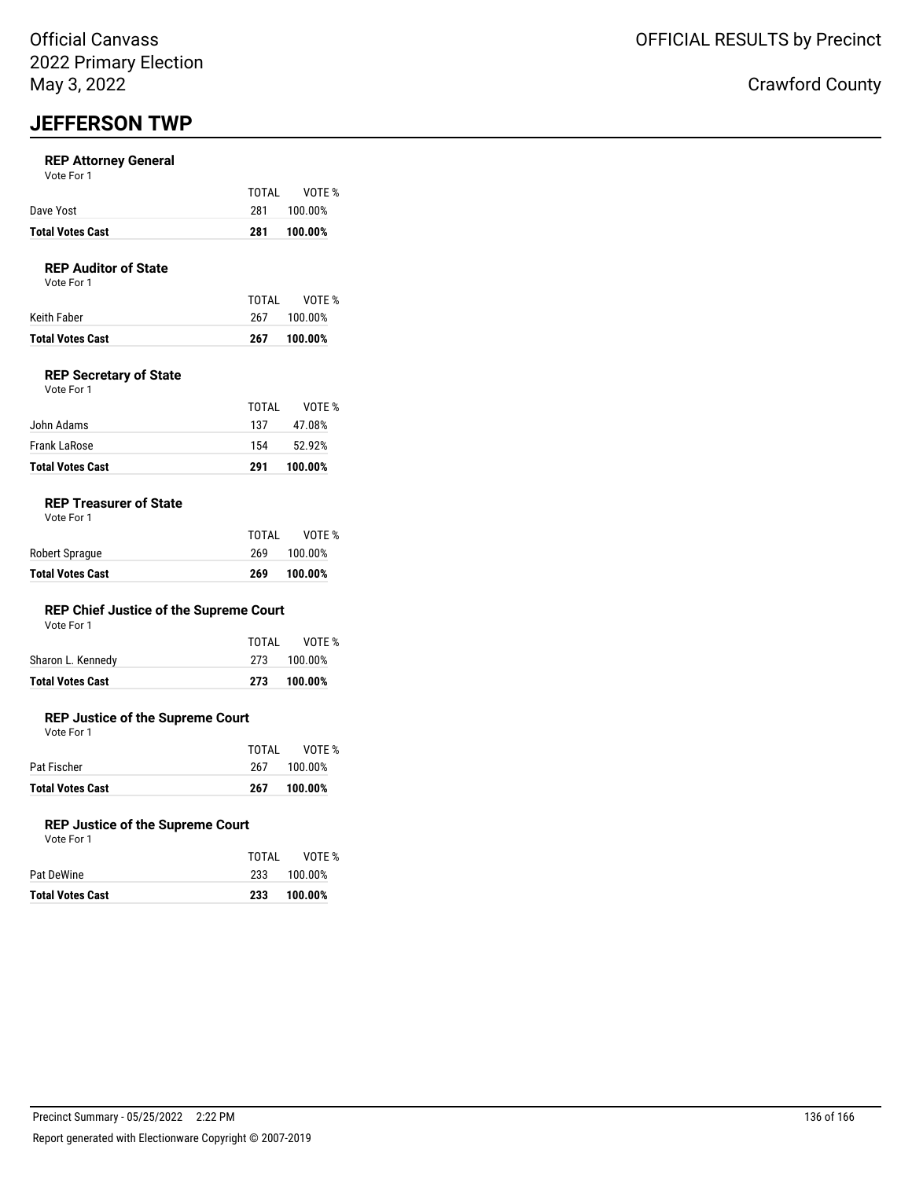Official Canvass
2022 Primary Election
May 3, 2022

OFFICIAL RESULTS by Precinct

Crawford County

# JEFFERSON TWP

### REP Attorney General

Vote For 1

| | TOTAL | VOTE % |
|---|---|---|
| Dave Yost | 281 | 100.00% |
| **Total Votes Cast** | **281** | **100.00%** |

### REP Auditor of State

Vote For 1

| | TOTAL | VOTE % |
|---|---|---|
| Keith Faber | 267 | 100.00% |
| **Total Votes Cast** | **267** | **100.00%** |

### REP Secretary of State

Vote For 1

| | TOTAL | VOTE % |
|---|---|---|
| John Adams | 137 | 47.08% |
| Frank LaRose | 154 | 52.92% |
| **Total Votes Cast** | **291** | **100.00%** |

### REP Treasurer of State

Vote For 1

| | TOTAL | VOTE % |
|---|---|---|
| Robert Sprague | 269 | 100.00% |
| **Total Votes Cast** | **269** | **100.00%** |

### REP Chief Justice of the Supreme Court

Vote For 1

| | TOTAL | VOTE % |
|---|---|---|
| Sharon L. Kennedy | 273 | 100.00% |
| **Total Votes Cast** | **273** | **100.00%** |

### REP Justice of the Supreme Court

Vote For 1

| | TOTAL | VOTE % |
|---|---|---|
| Pat Fischer | 267 | 100.00% |
| **Total Votes Cast** | **267** | **100.00%** |

### REP Justice of the Supreme Court

Vote For 1

| | TOTAL | VOTE % |
|---|---|---|
| Pat DeWine | 233 | 100.00% |
| **Total Votes Cast** | **233** | **100.00%** |

Precinct Summary - 05/25/2022 2:22 PM

Report generated with Electionware Copyright © 2007-2019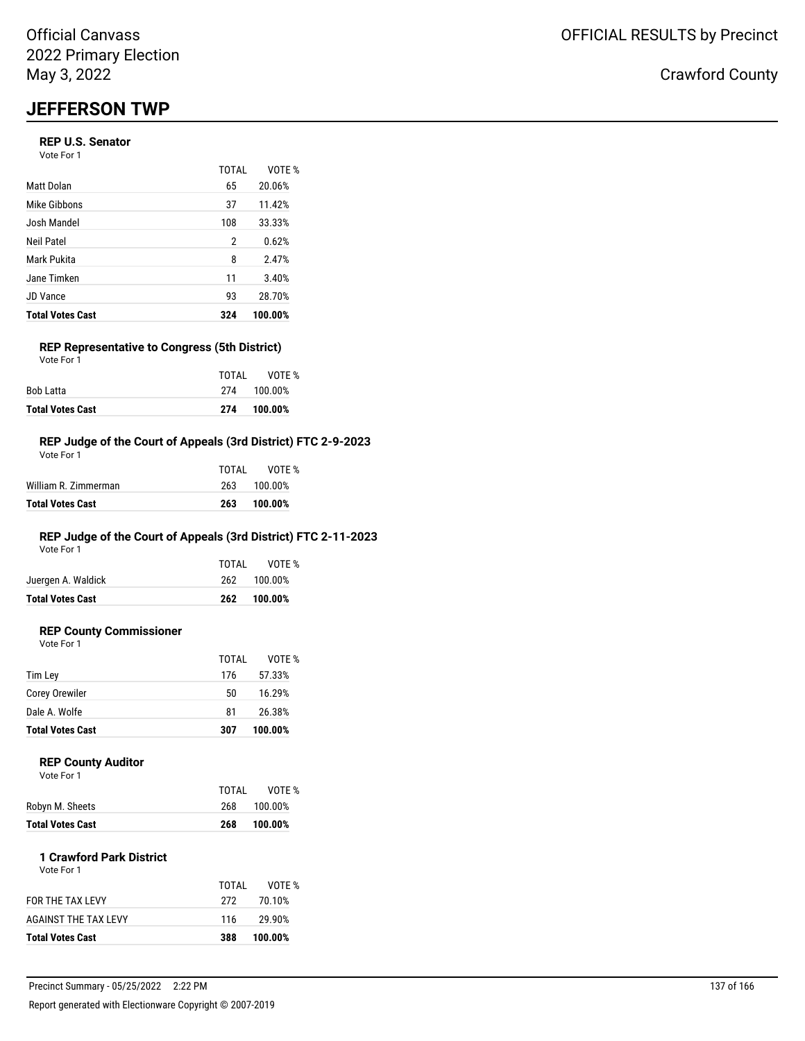# JEFFERSON TWP

### REP U.S. Senator

Vote For 1

| | TOTAL | VOTE % |
|---|---|---|
| Matt Dolan | 65 | 20.06% |
| Mike Gibbons | 37 | 11.42% |
| Josh Mandel | 108 | 33.33% |
| Neil Patel | 2 | 0.62% |
| Mark Pukita | 8 | 2.47% |
| Jane Timken | 11 | 3.40% |
| JD Vance | 93 | 28.70% |
| **Total Votes Cast** | **324** | **100.00%** |

### REP Representative to Congress (5th District)

Vote For 1

| | TOTAL | VOTE % |
|---|---|---|
| Bob Latta | 274 | 100.00% |
| **Total Votes Cast** | **274** | **100.00%** |

### REP Judge of the Court of Appeals (3rd District) FTC 2-9-2023

Vote For 1

| | TOTAL | VOTE % |
|---|---|---|
| William R. Zimmerman | 263 | 100.00% |
| **Total Votes Cast** | **263** | **100.00%** |

### REP Judge of the Court of Appeals (3rd District) FTC 2-11-2023

Vote For 1

| | TOTAL | VOTE % |
|---|---|---|
| Juergen A. Waldick | 262 | 100.00% |
| **Total Votes Cast** | **262** | **100.00%** |

### REP County Commissioner

Vote For 1

| | TOTAL | VOTE % |
|---|---|---|
| Tim Ley | 176 | 57.33% |
| Corey Orewiler | 50 | 16.29% |
| Dale A. Wolfe | 81 | 26.38% |
| **Total Votes Cast** | **307** | **100.00%** |

### REP County Auditor

Vote For 1

| | TOTAL | VOTE % |
|---|---|---|
| Robyn M. Sheets | 268 | 100.00% |
| **Total Votes Cast** | **268** | **100.00%** |

### 1 Crawford Park District

Vote For 1

| | TOTAL | VOTE % |
|---|---|---|
| FOR THE TAX LEVY | 272 | 70.10% |
| AGAINST THE TAX LEVY | 116 | 29.90% |
| **Total Votes Cast** | **388** | **100.00%** |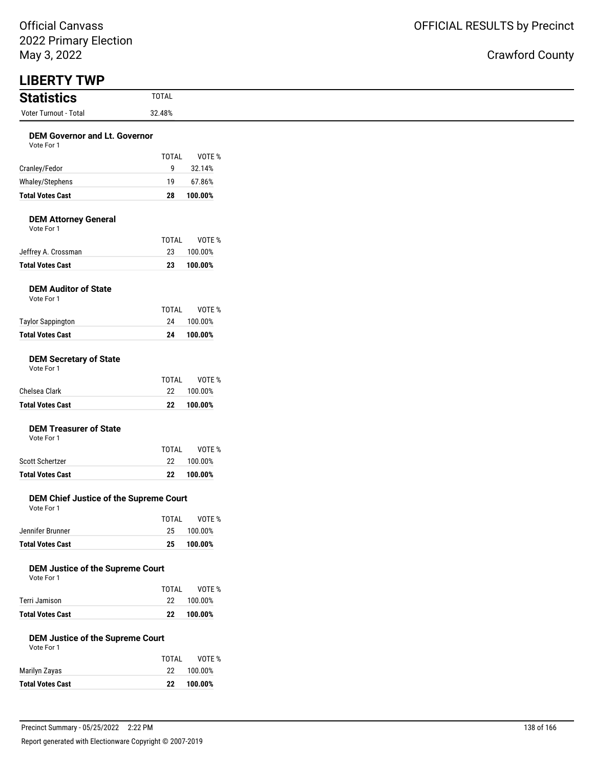Official Canvass
2022 Primary Election
May 3, 2022

OFFICIAL RESULTS by Precinct

Crawford County

# LIBERTY TWP

## Statistics

| | TOTAL |
|---|---|
| Voter Turnout - Total | 32.48% |

### DEM Governor and Lt. Governor

Vote For 1

| | TOTAL | VOTE % |
|---|---|---|
| Cranley/Fedor | 9 | 32.14% |
| Whaley/Stephens | 19 | 67.86% |
| **Total Votes Cast** | **28** | **100.00%** |

### DEM Attorney General

Vote For 1

| | TOTAL | VOTE % |
|---|---|---|
| Jeffrey A. Crossman | 23 | 100.00% |
| **Total Votes Cast** | **23** | **100.00%** |

### DEM Auditor of State

Vote For 1

| | TOTAL | VOTE % |
|---|---|---|
| Taylor Sappington | 24 | 100.00% |
| **Total Votes Cast** | **24** | **100.00%** |

### DEM Secretary of State

Vote For 1

| | TOTAL | VOTE % |
|---|---|---|
| Chelsea Clark | 22 | 100.00% |
| **Total Votes Cast** | **22** | **100.00%** |

### DEM Treasurer of State

Vote For 1

| | TOTAL | VOTE % |
|---|---|---|
| Scott Schertzer | 22 | 100.00% |
| **Total Votes Cast** | **22** | **100.00%** |

### DEM Chief Justice of the Supreme Court

Vote For 1

| | TOTAL | VOTE % |
|---|---|---|
| Jennifer Brunner | 25 | 100.00% |
| **Total Votes Cast** | **25** | **100.00%** |

### DEM Justice of the Supreme Court

Vote For 1

| | TOTAL | VOTE % |
|---|---|---|
| Terri Jamison | 22 | 100.00% |
| **Total Votes Cast** | **22** | **100.00%** |

### DEM Justice of the Supreme Court

Vote For 1

| | TOTAL | VOTE % |
|---|---|---|
| Marilyn Zayas | 22 | 100.00% |
| **Total Votes Cast** | **22** | **100.00%** |

Precinct Summary - 05/25/2022 2:22 PM

Report generated with Electionware Copyright © 2007-2019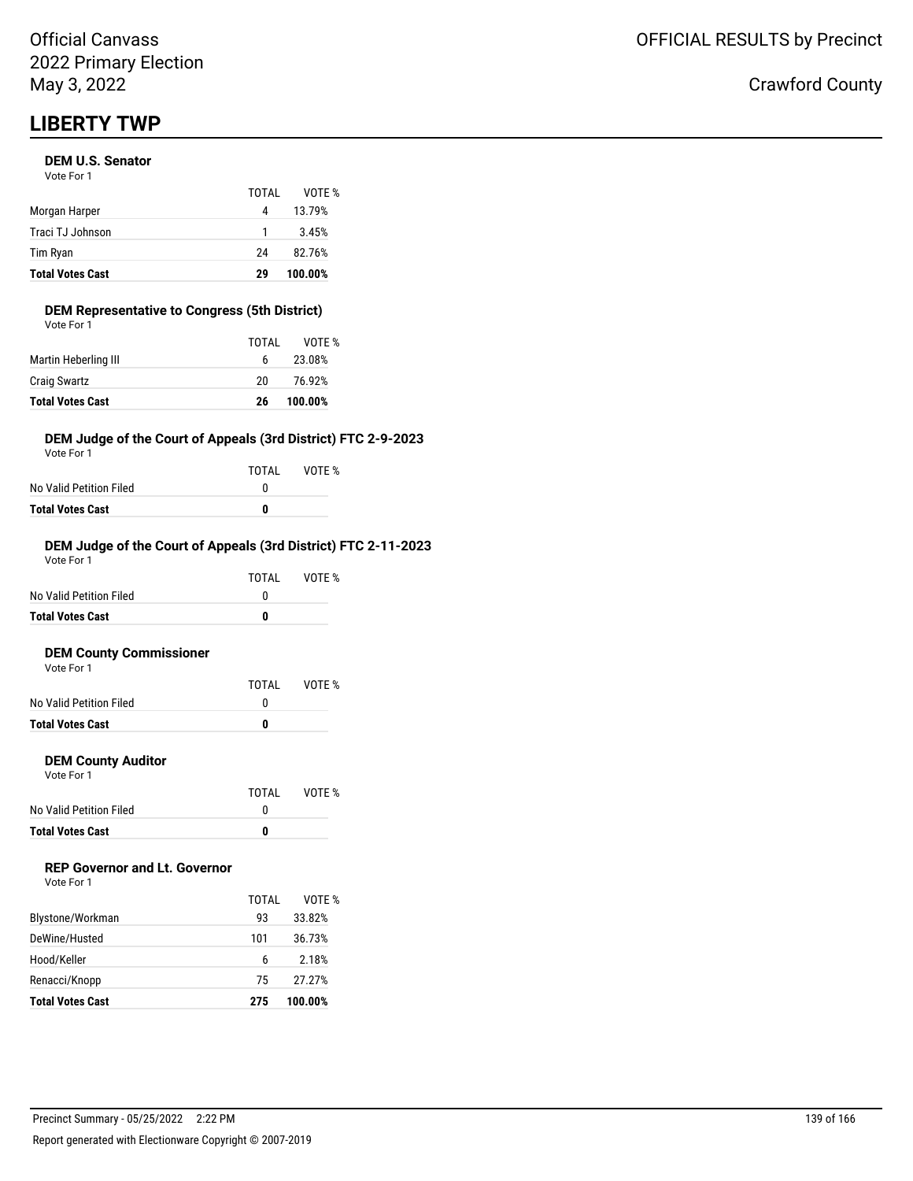# LIBERTY TWP

### DEM U.S. Senator

Vote For 1

| | TOTAL | VOTE % |
|---|---|---|
| Morgan Harper | 4 | 13.79% |
| Traci TJ Johnson | 1 | 3.45% |
| Tim Ryan | 24 | 82.76% |
| **Total Votes Cast** | **29** | **100.00%** |

### DEM Representative to Congress (5th District)

Vote For 1

| | TOTAL | VOTE % |
|---|---|---|
| Martin Heberling III | 6 | 23.08% |
| Craig Swartz | 20 | 76.92% |
| **Total Votes Cast** | **26** | **100.00%** |

### DEM Judge of the Court of Appeals (3rd District) FTC 2-9-2023

Vote For 1

| | TOTAL | VOTE % |
|---|---|---|
| No Valid Petition Filed | 0 | |
| **Total Votes Cast** | **0** | |

### DEM Judge of the Court of Appeals (3rd District) FTC 2-11-2023

Vote For 1

| | TOTAL | VOTE % |
|---|---|---|
| No Valid Petition Filed | 0 | |
| **Total Votes Cast** | **0** | |

### DEM County Commissioner

Vote For 1

| | TOTAL | VOTE % |
|---|---|---|
| No Valid Petition Filed | 0 | |
| **Total Votes Cast** | **0** | |

### DEM County Auditor

Vote For 1

| | TOTAL | VOTE % |
|---|---|---|
| No Valid Petition Filed | 0 | |
| **Total Votes Cast** | **0** | |

### REP Governor and Lt. Governor

Vote For 1

| | TOTAL | VOTE % |
|---|---|---|
| Blystone/Workman | 93 | 33.82% |
| DeWine/Husted | 101 | 36.73% |
| Hood/Keller | 6 | 2.18% |
| Renacci/Knopp | 75 | 27.27% |
| **Total Votes Cast** | **275** | **100.00%** |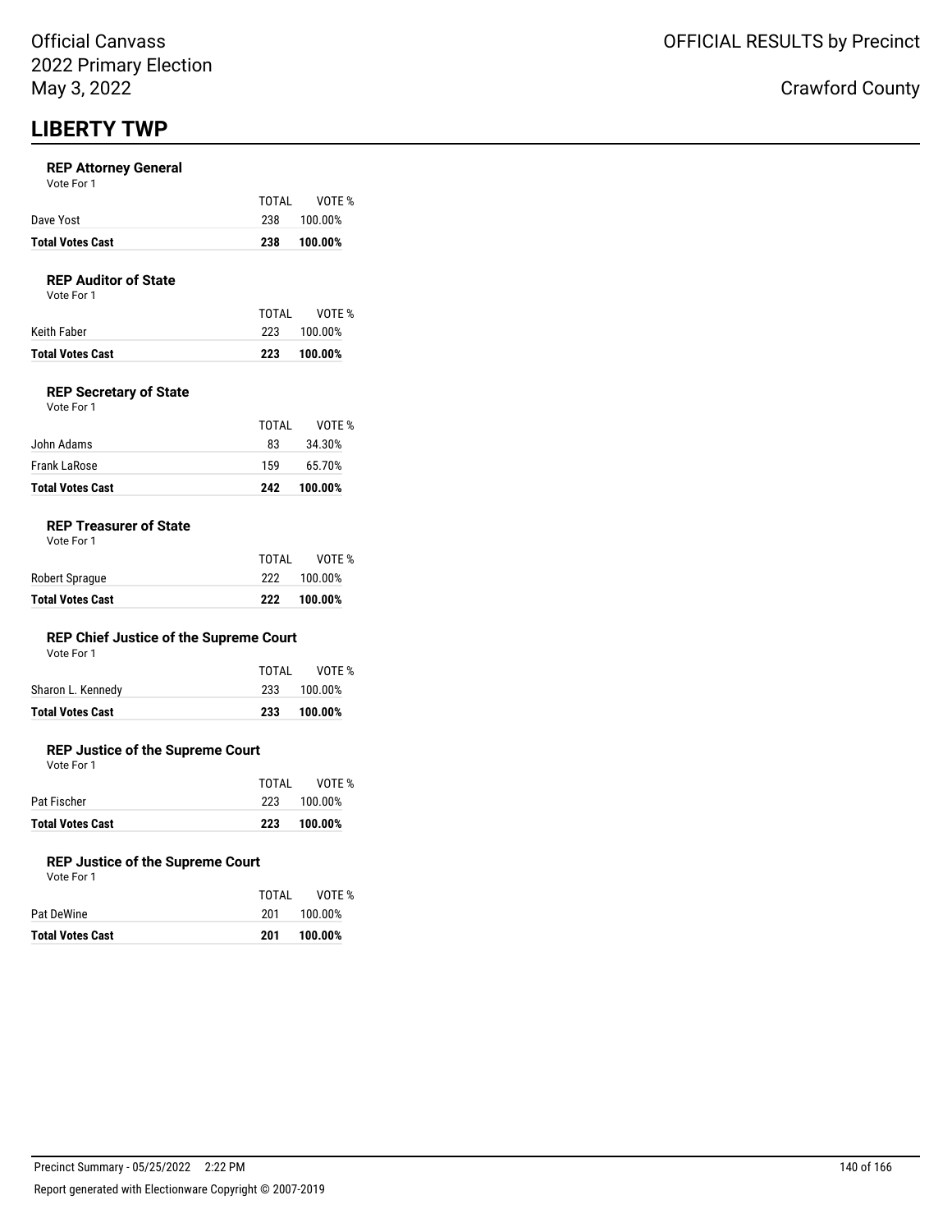Official Canvass
2022 Primary Election
May 3, 2022

OFFICIAL RESULTS by Precinct

Crawford County

# LIBERTY TWP

### REP Attorney General

Vote For 1

| | TOTAL | VOTE % |
|---|---|---|
| Dave Yost | 238 | 100.00% |
| **Total Votes Cast** | **238** | **100.00%** |

### REP Auditor of State

Vote For 1

| | TOTAL | VOTE % |
|---|---|---|
| Keith Faber | 223 | 100.00% |
| **Total Votes Cast** | **223** | **100.00%** |

### REP Secretary of State

Vote For 1

| | TOTAL | VOTE % |
|---|---|---|
| John Adams | 83 | 34.30% |
| Frank LaRose | 159 | 65.70% |
| **Total Votes Cast** | **242** | **100.00%** |

### REP Treasurer of State

Vote For 1

| | TOTAL | VOTE % |
|---|---|---|
| Robert Sprague | 222 | 100.00% |
| **Total Votes Cast** | **222** | **100.00%** |

### REP Chief Justice of the Supreme Court

Vote For 1

| | TOTAL | VOTE % |
|---|---|---|
| Sharon L. Kennedy | 233 | 100.00% |
| **Total Votes Cast** | **233** | **100.00%** |

### REP Justice of the Supreme Court

Vote For 1

| | TOTAL | VOTE % |
|---|---|---|
| Pat Fischer | 223 | 100.00% |
| **Total Votes Cast** | **223** | **100.00%** |

### REP Justice of the Supreme Court

Vote For 1

| | TOTAL | VOTE % |
|---|---|---|
| Pat DeWine | 201 | 100.00% |
| **Total Votes Cast** | **201** | **100.00%** |

Precinct Summary - 05/25/2022 2:22 PM

Report generated with Electionware Copyright © 2007-2019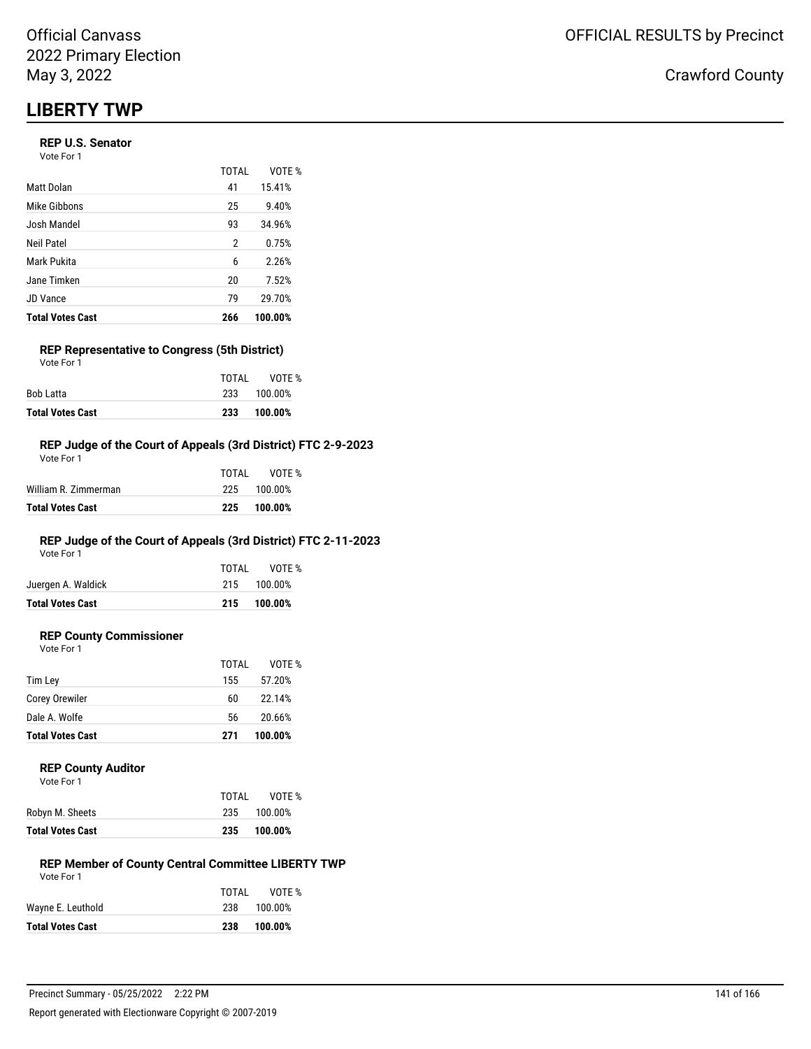Official Canvass
2022 Primary Election
May 3, 2022

OFFICIAL RESULTS by Precinct

Crawford County

# LIBERTY TWP

### REP U.S. Senator

Vote For 1

| | TOTAL | VOTE % |
|---|---|---|
| Matt Dolan | 41 | 15.41% |
| Mike Gibbons | 25 | 9.40% |
| Josh Mandel | 93 | 34.96% |
| Neil Patel | 2 | 0.75% |
| Mark Pukita | 6 | 2.26% |
| Jane Timken | 20 | 7.52% |
| JD Vance | 79 | 29.70% |
| **Total Votes Cast** | **266** | **100.00%** |

### REP Representative to Congress (5th District)

Vote For 1

| | TOTAL | VOTE % |
|---|---|---|
| Bob Latta | 233 | 100.00% |
| **Total Votes Cast** | **233** | **100.00%** |

### REP Judge of the Court of Appeals (3rd District) FTC 2-9-2023

Vote For 1

| | TOTAL | VOTE % |
|---|---|---|
| William R. Zimmerman | 225 | 100.00% |
| **Total Votes Cast** | **225** | **100.00%** |

### REP Judge of the Court of Appeals (3rd District) FTC 2-11-2023

Vote For 1

| | TOTAL | VOTE % |
|---|---|---|
| Juergen A. Waldick | 215 | 100.00% |
| **Total Votes Cast** | **215** | **100.00%** |

### REP County Commissioner

Vote For 1

| | TOTAL | VOTE % |
|---|---|---|
| Tim Ley | 155 | 57.20% |
| Corey Orewiler | 60 | 22.14% |
| Dale A. Wolfe | 56 | 20.66% |
| **Total Votes Cast** | **271** | **100.00%** |

### REP County Auditor

Vote For 1

| | TOTAL | VOTE % |
|---|---|---|
| Robyn M. Sheets | 235 | 100.00% |
| **Total Votes Cast** | **235** | **100.00%** |

### REP Member of County Central Committee LIBERTY TWP

Vote For 1

| | TOTAL | VOTE % |
|---|---|---|
| Wayne E. Leuthold | 238 | 100.00% |
| **Total Votes Cast** | **238** | **100.00%** |

Precinct Summary - 05/25/2022 2:22 PM

Report generated with Electionware Copyright © 2007-2019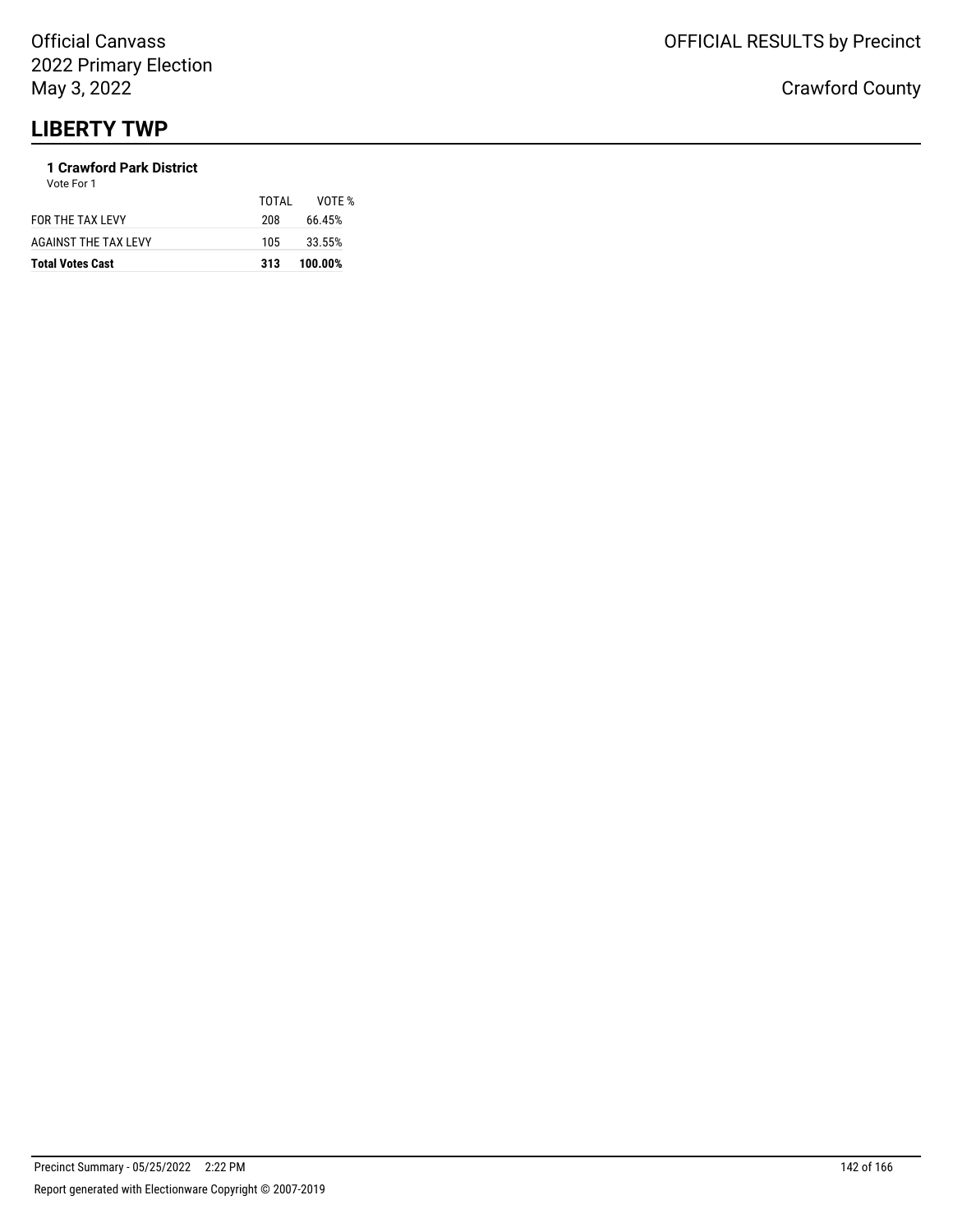## LIBERTY TWP

**1 Crawford Park District**

Vote For 1

| | TOTAL | VOTE % |
|---|---|---|
| FOR THE TAX LEVY | 208 | 66.45% |
| AGAINST THE TAX LEVY | 105 | 33.55% |
| **Total Votes Cast** | **313** | **100.00%** |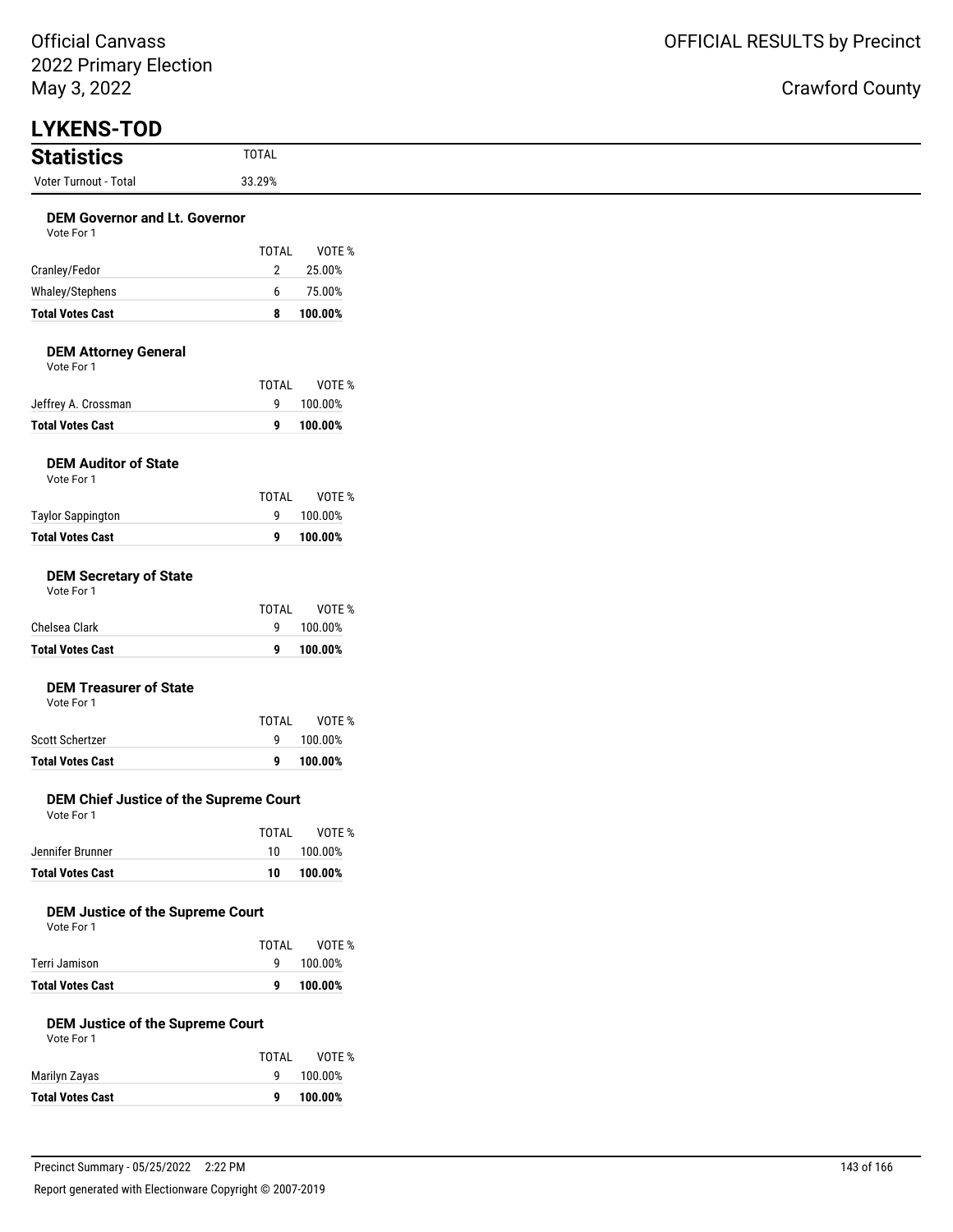Official Canvass
2022 Primary Election
May 3, 2022

OFFICIAL RESULTS by Precinct

Crawford County

# LYKENS-TOD

## Statistics

| | TOTAL |
|---|---|
| Voter Turnout - Total | 33.29% |

### DEM Governor and Lt. Governor

Vote For 1

| | TOTAL | VOTE % |
|---|---|---|
| Cranley/Fedor | 2 | 25.00% |
| Whaley/Stephens | 6 | 75.00% |
| **Total Votes Cast** | **8** | **100.00%** |

### DEM Attorney General

Vote For 1

| | TOTAL | VOTE % |
|---|---|---|
| Jeffrey A. Crossman | 9 | 100.00% |
| **Total Votes Cast** | **9** | **100.00%** |

### DEM Auditor of State

Vote For 1

| | TOTAL | VOTE % |
|---|---|---|
| Taylor Sappington | 9 | 100.00% |
| **Total Votes Cast** | **9** | **100.00%** |

### DEM Secretary of State

Vote For 1

| | TOTAL | VOTE % |
|---|---|---|
| Chelsea Clark | 9 | 100.00% |
| **Total Votes Cast** | **9** | **100.00%** |

### DEM Treasurer of State

Vote For 1

| | TOTAL | VOTE % |
|---|---|---|
| Scott Schertzer | 9 | 100.00% |
| **Total Votes Cast** | **9** | **100.00%** |

### DEM Chief Justice of the Supreme Court

Vote For 1

| | TOTAL | VOTE % |
|---|---|---|
| Jennifer Brunner | 10 | 100.00% |
| **Total Votes Cast** | **10** | **100.00%** |

### DEM Justice of the Supreme Court

Vote For 1

| | TOTAL | VOTE % |
|---|---|---|
| Terri Jamison | 9 | 100.00% |
| **Total Votes Cast** | **9** | **100.00%** |

### DEM Justice of the Supreme Court

Vote For 1

| | TOTAL | VOTE % |
|---|---|---|
| Marilyn Zayas | 9 | 100.00% |
| **Total Votes Cast** | **9** | **100.00%** |

Precinct Summary - 05/25/2022 2:22 PM

Report generated with Electionware Copyright © 2007-2019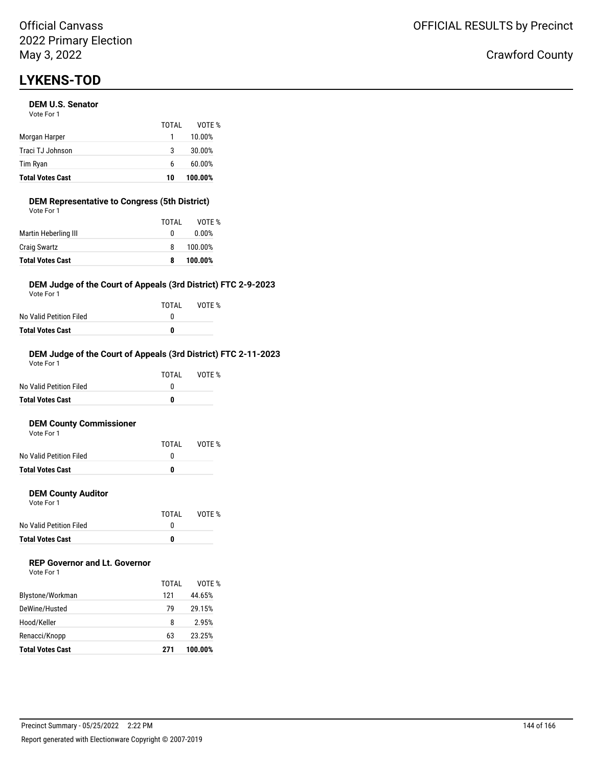Official Canvass
2022 Primary Election
May 3, 2022

OFFICIAL RESULTS by Precinct

Crawford County

# LYKENS-TOD

### DEM U.S. Senator

Vote For 1

| | TOTAL | VOTE % |
|---|---|---|
| Morgan Harper | 1 | 10.00% |
| Traci TJ Johnson | 3 | 30.00% |
| Tim Ryan | 6 | 60.00% |
| **Total Votes Cast** | **10** | **100.00%** |

### DEM Representative to Congress (5th District)

Vote For 1

| | TOTAL | VOTE % |
|---|---|---|
| Martin Heberling III | 0 | 0.00% |
| Craig Swartz | 8 | 100.00% |
| **Total Votes Cast** | **8** | **100.00%** |

### DEM Judge of the Court of Appeals (3rd District) FTC 2-9-2023

Vote For 1

| | TOTAL | VOTE % |
|---|---|---|
| No Valid Petition Filed | 0 | |
| **Total Votes Cast** | **0** | |

### DEM Judge of the Court of Appeals (3rd District) FTC 2-11-2023

Vote For 1

| | TOTAL | VOTE % |
|---|---|---|
| No Valid Petition Filed | 0 | |
| **Total Votes Cast** | **0** | |

### DEM County Commissioner

Vote For 1

| | TOTAL | VOTE % |
|---|---|---|
| No Valid Petition Filed | 0 | |
| **Total Votes Cast** | **0** | |

### DEM County Auditor

Vote For 1

| | TOTAL | VOTE % |
|---|---|---|
| No Valid Petition Filed | 0 | |
| **Total Votes Cast** | **0** | |

### REP Governor and Lt. Governor

Vote For 1

| | TOTAL | VOTE % |
|---|---|---|
| Blystone/Workman | 121 | 44.65% |
| DeWine/Husted | 79 | 29.15% |
| Hood/Keller | 8 | 2.95% |
| Renacci/Knopp | 63 | 23.25% |
| **Total Votes Cast** | **271** | **100.00%** |

Precinct Summary - 05/25/2022 2:22 PM

Report generated with Electionware Copyright © 2007-2019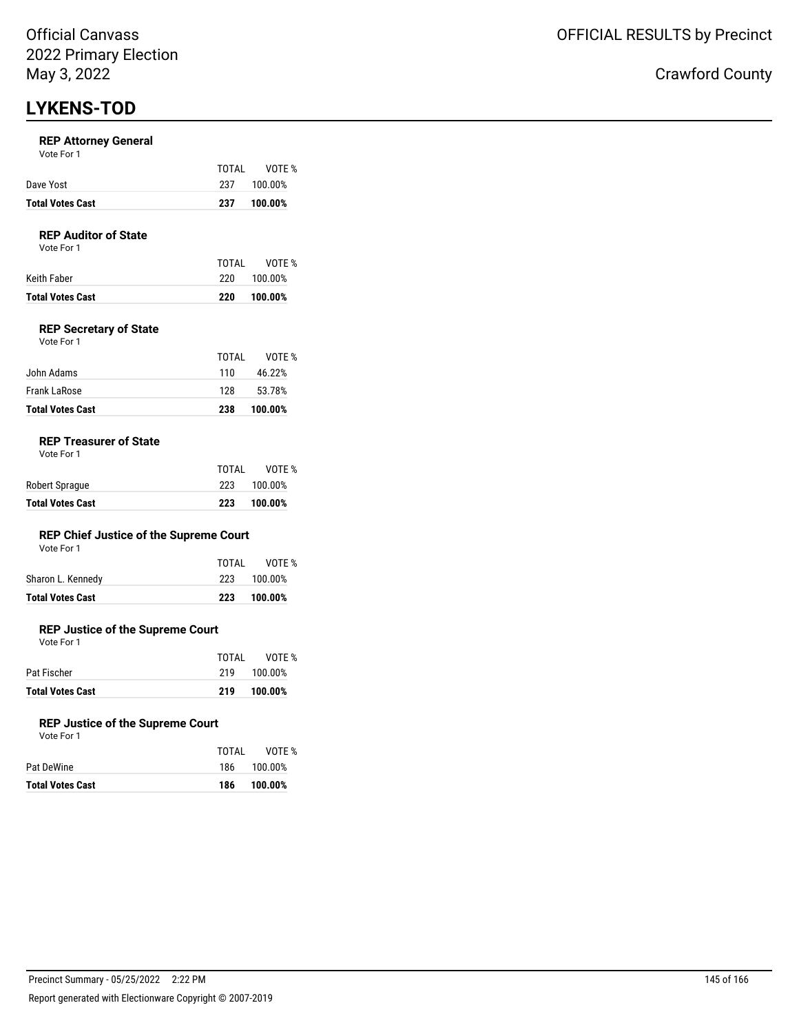Official Canvass
2022 Primary Election
May 3, 2022

OFFICIAL RESULTS by Precinct

Crawford County

# LYKENS-TOD

### REP Attorney General

Vote For 1

| | TOTAL | VOTE % |
|---|---|---|
| Dave Yost | 237 | 100.00% |
| **Total Votes Cast** | **237** | **100.00%** |

### REP Auditor of State

Vote For 1

| | TOTAL | VOTE % |
|---|---|---|
| Keith Faber | 220 | 100.00% |
| **Total Votes Cast** | **220** | **100.00%** |

### REP Secretary of State

Vote For 1

| | TOTAL | VOTE % |
|---|---|---|
| John Adams | 110 | 46.22% |
| Frank LaRose | 128 | 53.78% |
| **Total Votes Cast** | **238** | **100.00%** |

### REP Treasurer of State

Vote For 1

| | TOTAL | VOTE % |
|---|---|---|
| Robert Sprague | 223 | 100.00% |
| **Total Votes Cast** | **223** | **100.00%** |

### REP Chief Justice of the Supreme Court

Vote For 1

| | TOTAL | VOTE % |
|---|---|---|
| Sharon L. Kennedy | 223 | 100.00% |
| **Total Votes Cast** | **223** | **100.00%** |

### REP Justice of the Supreme Court

Vote For 1

| | TOTAL | VOTE % |
|---|---|---|
| Pat Fischer | 219 | 100.00% |
| **Total Votes Cast** | **219** | **100.00%** |

### REP Justice of the Supreme Court

Vote For 1

| | TOTAL | VOTE % |
|---|---|---|
| Pat DeWine | 186 | 100.00% |
| **Total Votes Cast** | **186** | **100.00%** |

Precinct Summary - 05/25/2022 2:22 PM

Report generated with Electionware Copyright © 2007-2019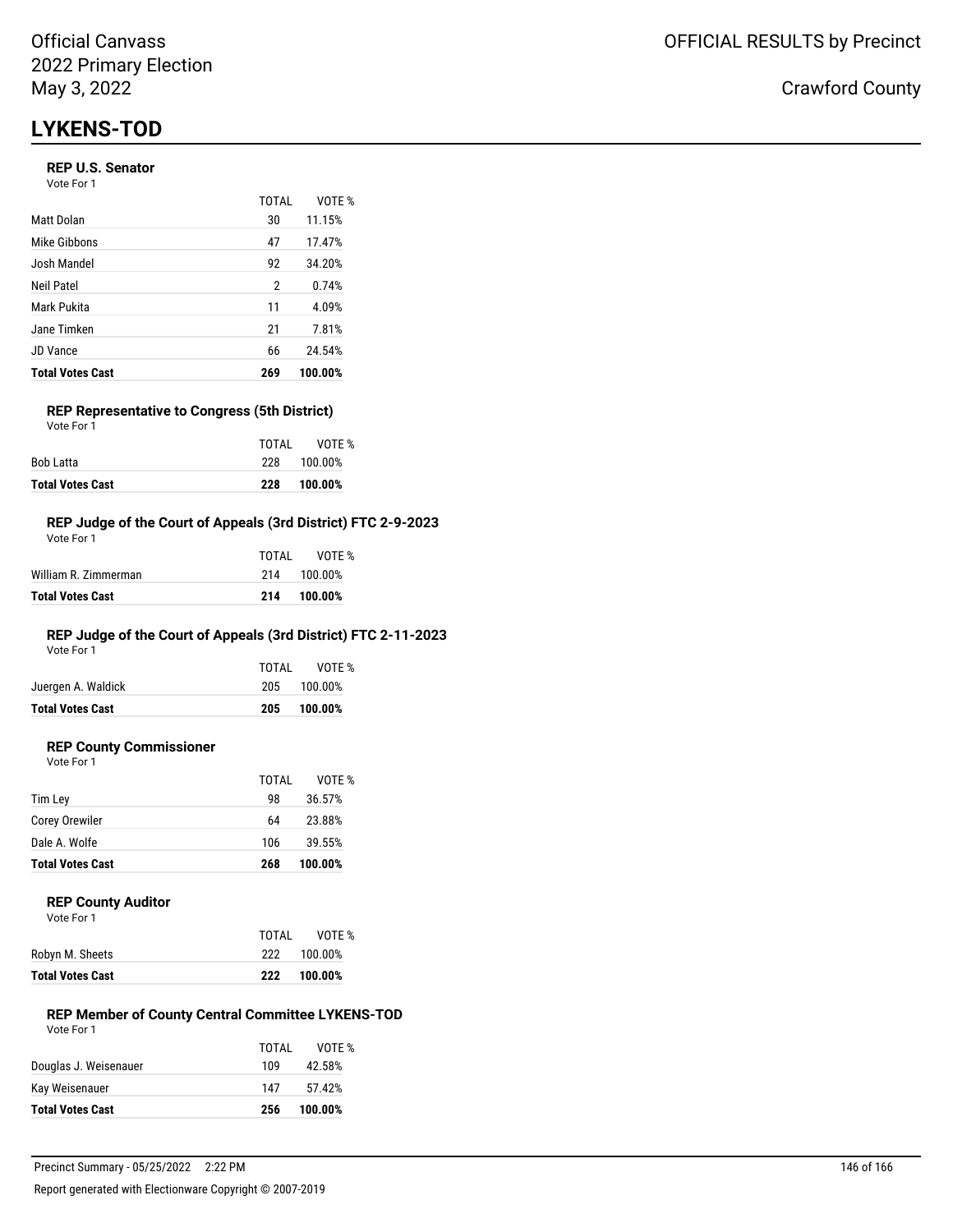# LYKENS-TOD

### REP U.S. Senator

Vote For 1

| | TOTAL | VOTE % |
|---|---|---|
| Matt Dolan | 30 | 11.15% |
| Mike Gibbons | 47 | 17.47% |
| Josh Mandel | 92 | 34.20% |
| Neil Patel | 2 | 0.74% |
| Mark Pukita | 11 | 4.09% |
| Jane Timken | 21 | 7.81% |
| JD Vance | 66 | 24.54% |
| **Total Votes Cast** | **269** | **100.00%** |

### REP Representative to Congress (5th District)

Vote For 1

| | TOTAL | VOTE % |
|---|---|---|
| Bob Latta | 228 | 100.00% |
| **Total Votes Cast** | **228** | **100.00%** |

### REP Judge of the Court of Appeals (3rd District) FTC 2-9-2023

Vote For 1

| | TOTAL | VOTE % |
|---|---|---|
| William R. Zimmerman | 214 | 100.00% |
| **Total Votes Cast** | **214** | **100.00%** |

### REP Judge of the Court of Appeals (3rd District) FTC 2-11-2023

Vote For 1

| | TOTAL | VOTE % |
|---|---|---|
| Juergen A. Waldick | 205 | 100.00% |
| **Total Votes Cast** | **205** | **100.00%** |

### REP County Commissioner

Vote For 1

| | TOTAL | VOTE % |
|---|---|---|
| Tim Ley | 98 | 36.57% |
| Corey Orewiler | 64 | 23.88% |
| Dale A. Wolfe | 106 | 39.55% |
| **Total Votes Cast** | **268** | **100.00%** |

### REP County Auditor

Vote For 1

| | TOTAL | VOTE % |
|---|---|---|
| Robyn M. Sheets | 222 | 100.00% |
| **Total Votes Cast** | **222** | **100.00%** |

### REP Member of County Central Committee LYKENS-TOD

Vote For 1

| | TOTAL | VOTE % |
|---|---|---|
| Douglas J. Weisenauer | 109 | 42.58% |
| Kay Weisenauer | 147 | 57.42% |
| **Total Votes Cast** | **256** | **100.00%** |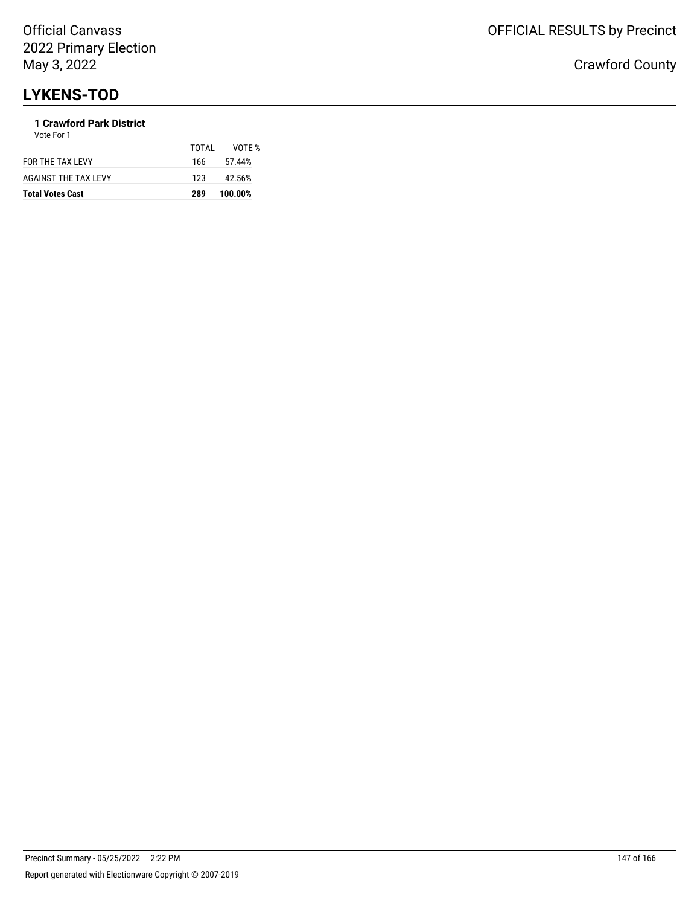# LYKENS-TOD

**1 Crawford Park District**

Vote For 1

| | TOTAL | VOTE % |
|---|---|---|
| FOR THE TAX LEVY | 166 | 57.44% |
| AGAINST THE TAX LEVY | 123 | 42.56% |
| **Total Votes Cast** | **289** | **100.00%** |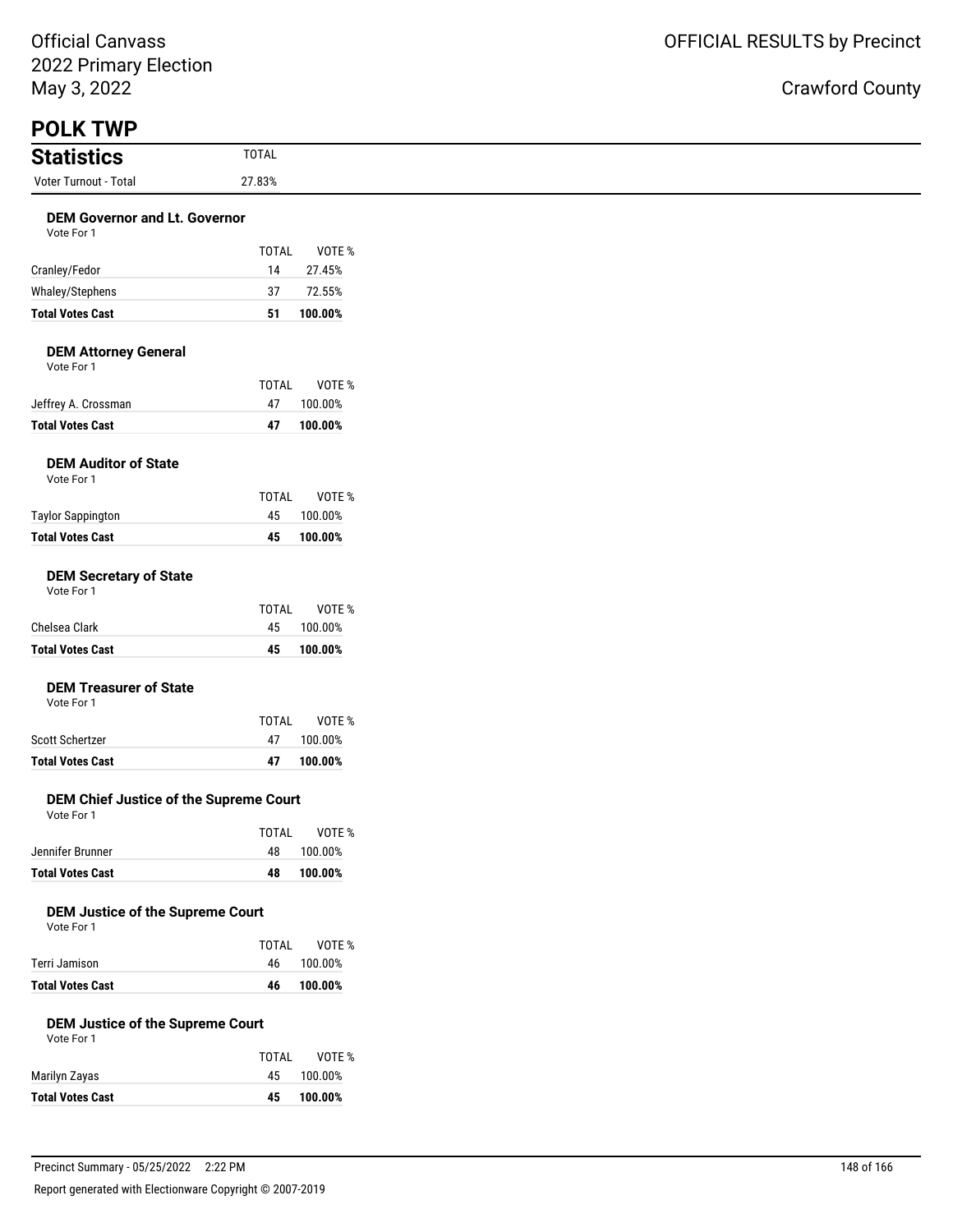Official Canvass
2022 Primary Election
May 3, 2022

OFFICIAL RESULTS by Precinct

Crawford County

# POLK TWP

## Statistics

| | TOTAL |
|---|---|
| Voter Turnout - Total | 27.83% |

### DEM Governor and Lt. Governor

Vote For 1

| | TOTAL | VOTE % |
|---|---|---|
| Cranley/Fedor | 14 | 27.45% |
| Whaley/Stephens | 37 | 72.55% |
| **Total Votes Cast** | **51** | **100.00%** |

### DEM Attorney General

Vote For 1

| | TOTAL | VOTE % |
|---|---|---|
| Jeffrey A. Crossman | 47 | 100.00% |
| **Total Votes Cast** | **47** | **100.00%** |

### DEM Auditor of State

Vote For 1

| | TOTAL | VOTE % |
|---|---|---|
| Taylor Sappington | 45 | 100.00% |
| **Total Votes Cast** | **45** | **100.00%** |

### DEM Secretary of State

Vote For 1

| | TOTAL | VOTE % |
|---|---|---|
| Chelsea Clark | 45 | 100.00% |
| **Total Votes Cast** | **45** | **100.00%** |

### DEM Treasurer of State

Vote For 1

| | TOTAL | VOTE % |
|---|---|---|
| Scott Schertzer | 47 | 100.00% |
| **Total Votes Cast** | **47** | **100.00%** |

### DEM Chief Justice of the Supreme Court

Vote For 1

| | TOTAL | VOTE % |
|---|---|---|
| Jennifer Brunner | 48 | 100.00% |
| **Total Votes Cast** | **48** | **100.00%** |

### DEM Justice of the Supreme Court

Vote For 1

| | TOTAL | VOTE % |
|---|---|---|
| Terri Jamison | 46 | 100.00% |
| **Total Votes Cast** | **46** | **100.00%** |

### DEM Justice of the Supreme Court

Vote For 1

| | TOTAL | VOTE % |
|---|---|---|
| Marilyn Zayas | 45 | 100.00% |
| **Total Votes Cast** | **45** | **100.00%** |

Precinct Summary - 05/25/2022 2:22 PM

Report generated with Electionware Copyright © 2007-2019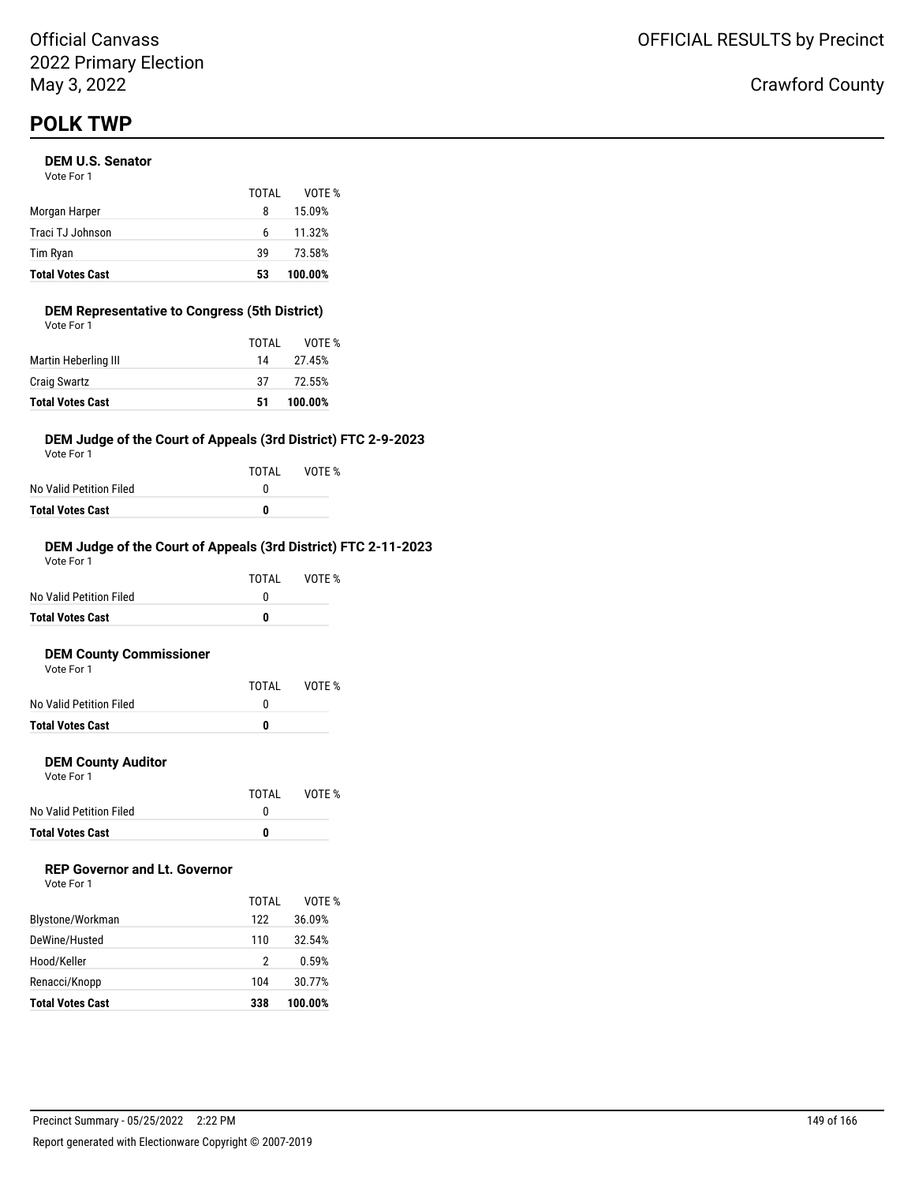# POLK TWP

### DEM U.S. Senator

Vote For 1

| | TOTAL | VOTE % |
|---|---|---|
| Morgan Harper | 8 | 15.09% |
| Traci TJ Johnson | 6 | 11.32% |
| Tim Ryan | 39 | 73.58% |
| **Total Votes Cast** | **53** | **100.00%** |

### DEM Representative to Congress (5th District)

Vote For 1

| | TOTAL | VOTE % |
|---|---|---|
| Martin Heberling III | 14 | 27.45% |
| Craig Swartz | 37 | 72.55% |
| **Total Votes Cast** | **51** | **100.00%** |

### DEM Judge of the Court of Appeals (3rd District) FTC 2-9-2023

Vote For 1

| | TOTAL | VOTE % |
|---|---|---|
| No Valid Petition Filed | 0 | |
| **Total Votes Cast** | **0** | |

### DEM Judge of the Court of Appeals (3rd District) FTC 2-11-2023

Vote For 1

| | TOTAL | VOTE % |
|---|---|---|
| No Valid Petition Filed | 0 | |
| **Total Votes Cast** | **0** | |

### DEM County Commissioner

Vote For 1

| | TOTAL | VOTE % |
|---|---|---|
| No Valid Petition Filed | 0 | |
| **Total Votes Cast** | **0** | |

### DEM County Auditor

Vote For 1

| | TOTAL | VOTE % |
|---|---|---|
| No Valid Petition Filed | 0 | |
| **Total Votes Cast** | **0** | |

### REP Governor and Lt. Governor

Vote For 1

| | TOTAL | VOTE % |
|---|---|---|
| Blystone/Workman | 122 | 36.09% |
| DeWine/Husted | 110 | 32.54% |
| Hood/Keller | 2 | 0.59% |
| Renacci/Knopp | 104 | 30.77% |
| **Total Votes Cast** | **338** | **100.00%** |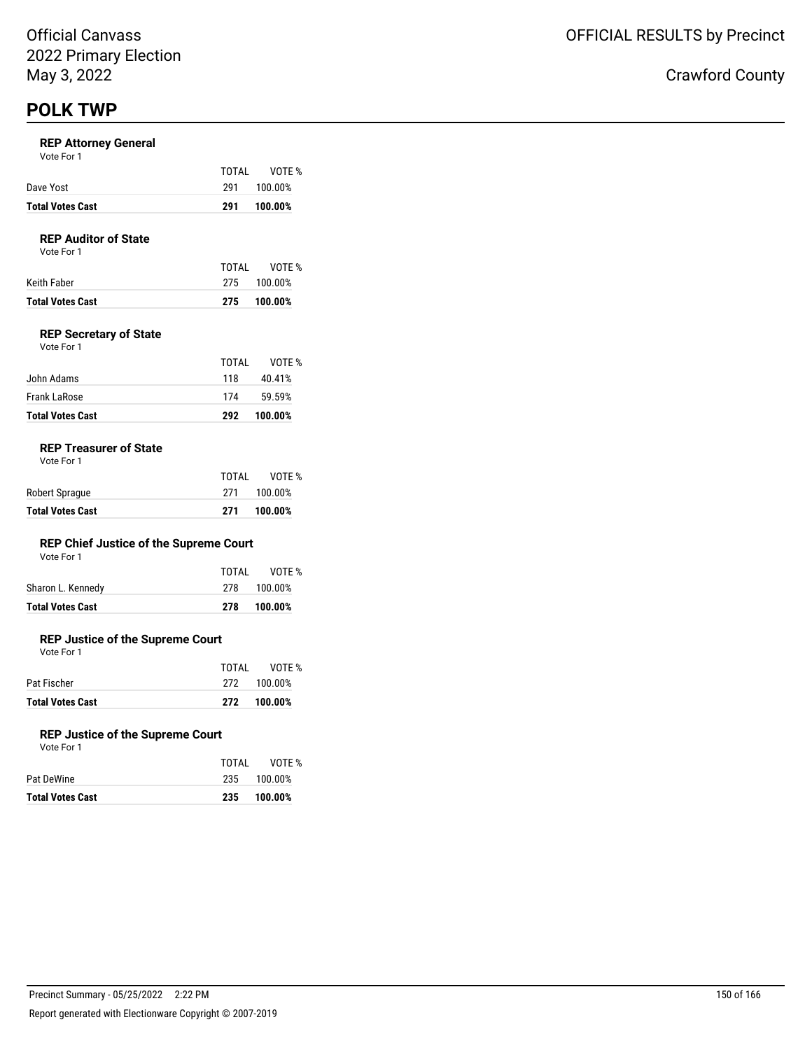Official Canvass
2022 Primary Election
May 3, 2022

OFFICIAL RESULTS by Precinct

Crawford County

# POLK TWP

### REP Attorney General

Vote For 1

| | TOTAL | VOTE % |
|---|---|---|
| Dave Yost | 291 | 100.00% |
| **Total Votes Cast** | **291** | **100.00%** |

### REP Auditor of State

Vote For 1

| | TOTAL | VOTE % |
|---|---|---|
| Keith Faber | 275 | 100.00% |
| **Total Votes Cast** | **275** | **100.00%** |

### REP Secretary of State

Vote For 1

| | TOTAL | VOTE % |
|---|---|---|
| John Adams | 118 | 40.41% |
| Frank LaRose | 174 | 59.59% |
| **Total Votes Cast** | **292** | **100.00%** |

### REP Treasurer of State

Vote For 1

| | TOTAL | VOTE % |
|---|---|---|
| Robert Sprague | 271 | 100.00% |
| **Total Votes Cast** | **271** | **100.00%** |

### REP Chief Justice of the Supreme Court

Vote For 1

| | TOTAL | VOTE % |
|---|---|---|
| Sharon L. Kennedy | 278 | 100.00% |
| **Total Votes Cast** | **278** | **100.00%** |

### REP Justice of the Supreme Court

Vote For 1

| | TOTAL | VOTE % |
|---|---|---|
| Pat Fischer | 272 | 100.00% |
| **Total Votes Cast** | **272** | **100.00%** |

### REP Justice of the Supreme Court

Vote For 1

| | TOTAL | VOTE % |
|---|---|---|
| Pat DeWine | 235 | 100.00% |
| **Total Votes Cast** | **235** | **100.00%** |

Precinct Summary - 05/25/2022 2:22 PM

Report generated with Electionware Copyright © 2007-2019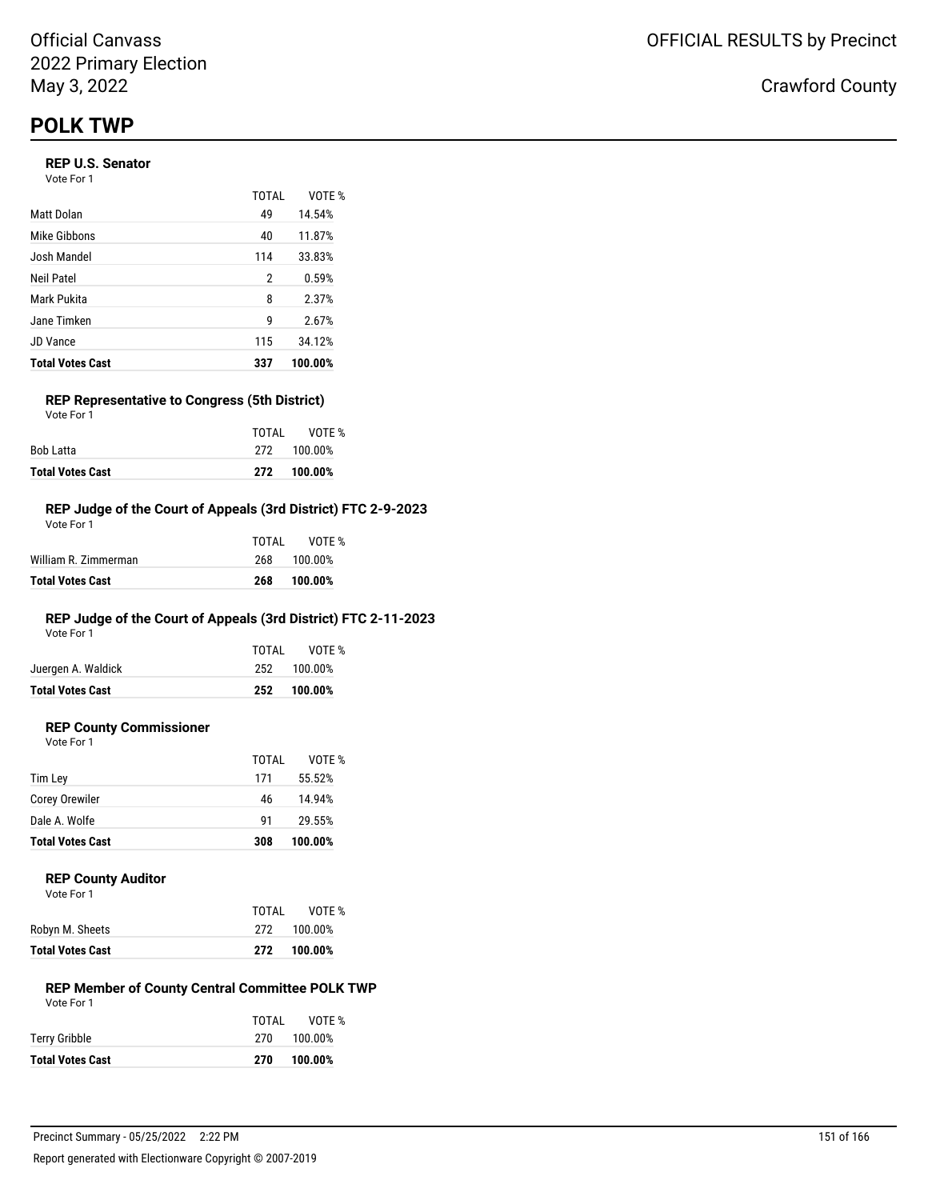Official Canvass
2022 Primary Election
May 3, 2022

OFFICIAL RESULTS by Precinct

Crawford County

# POLK TWP

### REP U.S. Senator

Vote For 1

| | TOTAL | VOTE % |
|---|---|---|
| Matt Dolan | 49 | 14.54% |
| Mike Gibbons | 40 | 11.87% |
| Josh Mandel | 114 | 33.83% |
| Neil Patel | 2 | 0.59% |
| Mark Pukita | 8 | 2.37% |
| Jane Timken | 9 | 2.67% |
| JD Vance | 115 | 34.12% |
| **Total Votes Cast** | **337** | **100.00%** |

### REP Representative to Congress (5th District)

Vote For 1

| | TOTAL | VOTE % |
|---|---|---|
| Bob Latta | 272 | 100.00% |
| **Total Votes Cast** | **272** | **100.00%** |

### REP Judge of the Court of Appeals (3rd District) FTC 2-9-2023

Vote For 1

| | TOTAL | VOTE % |
|---|---|---|
| William R. Zimmerman | 268 | 100.00% |
| **Total Votes Cast** | **268** | **100.00%** |

### REP Judge of the Court of Appeals (3rd District) FTC 2-11-2023

Vote For 1

| | TOTAL | VOTE % |
|---|---|---|
| Juergen A. Waldick | 252 | 100.00% |
| **Total Votes Cast** | **252** | **100.00%** |

### REP County Commissioner

Vote For 1

| | TOTAL | VOTE % |
|---|---|---|
| Tim Ley | 171 | 55.52% |
| Corey Orewiler | 46 | 14.94% |
| Dale A. Wolfe | 91 | 29.55% |
| **Total Votes Cast** | **308** | **100.00%** |

### REP County Auditor

Vote For 1

| | TOTAL | VOTE % |
|---|---|---|
| Robyn M. Sheets | 272 | 100.00% |
| **Total Votes Cast** | **272** | **100.00%** |

### REP Member of County Central Committee POLK TWP

Vote For 1

| | TOTAL | VOTE % |
|---|---|---|
| Terry Gribble | 270 | 100.00% |
| **Total Votes Cast** | **270** | **100.00%** |

Precinct Summary - 05/25/2022 2:22 PM

Report generated with Electionware Copyright © 2007-2019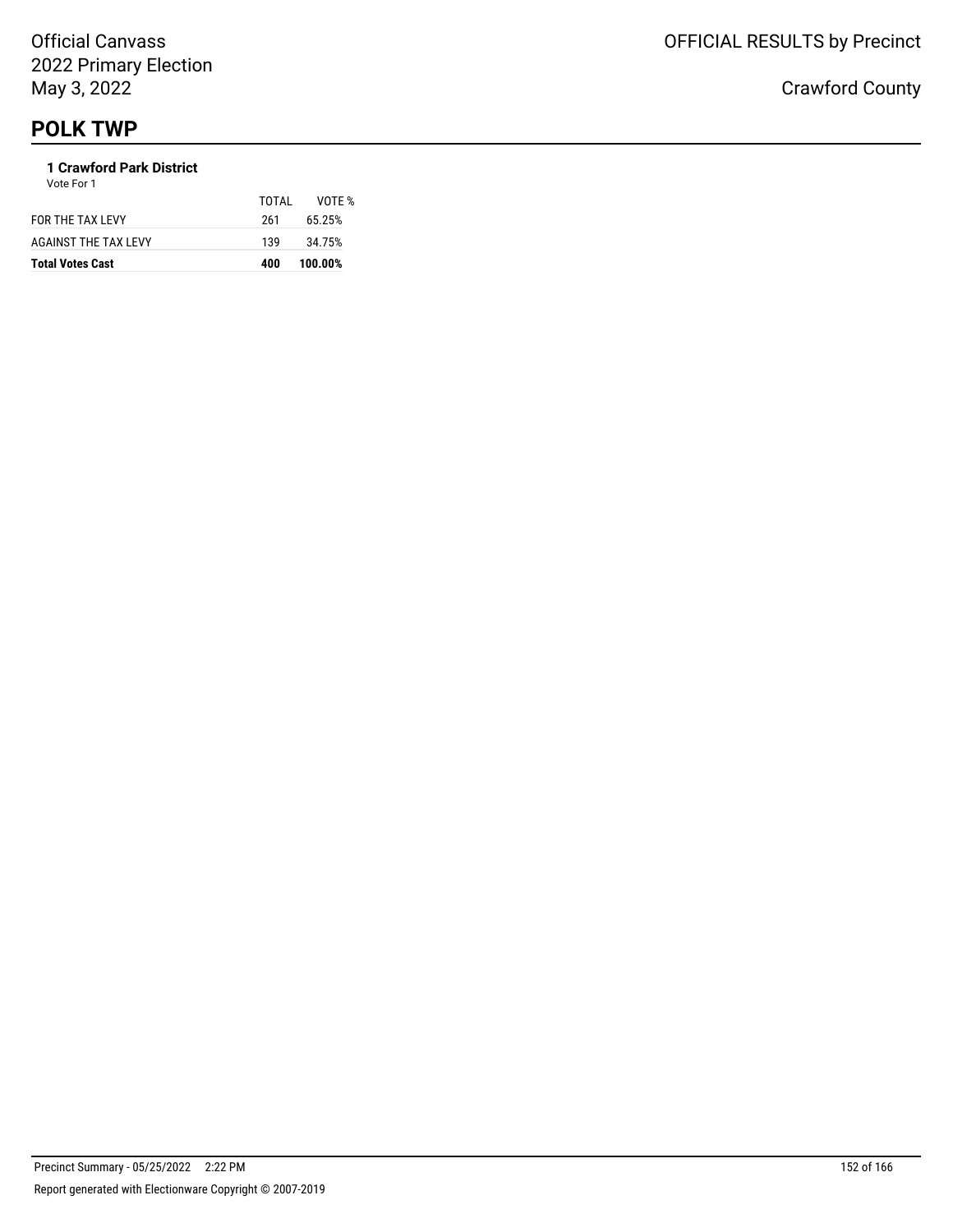# POLK TWP

### 1 Crawford Park District

Vote For 1

| | TOTAL | VOTE % |
|---|---|---|
| FOR THE TAX LEVY | 261 | 65.25% |
| AGAINST THE TAX LEVY | 139 | 34.75% |
| **Total Votes Cast** | **400** | **100.00%** |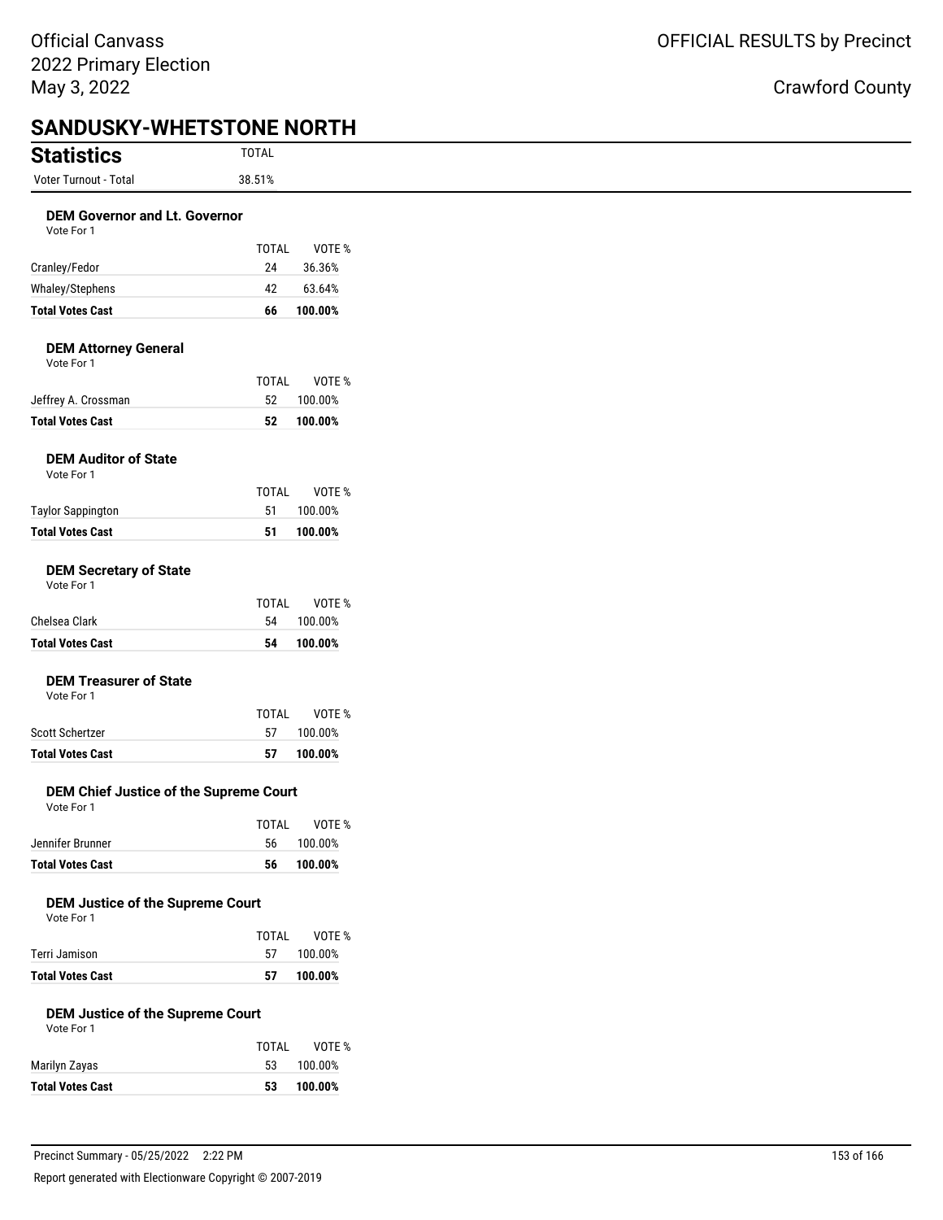Official Canvass
2022 Primary Election
May 3, 2022

OFFICIAL RESULTS by Precinct

Crawford County

# SANDUSKY-WHETSTONE NORTH

## Statistics

| | TOTAL |
|---|---|
| Voter Turnout - Total | 38.51% |

### DEM Governor and Lt. Governor

Vote For 1

| | TOTAL | VOTE % |
|---|---|---|
| Cranley/Fedor | 24 | 36.36% |
| Whaley/Stephens | 42 | 63.64% |
| **Total Votes Cast** | **66** | **100.00%** |

### DEM Attorney General

Vote For 1

| | TOTAL | VOTE % |
|---|---|---|
| Jeffrey A. Crossman | 52 | 100.00% |
| **Total Votes Cast** | **52** | **100.00%** |

### DEM Auditor of State

Vote For 1

| | TOTAL | VOTE % |
|---|---|---|
| Taylor Sappington | 51 | 100.00% |
| **Total Votes Cast** | **51** | **100.00%** |

### DEM Secretary of State

Vote For 1

| | TOTAL | VOTE % |
|---|---|---|
| Chelsea Clark | 54 | 100.00% |
| **Total Votes Cast** | **54** | **100.00%** |

### DEM Treasurer of State

Vote For 1

| | TOTAL | VOTE % |
|---|---|---|
| Scott Schertzer | 57 | 100.00% |
| **Total Votes Cast** | **57** | **100.00%** |

### DEM Chief Justice of the Supreme Court

Vote For 1

| | TOTAL | VOTE % |
|---|---|---|
| Jennifer Brunner | 56 | 100.00% |
| **Total Votes Cast** | **56** | **100.00%** |

### DEM Justice of the Supreme Court

Vote For 1

| | TOTAL | VOTE % |
|---|---|---|
| Terri Jamison | 57 | 100.00% |
| **Total Votes Cast** | **57** | **100.00%** |

### DEM Justice of the Supreme Court

Vote For 1

| | TOTAL | VOTE % |
|---|---|---|
| Marilyn Zayas | 53 | 100.00% |
| **Total Votes Cast** | **53** | **100.00%** |

Precinct Summary - 05/25/2022 2:22 PM

Report generated with Electionware Copyright © 2007-2019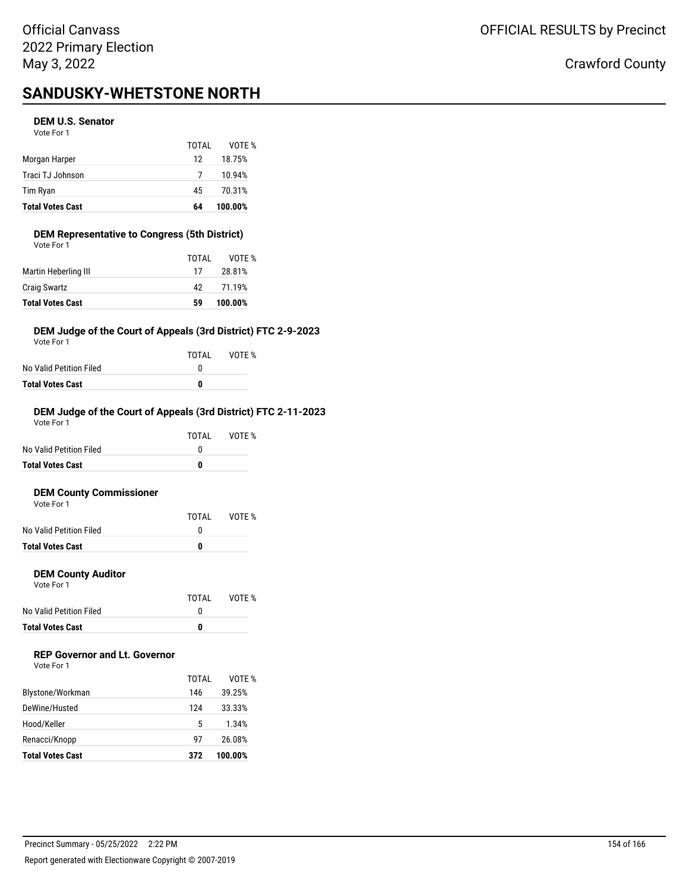# SANDUSKY-WHETSTONE NORTH

### DEM U.S. Senator

Vote For 1

| | TOTAL | VOTE % |
|---|---|---|
| Morgan Harper | 12 | 18.75% |
| Traci TJ Johnson | 7 | 10.94% |
| Tim Ryan | 45 | 70.31% |
| **Total Votes Cast** | **64** | **100.00%** |

### DEM Representative to Congress (5th District)

Vote For 1

| | TOTAL | VOTE % |
|---|---|---|
| Martin Heberling III | 17 | 28.81% |
| Craig Swartz | 42 | 71.19% |
| **Total Votes Cast** | **59** | **100.00%** |

### DEM Judge of the Court of Appeals (3rd District) FTC 2-9-2023

Vote For 1

| | TOTAL | VOTE % |
|---|---|---|
| No Valid Petition Filed | 0 | |
| **Total Votes Cast** | **0** | |

### DEM Judge of the Court of Appeals (3rd District) FTC 2-11-2023

Vote For 1

| | TOTAL | VOTE % |
|---|---|---|
| No Valid Petition Filed | 0 | |
| **Total Votes Cast** | **0** | |

### DEM County Commissioner

Vote For 1

| | TOTAL | VOTE % |
|---|---|---|
| No Valid Petition Filed | 0 | |
| **Total Votes Cast** | **0** | |

### DEM County Auditor

Vote For 1

| | TOTAL | VOTE % |
|---|---|---|
| No Valid Petition Filed | 0 | |
| **Total Votes Cast** | **0** | |

### REP Governor and Lt. Governor

Vote For 1

| | TOTAL | VOTE % |
|---|---|---|
| Blystone/Workman | 146 | 39.25% |
| DeWine/Husted | 124 | 33.33% |
| Hood/Keller | 5 | 1.34% |
| Renacci/Knopp | 97 | 26.08% |
| **Total Votes Cast** | **372** | **100.00%** |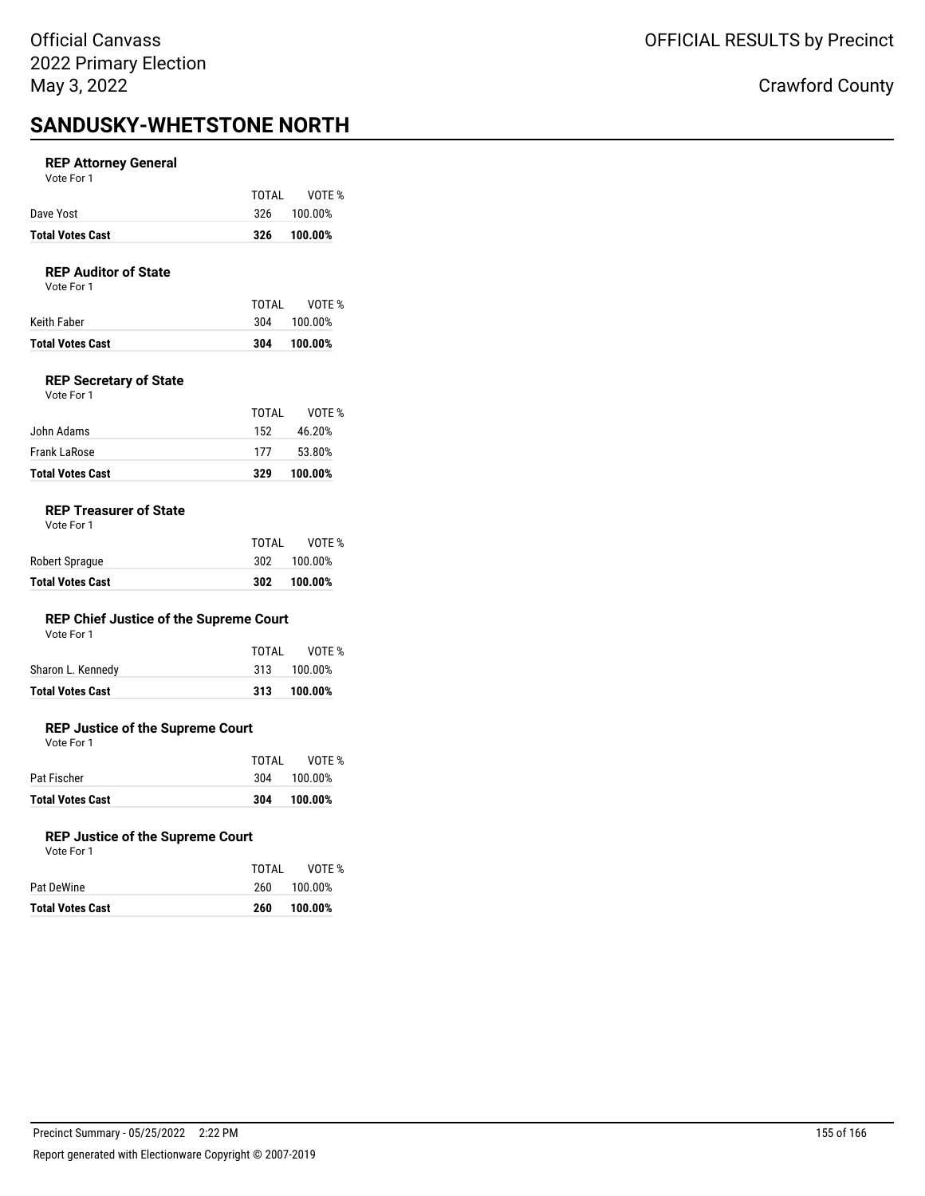Official Canvass
2022 Primary Election
May 3, 2022

OFFICIAL RESULTS by Precinct

Crawford County

# SANDUSKY-WHETSTONE NORTH

### REP Attorney General

Vote For 1

| | TOTAL | VOTE % |
|---|---|---|
| Dave Yost | 326 | 100.00% |
| **Total Votes Cast** | **326** | **100.00%** |

### REP Auditor of State

Vote For 1

| | TOTAL | VOTE % |
|---|---|---|
| Keith Faber | 304 | 100.00% |
| **Total Votes Cast** | **304** | **100.00%** |

### REP Secretary of State

Vote For 1

| | TOTAL | VOTE % |
|---|---|---|
| John Adams | 152 | 46.20% |
| Frank LaRose | 177 | 53.80% |
| **Total Votes Cast** | **329** | **100.00%** |

### REP Treasurer of State

Vote For 1

| | TOTAL | VOTE % |
|---|---|---|
| Robert Sprague | 302 | 100.00% |
| **Total Votes Cast** | **302** | **100.00%** |

### REP Chief Justice of the Supreme Court

Vote For 1

| | TOTAL | VOTE % |
|---|---|---|
| Sharon L. Kennedy | 313 | 100.00% |
| **Total Votes Cast** | **313** | **100.00%** |

### REP Justice of the Supreme Court

Vote For 1

| | TOTAL | VOTE % |
|---|---|---|
| Pat Fischer | 304 | 100.00% |
| **Total Votes Cast** | **304** | **100.00%** |

### REP Justice of the Supreme Court

Vote For 1

| | TOTAL | VOTE % |
|---|---|---|
| Pat DeWine | 260 | 100.00% |
| **Total Votes Cast** | **260** | **100.00%** |

Precinct Summary - 05/25/2022 2:22 PM

Report generated with Electionware Copyright © 2007-2019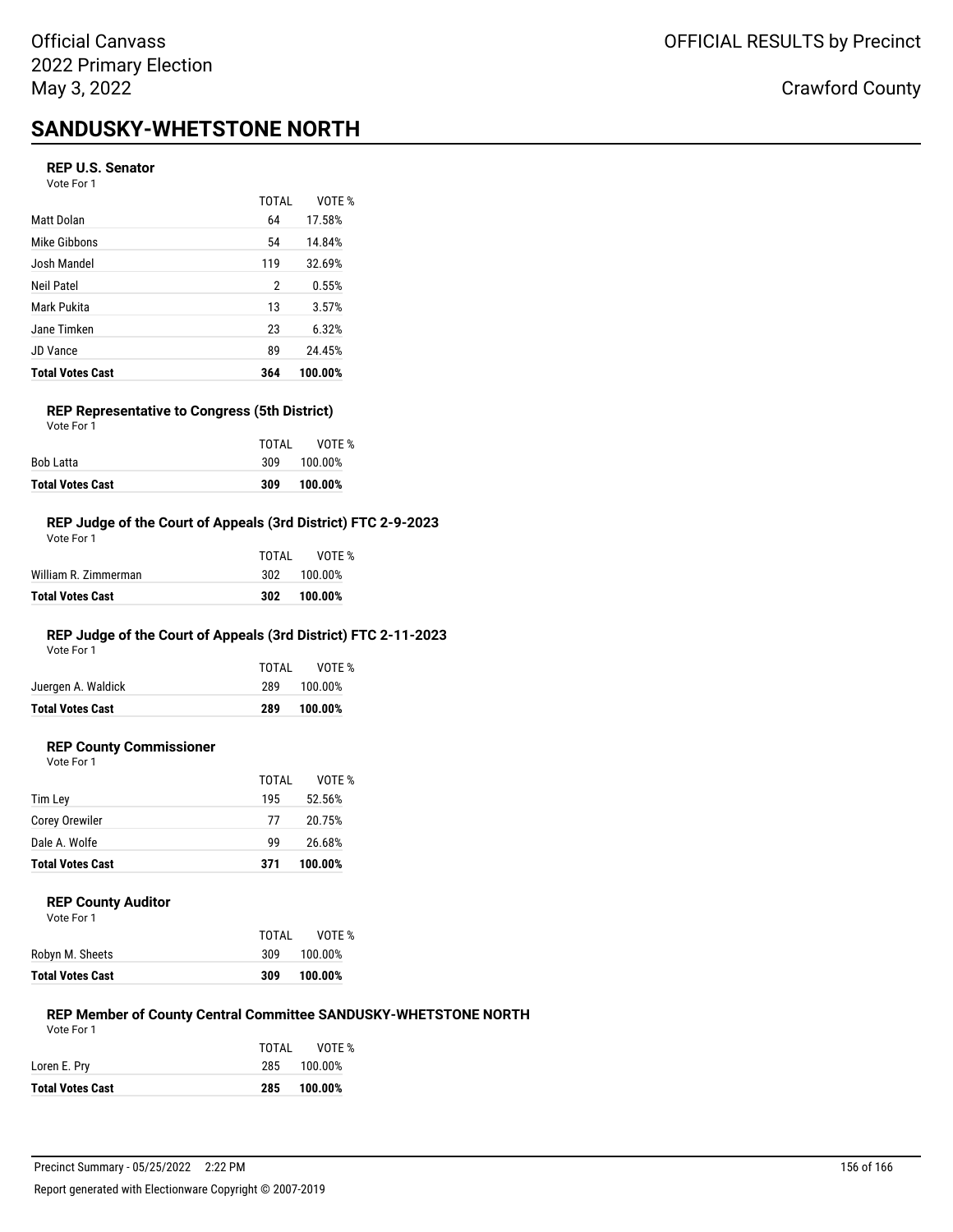# SANDUSKY-WHETSTONE NORTH

### REP U.S. Senator
Vote For 1

| | TOTAL | VOTE % |
|---|---|---|
| Matt Dolan | 64 | 17.58% |
| Mike Gibbons | 54 | 14.84% |
| Josh Mandel | 119 | 32.69% |
| Neil Patel | 2 | 0.55% |
| Mark Pukita | 13 | 3.57% |
| Jane Timken | 23 | 6.32% |
| JD Vance | 89 | 24.45% |
| **Total Votes Cast** | **364** | **100.00%** |

### REP Representative to Congress (5th District)
Vote For 1

| | TOTAL | VOTE % |
|---|---|---|
| Bob Latta | 309 | 100.00% |
| **Total Votes Cast** | **309** | **100.00%** |

### REP Judge of the Court of Appeals (3rd District) FTC 2-9-2023
Vote For 1

| | TOTAL | VOTE % |
|---|---|---|
| William R. Zimmerman | 302 | 100.00% |
| **Total Votes Cast** | **302** | **100.00%** |

### REP Judge of the Court of Appeals (3rd District) FTC 2-11-2023
Vote For 1

| | TOTAL | VOTE % |
|---|---|---|
| Juergen A. Waldick | 289 | 100.00% |
| **Total Votes Cast** | **289** | **100.00%** |

### REP County Commissioner
Vote For 1

| | TOTAL | VOTE % |
|---|---|---|
| Tim Ley | 195 | 52.56% |
| Corey Orewiler | 77 | 20.75% |
| Dale A. Wolfe | 99 | 26.68% |
| **Total Votes Cast** | **371** | **100.00%** |

### REP County Auditor
Vote For 1

| | TOTAL | VOTE % |
|---|---|---|
| Robyn M. Sheets | 309 | 100.00% |
| **Total Votes Cast** | **309** | **100.00%** |

### REP Member of County Central Committee SANDUSKY-WHETSTONE NORTH
Vote For 1

| | TOTAL | VOTE % |
|---|---|---|
| Loren E. Pry | 285 | 100.00% |
| **Total Votes Cast** | **285** | **100.00%** |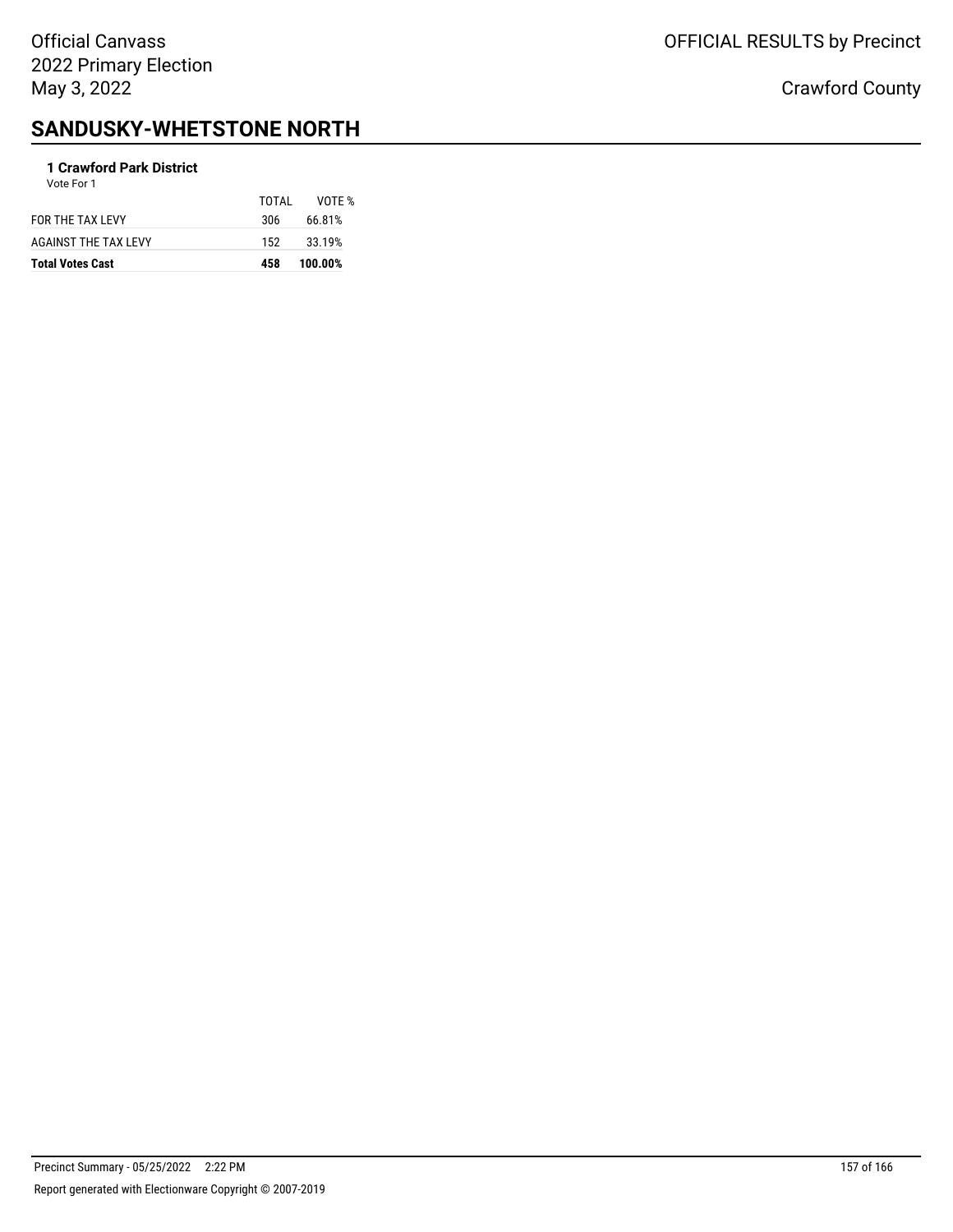## SANDUSKY-WHETSTONE NORTH

**1 Crawford Park District**

Vote For 1

| | TOTAL | VOTE % |
|---|---|---|
| FOR THE TAX LEVY | 306 | 66.81% |
| AGAINST THE TAX LEVY | 152 | 33.19% |
| **Total Votes Cast** | **458** | **100.00%** |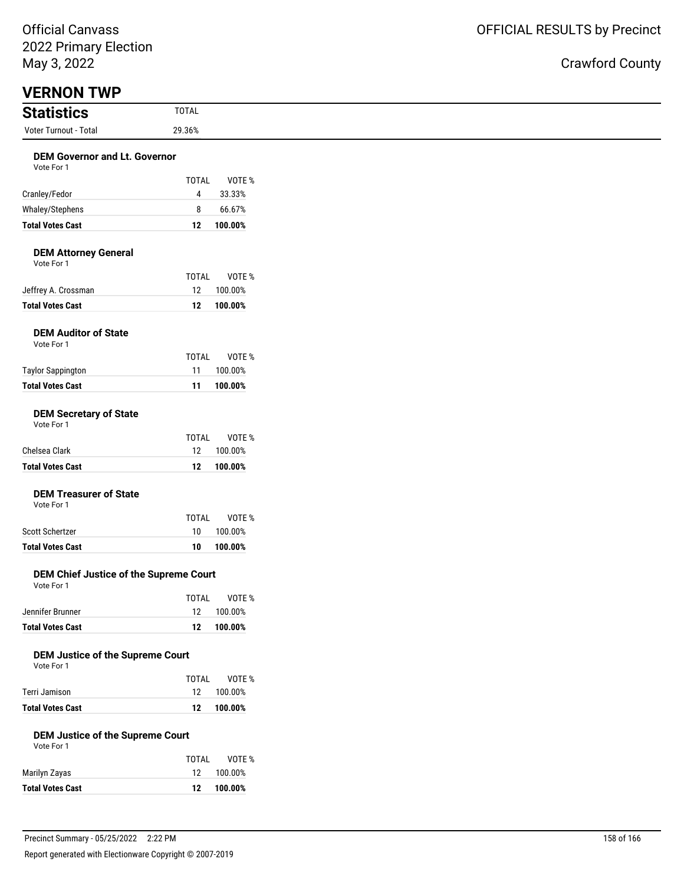Official Canvass
2022 Primary Election
May 3, 2022

OFFICIAL RESULTS by Precinct

Crawford County

## VERNON TWP

### Statistics

| Statistics | TOTAL |
|---|---|
| Voter Turnout - Total | 29.36% |

#### DEM Governor and Lt. Governor

Vote For 1

| | TOTAL | VOTE % |
|---|---|---|
| Cranley/Fedor | 4 | 33.33% |
| Whaley/Stephens | 8 | 66.67% |
| **Total Votes Cast** | **12** | **100.00%** |

#### DEM Attorney General

Vote For 1

| | TOTAL | VOTE % |
|---|---|---|
| Jeffrey A. Crossman | 12 | 100.00% |
| **Total Votes Cast** | **12** | **100.00%** |

#### DEM Auditor of State

Vote For 1

| | TOTAL | VOTE % |
|---|---|---|
| Taylor Sappington | 11 | 100.00% |
| **Total Votes Cast** | **11** | **100.00%** |

#### DEM Secretary of State

Vote For 1

| | TOTAL | VOTE % |
|---|---|---|
| Chelsea Clark | 12 | 100.00% |
| **Total Votes Cast** | **12** | **100.00%** |

#### DEM Treasurer of State

Vote For 1

| | TOTAL | VOTE % |
|---|---|---|
| Scott Schertzer | 10 | 100.00% |
| **Total Votes Cast** | **10** | **100.00%** |

#### DEM Chief Justice of the Supreme Court

Vote For 1

| | TOTAL | VOTE % |
|---|---|---|
| Jennifer Brunner | 12 | 100.00% |
| **Total Votes Cast** | **12** | **100.00%** |

#### DEM Justice of the Supreme Court

Vote For 1

| | TOTAL | VOTE % |
|---|---|---|
| Terri Jamison | 12 | 100.00% |
| **Total Votes Cast** | **12** | **100.00%** |

#### DEM Justice of the Supreme Court

Vote For 1

| | TOTAL | VOTE % |
|---|---|---|
| Marilyn Zayas | 12 | 100.00% |
| **Total Votes Cast** | **12** | **100.00%** |

Precinct Summary - 05/25/2022 2:22 PM

Report generated with Electionware Copyright © 2007-2019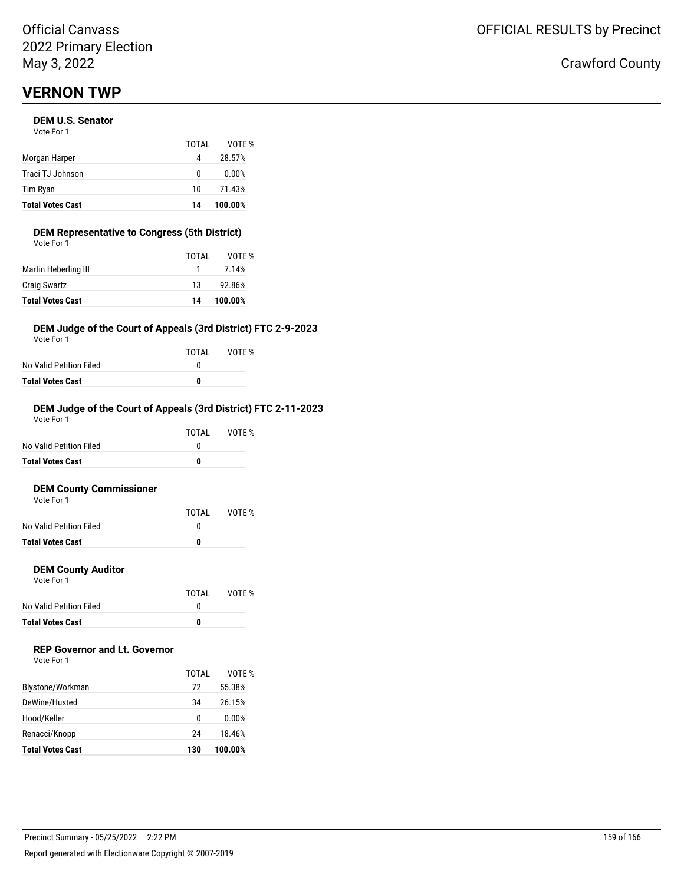Official Canvass
2022 Primary Election
May 3, 2022

OFFICIAL RESULTS by Precinct

Crawford County

# VERNON TWP

### DEM U.S. Senator

Vote For 1

| | TOTAL | VOTE % |
|---|---|---|
| Morgan Harper | 4 | 28.57% |
| Traci TJ Johnson | 0 | 0.00% |
| Tim Ryan | 10 | 71.43% |
| **Total Votes Cast** | **14** | **100.00%** |

### DEM Representative to Congress (5th District)

Vote For 1

| | TOTAL | VOTE % |
|---|---|---|
| Martin Heberling III | 1 | 7.14% |
| Craig Swartz | 13 | 92.86% |
| **Total Votes Cast** | **14** | **100.00%** |

### DEM Judge of the Court of Appeals (3rd District) FTC 2-9-2023

Vote For 1

| | TOTAL | VOTE % |
|---|---|---|
| No Valid Petition Filed | 0 | |
| **Total Votes Cast** | **0** | |

### DEM Judge of the Court of Appeals (3rd District) FTC 2-11-2023

Vote For 1

| | TOTAL | VOTE % |
|---|---|---|
| No Valid Petition Filed | 0 | |
| **Total Votes Cast** | **0** | |

### DEM County Commissioner

Vote For 1

| | TOTAL | VOTE % |
|---|---|---|
| No Valid Petition Filed | 0 | |
| **Total Votes Cast** | **0** | |

### DEM County Auditor

Vote For 1

| | TOTAL | VOTE % |
|---|---|---|
| No Valid Petition Filed | 0 | |
| **Total Votes Cast** | **0** | |

### REP Governor and Lt. Governor

Vote For 1

| | TOTAL | VOTE % |
|---|---|---|
| Blystone/Workman | 72 | 55.38% |
| DeWine/Husted | 34 | 26.15% |
| Hood/Keller | 0 | 0.00% |
| Renacci/Knopp | 24 | 18.46% |
| **Total Votes Cast** | **130** | **100.00%** |

Precinct Summary - 05/25/2022 2:22 PM

Report generated with Electionware Copyright © 2007-2019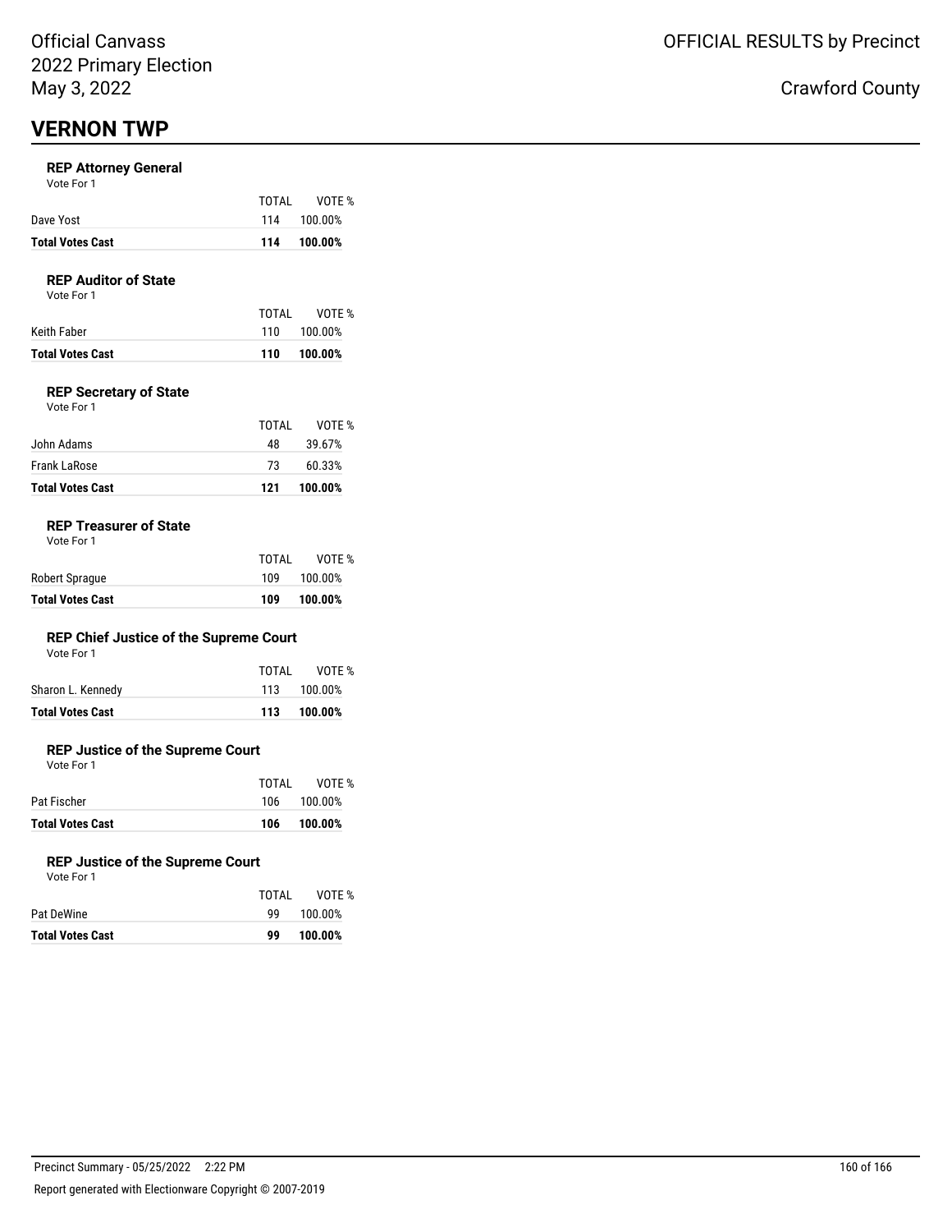Official Canvass
2022 Primary Election
May 3, 2022

OFFICIAL RESULTS by Precinct

Crawford County

# VERNON TWP

### REP Attorney General

Vote For 1

| | TOTAL | VOTE % |
|---|---|---|
| Dave Yost | 114 | 100.00% |
| **Total Votes Cast** | **114** | **100.00%** |

### REP Auditor of State

Vote For 1

| | TOTAL | VOTE % |
|---|---|---|
| Keith Faber | 110 | 100.00% |
| **Total Votes Cast** | **110** | **100.00%** |

### REP Secretary of State

Vote For 1

| | TOTAL | VOTE % |
|---|---|---|
| John Adams | 48 | 39.67% |
| Frank LaRose | 73 | 60.33% |
| **Total Votes Cast** | **121** | **100.00%** |

### REP Treasurer of State

Vote For 1

| | TOTAL | VOTE % |
|---|---|---|
| Robert Sprague | 109 | 100.00% |
| **Total Votes Cast** | **109** | **100.00%** |

### REP Chief Justice of the Supreme Court

Vote For 1

| | TOTAL | VOTE % |
|---|---|---|
| Sharon L. Kennedy | 113 | 100.00% |
| **Total Votes Cast** | **113** | **100.00%** |

### REP Justice of the Supreme Court

Vote For 1

| | TOTAL | VOTE % |
|---|---|---|
| Pat Fischer | 106 | 100.00% |
| **Total Votes Cast** | **106** | **100.00%** |

### REP Justice of the Supreme Court

Vote For 1

| | TOTAL | VOTE % |
|---|---|---|
| Pat DeWine | 99 | 100.00% |
| **Total Votes Cast** | **99** | **100.00%** |

Precinct Summary - 05/25/2022 2:22 PM

Report generated with Electionware Copyright © 2007-2019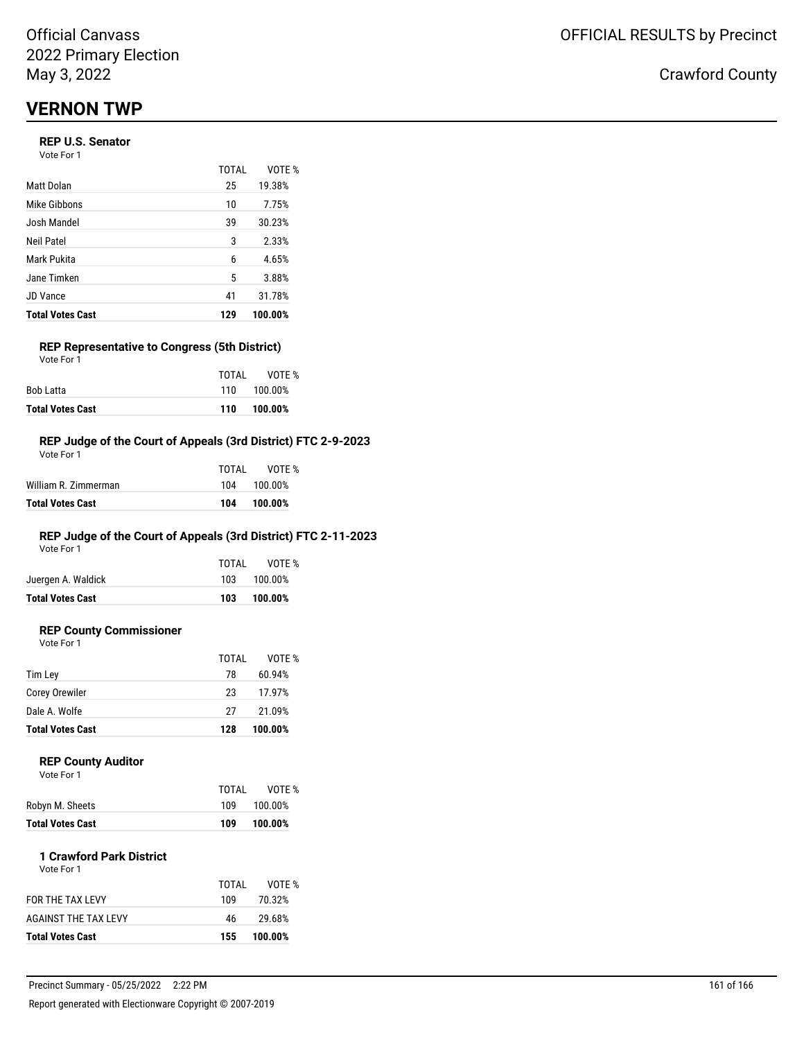Official Canvass
2022 Primary Election
May 3, 2022

OFFICIAL RESULTS by Precinct

Crawford County

## VERNON TWP

### REP U.S. Senator
Vote For 1

| | TOTAL | VOTE % |
|---|---|---|
| Matt Dolan | 25 | 19.38% |
| Mike Gibbons | 10 | 7.75% |
| Josh Mandel | 39 | 30.23% |
| Neil Patel | 3 | 2.33% |
| Mark Pukita | 6 | 4.65% |
| Jane Timken | 5 | 3.88% |
| JD Vance | 41 | 31.78% |
| **Total Votes Cast** | **129** | **100.00%** |

### REP Representative to Congress (5th District)
Vote For 1

| | TOTAL | VOTE % |
|---|---|---|
| Bob Latta | 110 | 100.00% |
| **Total Votes Cast** | **110** | **100.00%** |

### REP Judge of the Court of Appeals (3rd District) FTC 2-9-2023
Vote For 1

| | TOTAL | VOTE % |
|---|---|---|
| William R. Zimmerman | 104 | 100.00% |
| **Total Votes Cast** | **104** | **100.00%** |

### REP Judge of the Court of Appeals (3rd District) FTC 2-11-2023
Vote For 1

| | TOTAL | VOTE % |
|---|---|---|
| Juergen A. Waldick | 103 | 100.00% |
| **Total Votes Cast** | **103** | **100.00%** |

### REP County Commissioner
Vote For 1

| | TOTAL | VOTE % |
|---|---|---|
| Tim Ley | 78 | 60.94% |
| Corey Orewiler | 23 | 17.97% |
| Dale A. Wolfe | 27 | 21.09% |
| **Total Votes Cast** | **128** | **100.00%** |

### REP County Auditor
Vote For 1

| | TOTAL | VOTE % |
|---|---|---|
| Robyn M. Sheets | 109 | 100.00% |
| **Total Votes Cast** | **109** | **100.00%** |

### 1 Crawford Park District
Vote For 1

| | TOTAL | VOTE % |
|---|---|---|
| FOR THE TAX LEVY | 109 | 70.32% |
| AGAINST THE TAX LEVY | 46 | 29.68% |
| **Total Votes Cast** | **155** | **100.00%** |

Precinct Summary - 05/25/2022 2:22 PM

Report generated with Electionware Copyright © 2007-2019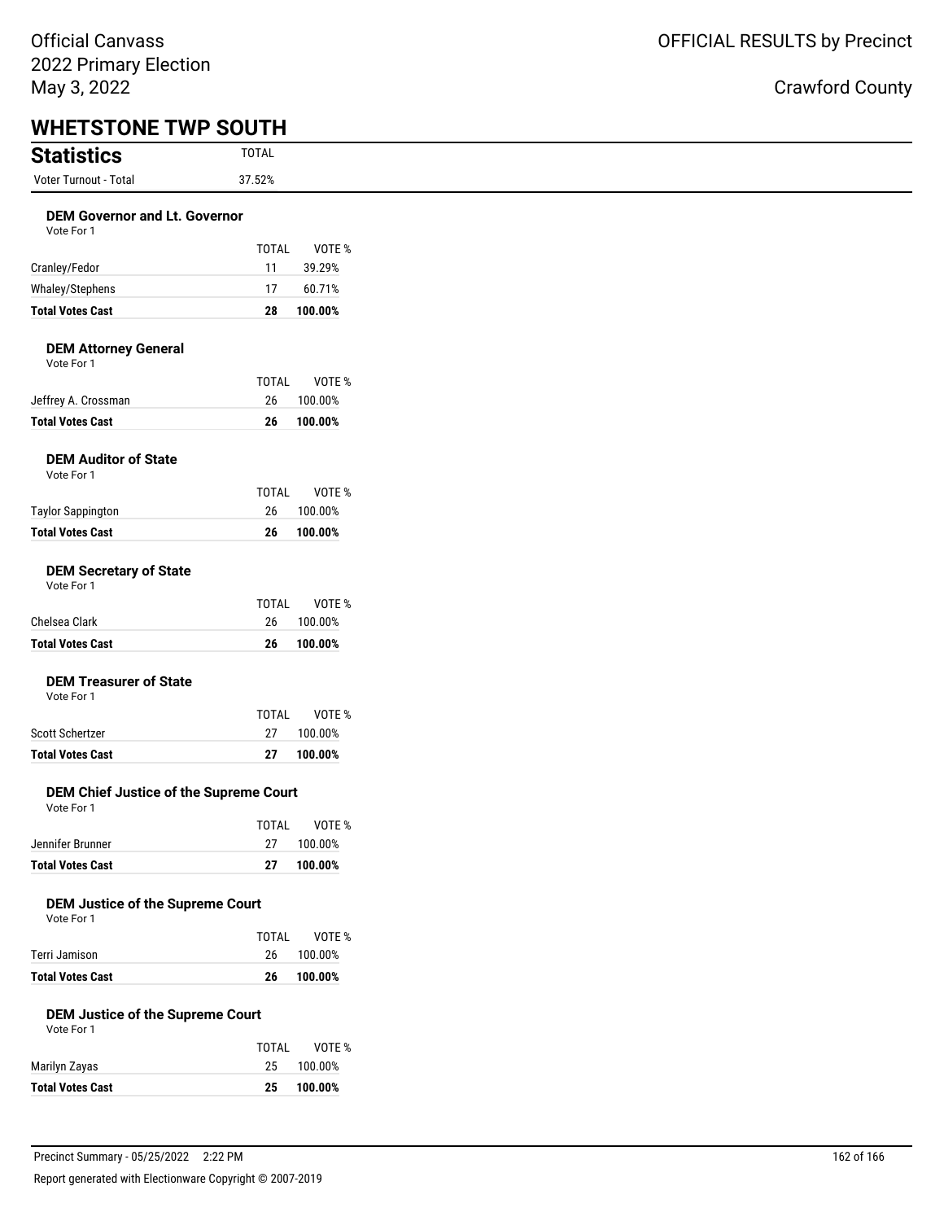Official Canvass
2022 Primary Election
May 3, 2022

OFFICIAL RESULTS by Precinct

Crawford County

# WHETSTONE TWP SOUTH

## Statistics

| | TOTAL |
|---|---|
| Voter Turnout - Total | 37.52% |

### DEM Governor and Lt. Governor
Vote For 1

| | TOTAL | VOTE % |
|---|---|---|
| Cranley/Fedor | 11 | 39.29% |
| Whaley/Stephens | 17 | 60.71% |
| **Total Votes Cast** | **28** | **100.00%** |

### DEM Attorney General
Vote For 1

| | TOTAL | VOTE % |
|---|---|---|
| Jeffrey A. Crossman | 26 | 100.00% |
| **Total Votes Cast** | **26** | **100.00%** |

### DEM Auditor of State
Vote For 1

| | TOTAL | VOTE % |
|---|---|---|
| Taylor Sappington | 26 | 100.00% |
| **Total Votes Cast** | **26** | **100.00%** |

### DEM Secretary of State
Vote For 1

| | TOTAL | VOTE % |
|---|---|---|
| Chelsea Clark | 26 | 100.00% |
| **Total Votes Cast** | **26** | **100.00%** |

### DEM Treasurer of State
Vote For 1

| | TOTAL | VOTE % |
|---|---|---|
| Scott Schertzer | 27 | 100.00% |
| **Total Votes Cast** | **27** | **100.00%** |

### DEM Chief Justice of the Supreme Court
Vote For 1

| | TOTAL | VOTE % |
|---|---|---|
| Jennifer Brunner | 27 | 100.00% |
| **Total Votes Cast** | **27** | **100.00%** |

### DEM Justice of the Supreme Court
Vote For 1

| | TOTAL | VOTE % |
|---|---|---|
| Terri Jamison | 26 | 100.00% |
| **Total Votes Cast** | **26** | **100.00%** |

### DEM Justice of the Supreme Court
Vote For 1

| | TOTAL | VOTE % |
|---|---|---|
| Marilyn Zayas | 25 | 100.00% |
| **Total Votes Cast** | **25** | **100.00%** |

Precinct Summary - 05/25/2022 2:22 PM

Report generated with Electionware Copyright © 2007-2019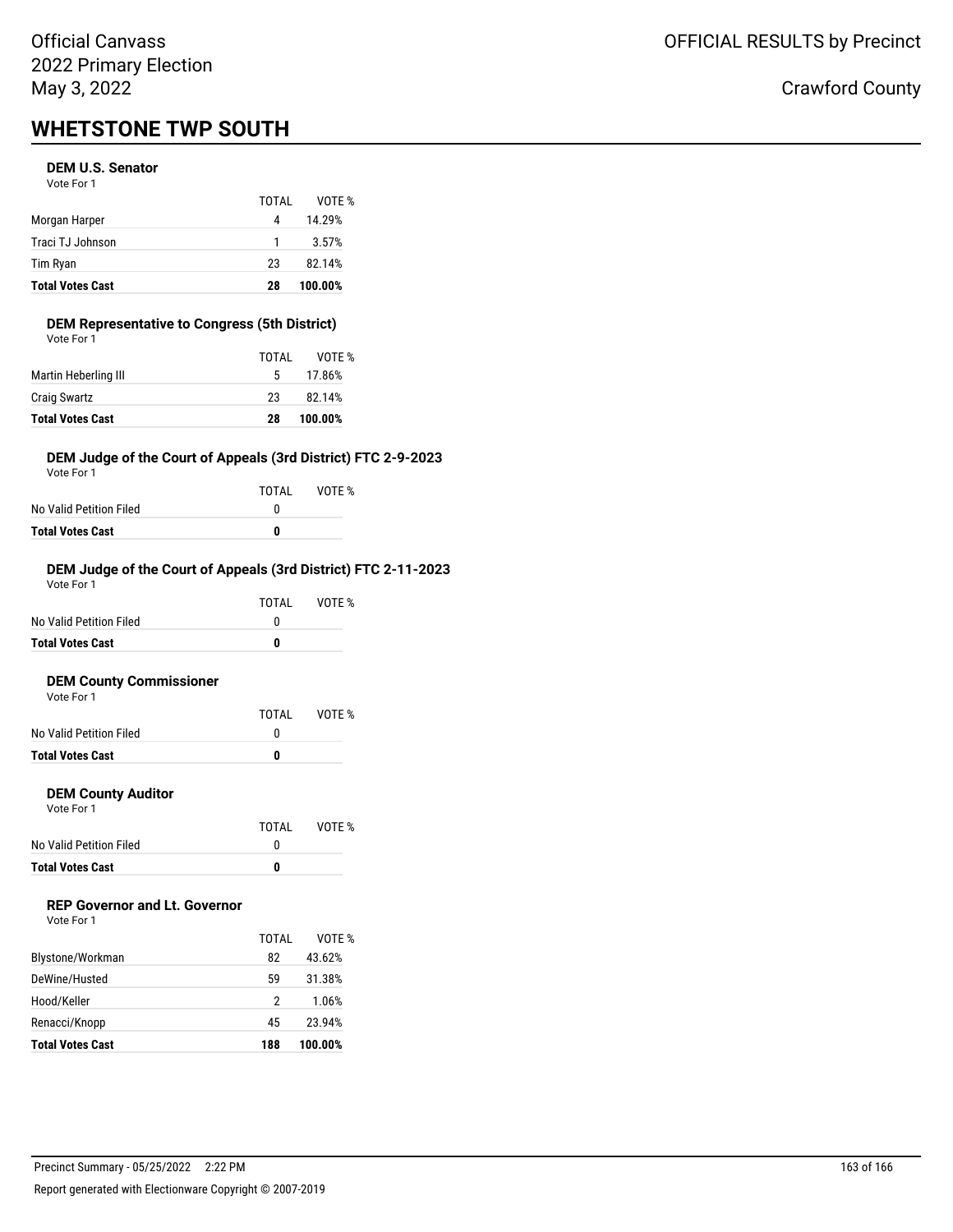Official Canvass
2022 Primary Election
May 3, 2022

OFFICIAL RESULTS by Precinct

Crawford County

# WHETSTONE TWP SOUTH

### DEM U.S. Senator

Vote For 1

| | TOTAL | VOTE % |
|---|---|---|
| Morgan Harper | 4 | 14.29% |
| Traci TJ Johnson | 1 | 3.57% |
| Tim Ryan | 23 | 82.14% |
| **Total Votes Cast** | **28** | **100.00%** |

### DEM Representative to Congress (5th District)

Vote For 1

| | TOTAL | VOTE % |
|---|---|---|
| Martin Heberling III | 5 | 17.86% |
| Craig Swartz | 23 | 82.14% |
| **Total Votes Cast** | **28** | **100.00%** |

### DEM Judge of the Court of Appeals (3rd District) FTC 2-9-2023

Vote For 1

| | TOTAL | VOTE % |
|---|---|---|
| No Valid Petition Filed | 0 | |
| **Total Votes Cast** | **0** | |

### DEM Judge of the Court of Appeals (3rd District) FTC 2-11-2023

Vote For 1

| | TOTAL | VOTE % |
|---|---|---|
| No Valid Petition Filed | 0 | |
| **Total Votes Cast** | **0** | |

### DEM County Commissioner

Vote For 1

| | TOTAL | VOTE % |
|---|---|---|
| No Valid Petition Filed | 0 | |
| **Total Votes Cast** | **0** | |

### DEM County Auditor

Vote For 1

| | TOTAL | VOTE % |
|---|---|---|
| No Valid Petition Filed | 0 | |
| **Total Votes Cast** | **0** | |

### REP Governor and Lt. Governor

Vote For 1

| | TOTAL | VOTE % |
|---|---|---|
| Blystone/Workman | 82 | 43.62% |
| DeWine/Husted | 59 | 31.38% |
| Hood/Keller | 2 | 1.06% |
| Renacci/Knopp | 45 | 23.94% |
| **Total Votes Cast** | **188** | **100.00%** |

Precinct Summary - 05/25/2022 2:22 PM

Report generated with Electionware Copyright © 2007-2019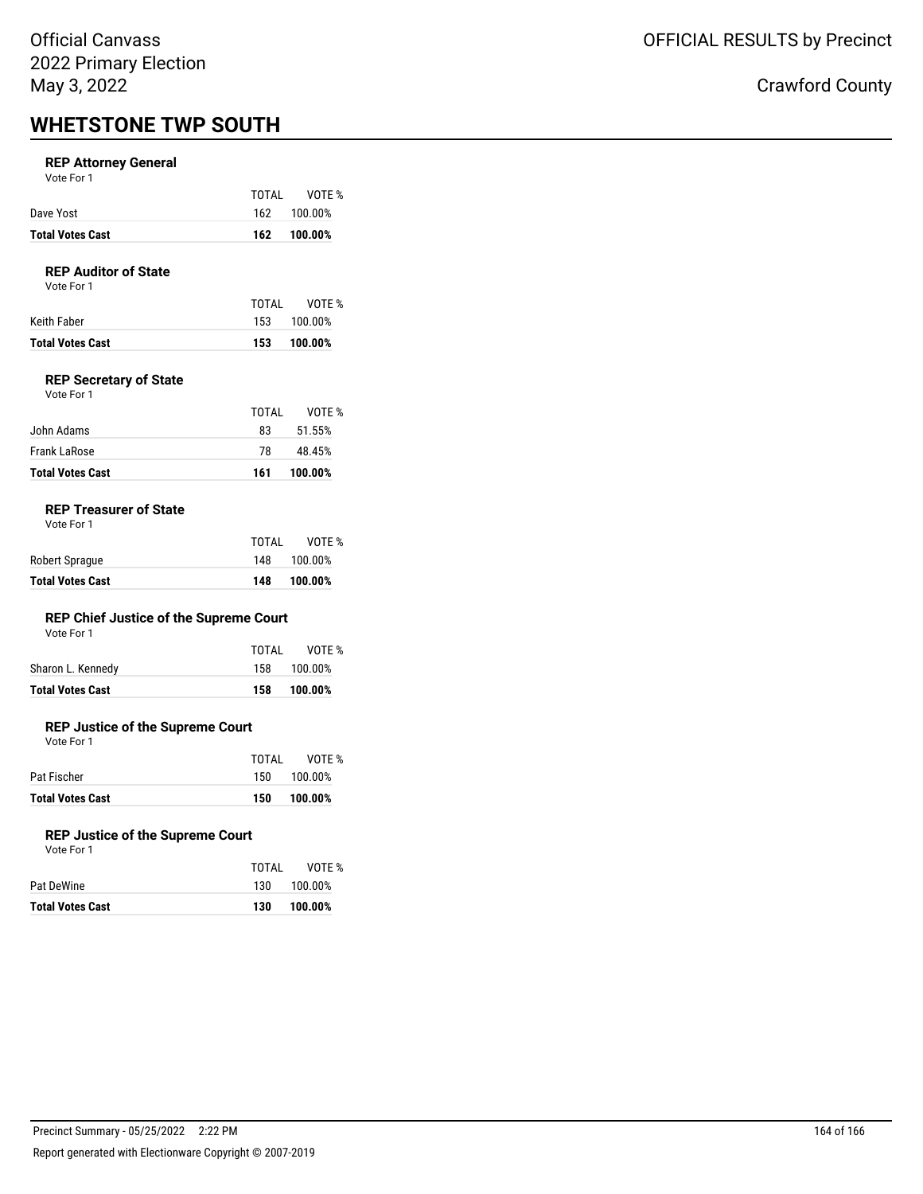# WHETSTONE TWP SOUTH

### REP Attorney General

Vote For 1

| | TOTAL | VOTE % |
|---|---|---|
| Dave Yost | 162 | 100.00% |
| **Total Votes Cast** | **162** | **100.00%** |

### REP Auditor of State

Vote For 1

| | TOTAL | VOTE % |
|---|---|---|
| Keith Faber | 153 | 100.00% |
| **Total Votes Cast** | **153** | **100.00%** |

### REP Secretary of State

Vote For 1

| | TOTAL | VOTE % |
|---|---|---|
| John Adams | 83 | 51.55% |
| Frank LaRose | 78 | 48.45% |
| **Total Votes Cast** | **161** | **100.00%** |

### REP Treasurer of State

Vote For 1

| | TOTAL | VOTE % |
|---|---|---|
| Robert Sprague | 148 | 100.00% |
| **Total Votes Cast** | **148** | **100.00%** |

### REP Chief Justice of the Supreme Court

Vote For 1

| | TOTAL | VOTE % |
|---|---|---|
| Sharon L. Kennedy | 158 | 100.00% |
| **Total Votes Cast** | **158** | **100.00%** |

### REP Justice of the Supreme Court

Vote For 1

| | TOTAL | VOTE % |
|---|---|---|
| Pat Fischer | 150 | 100.00% |
| **Total Votes Cast** | **150** | **100.00%** |

### REP Justice of the Supreme Court

Vote For 1

| | TOTAL | VOTE % |
|---|---|---|
| Pat DeWine | 130 | 100.00% |
| **Total Votes Cast** | **130** | **100.00%** |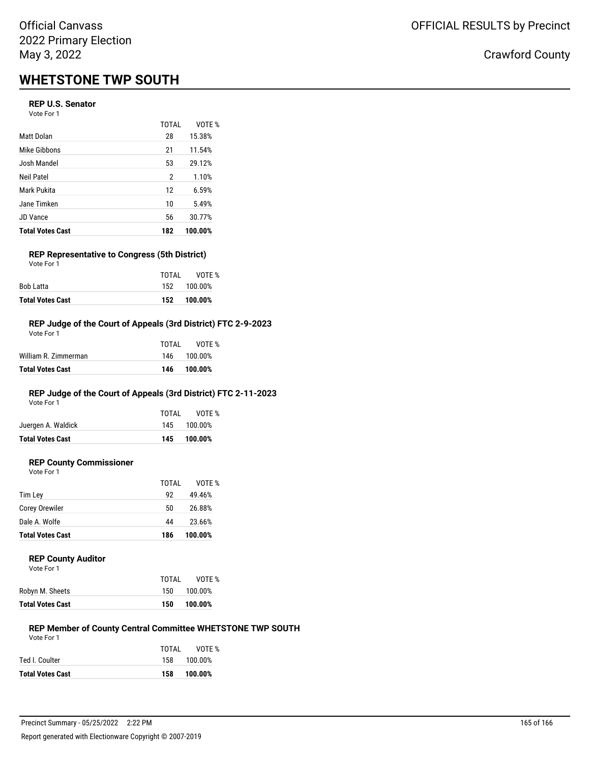# WHETSTONE TWP SOUTH

### REP U.S. Senator

Vote For 1

| | TOTAL | VOTE % |
|---|---|---|
| Matt Dolan | 28 | 15.38% |
| Mike Gibbons | 21 | 11.54% |
| Josh Mandel | 53 | 29.12% |
| Neil Patel | 2 | 1.10% |
| Mark Pukita | 12 | 6.59% |
| Jane Timken | 10 | 5.49% |
| JD Vance | 56 | 30.77% |
| **Total Votes Cast** | **182** | **100.00%** |

### REP Representative to Congress (5th District)

Vote For 1

| | TOTAL | VOTE % |
|---|---|---|
| Bob Latta | 152 | 100.00% |
| **Total Votes Cast** | **152** | **100.00%** |

### REP Judge of the Court of Appeals (3rd District) FTC 2-9-2023

Vote For 1

| | TOTAL | VOTE % |
|---|---|---|
| William R. Zimmerman | 146 | 100.00% |
| **Total Votes Cast** | **146** | **100.00%** |

### REP Judge of the Court of Appeals (3rd District) FTC 2-11-2023

Vote For 1

| | TOTAL | VOTE % |
|---|---|---|
| Juergen A. Waldick | 145 | 100.00% |
| **Total Votes Cast** | **145** | **100.00%** |

### REP County Commissioner

Vote For 1

| | TOTAL | VOTE % |
|---|---|---|
| Tim Ley | 92 | 49.46% |
| Corey Orewiler | 50 | 26.88% |
| Dale A. Wolfe | 44 | 23.66% |
| **Total Votes Cast** | **186** | **100.00%** |

### REP County Auditor

Vote For 1

| | TOTAL | VOTE % |
|---|---|---|
| Robyn M. Sheets | 150 | 100.00% |
| **Total Votes Cast** | **150** | **100.00%** |

### REP Member of County Central Committee WHETSTONE TWP SOUTH

Vote For 1

| | TOTAL | VOTE % |
|---|---|---|
| Ted I. Coulter | 158 | 100.00% |
| **Total Votes Cast** | **158** | **100.00%** |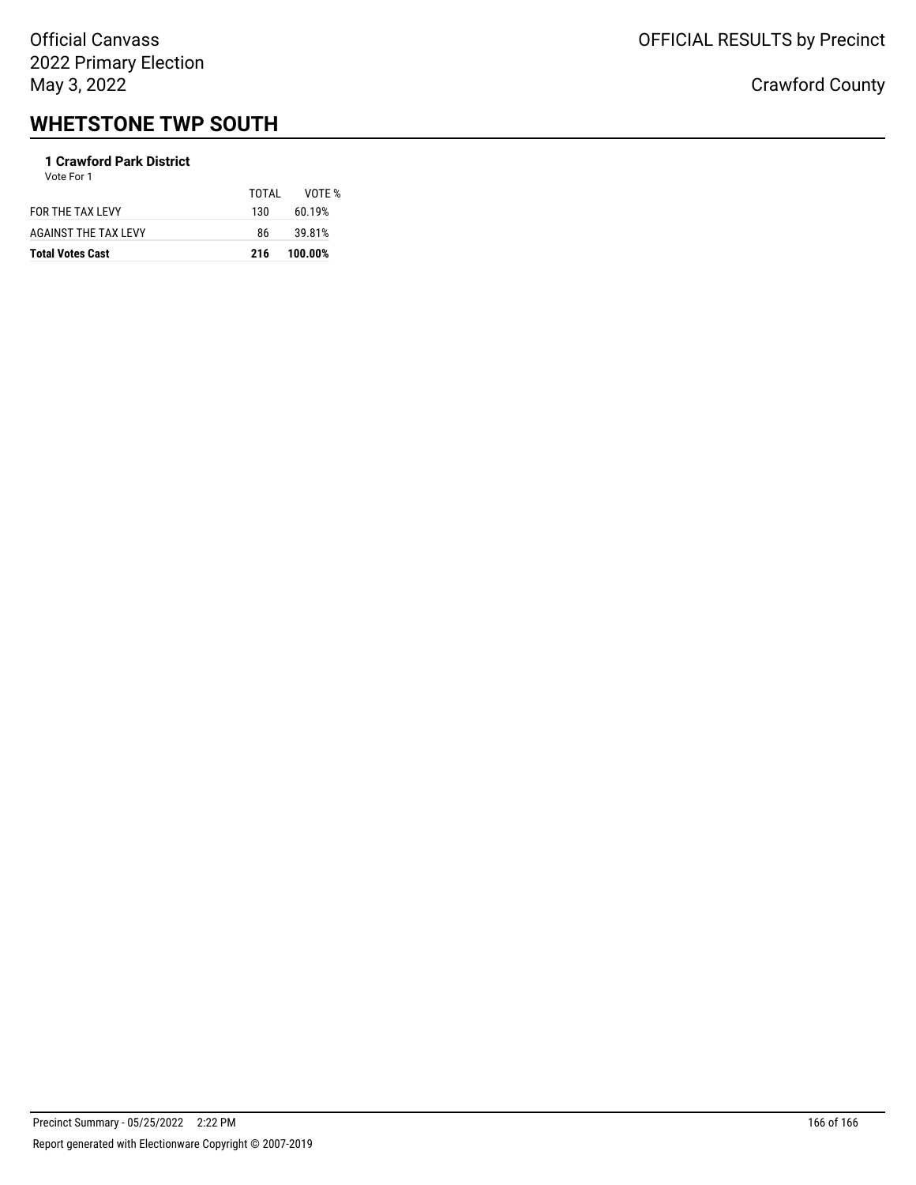# WHETSTONE TWP SOUTH

### 1 Crawford Park District

Vote For 1

| | TOTAL | VOTE % |
|---|---|---|
| FOR THE TAX LEVY | 130 | 60.19% |
| AGAINST THE TAX LEVY | 86 | 39.81% |
| **Total Votes Cast** | **216** | **100.00%** |